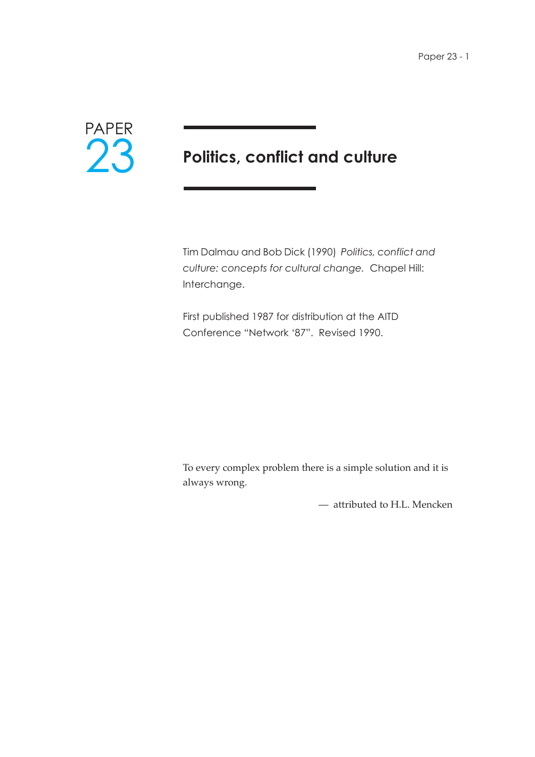PAPER 23

# Politics, conflict and culture

Tim Dalmau and Bob Dick (1990) *Politics, conflict and culture: concepts for cultural change*. Chapel Hill: Interchange.

First published 1987 for distribution at the AITD Conference "Network '87". Revised 1990.

To every complex problem there is a simple solution and it is always wrong.

— attributed to H.L. Mencken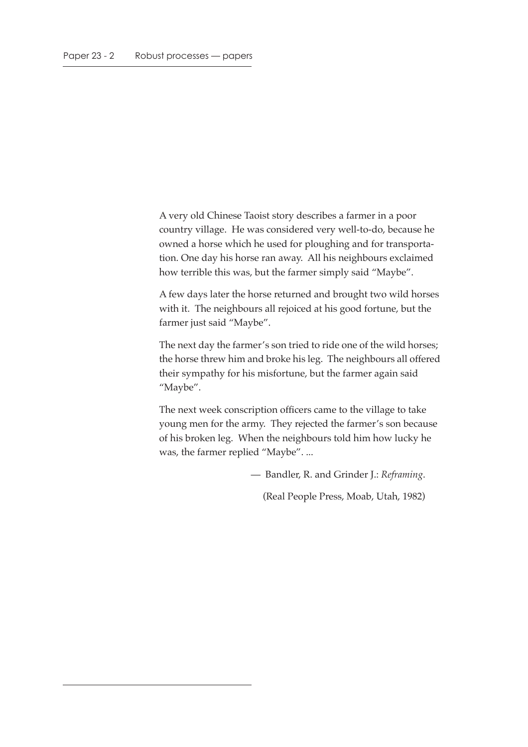A very old Chinese Taoist story describes a farmer in a poor country village. He was considered very well-to-do, because he owned a horse which he used for ploughing and for transportation. One day his horse ran away. All his neighbours exclaimed how terrible this was, but the farmer simply said “Maybe”.

A few days later the horse returned and brought two wild horses with it. The neighbours all rejoiced at his good fortune, but the farmer just said “Maybe”.

The next day the farmer’s son tried to ride one of the wild horses; the horse threw him and broke his leg. The neighbours all offered their sympathy for his misfortune, but the farmer again said “Maybe”.

The next week conscription officers came to the village to take young men for the army. They rejected the farmer’s son because of his broken leg. When the neighbours told him how lucky he was, the farmer replied “Maybe”. ...

— Bandler, R. and Grinder J.: *Reframing*.

(Real People Press, Moab, Utah, 1982)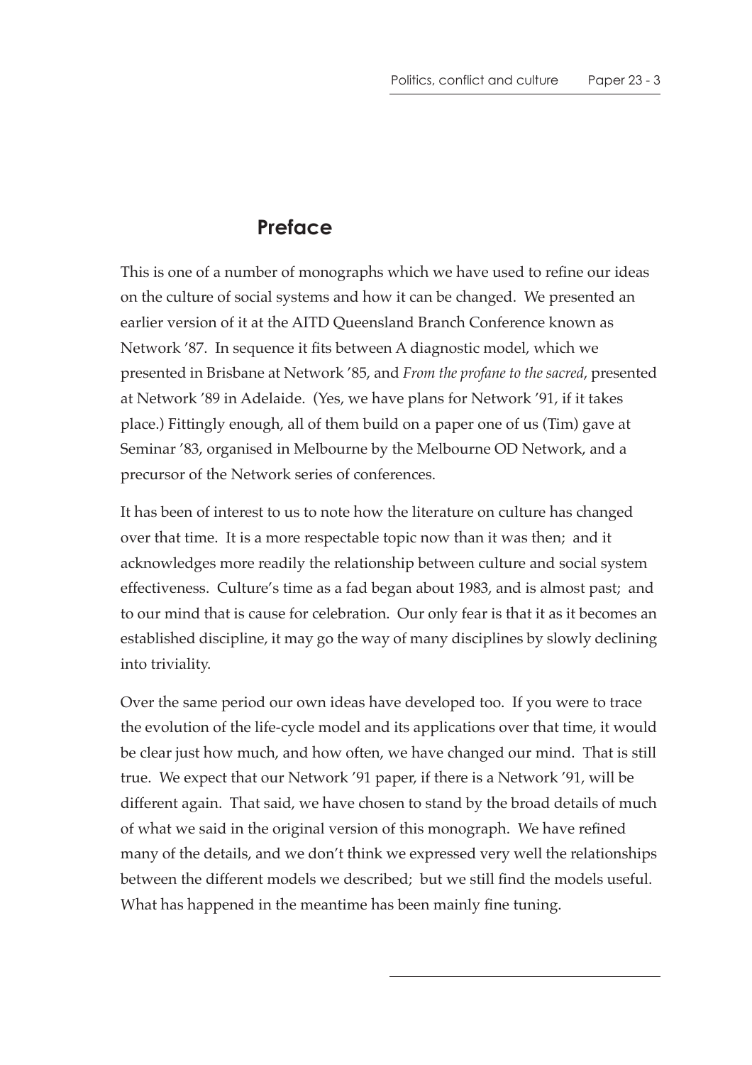## Preface

This is one of a number of monographs which we have used to refine our ideas on the culture of social systems and how it can be changed. We presented an earlier version of it at the AITD Queensland Branch Conference known as Network '87. In sequence it fits between A diagnostic model, which we presented in Brisbane at Network '85, and *From the profane to the sacred*, presented at Network '89 in Adelaide. (Yes, we have plans for Network '91, if it takes place.) Fittingly enough, all of them build on a paper one of us (Tim) gave at Seminar '83, organised in Melbourne by the Melbourne OD Network, and a precursor of the Network series of conferences.

It has been of interest to us to note how the literature on culture has changed over that time. It is a more respectable topic now than it was then; and it acknowledges more readily the relationship between culture and social system effectiveness. Culture's time as a fad began about 1983, and is almost past; and to our mind that is cause for celebration. Our only fear is that it as it becomes an established discipline, it may go the way of many disciplines by slowly declining into triviality.

Over the same period our own ideas have developed too. If you were to trace the evolution of the life-cycle model and its applications over that time, it would be clear just how much, and how often, we have changed our mind. That is still true. We expect that our Network '91 paper, if there is a Network '91, will be different again. That said, we have chosen to stand by the broad details of much of what we said in the original version of this monograph. We have refined many of the details, and we don't think we expressed very well the relationships between the different models we described; but we still find the models useful. What has happened in the meantime has been mainly fine tuning.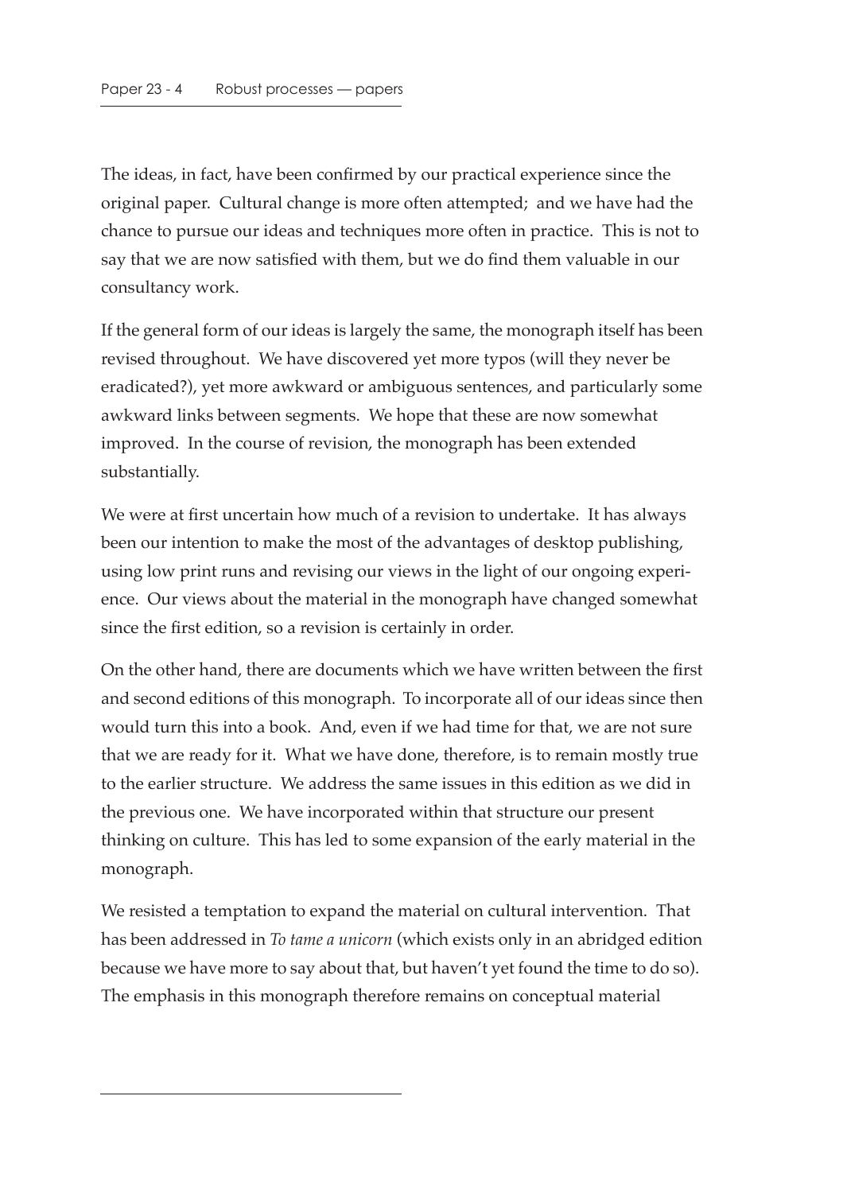The ideas, in fact, have been confirmed by our practical experience since the original paper. Cultural change is more often attempted; and we have had the chance to pursue our ideas and techniques more often in practice. This is not to say that we are now satisfied with them, but we do find them valuable in our consultancy work.

If the general form of our ideas is largely the same, the monograph itself has been revised throughout. We have discovered yet more typos (will they never be eradicated?), yet more awkward or ambiguous sentences, and particularly some awkward links between segments. We hope that these are now somewhat improved. In the course of revision, the monograph has been extended substantially.

We were at first uncertain how much of a revision to undertake. It has always been our intention to make the most of the advantages of desktop publishing, using low print runs and revising our views in the light of our ongoing experience. Our views about the material in the monograph have changed somewhat since the first edition, so a revision is certainly in order.

On the other hand, there are documents which we have written between the first and second editions of this monograph. To incorporate all of our ideas since then would turn this into a book. And, even if we had time for that, we are not sure that we are ready for it. What we have done, therefore, is to remain mostly true to the earlier structure. We address the same issues in this edition as we did in the previous one. We have incorporated within that structure our present thinking on culture. This has led to some expansion of the early material in the monograph.

We resisted a temptation to expand the material on cultural intervention. That has been addressed in *To tame a unicorn* (which exists only in an abridged edition because we have more to say about that, but haven't yet found the time to do so). The emphasis in this monograph therefore remains on conceptual material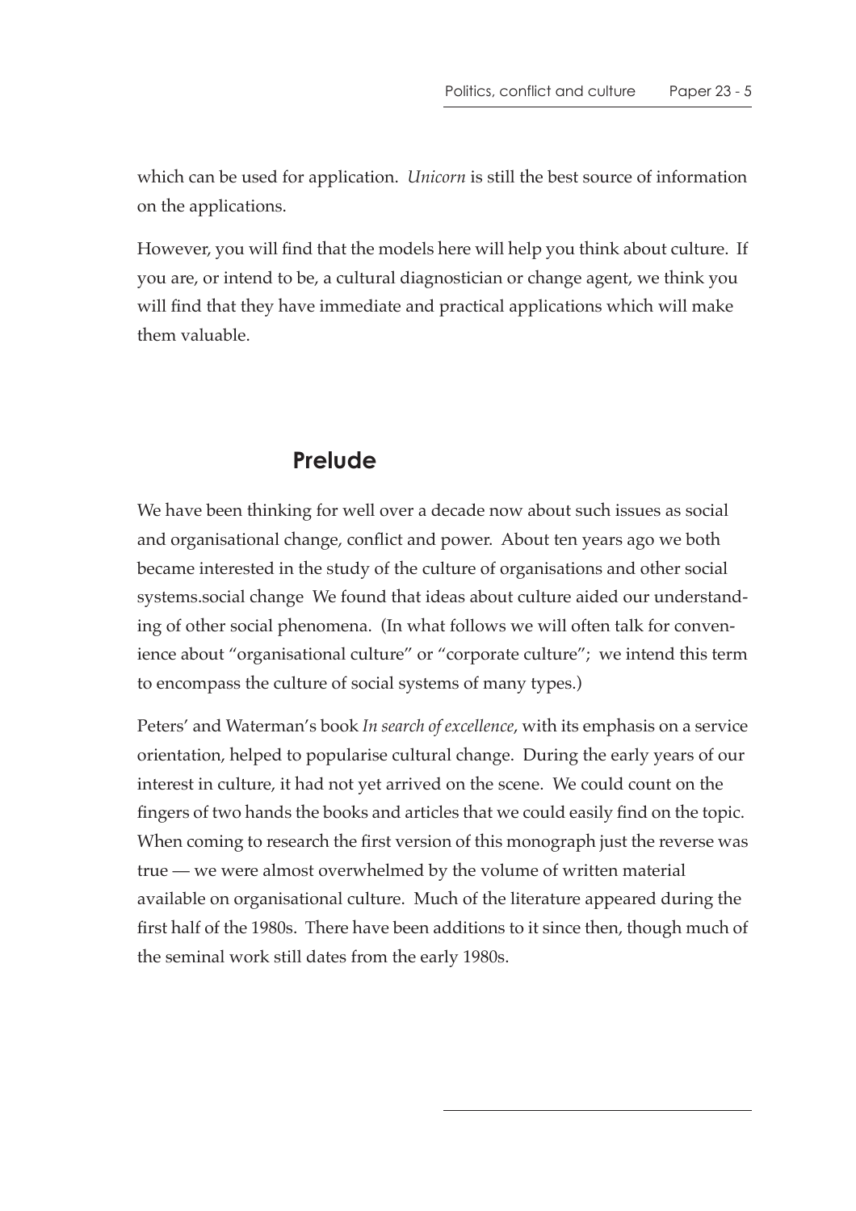which can be used for application. *Unicorn* is still the best source of information on the applications.

However, you will find that the models here will help you think about culture. If you are, or intend to be, a cultural diagnostician or change agent, we think you will find that they have immediate and practical applications which will make them valuable.

## Prelude

We have been thinking for well over a decade now about such issues as social and organisational change, conflict and power. About ten years ago we both became interested in the study of the culture of organisations and other social systems.social change We found that ideas about culture aided our understanding of other social phenomena. (In what follows we will often talk for convenience about "organisational culture" or "corporate culture"; we intend this term to encompass the culture of social systems of many types.)

Peters' and Waterman's book *In search of excellence*, with its emphasis on a service orientation, helped to popularise cultural change. During the early years of our interest in culture, it had not yet arrived on the scene. We could count on the fingers of two hands the books and articles that we could easily find on the topic. When coming to research the first version of this monograph just the reverse was true — we were almost overwhelmed by the volume of written material available on organisational culture. Much of the literature appeared during the first half of the 1980s. There have been additions to it since then, though much of the seminal work still dates from the early 1980s.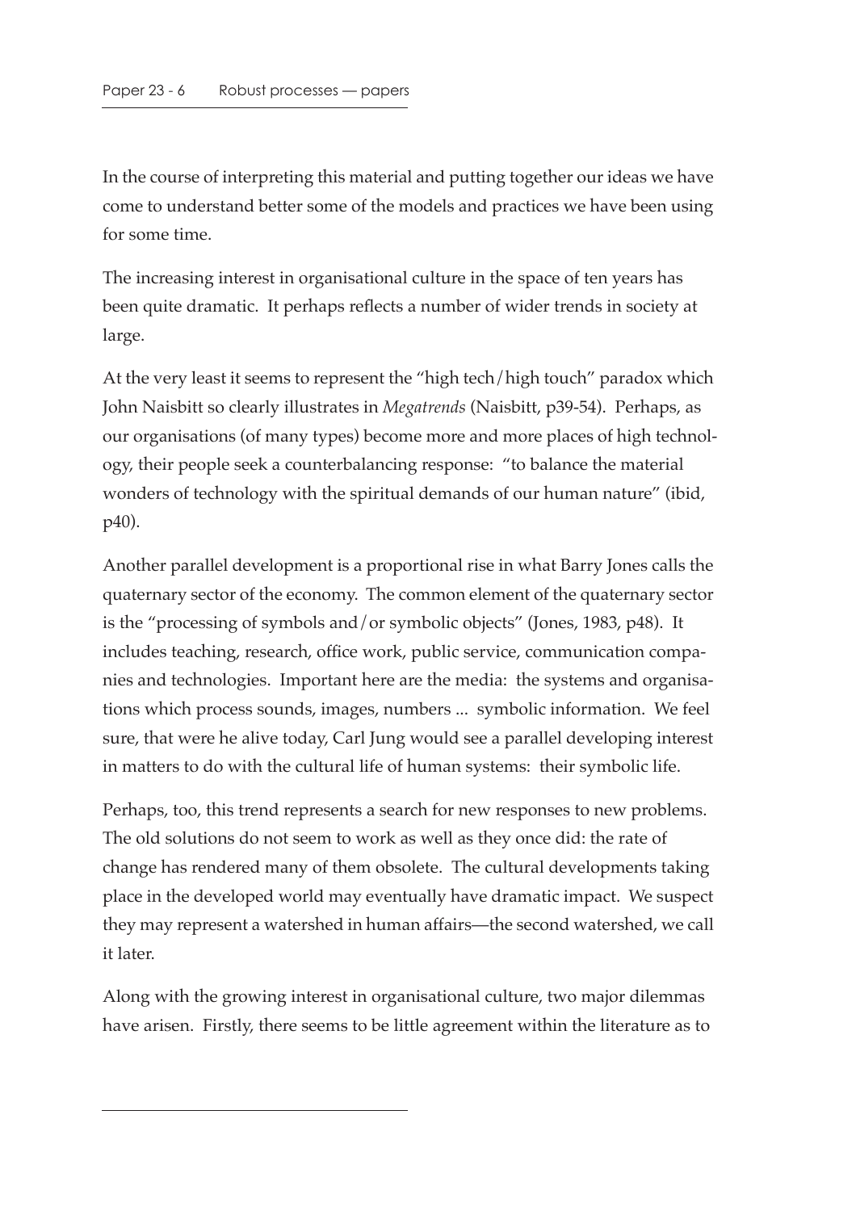In the course of interpreting this material and putting together our ideas we have come to understand better some of the models and practices we have been using for some time.

The increasing interest in organisational culture in the space of ten years has been quite dramatic. It perhaps reflects a number of wider trends in society at large.

At the very least it seems to represent the "high tech/high touch" paradox which John Naisbitt so clearly illustrates in *Megatrends* (Naisbitt, p39-54). Perhaps, as our organisations (of many types) become more and more places of high technology, their people seek a counterbalancing response: "to balance the material wonders of technology with the spiritual demands of our human nature" (ibid, p40).

Another parallel development is a proportional rise in what Barry Jones calls the quaternary sector of the economy. The common element of the quaternary sector is the "processing of symbols and/or symbolic objects" (Jones, 1983, p48). It includes teaching, research, office work, public service, communication companies and technologies. Important here are the media: the systems and organisations which process sounds, images, numbers ... symbolic information. We feel sure, that were he alive today, Carl Jung would see a parallel developing interest in matters to do with the cultural life of human systems: their symbolic life.

Perhaps, too, this trend represents a search for new responses to new problems. The old solutions do not seem to work as well as they once did: the rate of change has rendered many of them obsolete. The cultural developments taking place in the developed world may eventually have dramatic impact. We suspect they may represent a watershed in human affairs—the second watershed, we call it later.

Along with the growing interest in organisational culture, two major dilemmas have arisen. Firstly, there seems to be little agreement within the literature as to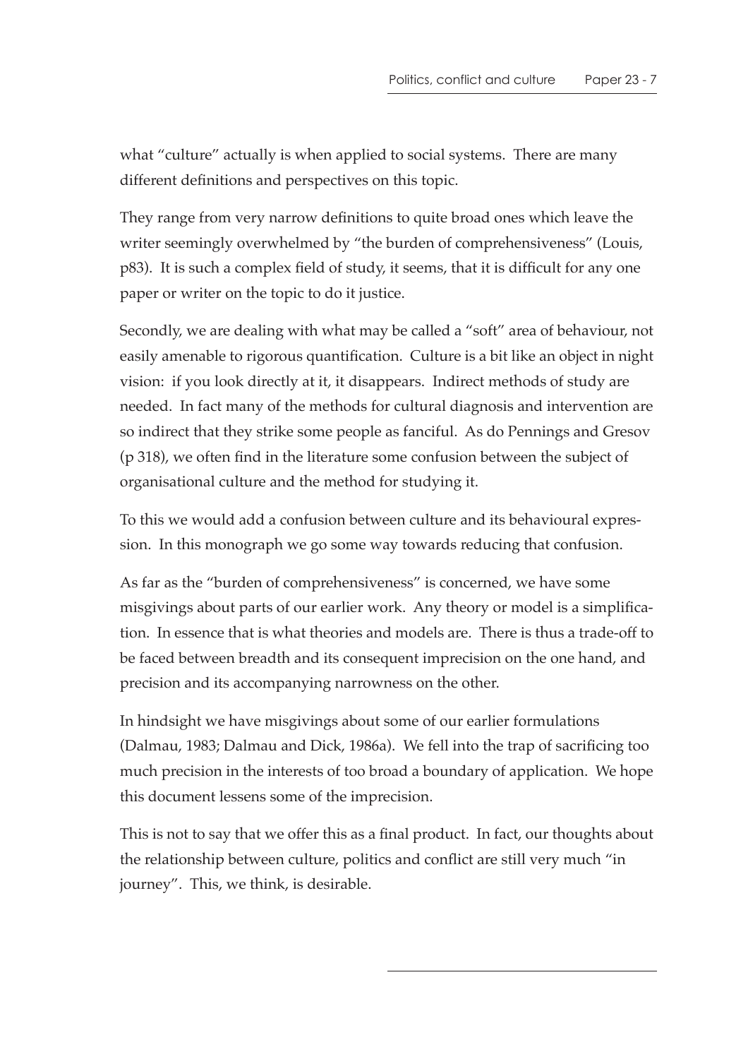what "culture" actually is when applied to social systems. There are many different definitions and perspectives on this topic.

They range from very narrow definitions to quite broad ones which leave the writer seemingly overwhelmed by "the burden of comprehensiveness" (Louis, p83). It is such a complex field of study, it seems, that it is difficult for any one paper or writer on the topic to do it justice.

Secondly, we are dealing with what may be called a "soft" area of behaviour, not easily amenable to rigorous quantification. Culture is a bit like an object in night vision: if you look directly at it, it disappears. Indirect methods of study are needed. In fact many of the methods for cultural diagnosis and intervention are so indirect that they strike some people as fanciful. As do Pennings and Gresov (p 318), we often find in the literature some confusion between the subject of organisational culture and the method for studying it.

To this we would add a confusion between culture and its behavioural expression. In this monograph we go some way towards reducing that confusion.

As far as the "burden of comprehensiveness" is concerned, we have some misgivings about parts of our earlier work. Any theory or model is a simplification. In essence that is what theories and models are. There is thus a trade-off to be faced between breadth and its consequent imprecision on the one hand, and precision and its accompanying narrowness on the other.

In hindsight we have misgivings about some of our earlier formulations (Dalmau, 1983; Dalmau and Dick, 1986a). We fell into the trap of sacrificing too much precision in the interests of too broad a boundary of application. We hope this document lessens some of the imprecision.

This is not to say that we offer this as a final product. In fact, our thoughts about the relationship between culture, politics and conflict are still very much "in journey". This, we think, is desirable.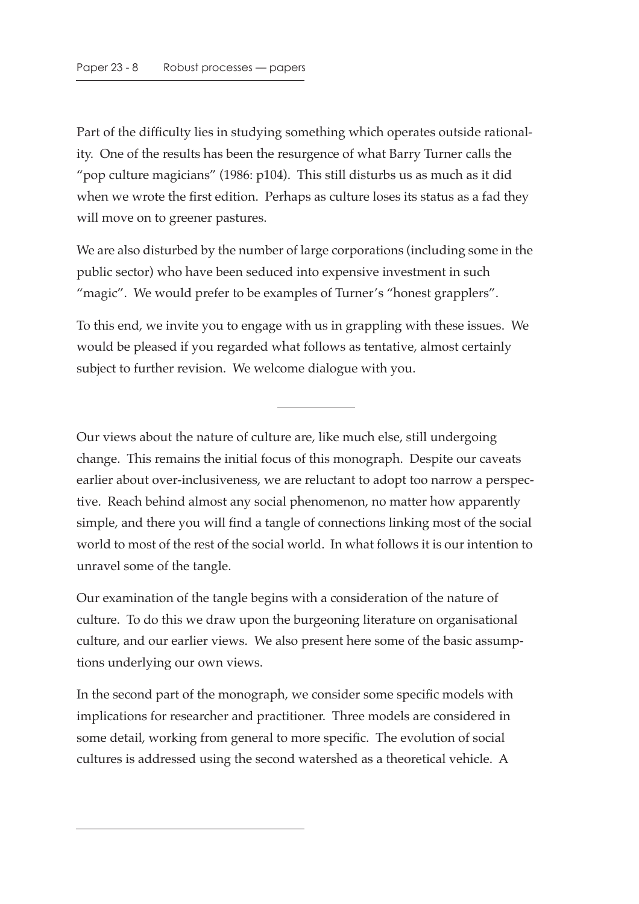Part of the difficulty lies in studying something which operates outside rationality. One of the results has been the resurgence of what Barry Turner calls the "pop culture magicians" (1986: p104). This still disturbs us as much as it did when we wrote the first edition. Perhaps as culture loses its status as a fad they will move on to greener pastures.

We are also disturbed by the number of large corporations (including some in the public sector) who have been seduced into expensive investment in such "magic". We would prefer to be examples of Turner's "honest grapplers".

To this end, we invite you to engage with us in grappling with these issues. We would be pleased if you regarded what follows as tentative, almost certainly subject to further revision. We welcome dialogue with you.

---

Our views about the nature of culture are, like much else, still undergoing change. This remains the initial focus of this monograph. Despite our caveats earlier about over-inclusiveness, we are reluctant to adopt too narrow a perspective. Reach behind almost any social phenomenon, no matter how apparently simple, and there you will find a tangle of connections linking most of the social world to most of the rest of the social world. In what follows it is our intention to unravel some of the tangle.

Our examination of the tangle begins with a consideration of the nature of culture. To do this we draw upon the burgeoning literature on organisational culture, and our earlier views. We also present here some of the basic assumptions underlying our own views.

In the second part of the monograph, we consider some specific models with implications for researcher and practitioner. Three models are considered in some detail, working from general to more specific. The evolution of social cultures is addressed using the second watershed as a theoretical vehicle. A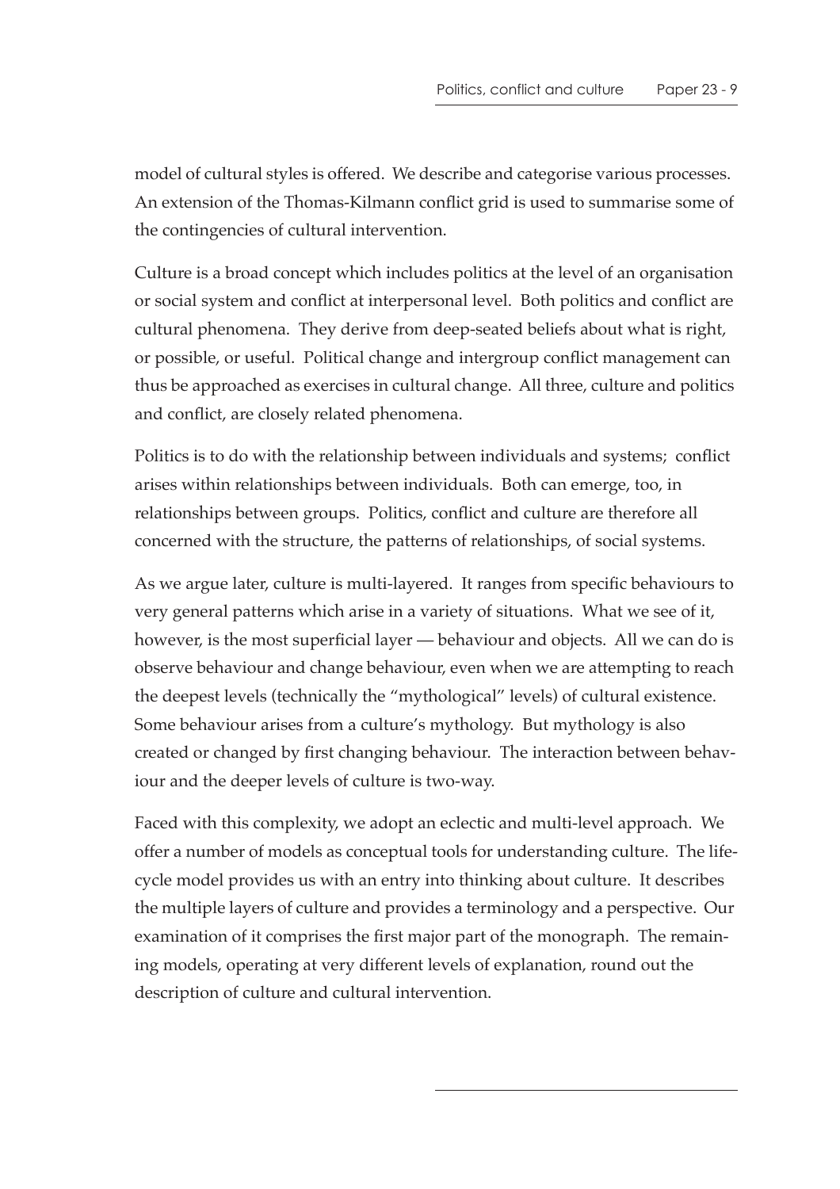model of cultural styles is offered. We describe and categorise various processes. An extension of the Thomas-Kilmann conflict grid is used to summarise some of the contingencies of cultural intervention.

Culture is a broad concept which includes politics at the level of an organisation or social system and conflict at interpersonal level. Both politics and conflict are cultural phenomena. They derive from deep-seated beliefs about what is right, or possible, or useful. Political change and intergroup conflict management can thus be approached as exercises in cultural change. All three, culture and politics and conflict, are closely related phenomena.

Politics is to do with the relationship between individuals and systems; conflict arises within relationships between individuals. Both can emerge, too, in relationships between groups. Politics, conflict and culture are therefore all concerned with the structure, the patterns of relationships, of social systems.

As we argue later, culture is multi-layered. It ranges from specific behaviours to very general patterns which arise in a variety of situations. What we see of it, however, is the most superficial layer — behaviour and objects. All we can do is observe behaviour and change behaviour, even when we are attempting to reach the deepest levels (technically the "mythological" levels) of cultural existence. Some behaviour arises from a culture's mythology. But mythology is also created or changed by first changing behaviour. The interaction between behaviour and the deeper levels of culture is two-way.

Faced with this complexity, we adopt an eclectic and multi-level approach. We offer a number of models as conceptual tools for understanding culture. The life-cycle model provides us with an entry into thinking about culture. It describes the multiple layers of culture and provides a terminology and a perspective. Our examination of it comprises the first major part of the monograph. The remaining models, operating at very different levels of explanation, round out the description of culture and cultural intervention.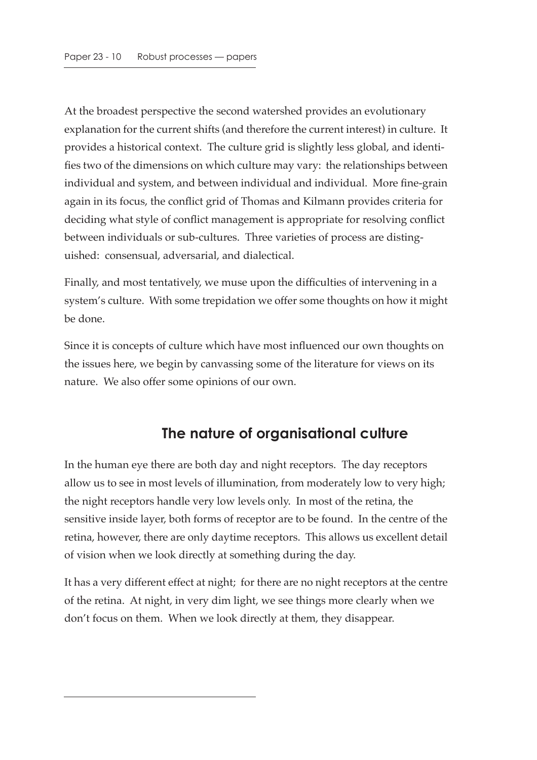At the broadest perspective the second watershed provides an evolutionary explanation for the current shifts (and therefore the current interest) in culture. It provides a historical context. The culture grid is slightly less global, and identifies two of the dimensions on which culture may vary: the relationships between individual and system, and between individual and individual. More fine-grain again in its focus, the conflict grid of Thomas and Kilmann provides criteria for deciding what style of conflict management is appropriate for resolving conflict between individuals or sub-cultures. Three varieties of process are distinguished: consensual, adversarial, and dialectical.

Finally, and most tentatively, we muse upon the difficulties of intervening in a system's culture. With some trepidation we offer some thoughts on how it might be done.

Since it is concepts of culture which have most influenced our own thoughts on the issues here, we begin by canvassing some of the literature for views on its nature. We also offer some opinions of our own.

## The nature of organisational culture

In the human eye there are both day and night receptors. The day receptors allow us to see in most levels of illumination, from moderately low to very high; the night receptors handle very low levels only. In most of the retina, the sensitive inside layer, both forms of receptor are to be found. In the centre of the retina, however, there are only daytime receptors. This allows us excellent detail of vision when we look directly at something during the day.

It has a very different effect at night; for there are no night receptors at the centre of the retina. At night, in very dim light, we see things more clearly when we don't focus on them. When we look directly at them, they disappear.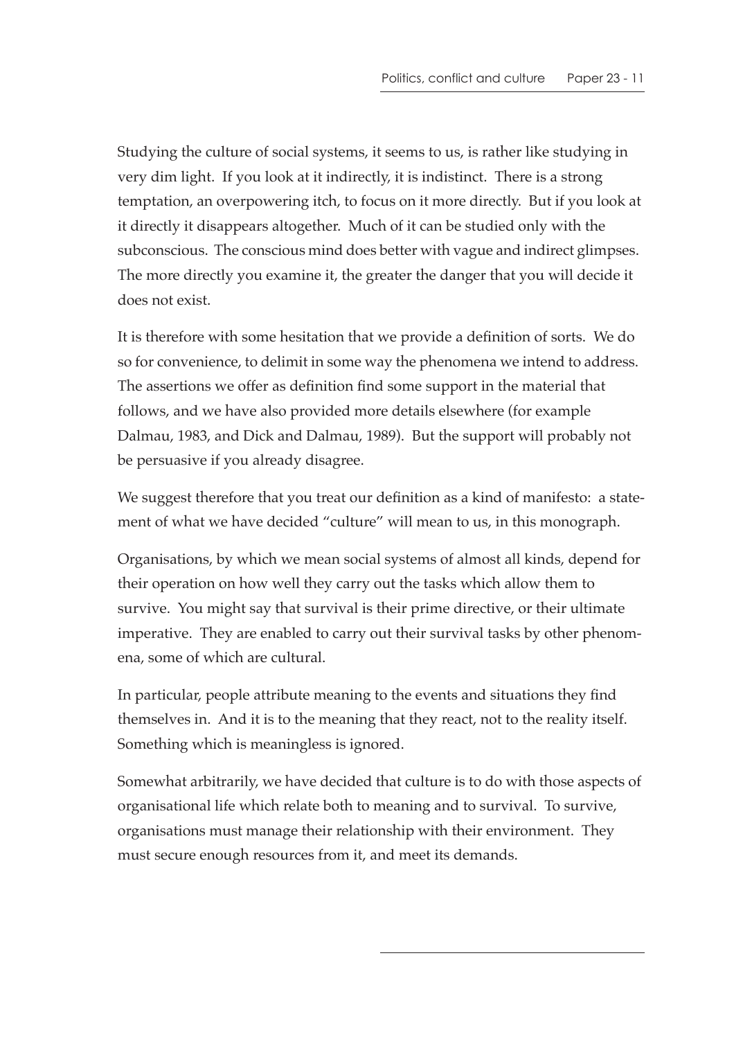Studying the culture of social systems, it seems to us, is rather like studying in very dim light. If you look at it indirectly, it is indistinct. There is a strong temptation, an overpowering itch, to focus on it more directly. But if you look at it directly it disappears altogether. Much of it can be studied only with the subconscious. The conscious mind does better with vague and indirect glimpses. The more directly you examine it, the greater the danger that you will decide it does not exist.

It is therefore with some hesitation that we provide a definition of sorts. We do so for convenience, to delimit in some way the phenomena we intend to address. The assertions we offer as definition find some support in the material that follows, and we have also provided more details elsewhere (for example Dalmau, 1983, and Dick and Dalmau, 1989). But the support will probably not be persuasive if you already disagree.

We suggest therefore that you treat our definition as a kind of manifesto: a statement of what we have decided "culture" will mean to us, in this monograph.

Organisations, by which we mean social systems of almost all kinds, depend for their operation on how well they carry out the tasks which allow them to survive. You might say that survival is their prime directive, or their ultimate imperative. They are enabled to carry out their survival tasks by other phenomena, some of which are cultural.

In particular, people attribute meaning to the events and situations they find themselves in. And it is to the meaning that they react, not to the reality itself. Something which is meaningless is ignored.

Somewhat arbitrarily, we have decided that culture is to do with those aspects of organisational life which relate both to meaning and to survival. To survive, organisations must manage their relationship with their environment. They must secure enough resources from it, and meet its demands.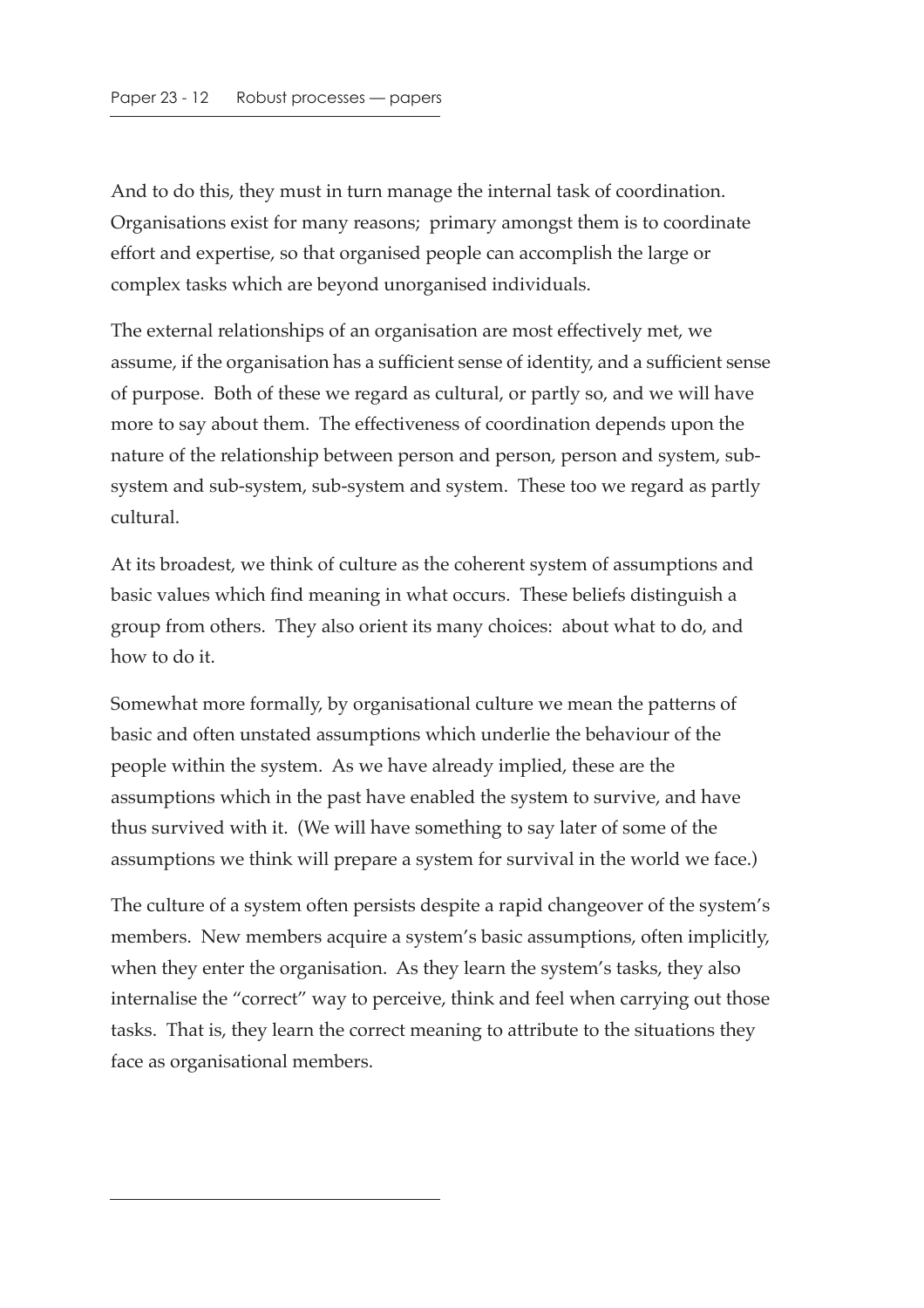And to do this, they must in turn manage the internal task of coordination. Organisations exist for many reasons; primary amongst them is to coordinate effort and expertise, so that organised people can accomplish the large or complex tasks which are beyond unorganised individuals.

The external relationships of an organisation are most effectively met, we assume, if the organisation has a sufficient sense of identity, and a sufficient sense of purpose. Both of these we regard as cultural, or partly so, and we will have more to say about them. The effectiveness of coordination depends upon the nature of the relationship between person and person, person and system, sub-system and sub-system, sub-system and system. These too we regard as partly cultural.

At its broadest, we think of culture as the coherent system of assumptions and basic values which find meaning in what occurs. These beliefs distinguish a group from others. They also orient its many choices: about what to do, and how to do it.

Somewhat more formally, by organisational culture we mean the patterns of basic and often unstated assumptions which underlie the behaviour of the people within the system. As we have already implied, these are the assumptions which in the past have enabled the system to survive, and have thus survived with it. (We will have something to say later of some of the assumptions we think will prepare a system for survival in the world we face.)

The culture of a system often persists despite a rapid changeover of the system's members. New members acquire a system's basic assumptions, often implicitly, when they enter the organisation. As they learn the system's tasks, they also internalise the "correct" way to perceive, think and feel when carrying out those tasks. That is, they learn the correct meaning to attribute to the situations they face as organisational members.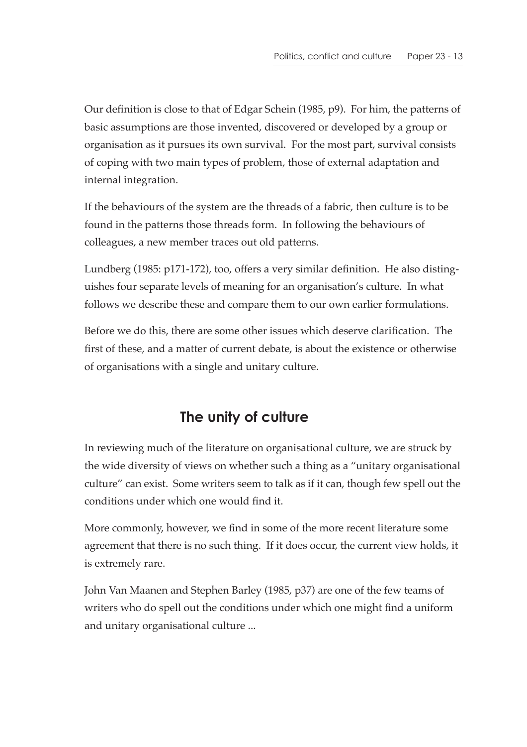Our definition is close to that of Edgar Schein (1985, p9). For him, the patterns of basic assumptions are those invented, discovered or developed by a group or organisation as it pursues its own survival. For the most part, survival consists of coping with two main types of problem, those of external adaptation and internal integration.

If the behaviours of the system are the threads of a fabric, then culture is to be found in the patterns those threads form. In following the behaviours of colleagues, a new member traces out old patterns.

Lundberg (1985: p171-172), too, offers a very similar definition. He also distinguishes four separate levels of meaning for an organisation's culture. In what follows we describe these and compare them to our own earlier formulations.

Before we do this, there are some other issues which deserve clarification. The first of these, and a matter of current debate, is about the existence or otherwise of organisations with a single and unitary culture.

## The unity of culture

In reviewing much of the literature on organisational culture, we are struck by the wide diversity of views on whether such a thing as a "unitary organisational culture" can exist. Some writers seem to talk as if it can, though few spell out the conditions under which one would find it.

More commonly, however, we find in some of the more recent literature some agreement that there is no such thing. If it does occur, the current view holds, it is extremely rare.

John Van Maanen and Stephen Barley (1985, p37) are one of the few teams of writers who do spell out the conditions under which one might find a uniform and unitary organisational culture ...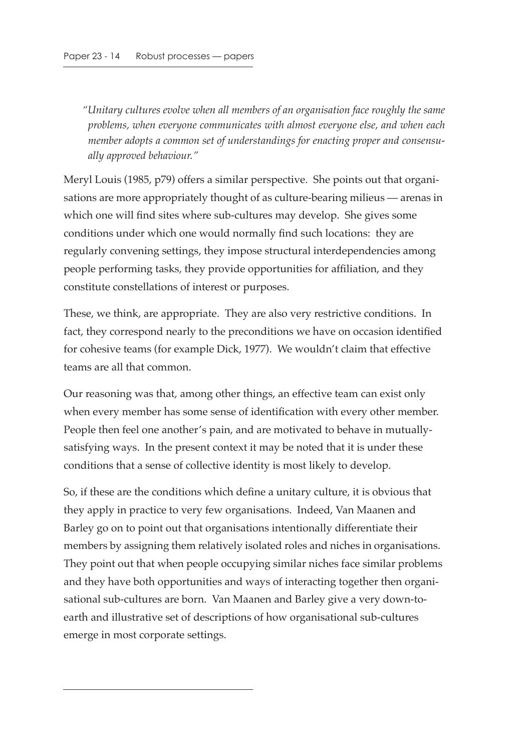> *"Unitary cultures evolve when all members of an organisation face roughly the same problems, when everyone communicates with almost everyone else, and when each member adopts a common set of understandings for enacting proper and consensually approved behaviour."*

Meryl Louis (1985, p79) offers a similar perspective. She points out that organisations are more appropriately thought of as culture-bearing milieus — arenas in which one will find sites where sub-cultures may develop. She gives some conditions under which one would normally find such locations: they are regularly convening settings, they impose structural interdependencies among people performing tasks, they provide opportunities for affiliation, and they constitute constellations of interest or purposes.

These, we think, are appropriate. They are also very restrictive conditions. In fact, they correspond nearly to the preconditions we have on occasion identified for cohesive teams (for example Dick, 1977). We wouldn't claim that effective teams are all that common.

Our reasoning was that, among other things, an effective team can exist only when every member has some sense of identification with every other member. People then feel one another's pain, and are motivated to behave in mutually-satisfying ways. In the present context it may be noted that it is under these conditions that a sense of collective identity is most likely to develop.

So, if these are the conditions which define a unitary culture, it is obvious that they apply in practice to very few organisations. Indeed, Van Maanen and Barley go on to point out that organisations intentionally differentiate their members by assigning them relatively isolated roles and niches in organisations. They point out that when people occupying similar niches face similar problems and they have both opportunities and ways of interacting together then organisational sub-cultures are born. Van Maanen and Barley give a very down-to-earth and illustrative set of descriptions of how organisational sub-cultures emerge in most corporate settings.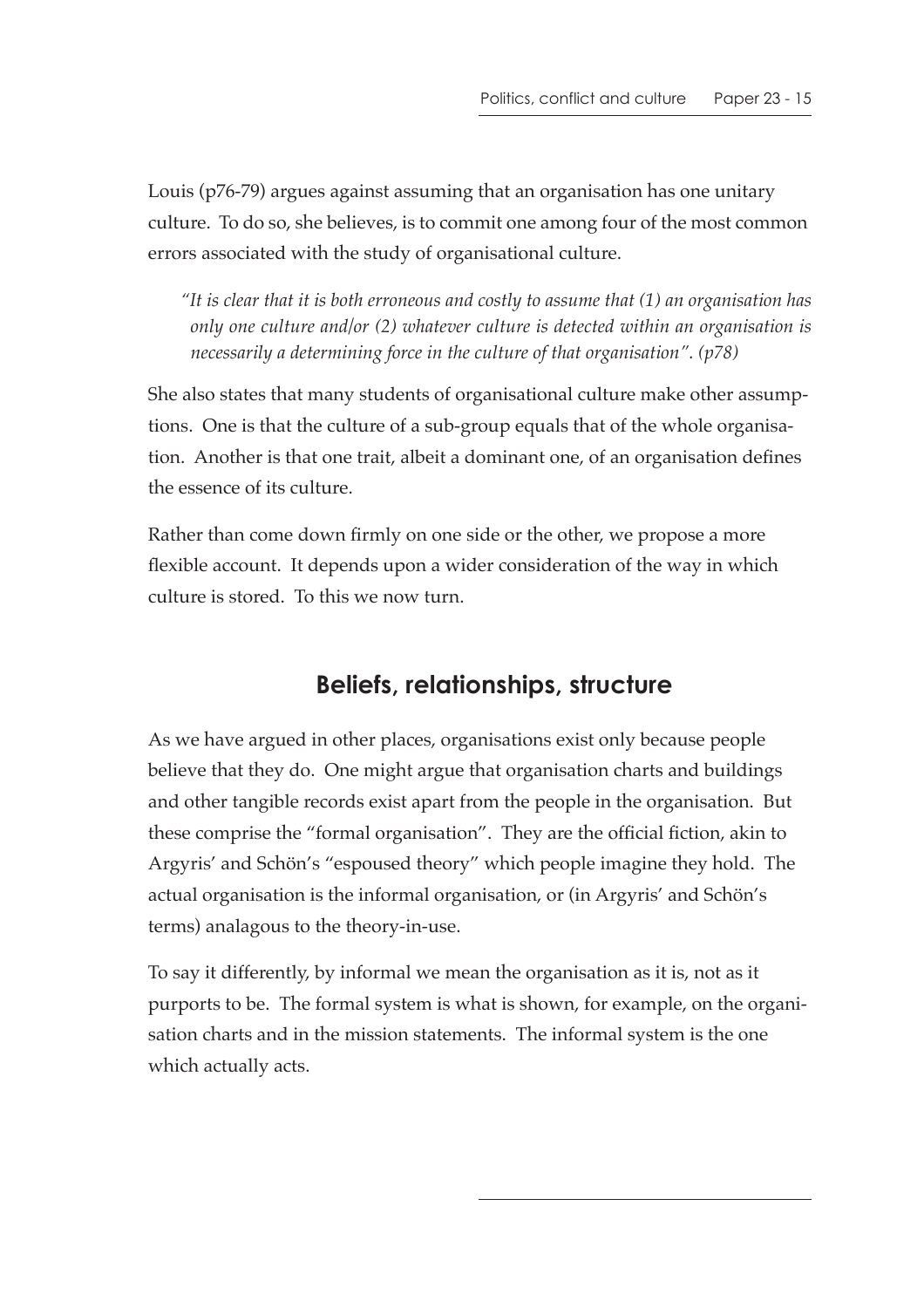Louis (p76-79) argues against assuming that an organisation has one unitary culture. To do so, she believes, is to commit one among four of the most common errors associated with the study of organisational culture.

> *"It is clear that it is both erroneous and costly to assume that (1) an organisation has only one culture and/or (2) whatever culture is detected within an organisation is necessarily a determining force in the culture of that organisation". (p78)*

She also states that many students of organisational culture make other assumptions. One is that the culture of a sub-group equals that of the whole organisation. Another is that one trait, albeit a dominant one, of an organisation defines the essence of its culture.

Rather than come down firmly on one side or the other, we propose a more flexible account. It depends upon a wider consideration of the way in which culture is stored. To this we now turn.

## Beliefs, relationships, structure

As we have argued in other places, organisations exist only because people believe that they do. One might argue that organisation charts and buildings and other tangible records exist apart from the people in the organisation. But these comprise the "formal organisation". They are the official fiction, akin to Argyris' and Schön's "espoused theory" which people imagine they hold. The actual organisation is the informal organisation, or (in Argyris' and Schön's terms) analagous to the theory-in-use.

To say it differently, by informal we mean the organisation as it is, not as it purports to be. The formal system is what is shown, for example, on the organisation charts and in the mission statements. The informal system is the one which actually acts.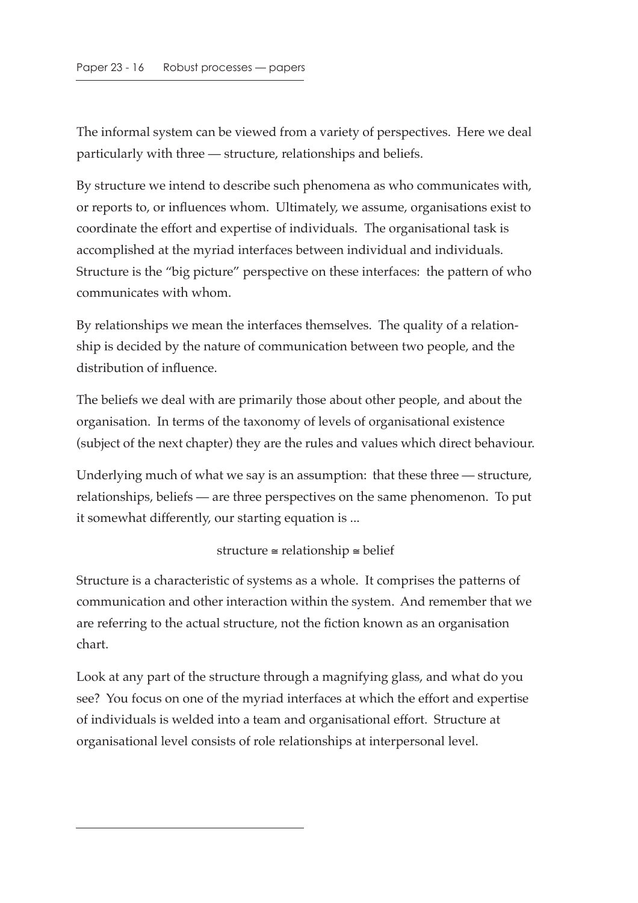The informal system can be viewed from a variety of perspectives. Here we deal particularly with three — structure, relationships and beliefs.

By structure we intend to describe such phenomena as who communicates with, or reports to, or influences whom. Ultimately, we assume, organisations exist to coordinate the effort and expertise of individuals. The organisational task is accomplished at the myriad interfaces between individual and individuals. Structure is the "big picture" perspective on these interfaces: the pattern of who communicates with whom.

By relationships we mean the interfaces themselves. The quality of a relationship is decided by the nature of communication between two people, and the distribution of influence.

The beliefs we deal with are primarily those about other people, and about the organisation. In terms of the taxonomy of levels of organisational existence (subject of the next chapter) they are the rules and values which direct behaviour.

Underlying much of what we say is an assumption: that these three — structure, relationships, beliefs — are three perspectives on the same phenomenon. To put it somewhat differently, our starting equation is ...

$$\text{structure} \cong \text{relationship} \cong \text{belief}$$

Structure is a characteristic of systems as a whole. It comprises the patterns of communication and other interaction within the system. And remember that we are referring to the actual structure, not the fiction known as an organisation chart.

Look at any part of the structure through a magnifying glass, and what do you see? You focus on one of the myriad interfaces at which the effort and expertise of individuals is welded into a team and organisational effort. Structure at organisational level consists of role relationships at interpersonal level.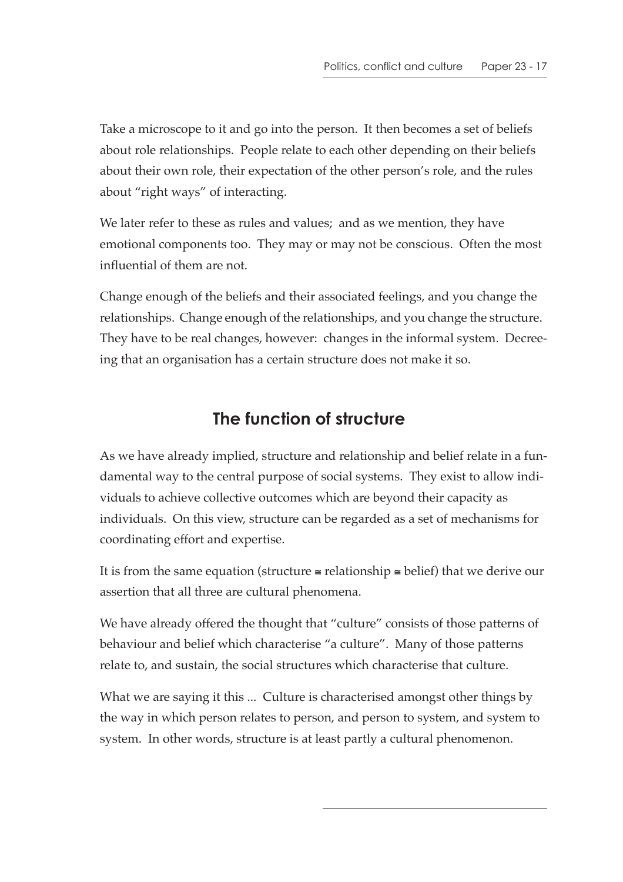Take a microscope to it and go into the person. It then becomes a set of beliefs about role relationships. People relate to each other depending on their beliefs about their own role, their expectation of the other person's role, and the rules about "right ways" of interacting.

We later refer to these as rules and values; and as we mention, they have emotional components too. They may or may not be conscious. Often the most influential of them are not.

Change enough of the beliefs and their associated feelings, and you change the relationships. Change enough of the relationships, and you change the structure. They have to be real changes, however: changes in the informal system. Decreeing that an organisation has a certain structure does not make it so.

## The function of structure

As we have already implied, structure and relationship and belief relate in a fundamental way to the central purpose of social systems. They exist to allow individuals to achieve collective outcomes which are beyond their capacity as individuals. On this view, structure can be regarded as a set of mechanisms for coordinating effort and expertise.

It is from the same equation (structure ≅ relationship ≅ belief) that we derive our assertion that all three are cultural phenomena.

We have already offered the thought that "culture" consists of those patterns of behaviour and belief which characterise "a culture". Many of those patterns relate to, and sustain, the social structures which characterise that culture.

What we are saying it this ... Culture is characterised amongst other things by the way in which person relates to person, and person to system, and system to system. In other words, structure is at least partly a cultural phenomenon.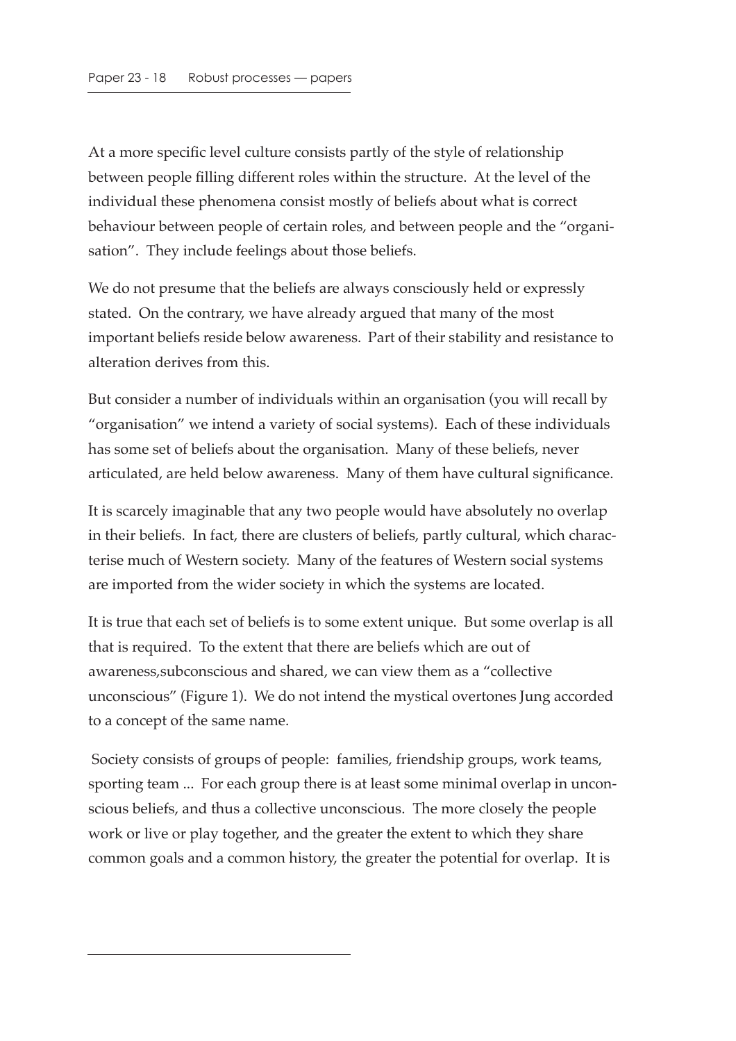At a more specific level culture consists partly of the style of relationship between people filling different roles within the structure. At the level of the individual these phenomena consist mostly of beliefs about what is correct behaviour between people of certain roles, and between people and the "organisation". They include feelings about those beliefs.

We do not presume that the beliefs are always consciously held or expressly stated. On the contrary, we have already argued that many of the most important beliefs reside below awareness. Part of their stability and resistance to alteration derives from this.

But consider a number of individuals within an organisation (you will recall by "organisation" we intend a variety of social systems). Each of these individuals has some set of beliefs about the organisation. Many of these beliefs, never articulated, are held below awareness. Many of them have cultural significance.

It is scarcely imaginable that any two people would have absolutely no overlap in their beliefs. In fact, there are clusters of beliefs, partly cultural, which characterise much of Western society. Many of the features of Western social systems are imported from the wider society in which the systems are located.

It is true that each set of beliefs is to some extent unique. But some overlap is all that is required. To the extent that there are beliefs which are out of awareness,subconscious and shared, we can view them as a "collective unconscious" (Figure 1). We do not intend the mystical overtones Jung accorded to a concept of the same name.

Society consists of groups of people: families, friendship groups, work teams, sporting team ... For each group there is at least some minimal overlap in unconscious beliefs, and thus a collective unconscious. The more closely the people work or live or play together, and the greater the extent to which they share common goals and a common history, the greater the potential for overlap. It is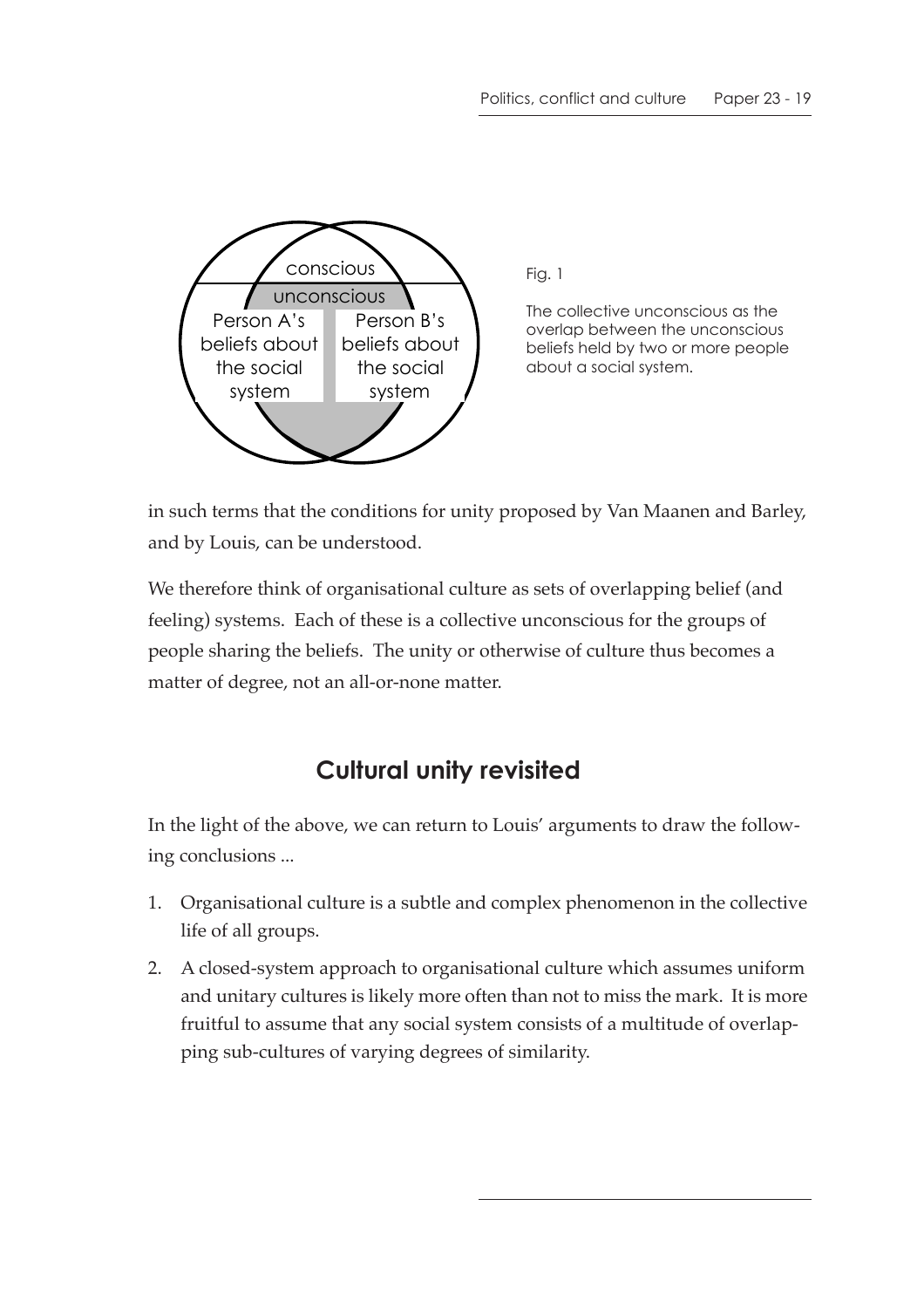Fig. 1

The collective unconscious as the overlap between the unconscious beliefs held by two or more people about a social system.

in such terms that the conditions for unity proposed by Van Maanen and Barley, and by Louis, can be understood.

We therefore think of organisational culture as sets of overlapping belief (and feeling) systems. Each of these is a collective unconscious for the groups of people sharing the beliefs. The unity or otherwise of culture thus becomes a matter of degree, not an all-or-none matter.

## Cultural unity revisited

In the light of the above, we can return to Louis' arguments to draw the following conclusions ...

1. Organisational culture is a subtle and complex phenomenon in the collective life of all groups.
2. A closed-system approach to organisational culture which assumes uniform and unitary cultures is likely more often than not to miss the mark. It is more fruitful to assume that any social system consists of a multitude of overlapping sub-cultures of varying degrees of similarity.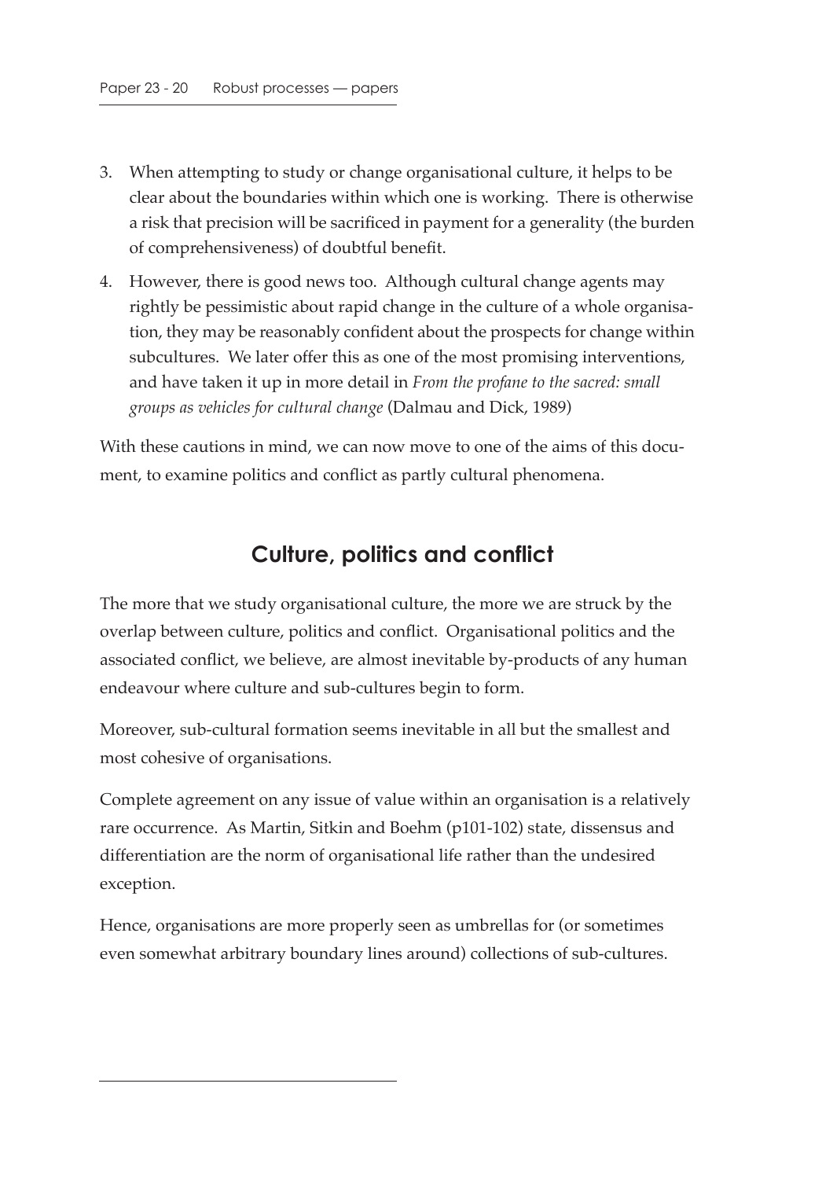3. When attempting to study or change organisational culture, it helps to be clear about the boundaries within which one is working. There is otherwise a risk that precision will be sacrificed in payment for a generality (the burden of comprehensiveness) of doubtful benefit.
4. However, there is good news too. Although cultural change agents may rightly be pessimistic about rapid change in the culture of a whole organisation, they may be reasonably confident about the prospects for change within subcultures. We later offer this as one of the most promising interventions, and have taken it up in more detail in *From the profane to the sacred: small groups as vehicles for cultural change* (Dalmau and Dick, 1989)

With these cautions in mind, we can now move to one of the aims of this document, to examine politics and conflict as partly cultural phenomena.

## Culture, politics and conflict

The more that we study organisational culture, the more we are struck by the overlap between culture, politics and conflict. Organisational politics and the associated conflict, we believe, are almost inevitable by-products of any human endeavour where culture and sub-cultures begin to form.

Moreover, sub-cultural formation seems inevitable in all but the smallest and most cohesive of organisations.

Complete agreement on any issue of value within an organisation is a relatively rare occurrence. As Martin, Sitkin and Boehm (p101-102) state, dissensus and differentiation are the norm of organisational life rather than the undesired exception.

Hence, organisations are more properly seen as umbrellas for (or sometimes even somewhat arbitrary boundary lines around) collections of sub-cultures.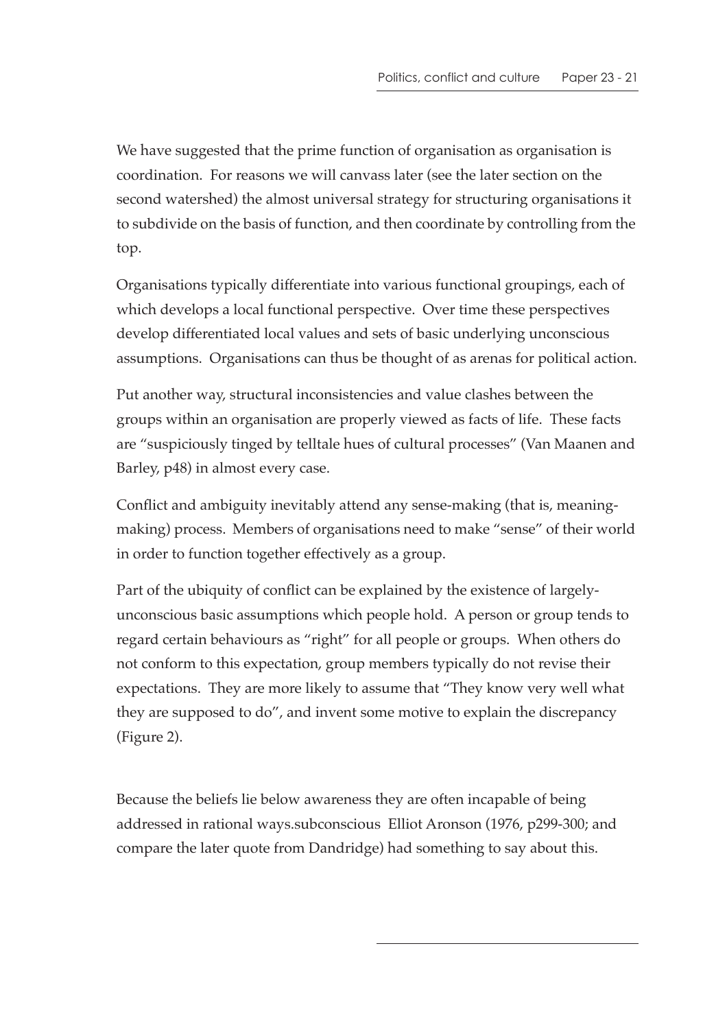We have suggested that the prime function of organisation as organisation is coordination. For reasons we will canvass later (see the later section on the second watershed) the almost universal strategy for structuring organisations it to subdivide on the basis of function, and then coordinate by controlling from the top.

Organisations typically differentiate into various functional groupings, each of which develops a local functional perspective. Over time these perspectives develop differentiated local values and sets of basic underlying unconscious assumptions. Organisations can thus be thought of as arenas for political action.

Put another way, structural inconsistencies and value clashes between the groups within an organisation are properly viewed as facts of life. These facts are "suspiciously tinged by telltale hues of cultural processes" (Van Maanen and Barley, p48) in almost every case.

Conflict and ambiguity inevitably attend any sense-making (that is, meaning-making) process. Members of organisations need to make "sense" of their world in order to function together effectively as a group.

Part of the ubiquity of conflict can be explained by the existence of largely-unconscious basic assumptions which people hold. A person or group tends to regard certain behaviours as "right" for all people or groups. When others do not conform to this expectation, group members typically do not revise their expectations. They are more likely to assume that "They know very well what they are supposed to do", and invent some motive to explain the discrepancy (Figure 2).

Because the beliefs lie below awareness they are often incapable of being addressed in rational ways.subconscious Elliot Aronson (1976, p299-300; and compare the later quote from Dandridge) had something to say about this.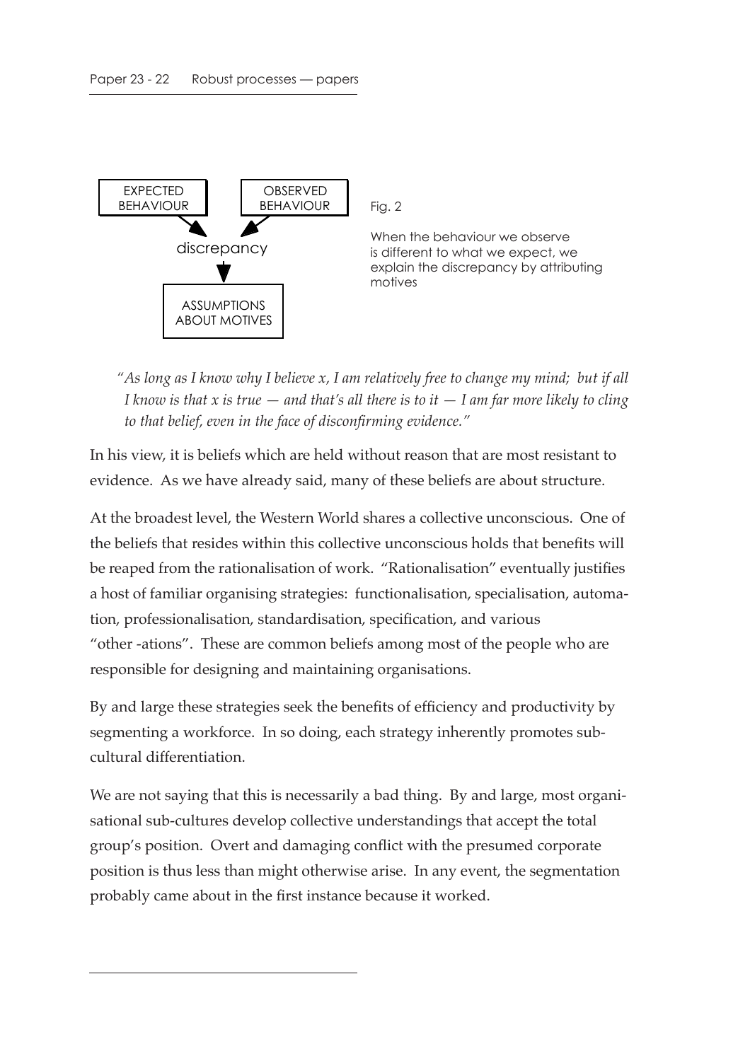Fig. 2

When the behaviour we observe is different to what we expect, we explain the discrepancy by attributing motives

*"As long as I know why I believe x, I am relatively free to change my mind; but if all I know is that x is true — and that's all there is to it — I am far more likely to cling to that belief, even in the face of disconfirming evidence."*

In his view, it is beliefs which are held without reason that are most resistant to evidence. As we have already said, many of these beliefs are about structure.

At the broadest level, the Western World shares a collective unconscious. One of the beliefs that resides within this collective unconscious holds that benefits will be reaped from the rationalisation of work. "Rationalisation" eventually justifies a host of familiar organising strategies: functionalisation, specialisation, automation, professionalisation, standardisation, specification, and various "other -ations". These are common beliefs among most of the people who are responsible for designing and maintaining organisations.

By and large these strategies seek the benefits of efficiency and productivity by segmenting a workforce. In so doing, each strategy inherently promotes sub-cultural differentiation.

We are not saying that this is necessarily a bad thing. By and large, most organisational sub-cultures develop collective understandings that accept the total group's position. Overt and damaging conflict with the presumed corporate position is thus less than might otherwise arise. In any event, the segmentation probably came about in the first instance because it worked.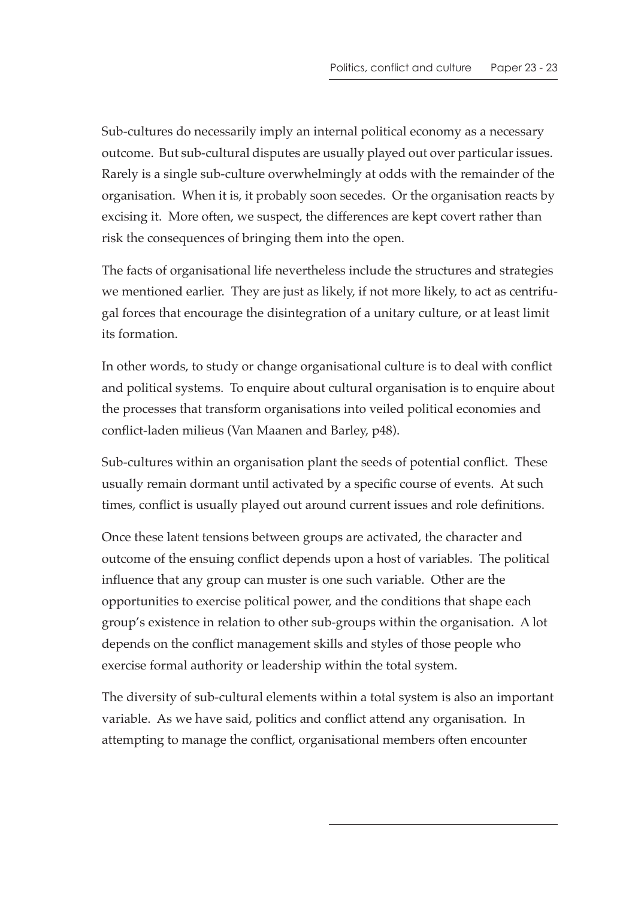Sub-cultures do necessarily imply an internal political economy as a necessary outcome. But sub-cultural disputes are usually played out over particular issues. Rarely is a single sub-culture overwhelmingly at odds with the remainder of the organisation. When it is, it probably soon secedes. Or the organisation reacts by excising it. More often, we suspect, the differences are kept covert rather than risk the consequences of bringing them into the open.

The facts of organisational life nevertheless include the structures and strategies we mentioned earlier. They are just as likely, if not more likely, to act as centrifugal forces that encourage the disintegration of a unitary culture, or at least limit its formation.

In other words, to study or change organisational culture is to deal with conflict and political systems. To enquire about cultural organisation is to enquire about the processes that transform organisations into veiled political economies and conflict-laden milieus (Van Maanen and Barley, p48).

Sub-cultures within an organisation plant the seeds of potential conflict. These usually remain dormant until activated by a specific course of events. At such times, conflict is usually played out around current issues and role definitions.

Once these latent tensions between groups are activated, the character and outcome of the ensuing conflict depends upon a host of variables. The political influence that any group can muster is one such variable. Other are the opportunities to exercise political power, and the conditions that shape each group's existence in relation to other sub-groups within the organisation. A lot depends on the conflict management skills and styles of those people who exercise formal authority or leadership within the total system.

The diversity of sub-cultural elements within a total system is also an important variable. As we have said, politics and conflict attend any organisation. In attempting to manage the conflict, organisational members often encounter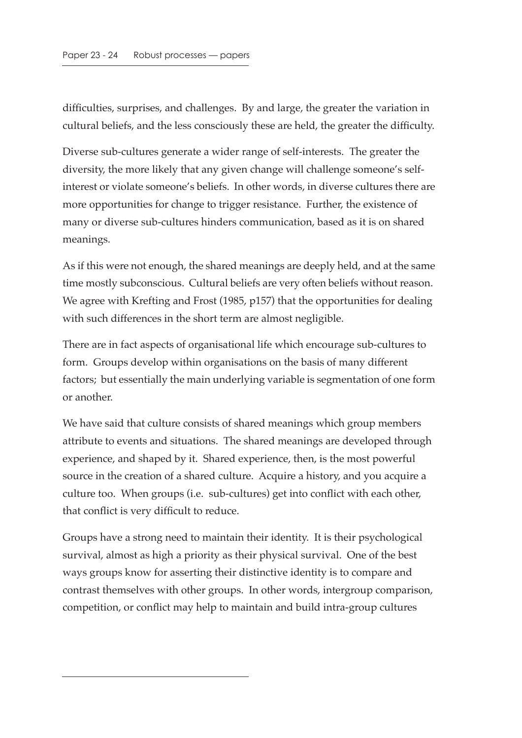difficulties, surprises, and challenges. By and large, the greater the variation in cultural beliefs, and the less consciously these are held, the greater the difficulty.

Diverse sub-cultures generate a wider range of self-interests. The greater the diversity, the more likely that any given change will challenge someone's self-interest or violate someone's beliefs. In other words, in diverse cultures there are more opportunities for change to trigger resistance. Further, the existence of many or diverse sub-cultures hinders communication, based as it is on shared meanings.

As if this were not enough, the shared meanings are deeply held, and at the same time mostly subconscious. Cultural beliefs are very often beliefs without reason. We agree with Krefting and Frost (1985, p157) that the opportunities for dealing with such differences in the short term are almost negligible.

There are in fact aspects of organisational life which encourage sub-cultures to form. Groups develop within organisations on the basis of many different factors; but essentially the main underlying variable is segmentation of one form or another.

We have said that culture consists of shared meanings which group members attribute to events and situations. The shared meanings are developed through experience, and shaped by it. Shared experience, then, is the most powerful source in the creation of a shared culture. Acquire a history, and you acquire a culture too. When groups (i.e. sub-cultures) get into conflict with each other, that conflict is very difficult to reduce.

Groups have a strong need to maintain their identity. It is their psychological survival, almost as high a priority as their physical survival. One of the best ways groups know for asserting their distinctive identity is to compare and contrast themselves with other groups. In other words, intergroup comparison, competition, or conflict may help to maintain and build intra-group cultures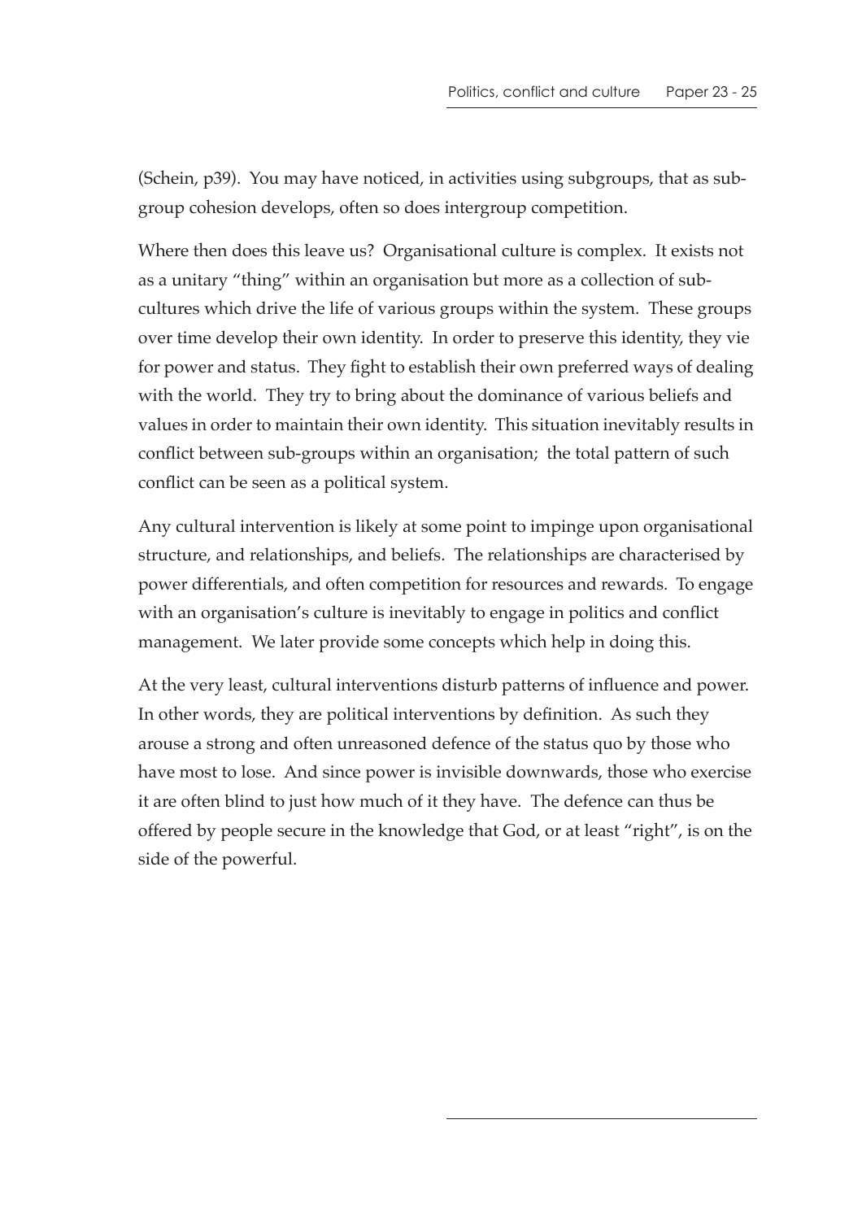(Schein, p39). You may have noticed, in activities using subgroups, that as subgroup cohesion develops, often so does intergroup competition.

Where then does this leave us? Organisational culture is complex. It exists not as a unitary "thing" within an organisation but more as a collection of subcultures which drive the life of various groups within the system. These groups over time develop their own identity. In order to preserve this identity, they vie for power and status. They fight to establish their own preferred ways of dealing with the world. They try to bring about the dominance of various beliefs and values in order to maintain their own identity. This situation inevitably results in conflict between sub-groups within an organisation; the total pattern of such conflict can be seen as a political system.

Any cultural intervention is likely at some point to impinge upon organisational structure, and relationships, and beliefs. The relationships are characterised by power differentials, and often competition for resources and rewards. To engage with an organisation's culture is inevitably to engage in politics and conflict management. We later provide some concepts which help in doing this.

At the very least, cultural interventions disturb patterns of influence and power. In other words, they are political interventions by definition. As such they arouse a strong and often unreasoned defence of the status quo by those who have most to lose. And since power is invisible downwards, those who exercise it are often blind to just how much of it they have. The defence can thus be offered by people secure in the knowledge that God, or at least "right", is on the side of the powerful.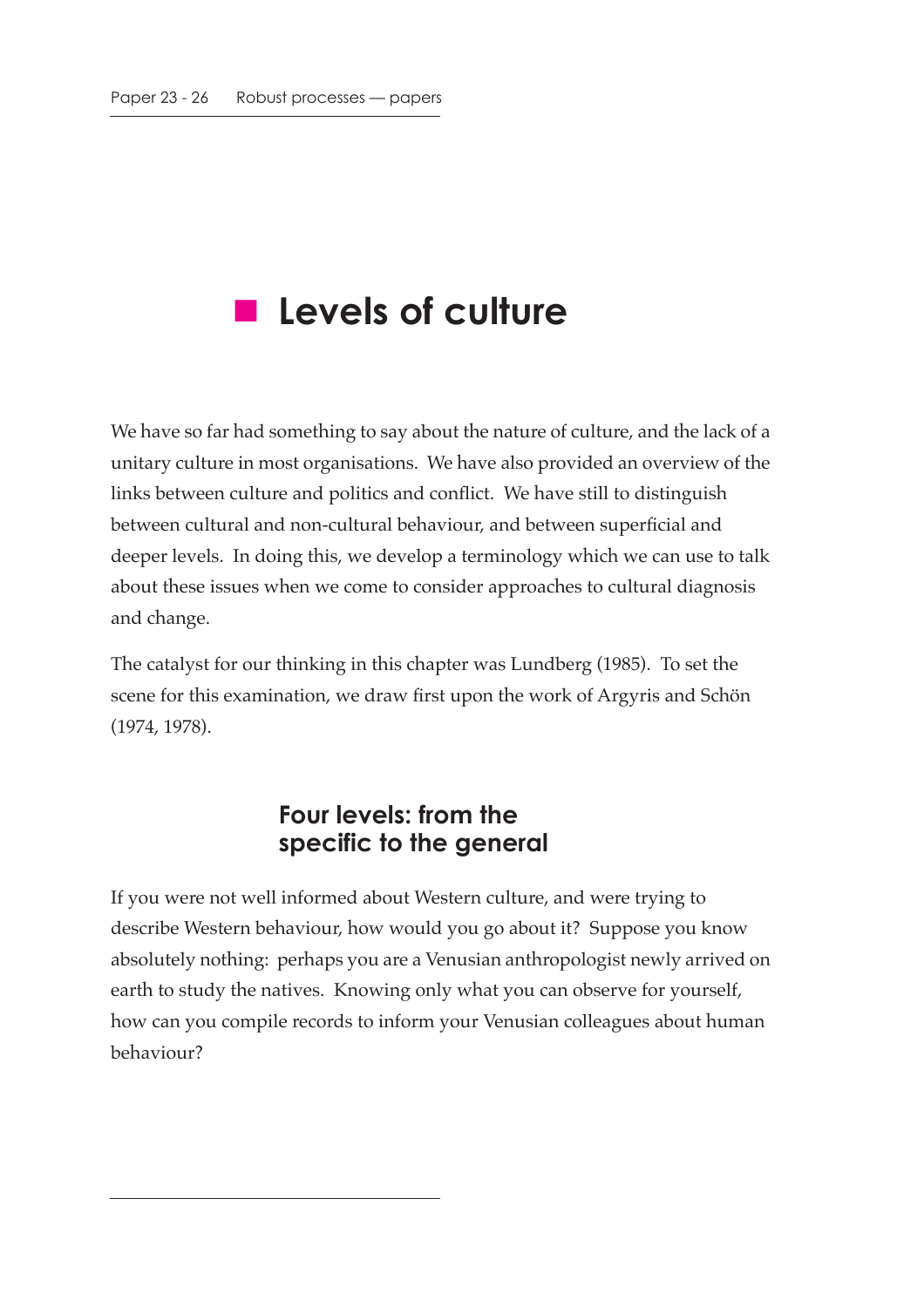# Levels of culture

We have so far had something to say about the nature of culture, and the lack of a unitary culture in most organisations. We have also provided an overview of the links between culture and politics and conflict. We have still to distinguish between cultural and non-cultural behaviour, and between superficial and deeper levels. In doing this, we develop a terminology which we can use to talk about these issues when we come to consider approaches to cultural diagnosis and change.

The catalyst for our thinking in this chapter was Lundberg (1985). To set the scene for this examination, we draw first upon the work of Argyris and Schön (1974, 1978).

## Four levels: from the specific to the general

If you were not well informed about Western culture, and were trying to describe Western behaviour, how would you go about it? Suppose you know absolutely nothing: perhaps you are a Venusian anthropologist newly arrived on earth to study the natives. Knowing only what you can observe for yourself, how can you compile records to inform your Venusian colleagues about human behaviour?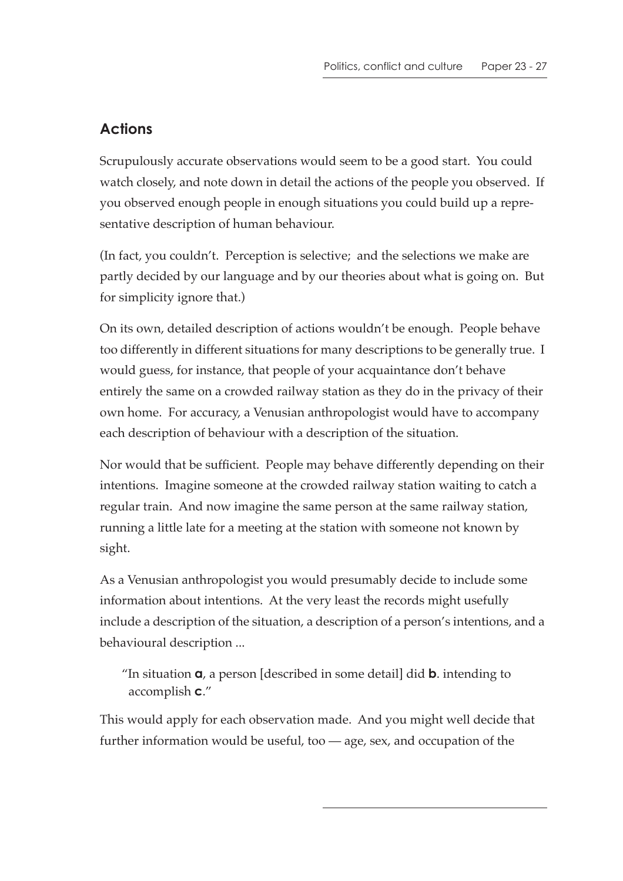## Actions

Scrupulously accurate observations would seem to be a good start. You could watch closely, and note down in detail the actions of the people you observed. If you observed enough people in enough situations you could build up a representative description of human behaviour.

(In fact, you couldn't. Perception is selective; and the selections we make are partly decided by our language and by our theories about what is going on. But for simplicity ignore that.)

On its own, detailed description of actions wouldn't be enough. People behave too differently in different situations for many descriptions to be generally true. I would guess, for instance, that people of your acquaintance don't behave entirely the same on a crowded railway station as they do in the privacy of their own home. For accuracy, a Venusian anthropologist would have to accompany each description of behaviour with a description of the situation.

Nor would that be sufficient. People may behave differently depending on their intentions. Imagine someone at the crowded railway station waiting to catch a regular train. And now imagine the same person at the same railway station, running a little late for a meeting at the station with someone not known by sight.

As a Venusian anthropologist you would presumably decide to include some information about intentions. At the very least the records might usefully include a description of the situation, a description of a person's intentions, and a behavioural description ...

> "In situation **a**, a person [described in some detail] did **b**. intending to accomplish **c**."

This would apply for each observation made. And you might well decide that further information would be useful, too — age, sex, and occupation of the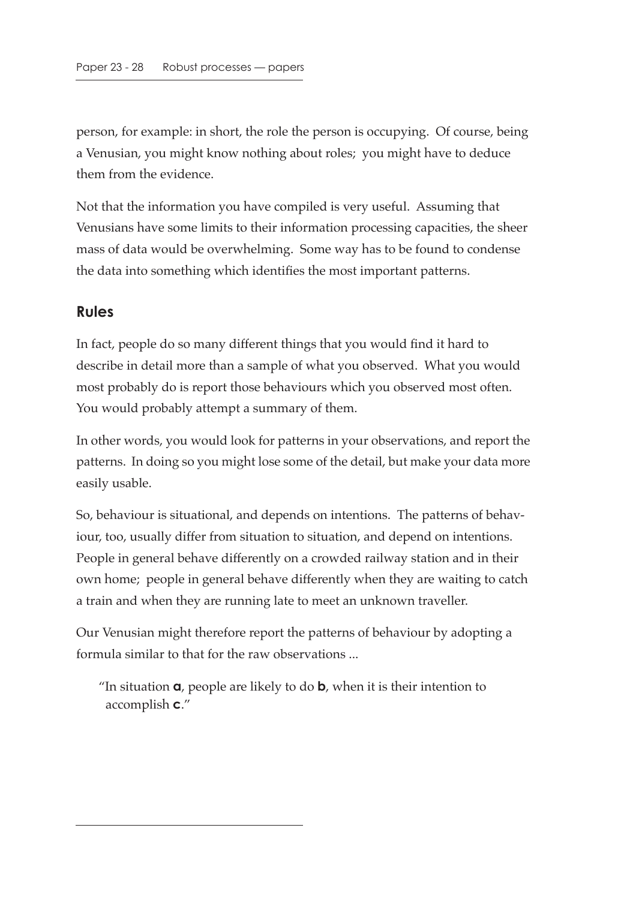person, for example: in short, the role the person is occupying. Of course, being a Venusian, you might know nothing about roles; you might have to deduce them from the evidence.

Not that the information you have compiled is very useful. Assuming that Venusians have some limits to their information processing capacities, the sheer mass of data would be overwhelming. Some way has to be found to condense the data into something which identifies the most important patterns.

## Rules

In fact, people do so many different things that you would find it hard to describe in detail more than a sample of what you observed. What you would most probably do is report those behaviours which you observed most often. You would probably attempt a summary of them.

In other words, you would look for patterns in your observations, and report the patterns. In doing so you might lose some of the detail, but make your data more easily usable.

So, behaviour is situational, and depends on intentions. The patterns of behaviour, too, usually differ from situation to situation, and depend on intentions. People in general behave differently on a crowded railway station and in their own home; people in general behave differently when they are waiting to catch a train and when they are running late to meet an unknown traveller.

Our Venusian might therefore report the patterns of behaviour by adopting a formula similar to that for the raw observations ...

> "In situation **a**, people are likely to do **b**, when it is their intention to accomplish **c**."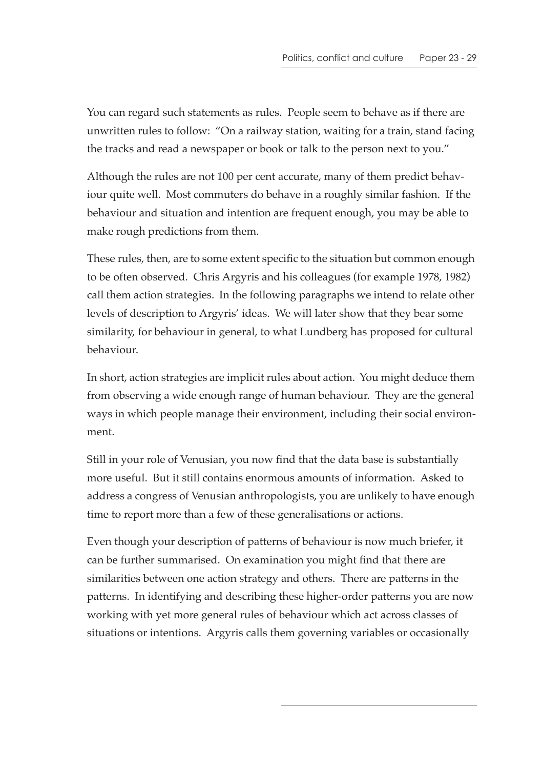You can regard such statements as rules. People seem to behave as if there are unwritten rules to follow: "On a railway station, waiting for a train, stand facing the tracks and read a newspaper or book or talk to the person next to you."

Although the rules are not 100 per cent accurate, many of them predict behaviour quite well. Most commuters do behave in a roughly similar fashion. If the behaviour and situation and intention are frequent enough, you may be able to make rough predictions from them.

These rules, then, are to some extent specific to the situation but common enough to be often observed. Chris Argyris and his colleagues (for example 1978, 1982) call them action strategies. In the following paragraphs we intend to relate other levels of description to Argyris' ideas. We will later show that they bear some similarity, for behaviour in general, to what Lundberg has proposed for cultural behaviour.

In short, action strategies are implicit rules about action. You might deduce them from observing a wide enough range of human behaviour. They are the general ways in which people manage their environment, including their social environment.

Still in your role of Venusian, you now find that the data base is substantially more useful. But it still contains enormous amounts of information. Asked to address a congress of Venusian anthropologists, you are unlikely to have enough time to report more than a few of these generalisations or actions.

Even though your description of patterns of behaviour is now much briefer, it can be further summarised. On examination you might find that there are similarities between one action strategy and others. There are patterns in the patterns. In identifying and describing these higher-order patterns you are now working with yet more general rules of behaviour which act across classes of situations or intentions. Argyris calls them governing variables or occasionally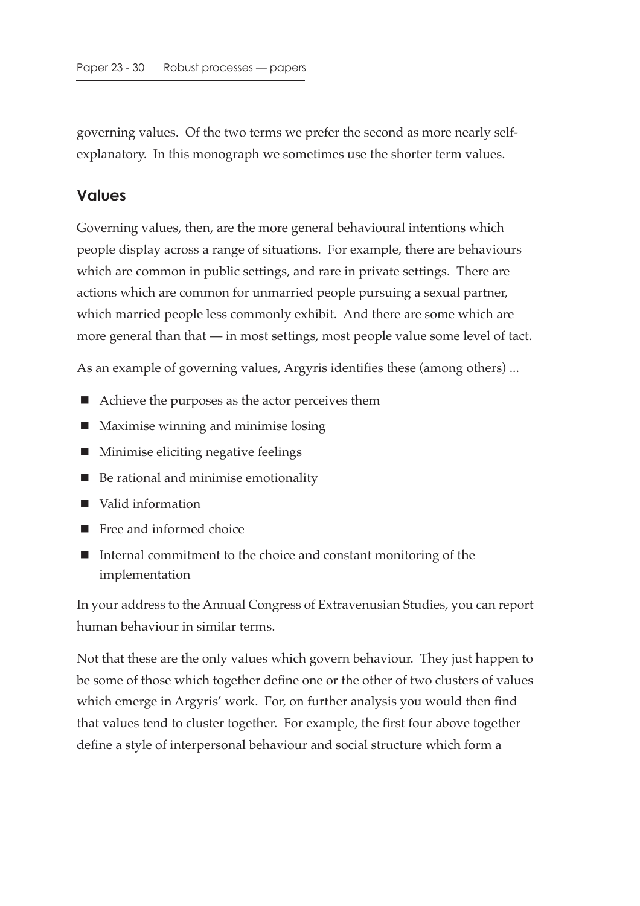governing values. Of the two terms we prefer the second as more nearly self-explanatory. In this monograph we sometimes use the shorter term values.

## Values

Governing values, then, are the more general behavioural intentions which people display across a range of situations. For example, there are behaviours which are common in public settings, and rare in private settings. There are actions which are common for unmarried people pursuing a sexual partner, which married people less commonly exhibit. And there are some which are more general than that — in most settings, most people value some level of tact.

As an example of governing values, Argyris identifies these (among others) ...

- Achieve the purposes as the actor perceives them
- Maximise winning and minimise losing
- Minimise eliciting negative feelings
- Be rational and minimise emotionality
- Valid information
- Free and informed choice
- Internal commitment to the choice and constant monitoring of the implementation

In your address to the Annual Congress of Extravenusian Studies, you can report human behaviour in similar terms.

Not that these are the only values which govern behaviour. They just happen to be some of those which together define one or the other of two clusters of values which emerge in Argyris' work. For, on further analysis you would then find that values tend to cluster together. For example, the first four above together define a style of interpersonal behaviour and social structure which form a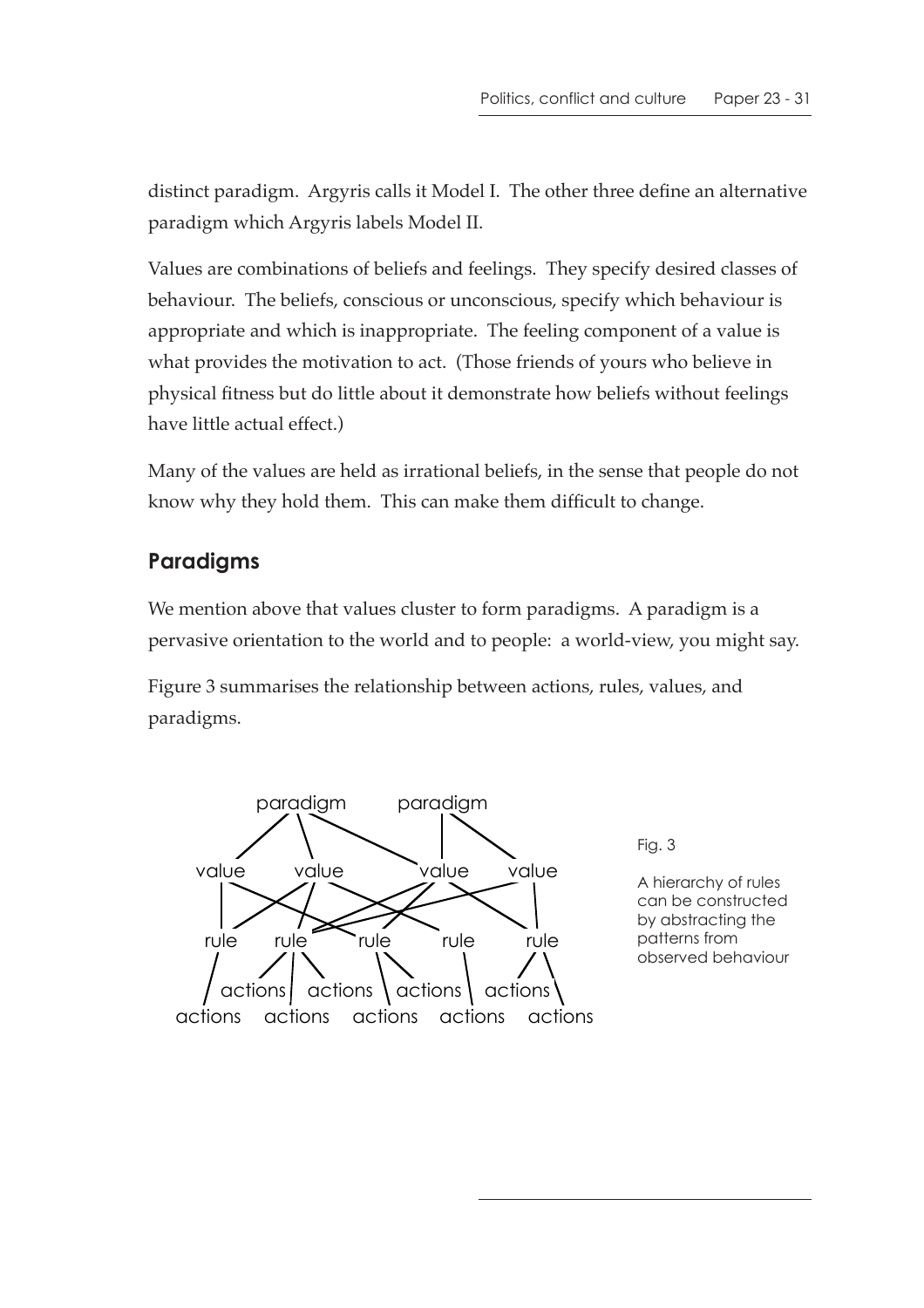distinct paradigm. Argyris calls it Model I. The other three define an alternative paradigm which Argyris labels Model II.

Values are combinations of beliefs and feelings. They specify desired classes of behaviour. The beliefs, conscious or unconscious, specify which behaviour is appropriate and which is inappropriate. The feeling component of a value is what provides the motivation to act. (Those friends of yours who believe in physical fitness but do little about it demonstrate how beliefs without feelings have little actual effect.)

Many of the values are held as irrational beliefs, in the sense that people do not know why they hold them. This can make them difficult to change.

## Paradigms

We mention above that values cluster to form paradigms. A paradigm is a pervasive orientation to the world and to people: a world-view, you might say.

Figure 3 summarises the relationship between actions, rules, values, and paradigms.

Fig. 3

A hierarchy of rules can be constructed by abstracting the patterns from observed behaviour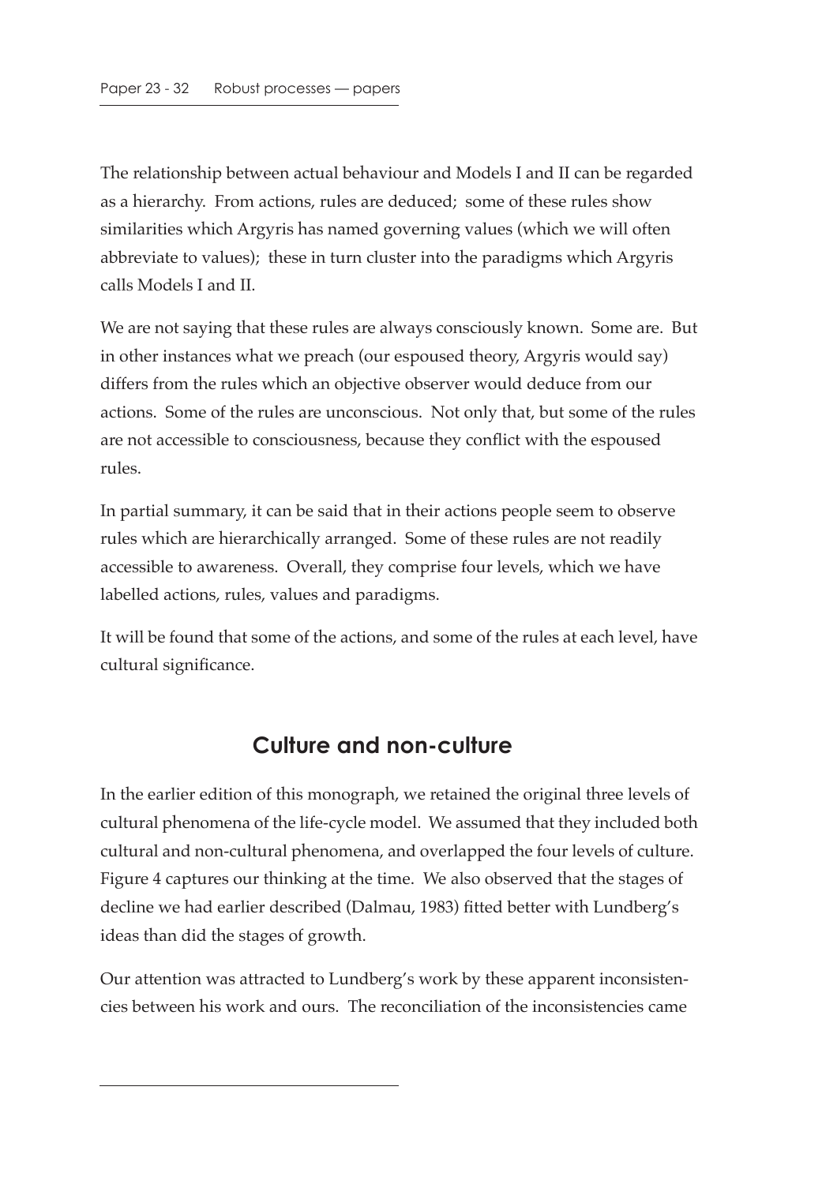The relationship between actual behaviour and Models I and II can be regarded as a hierarchy. From actions, rules are deduced; some of these rules show similarities which Argyris has named governing values (which we will often abbreviate to values); these in turn cluster into the paradigms which Argyris calls Models I and II.

We are not saying that these rules are always consciously known. Some are. But in other instances what we preach (our espoused theory, Argyris would say) differs from the rules which an objective observer would deduce from our actions. Some of the rules are unconscious. Not only that, but some of the rules are not accessible to consciousness, because they conflict with the espoused rules.

In partial summary, it can be said that in their actions people seem to observe rules which are hierarchically arranged. Some of these rules are not readily accessible to awareness. Overall, they comprise four levels, which we have labelled actions, rules, values and paradigms.

It will be found that some of the actions, and some of the rules at each level, have cultural significance.

## Culture and non-culture

In the earlier edition of this monograph, we retained the original three levels of cultural phenomena of the life-cycle model. We assumed that they included both cultural and non-cultural phenomena, and overlapped the four levels of culture. Figure 4 captures our thinking at the time. We also observed that the stages of decline we had earlier described (Dalmau, 1983) fitted better with Lundberg's ideas than did the stages of growth.

Our attention was attracted to Lundberg's work by these apparent inconsistencies between his work and ours. The reconciliation of the inconsistencies came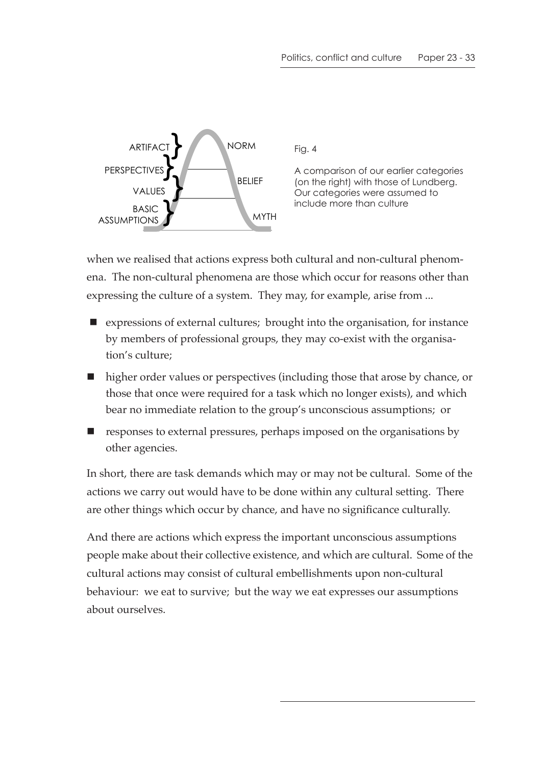ARTIFACT

PERSPECTIVES

VALUES

BASIC ASSUMPTIONS

NORM

BELIEF

MYTH

Fig. 4

A comparison of our earlier categories (on the right) with those of Lundberg. Our categories were assumed to include more than culture

when we realised that actions express both cultural and non-cultural phenomena. The non-cultural phenomena are those which occur for reasons other than expressing the culture of a system. They may, for example, arise from ...

- expressions of external cultures; brought into the organisation, for instance by members of professional groups, they may co-exist with the organisation's culture;
- higher order values or perspectives (including those that arose by chance, or those that once were required for a task which no longer exists), and which bear no immediate relation to the group's unconscious assumptions; or
- responses to external pressures, perhaps imposed on the organisations by other agencies.

In short, there are task demands which may or may not be cultural. Some of the actions we carry out would have to be done within any cultural setting. There are other things which occur by chance, and have no significance culturally.

And there are actions which express the important unconscious assumptions people make about their collective existence, and which are cultural. Some of the cultural actions may consist of cultural embellishments upon non-cultural behaviour: we eat to survive; but the way we eat expresses our assumptions about ourselves.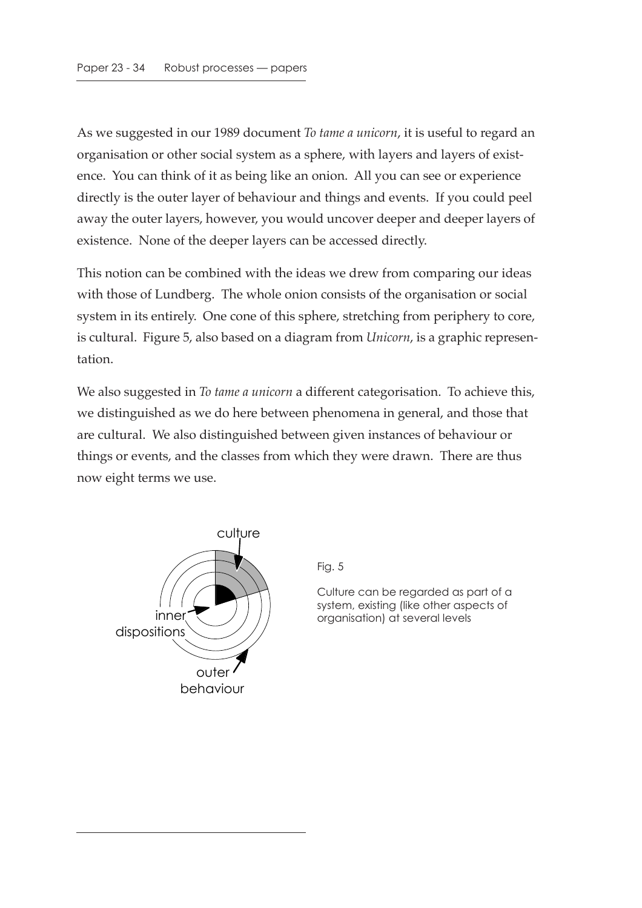As we suggested in our 1989 document *To tame a unicorn*, it is useful to regard an organisation or other social system as a sphere, with layers and layers of existence. You can think of it as being like an onion. All you can see or experience directly is the outer layer of behaviour and things and events. If you could peel away the outer layers, however, you would uncover deeper and deeper layers of existence. None of the deeper layers can be accessed directly.

This notion can be combined with the ideas we drew from comparing our ideas with those of Lundberg. The whole onion consists of the organisation or social system in its entirely. One cone of this sphere, stretching from periphery to core, is cultural. Figure 5, also based on a diagram from *Unicorn*, is a graphic representation.

We also suggested in *To tame a unicorn* a different categorisation. To achieve this, we distinguished as we do here between phenomena in general, and those that are cultural. We also distinguished between given instances of behaviour or things or events, and the classes from which they were drawn. There are thus now eight terms we use.

culture

inner dispositions

outer behaviour

Fig. 5

Culture can be regarded as part of a system, existing (like other aspects of organisation) at several levels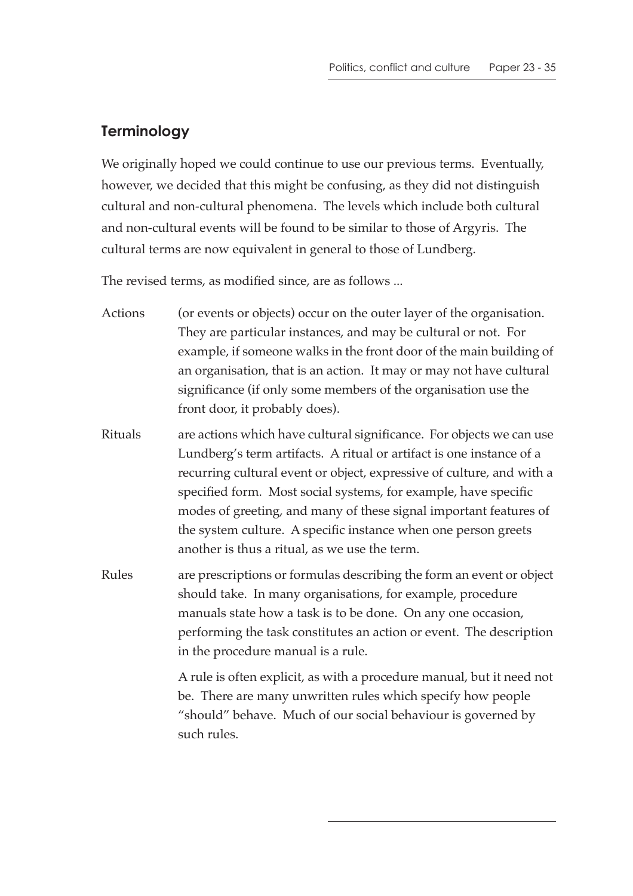## Terminology

We originally hoped we could continue to use our previous terms. Eventually, however, we decided that this might be confusing, as they did not distinguish cultural and non-cultural phenomena. The levels which include both cultural and non-cultural events will be found to be similar to those of Argyris. The cultural terms are now equivalent in general to those of Lundberg.

The revised terms, as modified since, are as follows ...

**Actions** (or events or objects) occur on the outer layer of the organisation. They are particular instances, and may be cultural or not. For example, if someone walks in the front door of the main building of an organisation, that is an action. It may or may not have cultural significance (if only some members of the organisation use the front door, it probably does).

**Rituals** are actions which have cultural significance. For objects we can use Lundberg's term artifacts. A ritual or artifact is one instance of a recurring cultural event or object, expressive of culture, and with a specified form. Most social systems, for example, have specific modes of greeting, and many of these signal important features of the system culture. A specific instance when one person greets another is thus a ritual, as we use the term.

**Rules** are prescriptions or formulas describing the form an event or object should take. In many organisations, for example, procedure manuals state how a task is to be done. On any one occasion, performing the task constitutes an action or event. The description in the procedure manual is a rule.

A rule is often explicit, as with a procedure manual, but it need not be. There are many unwritten rules which specify how people "should" behave. Much of our social behaviour is governed by such rules.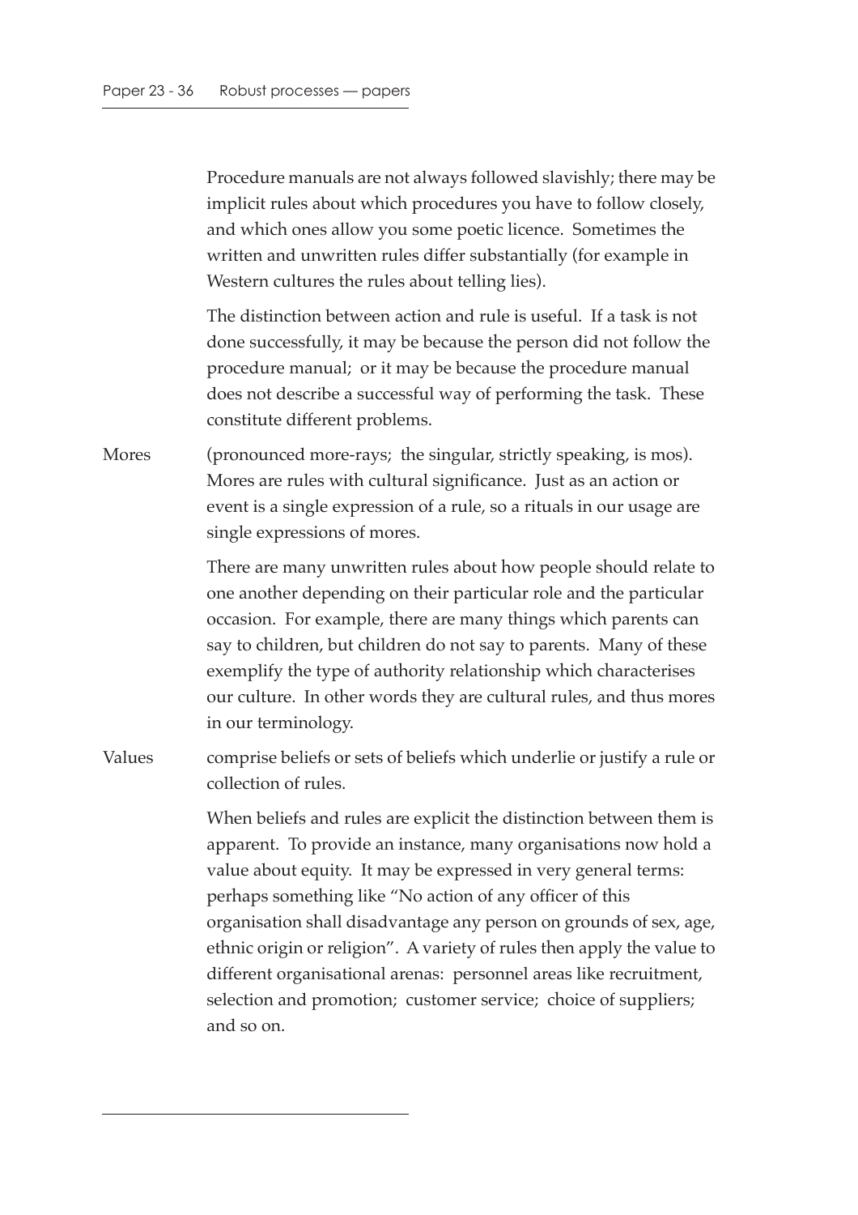Procedure manuals are not always followed slavishly; there may be implicit rules about which procedures you have to follow closely, and which ones allow you some poetic licence. Sometimes the written and unwritten rules differ substantially (for example in Western cultures the rules about telling lies).

The distinction between action and rule is useful. If a task is not done successfully, it may be because the person did not follow the procedure manual; or it may be because the procedure manual does not describe a successful way of performing the task. These constitute different problems.

**Mores** (pronounced more-rays; the singular, strictly speaking, is mos). Mores are rules with cultural significance. Just as an action or event is a single expression of a rule, so a rituals in our usage are single expressions of mores.

There are many unwritten rules about how people should relate to one another depending on their particular role and the particular occasion. For example, there are many things which parents can say to children, but children do not say to parents. Many of these exemplify the type of authority relationship which characterises our culture. In other words they are cultural rules, and thus mores in our terminology.

**Values** comprise beliefs or sets of beliefs which underlie or justify a rule or collection of rules.

When beliefs and rules are explicit the distinction between them is apparent. To provide an instance, many organisations now hold a value about equity. It may be expressed in very general terms: perhaps something like "No action of any officer of this organisation shall disadvantage any person on grounds of sex, age, ethnic origin or religion". A variety of rules then apply the value to different organisational arenas: personnel areas like recruitment, selection and promotion; customer service; choice of suppliers; and so on.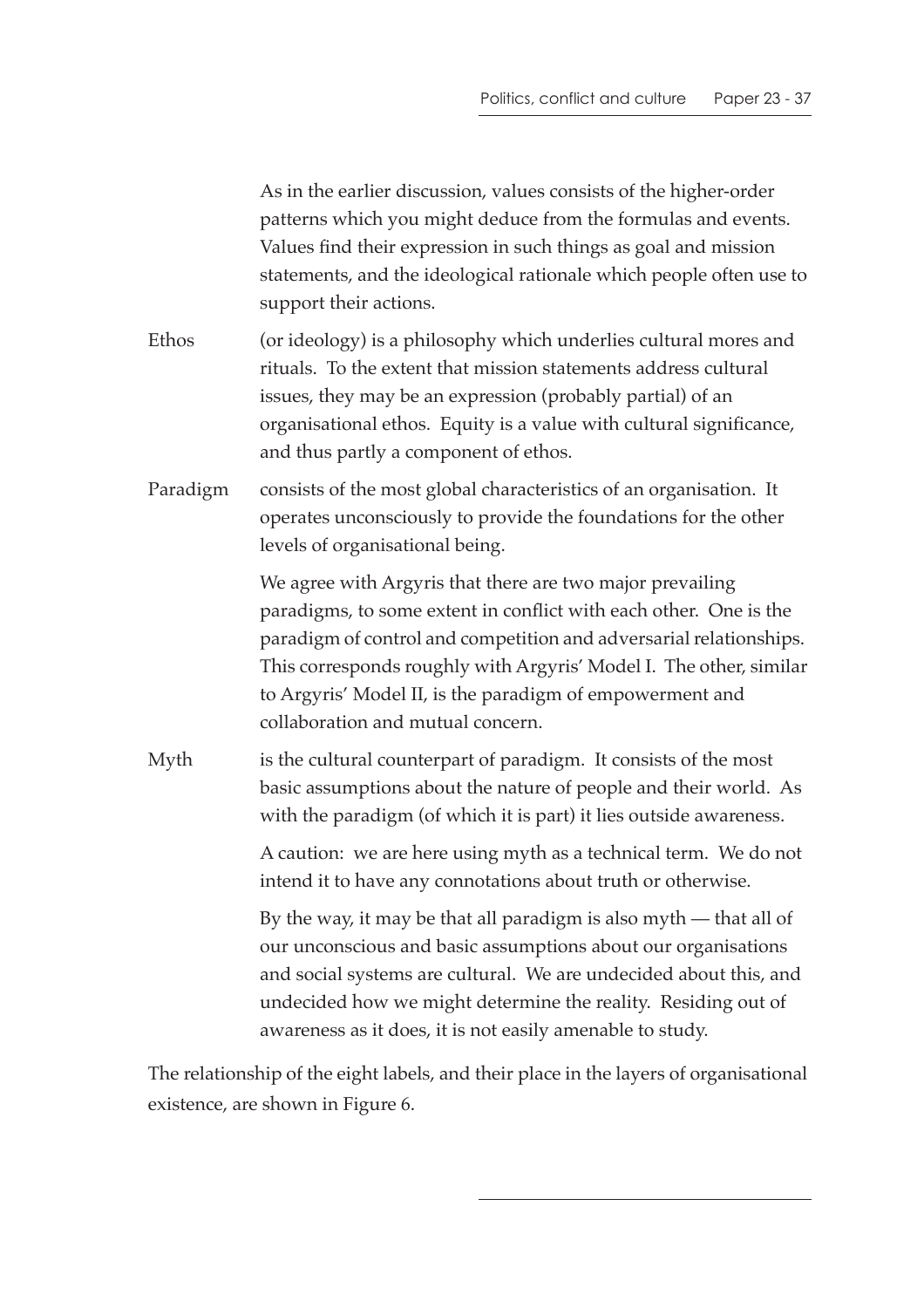As in the earlier discussion, values consists of the higher-order patterns which you might deduce from the formulas and events. Values find their expression in such things as goal and mission statements, and the ideological rationale which people often use to support their actions.

Ethos (or ideology) is a philosophy which underlies cultural mores and rituals. To the extent that mission statements address cultural issues, they may be an expression (probably partial) of an organisational ethos. Equity is a value with cultural significance, and thus partly a component of ethos.

Paradigm consists of the most global characteristics of an organisation. It operates unconsciously to provide the foundations for the other levels of organisational being.

We agree with Argyris that there are two major prevailing paradigms, to some extent in conflict with each other. One is the paradigm of control and competition and adversarial relationships. This corresponds roughly with Argyris' Model I. The other, similar to Argyris' Model II, is the paradigm of empowerment and collaboration and mutual concern.

Myth is the cultural counterpart of paradigm. It consists of the most basic assumptions about the nature of people and their world. As with the paradigm (of which it is part) it lies outside awareness.

A caution: we are here using myth as a technical term. We do not intend it to have any connotations about truth or otherwise.

By the way, it may be that all paradigm is also myth — that all of our unconscious and basic assumptions about our organisations and social systems are cultural. We are undecided about this, and undecided how we might determine the reality. Residing out of awareness as it does, it is not easily amenable to study.

The relationship of the eight labels, and their place in the layers of organisational existence, are shown in Figure 6.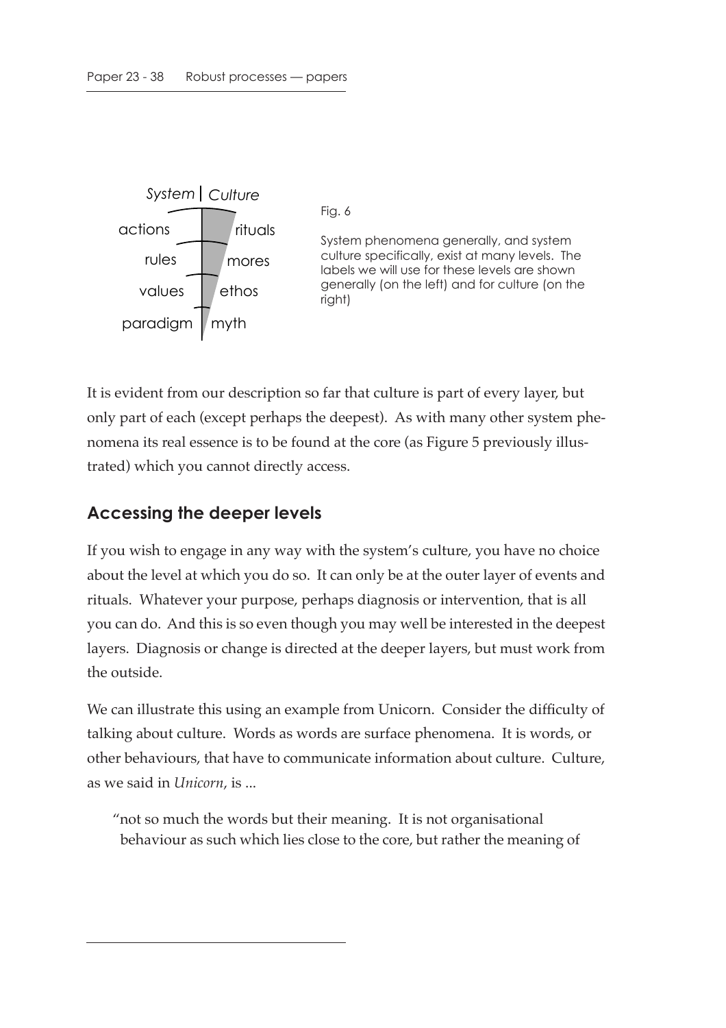| System | Culture |
| --- | --- |
| actions | rituals |
| rules | mores |
| values | ethos |
| paradigm | myth |

Fig. 6

System phenomena generally, and system culture specifically, exist at many levels. The labels we will use for these levels are shown generally (on the left) and for culture (on the right)

It is evident from our description so far that culture is part of every layer, but only part of each (except perhaps the deepest). As with many other system phenomena its real essence is to be found at the core (as Figure 5 previously illustrated) which you cannot directly access.

## Accessing the deeper levels

If you wish to engage in any way with the system's culture, you have no choice about the level at which you do so. It can only be at the outer layer of events and rituals. Whatever your purpose, perhaps diagnosis or intervention, that is all you can do. And this is so even though you may well be interested in the deepest layers. Diagnosis or change is directed at the deeper layers, but must work from the outside.

We can illustrate this using an example from Unicorn. Consider the difficulty of talking about culture. Words as words are surface phenomena. It is words, or other behaviours, that have to communicate information about culture. Culture, as we said in *Unicorn*, is ...

> "not so much the words but their meaning. It is not organisational behaviour as such which lies close to the core, but rather the meaning of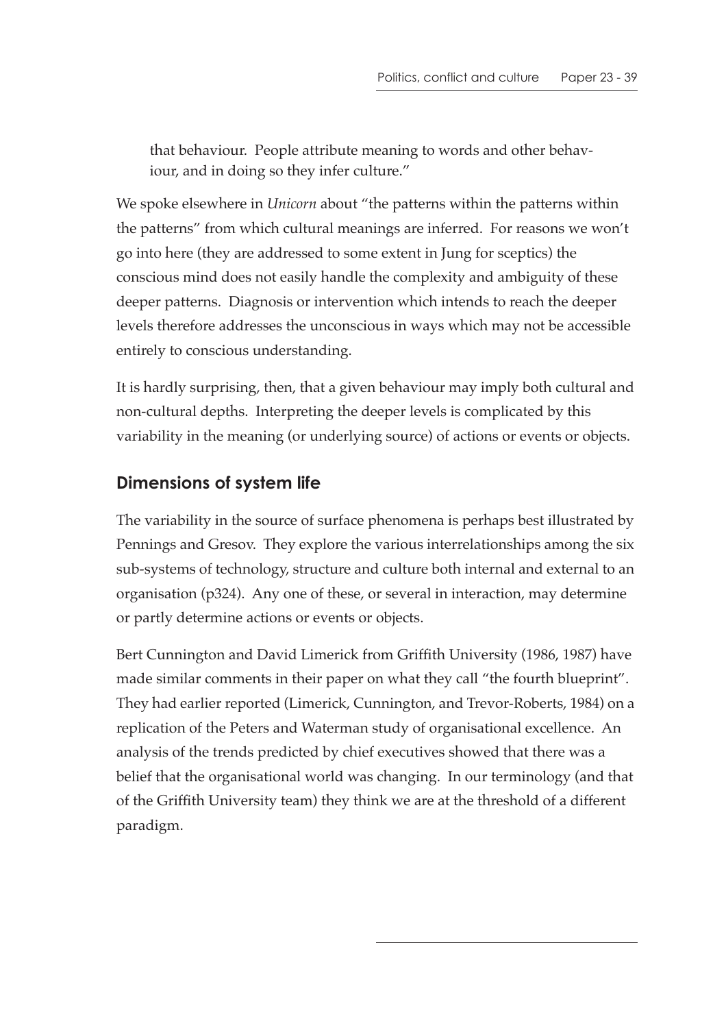that behaviour. People attribute meaning to words and other behaviour, and in doing so they infer culture."

We spoke elsewhere in *Unicorn* about "the patterns within the patterns within the patterns" from which cultural meanings are inferred. For reasons we won't go into here (they are addressed to some extent in Jung for sceptics) the conscious mind does not easily handle the complexity and ambiguity of these deeper patterns. Diagnosis or intervention which intends to reach the deeper levels therefore addresses the unconscious in ways which may not be accessible entirely to conscious understanding.

It is hardly surprising, then, that a given behaviour may imply both cultural and non-cultural depths. Interpreting the deeper levels is complicated by this variability in the meaning (or underlying source) of actions or events or objects.

## Dimensions of system life

The variability in the source of surface phenomena is perhaps best illustrated by Pennings and Gresov. They explore the various interrelationships among the six sub-systems of technology, structure and culture both internal and external to an organisation (p324). Any one of these, or several in interaction, may determine or partly determine actions or events or objects.

Bert Cunnington and David Limerick from Griffith University (1986, 1987) have made similar comments in their paper on what they call "the fourth blueprint". They had earlier reported (Limerick, Cunnington, and Trevor-Roberts, 1984) on a replication of the Peters and Waterman study of organisational excellence. An analysis of the trends predicted by chief executives showed that there was a belief that the organisational world was changing. In our terminology (and that of the Griffith University team) they think we are at the threshold of a different paradigm.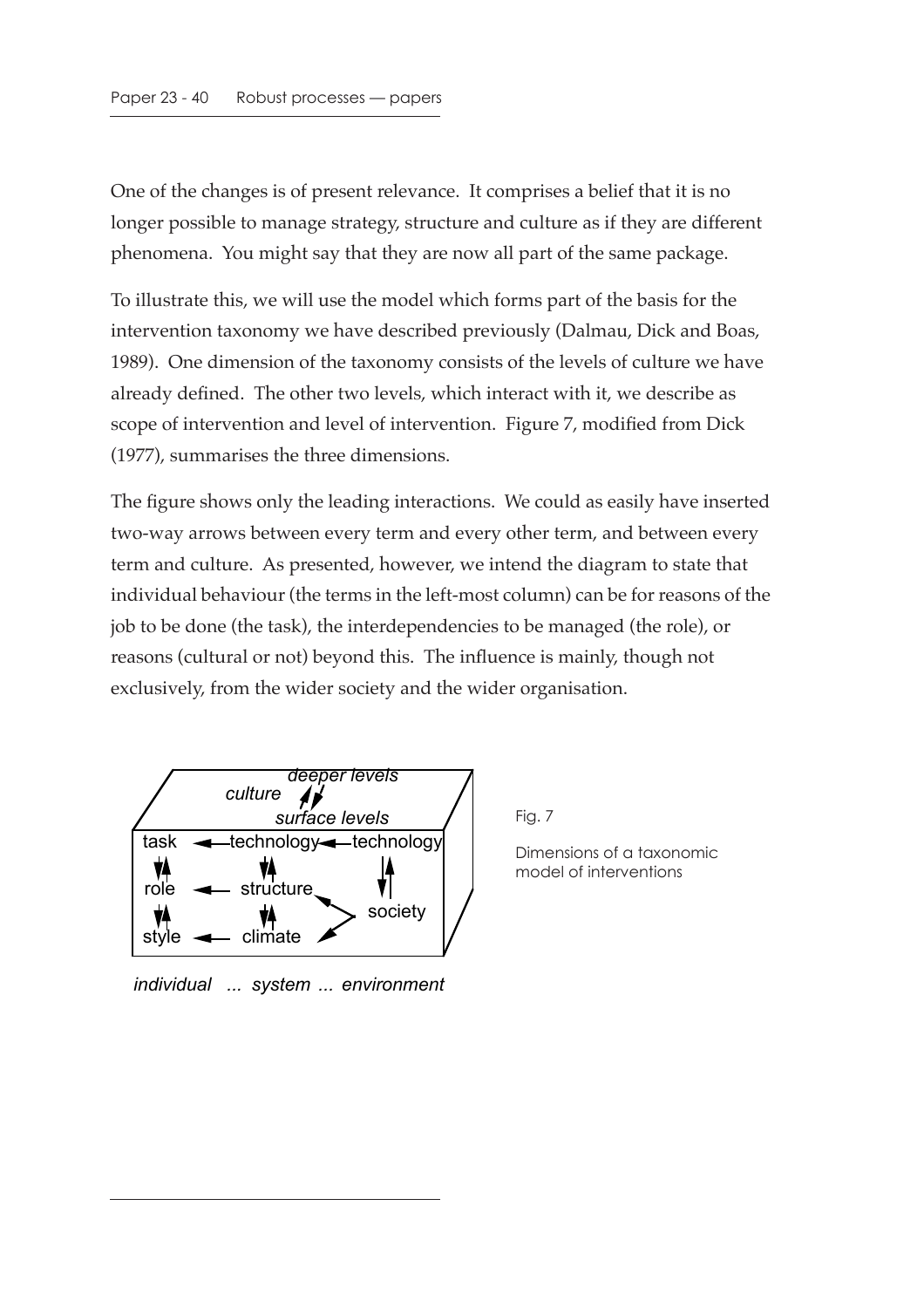One of the changes is of present relevance. It comprises a belief that it is no longer possible to manage strategy, structure and culture as if they are different phenomena. You might say that they are now all part of the same package.

To illustrate this, we will use the model which forms part of the basis for the intervention taxonomy we have described previously (Dalmau, Dick and Boas, 1989). One dimension of the taxonomy consists of the levels of culture we have already defined. The other two levels, which interact with it, we describe as scope of intervention and level of intervention. Figure 7, modified from Dick (1977), summarises the three dimensions.

The figure shows only the leading interactions. We could as easily have inserted two-way arrows between every term and every other term, and between every term and culture. As presented, however, we intend the diagram to state that individual behaviour (the terms in the left-most column) can be for reasons of the job to be done (the task), the interdependencies to be managed (the role), or reasons (cultural or not) beyond this. The influence is mainly, though not exclusively, from the wider society and the wider organisation.

culture — deeper levels / surface levels

| individual | system | environment |
| --- | --- | --- |
| task | technology | technology |
| role | structure | society |
| style | climate | |

*individual ... system ... environment*

Fig. 7

Dimensions of a taxonomic model of interventions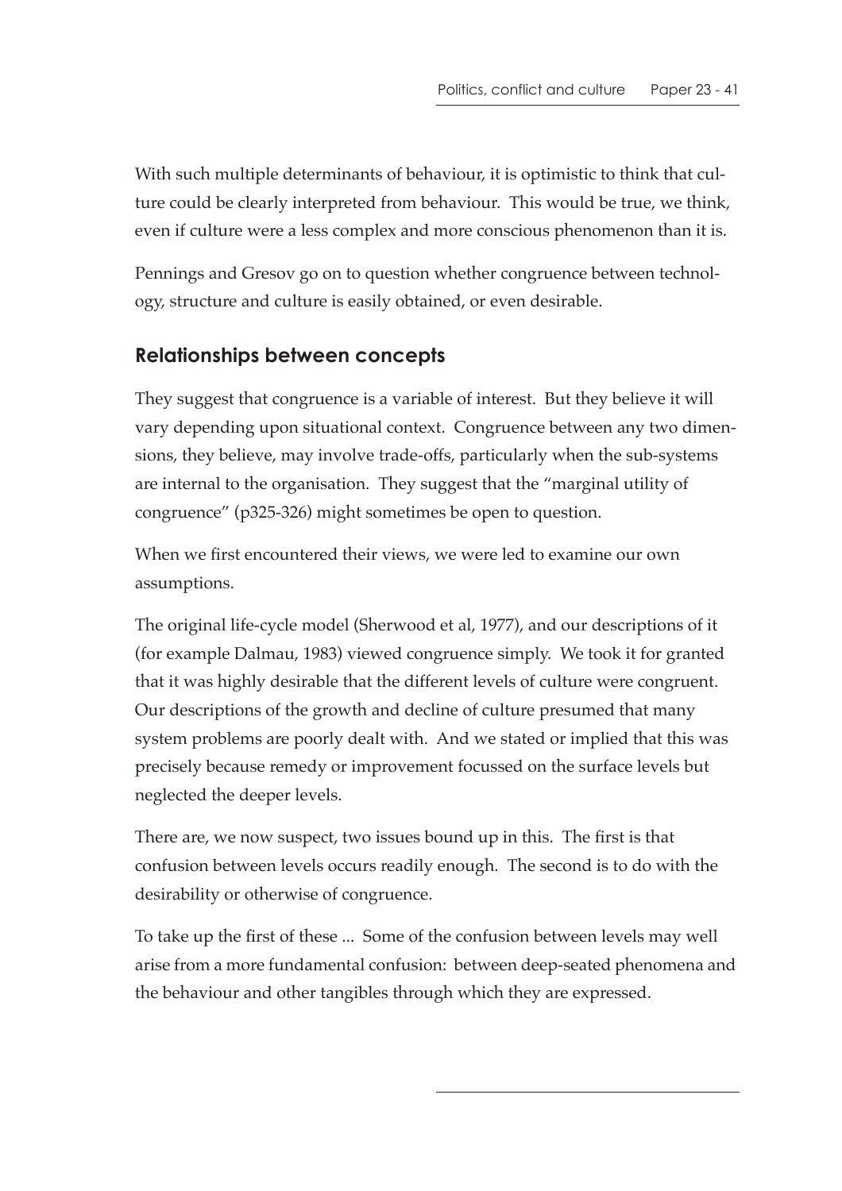With such multiple determinants of behaviour, it is optimistic to think that culture could be clearly interpreted from behaviour. This would be true, we think, even if culture were a less complex and more conscious phenomenon than it is.

Pennings and Gresov go on to question whether congruence between technology, structure and culture is easily obtained, or even desirable.

## Relationships between concepts

They suggest that congruence is a variable of interest. But they believe it will vary depending upon situational context. Congruence between any two dimensions, they believe, may involve trade-offs, particularly when the sub-systems are internal to the organisation. They suggest that the "marginal utility of congruence" (p325-326) might sometimes be open to question.

When we first encountered their views, we were led to examine our own assumptions.

The original life-cycle model (Sherwood et al, 1977), and our descriptions of it (for example Dalmau, 1983) viewed congruence simply. We took it for granted that it was highly desirable that the different levels of culture were congruent. Our descriptions of the growth and decline of culture presumed that many system problems are poorly dealt with. And we stated or implied that this was precisely because remedy or improvement focussed on the surface levels but neglected the deeper levels.

There are, we now suspect, two issues bound up in this. The first is that confusion between levels occurs readily enough. The second is to do with the desirability or otherwise of congruence.

To take up the first of these ... Some of the confusion between levels may well arise from a more fundamental confusion: between deep-seated phenomena and the behaviour and other tangibles through which they are expressed.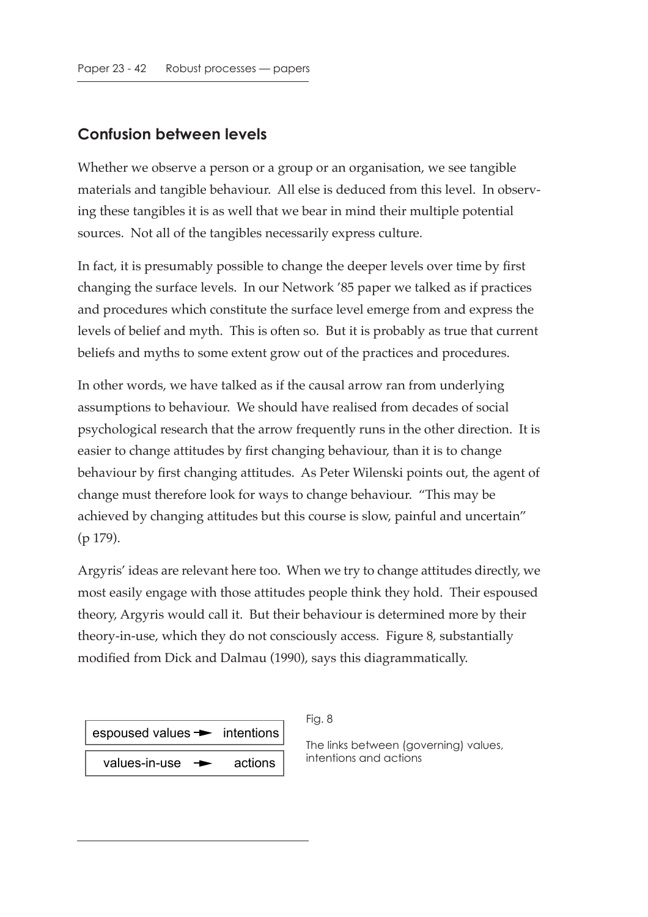## Confusion between levels

Whether we observe a person or a group or an organisation, we see tangible materials and tangible behaviour. All else is deduced from this level. In observing these tangibles it is as well that we bear in mind their multiple potential sources. Not all of the tangibles necessarily express culture.

In fact, it is presumably possible to change the deeper levels over time by first changing the surface levels. In our Network '85 paper we talked as if practices and procedures which constitute the surface level emerge from and express the levels of belief and myth. This is often so. But it is probably as true that current beliefs and myths to some extent grow out of the practices and procedures.

In other words, we have talked as if the causal arrow ran from underlying assumptions to behaviour. We should have realised from decades of social psychological research that the arrow frequently runs in the other direction. It is easier to change attitudes by first changing behaviour, than it is to change behaviour by first changing attitudes. As Peter Wilenski points out, the agent of change must therefore look for ways to change behaviour. "This may be achieved by changing attitudes but this course is slow, painful and uncertain" (p 179).

Argyris' ideas are relevant here too. When we try to change attitudes directly, we most easily engage with those attitudes people think they hold. Their espoused theory, Argyris would call it. But their behaviour is determined more by their theory-in-use, which they do not consciously access. Figure 8, substantially modified from Dick and Dalmau (1990), says this diagrammatically.

| espoused values → intentions |
|---|
| values-in-use → actions |

Fig. 8

The links between (governing) values, intentions and actions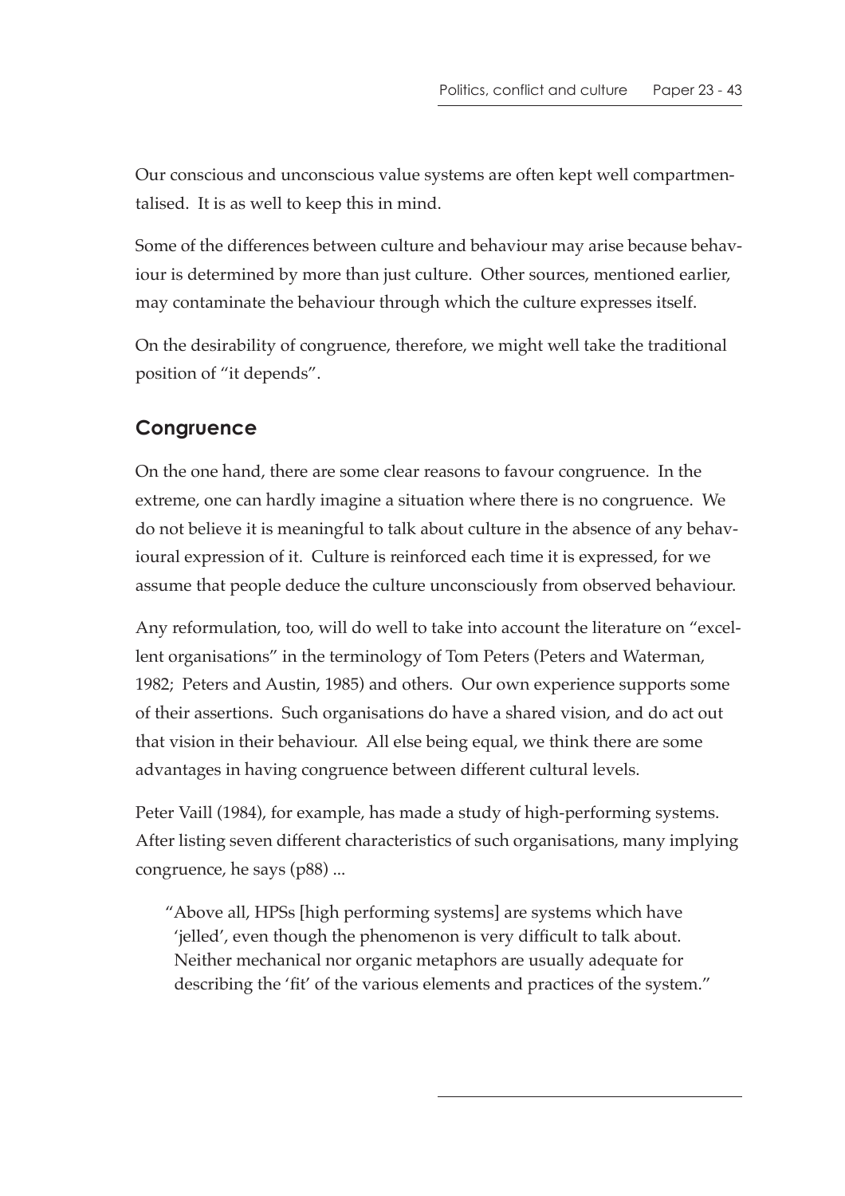Our conscious and unconscious value systems are often kept well compartmentalised. It is as well to keep this in mind.

Some of the differences between culture and behaviour may arise because behaviour is determined by more than just culture. Other sources, mentioned earlier, may contaminate the behaviour through which the culture expresses itself.

On the desirability of congruence, therefore, we might well take the traditional position of "it depends".

## Congruence

On the one hand, there are some clear reasons to favour congruence. In the extreme, one can hardly imagine a situation where there is no congruence. We do not believe it is meaningful to talk about culture in the absence of any behavioural expression of it. Culture is reinforced each time it is expressed, for we assume that people deduce the culture unconsciously from observed behaviour.

Any reformulation, too, will do well to take into account the literature on "excellent organisations" in the terminology of Tom Peters (Peters and Waterman, 1982; Peters and Austin, 1985) and others. Our own experience supports some of their assertions. Such organisations do have a shared vision, and do act out that vision in their behaviour. All else being equal, we think there are some advantages in having congruence between different cultural levels.

Peter Vaill (1984), for example, has made a study of high-performing systems. After listing seven different characteristics of such organisations, many implying congruence, he says (p88) ...

> "Above all, HPSs [high performing systems] are systems which have 'jelled', even though the phenomenon is very difficult to talk about. Neither mechanical nor organic metaphors are usually adequate for describing the 'fit' of the various elements and practices of the system."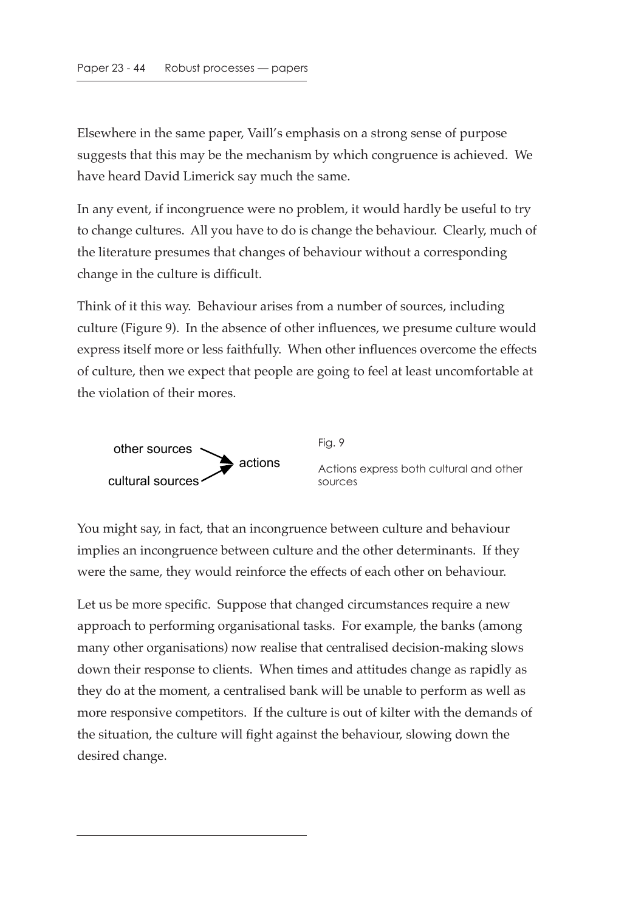Elsewhere in the same paper, Vaill's emphasis on a strong sense of purpose suggests that this may be the mechanism by which congruence is achieved. We have heard David Limerick say much the same.

In any event, if incongruence were no problem, it would hardly be useful to try to change cultures. All you have to do is change the behaviour. Clearly, much of the literature presumes that changes of behaviour without a corresponding change in the culture is difficult.

Think of it this way. Behaviour arises from a number of sources, including culture (Figure 9). In the absence of other influences, we presume culture would express itself more or less faithfully. When other influences overcome the effects of culture, then we expect that people are going to feel at least uncomfortable at the violation of their mores.

other sources → actions
cultural sources → actions

Fig. 9

Actions express both cultural and other sources

You might say, in fact, that an incongruence between culture and behaviour implies an incongruence between culture and the other determinants. If they were the same, they would reinforce the effects of each other on behaviour.

Let us be more specific. Suppose that changed circumstances require a new approach to performing organisational tasks. For example, the banks (among many other organisations) now realise that centralised decision-making slows down their response to clients. When times and attitudes change as rapidly as they do at the moment, a centralised bank will be unable to perform as well as more responsive competitors. If the culture is out of kilter with the demands of the situation, the culture will fight against the behaviour, slowing down the desired change.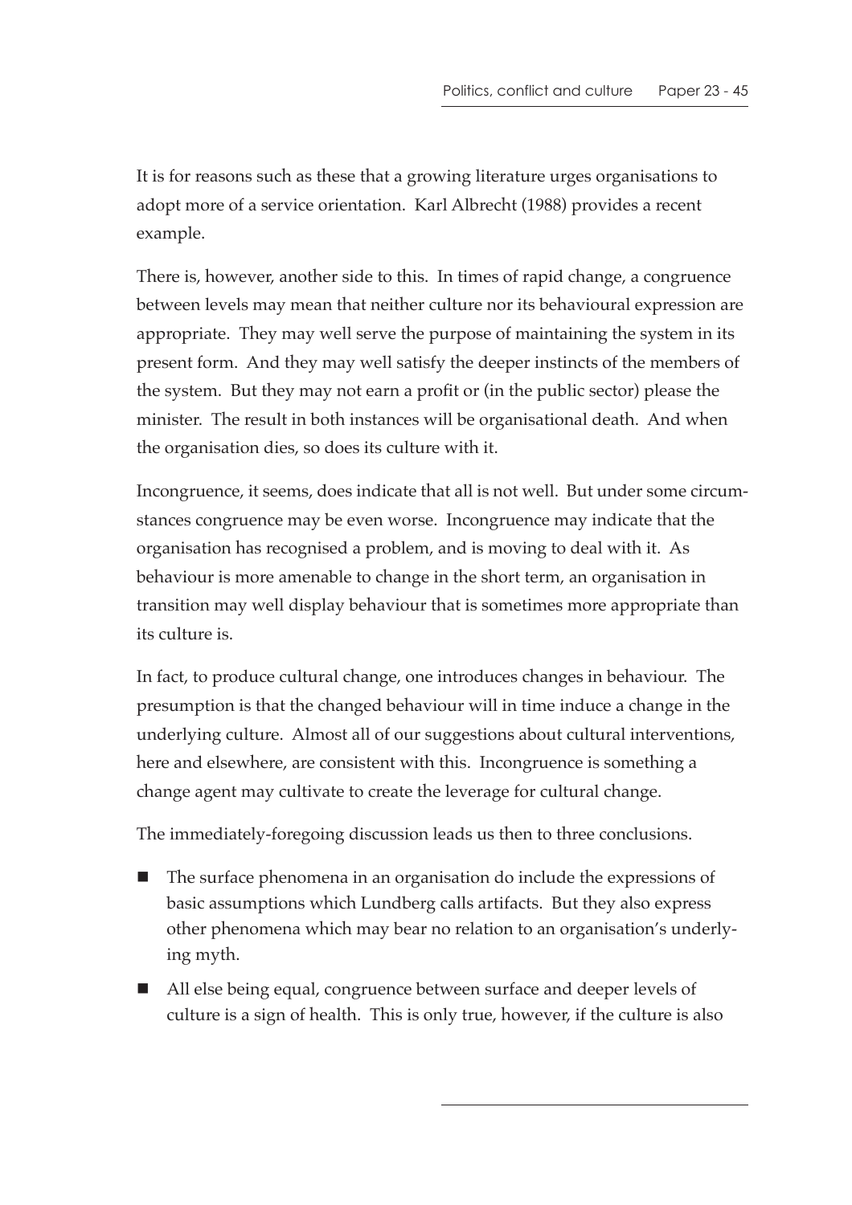It is for reasons such as these that a growing literature urges organisations to adopt more of a service orientation. Karl Albrecht (1988) provides a recent example.

There is, however, another side to this. In times of rapid change, a congruence between levels may mean that neither culture nor its behavioural expression are appropriate. They may well serve the purpose of maintaining the system in its present form. And they may well satisfy the deeper instincts of the members of the system. But they may not earn a profit or (in the public sector) please the minister. The result in both instances will be organisational death. And when the organisation dies, so does its culture with it.

Incongruence, it seems, does indicate that all is not well. But under some circumstances congruence may be even worse. Incongruence may indicate that the organisation has recognised a problem, and is moving to deal with it. As behaviour is more amenable to change in the short term, an organisation in transition may well display behaviour that is sometimes more appropriate than its culture is.

In fact, to produce cultural change, one introduces changes in behaviour. The presumption is that the changed behaviour will in time induce a change in the underlying culture. Almost all of our suggestions about cultural interventions, here and elsewhere, are consistent with this. Incongruence is something a change agent may cultivate to create the leverage for cultural change.

The immediately-foregoing discussion leads us then to three conclusions.

- The surface phenomena in an organisation do include the expressions of basic assumptions which Lundberg calls artifacts. But they also express other phenomena which may bear no relation to an organisation's underlying myth.
- All else being equal, congruence between surface and deeper levels of culture is a sign of health. This is only true, however, if the culture is also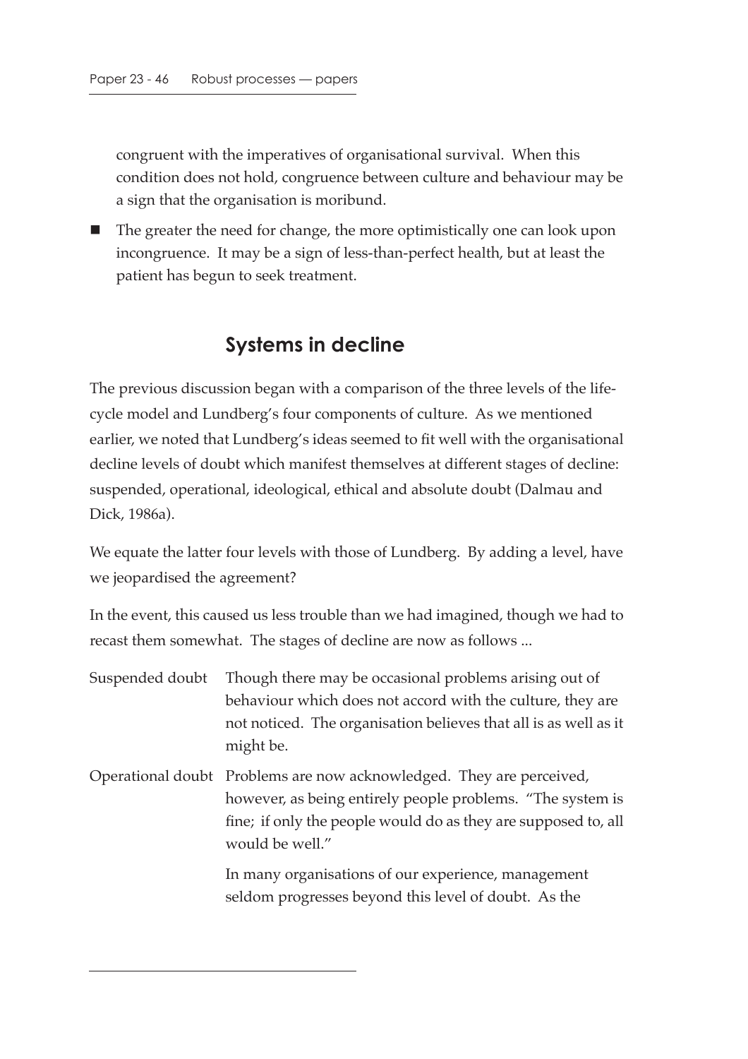congruent with the imperatives of organisational survival. When this condition does not hold, congruence between culture and behaviour may be a sign that the organisation is moribund.

- The greater the need for change, the more optimistically one can look upon incongruence. It may be a sign of less-than-perfect health, but at least the patient has begun to seek treatment.

## Systems in decline

The previous discussion began with a comparison of the three levels of the life-cycle model and Lundberg's four components of culture. As we mentioned earlier, we noted that Lundberg's ideas seemed to fit well with the organisational decline levels of doubt which manifest themselves at different stages of decline: suspended, operational, ideological, ethical and absolute doubt (Dalmau and Dick, 1986a).

We equate the latter four levels with those of Lundberg. By adding a level, have we jeopardised the agreement?

In the event, this caused us less trouble than we had imagined, though we had to recast them somewhat. The stages of decline are now as follows ...

Suspended doubt — Though there may be occasional problems arising out of behaviour which does not accord with the culture, they are not noticed. The organisation believes that all is as well as it might be.

Operational doubt — Problems are now acknowledged. They are perceived, however, as being entirely people problems. "The system is fine; if only the people would do as they are supposed to, all would be well."

In many organisations of our experience, management seldom progresses beyond this level of doubt. As the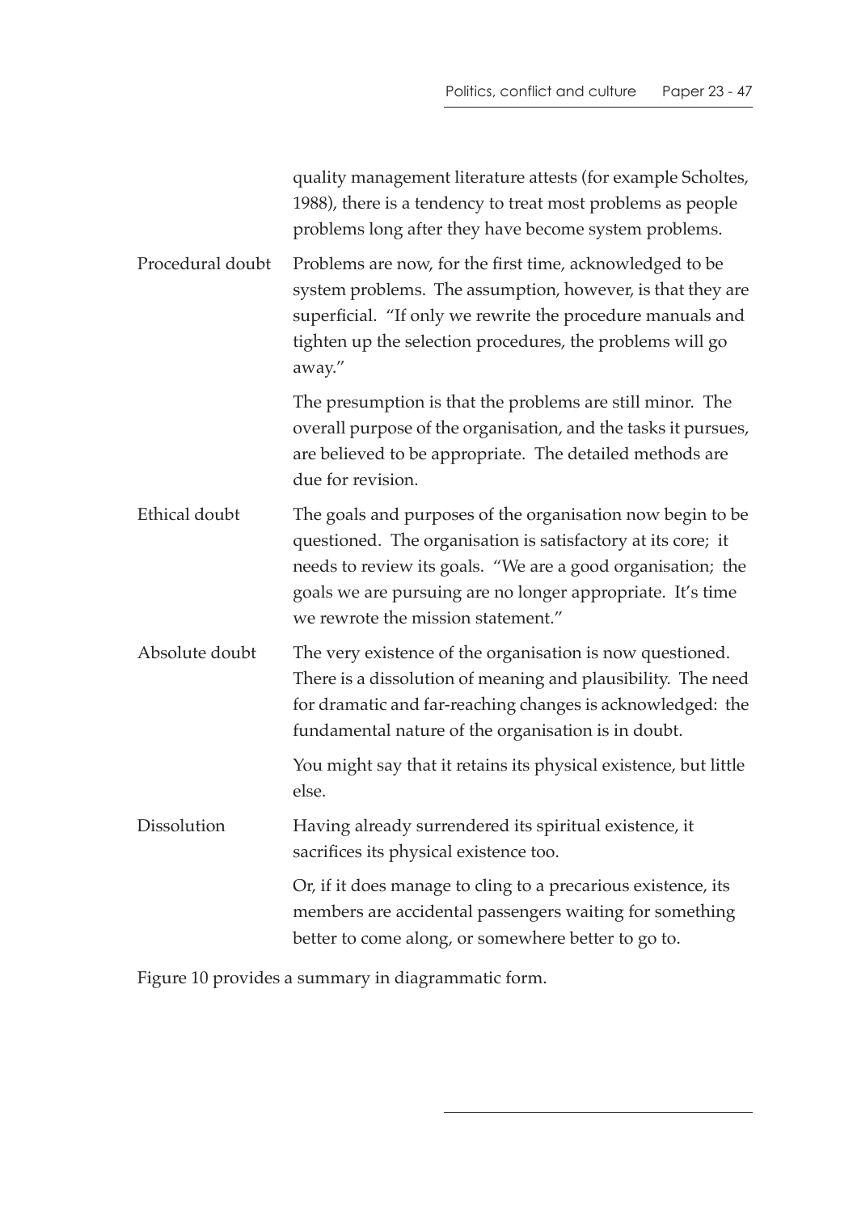quality management literature attests (for example Scholtes, 1988), there is a tendency to treat most problems as people problems long after they have become system problems.

Procedural doubt — Problems are now, for the first time, acknowledged to be system problems. The assumption, however, is that they are superficial. "If only we rewrite the procedure manuals and tighten up the selection procedures, the problems will go away."

The presumption is that the problems are still minor. The overall purpose of the organisation, and the tasks it pursues, are believed to be appropriate. The detailed methods are due for revision.

Ethical doubt — The goals and purposes of the organisation now begin to be questioned. The organisation is satisfactory at its core; it needs to review its goals. "We are a good organisation; the goals we are pursuing are no longer appropriate. It's time we rewrote the mission statement."

Absolute doubt — The very existence of the organisation is now questioned. There is a dissolution of meaning and plausibility. The need for dramatic and far-reaching changes is acknowledged: the fundamental nature of the organisation is in doubt.

You might say that it retains its physical existence, but little else.

Dissolution — Having already surrendered its spiritual existence, it sacrifices its physical existence too.

Or, if it does manage to cling to a precarious existence, its members are accidental passengers waiting for something better to come along, or somewhere better to go to.

Figure 10 provides a summary in diagrammatic form.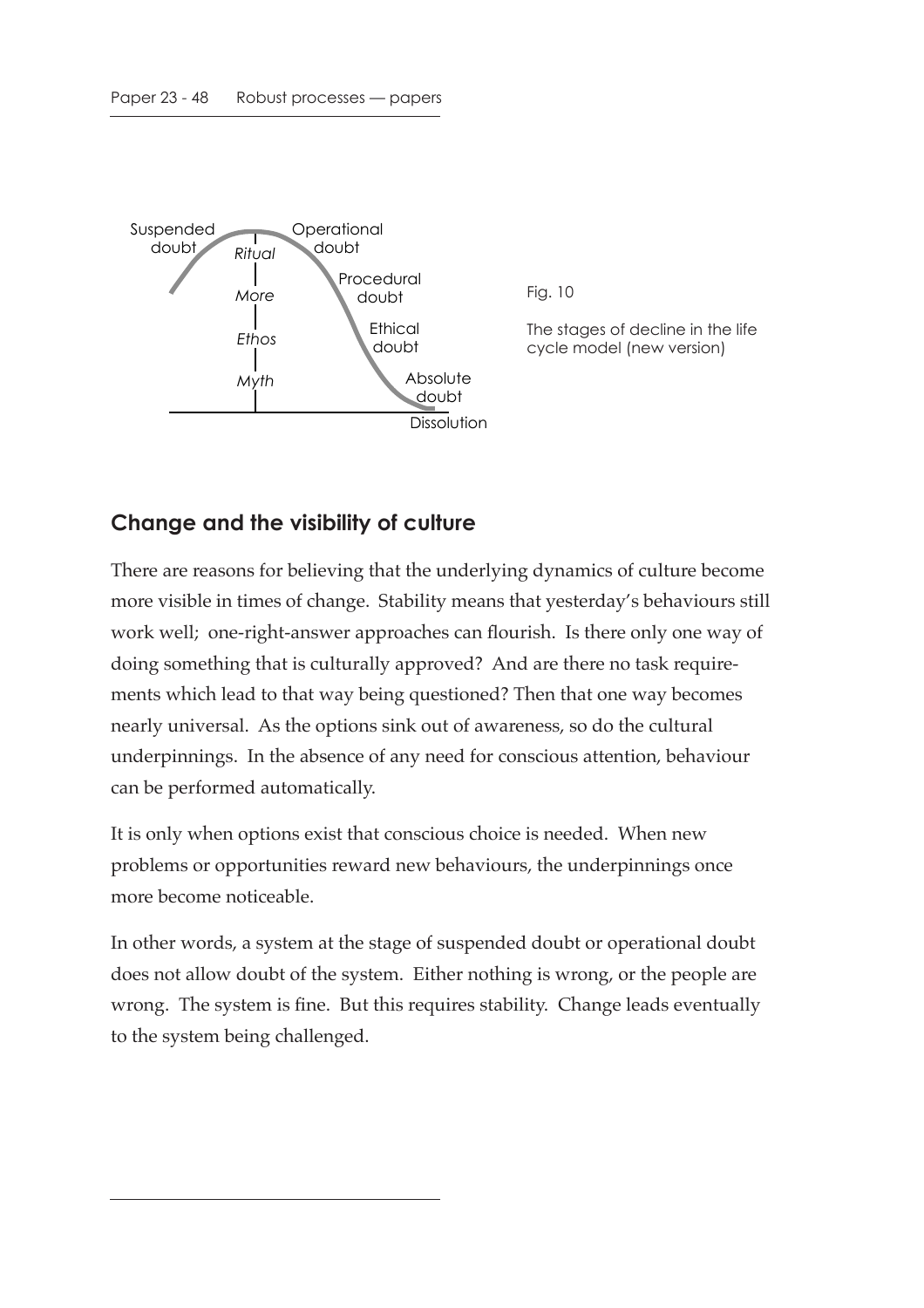Fig. 10

The stages of decline in the life cycle model (new version)

## Change and the visibility of culture

There are reasons for believing that the underlying dynamics of culture become more visible in times of change. Stability means that yesterday's behaviours still work well; one-right-answer approaches can flourish. Is there only one way of doing something that is culturally approved? And are there no task requirements which lead to that way being questioned? Then that one way becomes nearly universal. As the options sink out of awareness, so do the cultural underpinnings. In the absence of any need for conscious attention, behaviour can be performed automatically.

It is only when options exist that conscious choice is needed. When new problems or opportunities reward new behaviours, the underpinnings once more become noticeable.

In other words, a system at the stage of suspended doubt or operational doubt does not allow doubt of the system. Either nothing is wrong, or the people are wrong. The system is fine. But this requires stability. Change leads eventually to the system being challenged.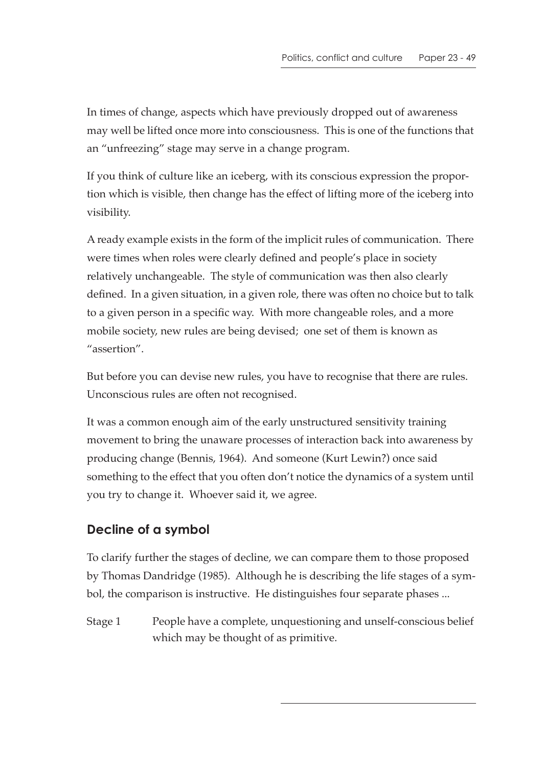In times of change, aspects which have previously dropped out of awareness may well be lifted once more into consciousness. This is one of the functions that an "unfreezing" stage may serve in a change program.

If you think of culture like an iceberg, with its conscious expression the proportion which is visible, then change has the effect of lifting more of the iceberg into visibility.

A ready example exists in the form of the implicit rules of communication. There were times when roles were clearly defined and people's place in society relatively unchangeable. The style of communication was then also clearly defined. In a given situation, in a given role, there was often no choice but to talk to a given person in a specific way. With more changeable roles, and a more mobile society, new rules are being devised; one set of them is known as "assertion".

But before you can devise new rules, you have to recognise that there are rules. Unconscious rules are often not recognised.

It was a common enough aim of the early unstructured sensitivity training movement to bring the unaware processes of interaction back into awareness by producing change (Bennis, 1964). And someone (Kurt Lewin?) once said something to the effect that you often don't notice the dynamics of a system until you try to change it. Whoever said it, we agree.

## Decline of a symbol

To clarify further the stages of decline, we can compare them to those proposed by Thomas Dandridge (1985). Although he is describing the life stages of a symbol, the comparison is instructive. He distinguishes four separate phases ...

Stage 1 People have a complete, unquestioning and unself-conscious belief which may be thought of as primitive.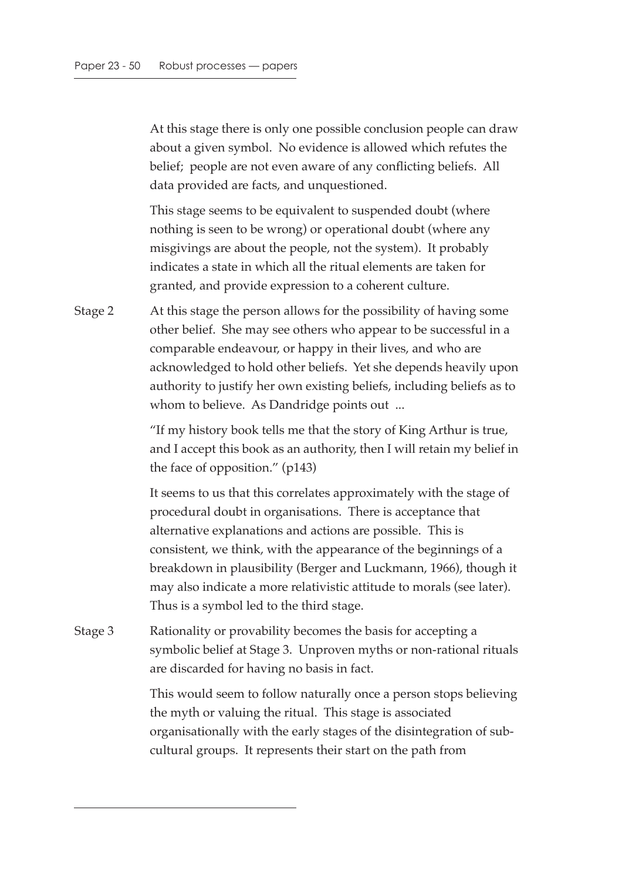At this stage there is only one possible conclusion people can draw about a given symbol. No evidence is allowed which refutes the belief; people are not even aware of any conflicting beliefs. All data provided are facts, and unquestioned.

This stage seems to be equivalent to suspended doubt (where nothing is seen to be wrong) or operational doubt (where any misgivings are about the people, not the system). It probably indicates a state in which all the ritual elements are taken for granted, and provide expression to a coherent culture.

Stage 2 At this stage the person allows for the possibility of having some other belief. She may see others who appear to be successful in a comparable endeavour, or happy in their lives, and who are acknowledged to hold other beliefs. Yet she depends heavily upon authority to justify her own existing beliefs, including beliefs as to whom to believe. As Dandridge points out ...

> "If my history book tells me that the story of King Arthur is true, and I accept this book as an authority, then I will retain my belief in the face of opposition." (p143)

It seems to us that this correlates approximately with the stage of procedural doubt in organisations. There is acceptance that alternative explanations and actions are possible. This is consistent, we think, with the appearance of the beginnings of a breakdown in plausibility (Berger and Luckmann, 1966), though it may also indicate a more relativistic attitude to morals (see later). Thus is a symbol led to the third stage.

Stage 3 Rationality or provability becomes the basis for accepting a symbolic belief at Stage 3. Unproven myths or non-rational rituals are discarded for having no basis in fact.

This would seem to follow naturally once a person stops believing the myth or valuing the ritual. This stage is associated organisationally with the early stages of the disintegration of sub-cultural groups. It represents their start on the path from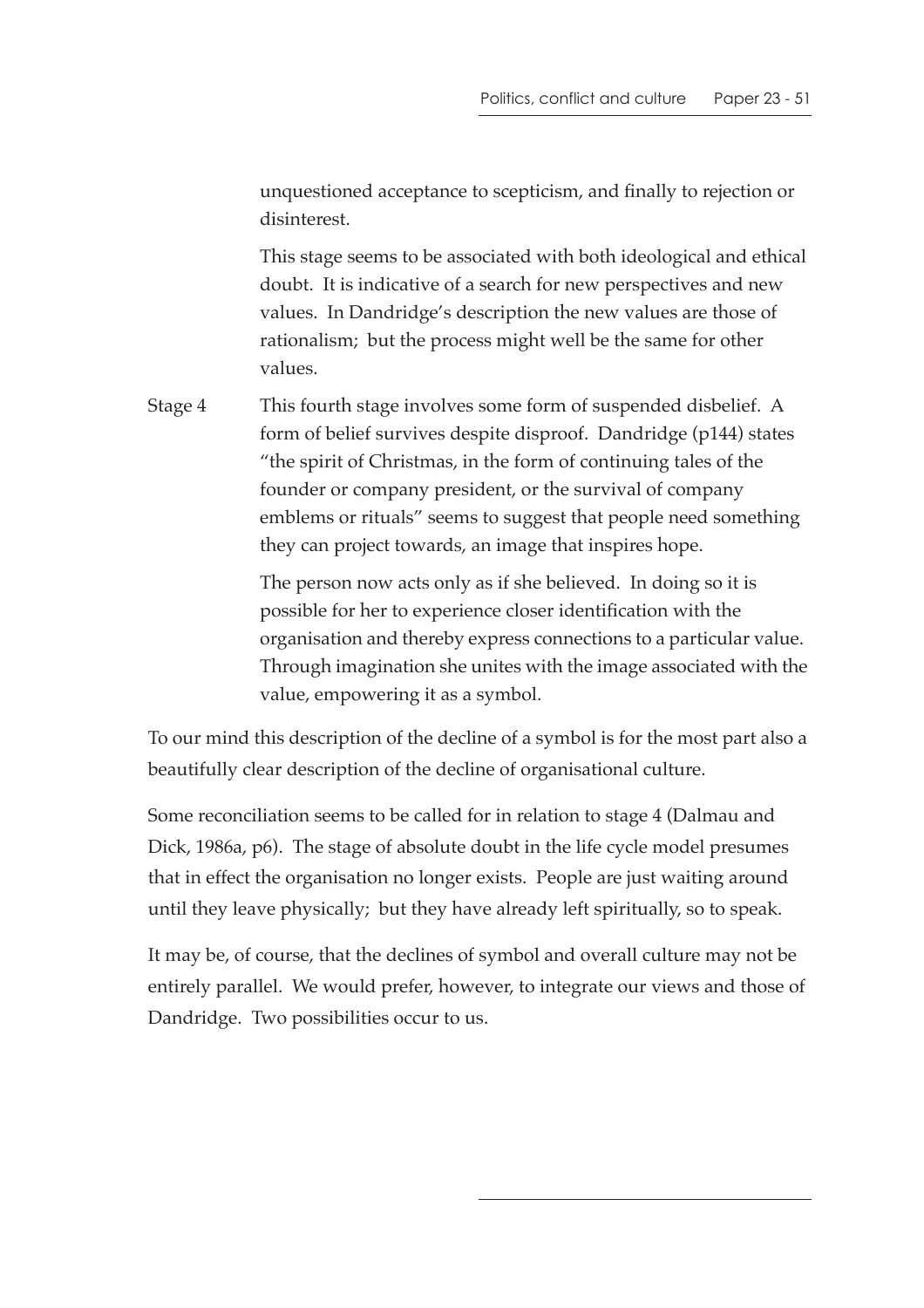unquestioned acceptance to scepticism, and finally to rejection or disinterest.

This stage seems to be associated with both ideological and ethical doubt. It is indicative of a search for new perspectives and new values. In Dandridge's description the new values are those of rationalism; but the process might well be the same for other values.

Stage 4 This fourth stage involves some form of suspended disbelief. A form of belief survives despite disproof. Dandridge (p144) states "the spirit of Christmas, in the form of continuing tales of the founder or company president, or the survival of company emblems or rituals" seems to suggest that people need something they can project towards, an image that inspires hope.

The person now acts only as if she believed. In doing so it is possible for her to experience closer identification with the organisation and thereby express connections to a particular value. Through imagination she unites with the image associated with the value, empowering it as a symbol.

To our mind this description of the decline of a symbol is for the most part also a beautifully clear description of the decline of organisational culture.

Some reconciliation seems to be called for in relation to stage 4 (Dalmau and Dick, 1986a, p6). The stage of absolute doubt in the life cycle model presumes that in effect the organisation no longer exists. People are just waiting around until they leave physically; but they have already left spiritually, so to speak.

It may be, of course, that the declines of symbol and overall culture may not be entirely parallel. We would prefer, however, to integrate our views and those of Dandridge. Two possibilities occur to us.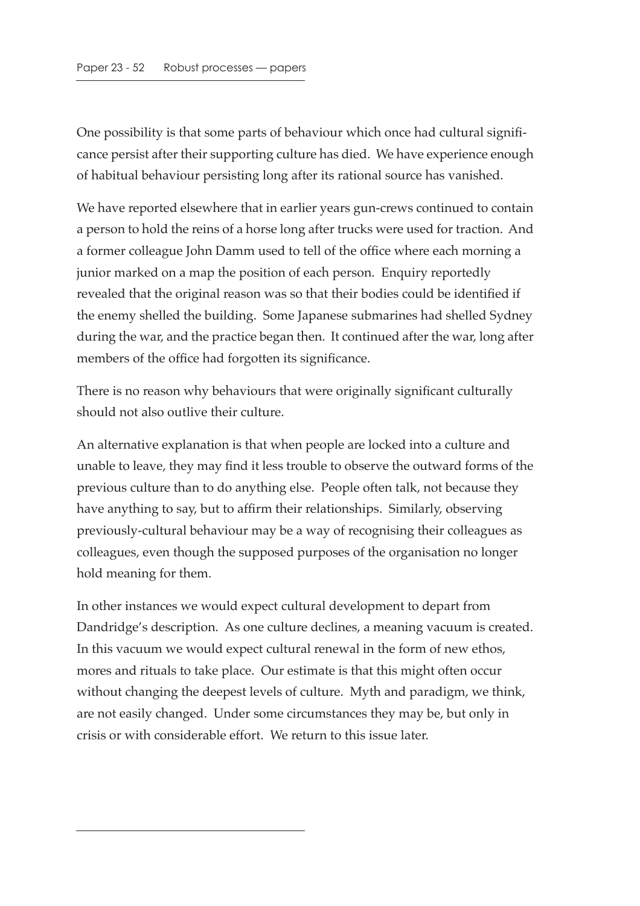One possibility is that some parts of behaviour which once had cultural significance persist after their supporting culture has died. We have experience enough of habitual behaviour persisting long after its rational source has vanished.

We have reported elsewhere that in earlier years gun-crews continued to contain a person to hold the reins of a horse long after trucks were used for traction. And a former colleague John Damm used to tell of the office where each morning a junior marked on a map the position of each person. Enquiry reportedly revealed that the original reason was so that their bodies could be identified if the enemy shelled the building. Some Japanese submarines had shelled Sydney during the war, and the practice began then. It continued after the war, long after members of the office had forgotten its significance.

There is no reason why behaviours that were originally significant culturally should not also outlive their culture.

An alternative explanation is that when people are locked into a culture and unable to leave, they may find it less trouble to observe the outward forms of the previous culture than to do anything else. People often talk, not because they have anything to say, but to affirm their relationships. Similarly, observing previously-cultural behaviour may be a way of recognising their colleagues as colleagues, even though the supposed purposes of the organisation no longer hold meaning for them.

In other instances we would expect cultural development to depart from Dandridge's description. As one culture declines, a meaning vacuum is created. In this vacuum we would expect cultural renewal in the form of new ethos, mores and rituals to take place. Our estimate is that this might often occur without changing the deepest levels of culture. Myth and paradigm, we think, are not easily changed. Under some circumstances they may be, but only in crisis or with considerable effort. We return to this issue later.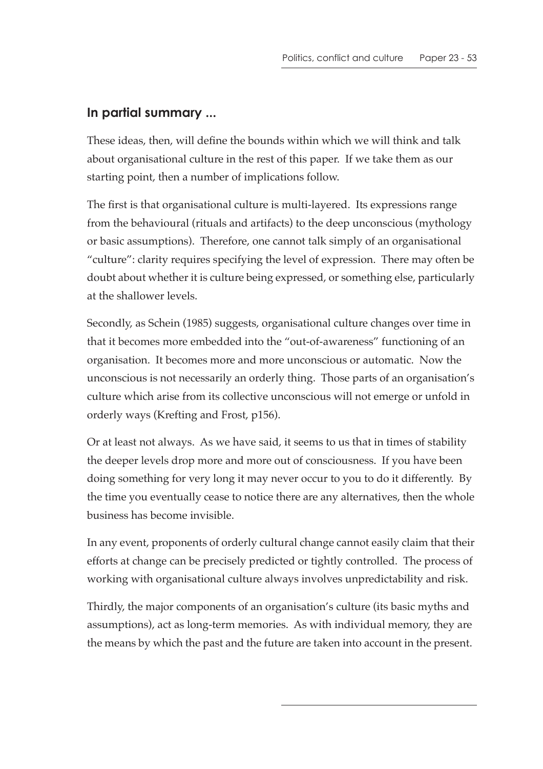## In partial summary ...

These ideas, then, will define the bounds within which we will think and talk about organisational culture in the rest of this paper. If we take them as our starting point, then a number of implications follow.

The first is that organisational culture is multi-layered. Its expressions range from the behavioural (rituals and artifacts) to the deep unconscious (mythology or basic assumptions). Therefore, one cannot talk simply of an organisational "culture": clarity requires specifying the level of expression. There may often be doubt about whether it is culture being expressed, or something else, particularly at the shallower levels.

Secondly, as Schein (1985) suggests, organisational culture changes over time in that it becomes more embedded into the "out-of-awareness" functioning of an organisation. It becomes more and more unconscious or automatic. Now the unconscious is not necessarily an orderly thing. Those parts of an organisation's culture which arise from its collective unconscious will not emerge or unfold in orderly ways (Krefting and Frost, p156).

Or at least not always. As we have said, it seems to us that in times of stability the deeper levels drop more and more out of consciousness. If you have been doing something for very long it may never occur to you to do it differently. By the time you eventually cease to notice there are any alternatives, then the whole business has become invisible.

In any event, proponents of orderly cultural change cannot easily claim that their efforts at change can be precisely predicted or tightly controlled. The process of working with organisational culture always involves unpredictability and risk.

Thirdly, the major components of an organisation's culture (its basic myths and assumptions), act as long-term memories. As with individual memory, they are the means by which the past and the future are taken into account in the present.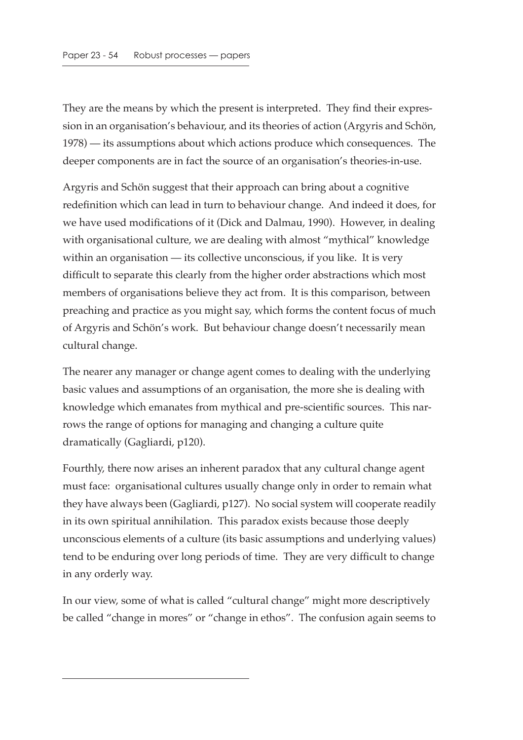They are the means by which the present is interpreted. They find their expression in an organisation's behaviour, and its theories of action (Argyris and Schön, 1978) — its assumptions about which actions produce which consequences. The deeper components are in fact the source of an organisation's theories-in-use.

Argyris and Schön suggest that their approach can bring about a cognitive redefinition which can lead in turn to behaviour change. And indeed it does, for we have used modifications of it (Dick and Dalmau, 1990). However, in dealing with organisational culture, we are dealing with almost "mythical" knowledge within an organisation — its collective unconscious, if you like. It is very difficult to separate this clearly from the higher order abstractions which most members of organisations believe they act from. It is this comparison, between preaching and practice as you might say, which forms the content focus of much of Argyris and Schön's work. But behaviour change doesn't necessarily mean cultural change.

The nearer any manager or change agent comes to dealing with the underlying basic values and assumptions of an organisation, the more she is dealing with knowledge which emanates from mythical and pre-scientific sources. This narrows the range of options for managing and changing a culture quite dramatically (Gagliardi, p120).

Fourthly, there now arises an inherent paradox that any cultural change agent must face: organisational cultures usually change only in order to remain what they have always been (Gagliardi, p127). No social system will cooperate readily in its own spiritual annihilation. This paradox exists because those deeply unconscious elements of a culture (its basic assumptions and underlying values) tend to be enduring over long periods of time. They are very difficult to change in any orderly way.

In our view, some of what is called "cultural change" might more descriptively be called "change in mores" or "change in ethos". The confusion again seems to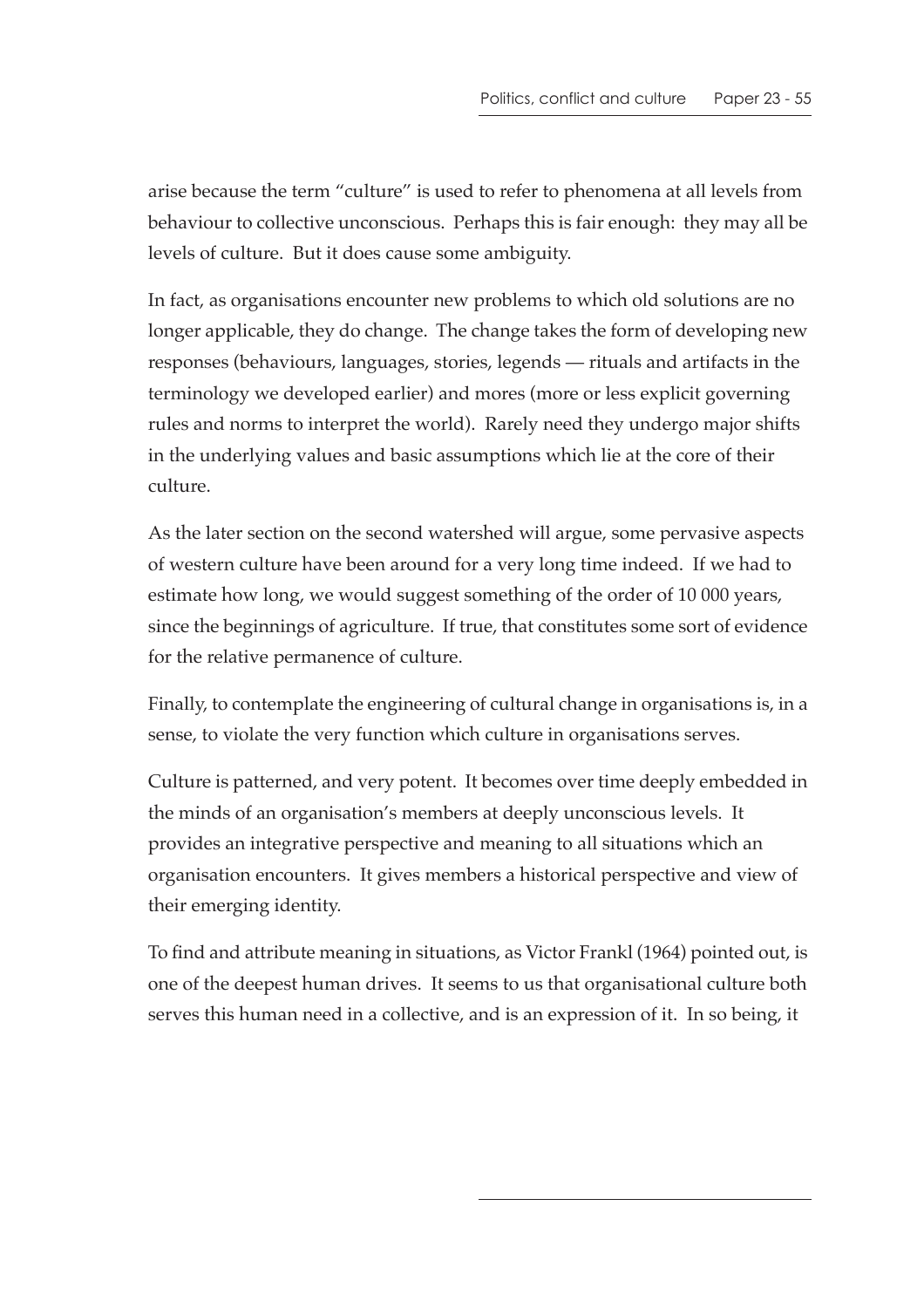arise because the term "culture" is used to refer to phenomena at all levels from behaviour to collective unconscious. Perhaps this is fair enough: they may all be levels of culture. But it does cause some ambiguity.

In fact, as organisations encounter new problems to which old solutions are no longer applicable, they do change. The change takes the form of developing new responses (behaviours, languages, stories, legends — rituals and artifacts in the terminology we developed earlier) and mores (more or less explicit governing rules and norms to interpret the world). Rarely need they undergo major shifts in the underlying values and basic assumptions which lie at the core of their culture.

As the later section on the second watershed will argue, some pervasive aspects of western culture have been around for a very long time indeed. If we had to estimate how long, we would suggest something of the order of 10 000 years, since the beginnings of agriculture. If true, that constitutes some sort of evidence for the relative permanence of culture.

Finally, to contemplate the engineering of cultural change in organisations is, in a sense, to violate the very function which culture in organisations serves.

Culture is patterned, and very potent. It becomes over time deeply embedded in the minds of an organisation's members at deeply unconscious levels. It provides an integrative perspective and meaning to all situations which an organisation encounters. It gives members a historical perspective and view of their emerging identity.

To find and attribute meaning in situations, as Victor Frankl (1964) pointed out, is one of the deepest human drives. It seems to us that organisational culture both serves this human need in a collective, and is an expression of it. In so being, it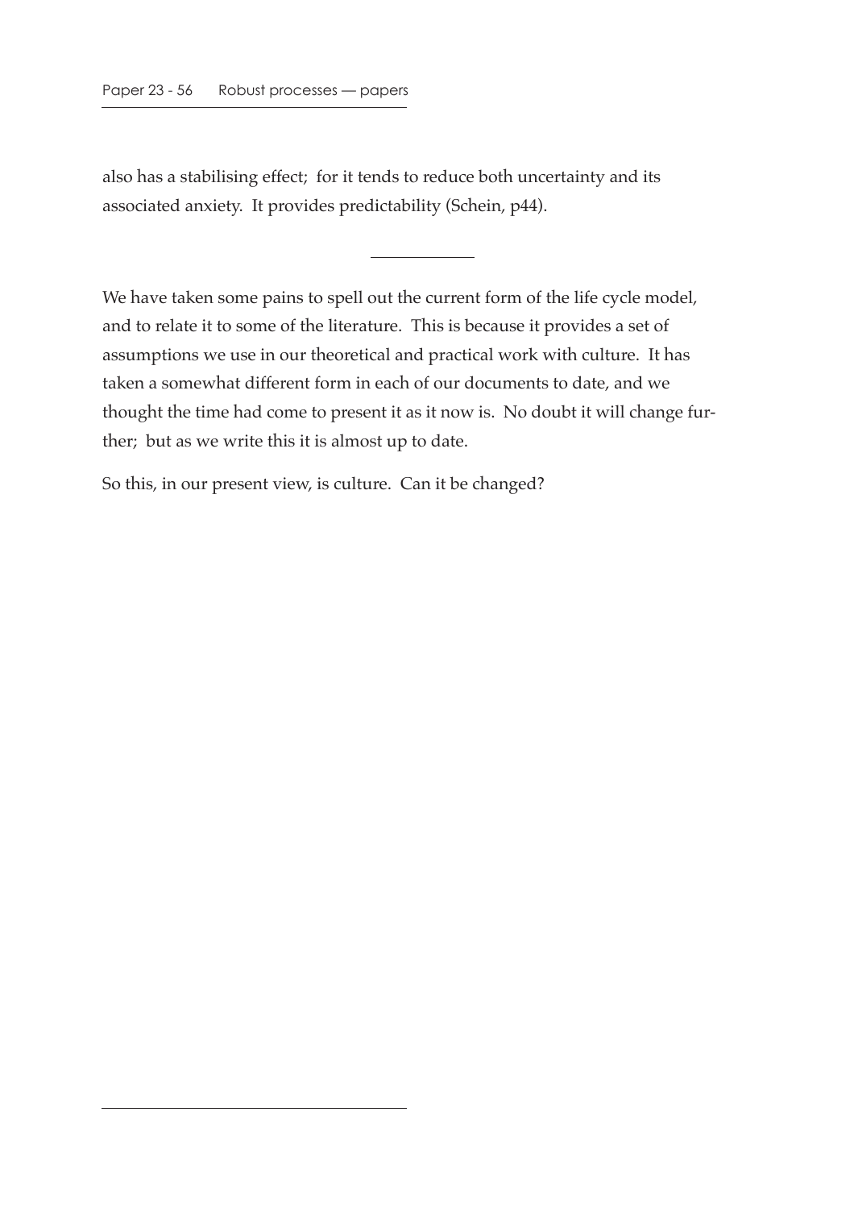also has a stabilising effect;  for it tends to reduce both uncertainty and its associated anxiety.  It provides predictability (Schein, p44).

---

We have taken some pains to spell out the current form of the life cycle model, and to relate it to some of the literature.  This is because it provides a set of assumptions we use in our theoretical and practical work with culture.  It has taken a somewhat different form in each of our documents to date, and we thought the time had come to present it as it now is.  No doubt it will change further;  but as we write this it is almost up to date.

So this, in our present view, is culture.  Can it be changed?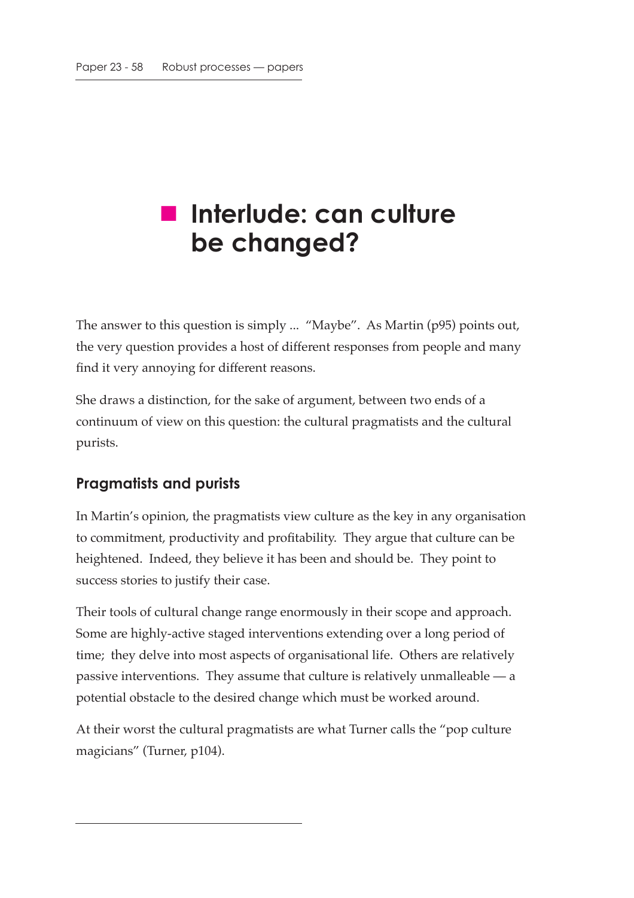# Interlude: can culture be changed?

The answer to this question is simply ... "Maybe". As Martin (p95) points out, the very question provides a host of different responses from people and many find it very annoying for different reasons.

She draws a distinction, for the sake of argument, between two ends of a continuum of view on this question: the cultural pragmatists and the cultural purists.

## Pragmatists and purists

In Martin's opinion, the pragmatists view culture as the key in any organisation to commitment, productivity and profitability. They argue that culture can be heightened. Indeed, they believe it has been and should be. They point to success stories to justify their case.

Their tools of cultural change range enormously in their scope and approach. Some are highly-active staged interventions extending over a long period of time; they delve into most aspects of organisational life. Others are relatively passive interventions. They assume that culture is relatively unmalleable — a potential obstacle to the desired change which must be worked around.

At their worst the cultural pragmatists are what Turner calls the "pop culture magicians" (Turner, p104).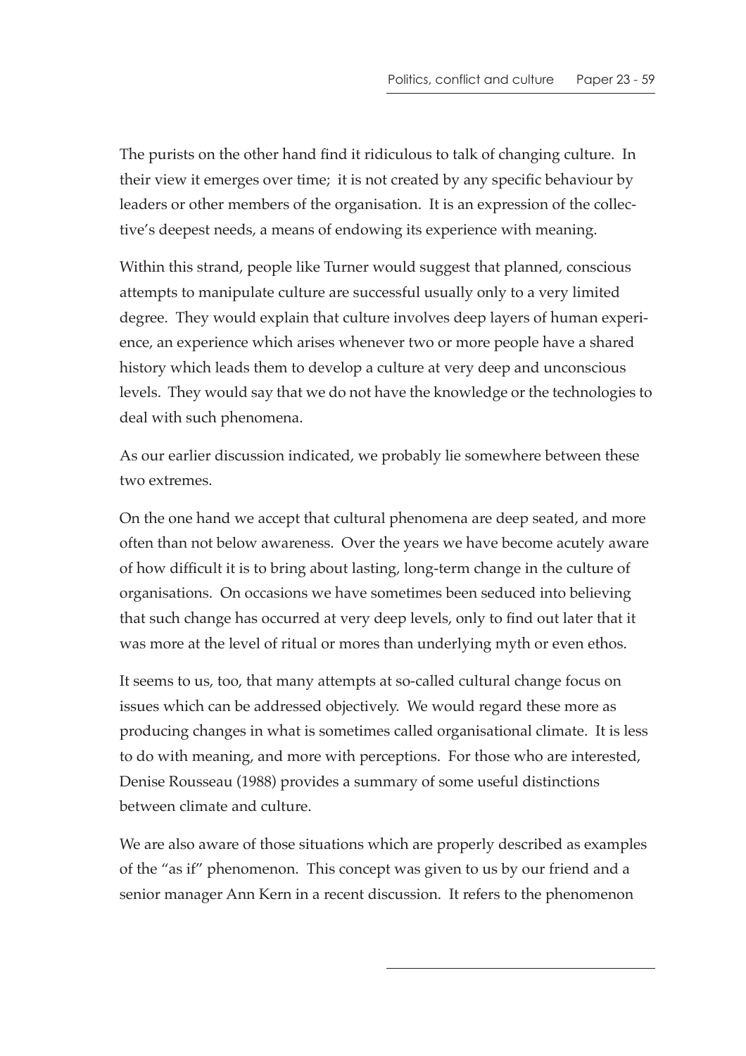The purists on the other hand find it ridiculous to talk of changing culture. In their view it emerges over time; it is not created by any specific behaviour by leaders or other members of the organisation. It is an expression of the collective's deepest needs, a means of endowing its experience with meaning.

Within this strand, people like Turner would suggest that planned, conscious attempts to manipulate culture are successful usually only to a very limited degree. They would explain that culture involves deep layers of human experience, an experience which arises whenever two or more people have a shared history which leads them to develop a culture at very deep and unconscious levels. They would say that we do not have the knowledge or the technologies to deal with such phenomena.

As our earlier discussion indicated, we probably lie somewhere between these two extremes.

On the one hand we accept that cultural phenomena are deep seated, and more often than not below awareness. Over the years we have become acutely aware of how difficult it is to bring about lasting, long-term change in the culture of organisations. On occasions we have sometimes been seduced into believing that such change has occurred at very deep levels, only to find out later that it was more at the level of ritual or mores than underlying myth or even ethos.

It seems to us, too, that many attempts at so-called cultural change focus on issues which can be addressed objectively. We would regard these more as producing changes in what is sometimes called organisational climate. It is less to do with meaning, and more with perceptions. For those who are interested, Denise Rousseau (1988) provides a summary of some useful distinctions between climate and culture.

We are also aware of those situations which are properly described as examples of the "as if" phenomenon. This concept was given to us by our friend and a senior manager Ann Kern in a recent discussion. It refers to the phenomenon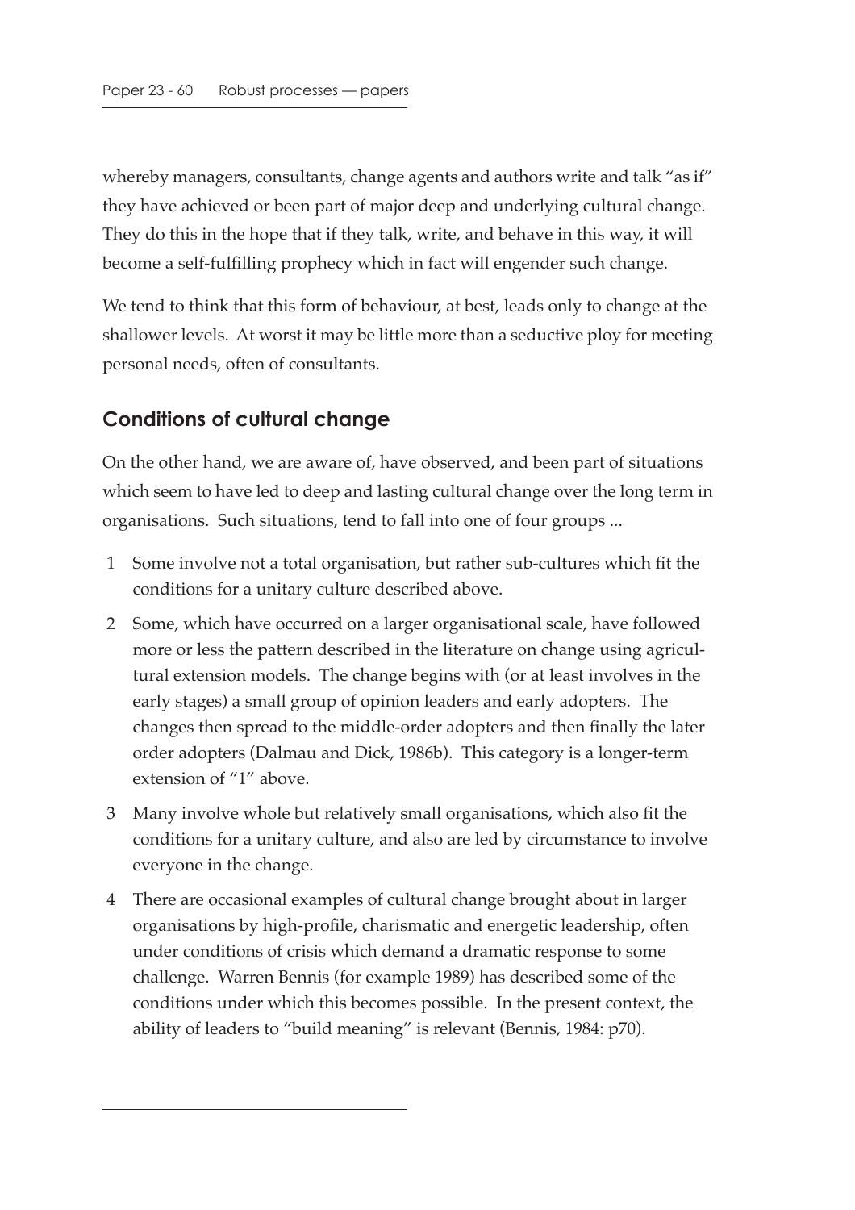whereby managers, consultants, change agents and authors write and talk "as if" they have achieved or been part of major deep and underlying cultural change. They do this in the hope that if they talk, write, and behave in this way, it will become a self-fulfilling prophecy which in fact will engender such change.

We tend to think that this form of behaviour, at best, leads only to change at the shallower levels. At worst it may be little more than a seductive ploy for meeting personal needs, often of consultants.

## Conditions of cultural change

On the other hand, we are aware of, have observed, and been part of situations which seem to have led to deep and lasting cultural change over the long term in organisations. Such situations, tend to fall into one of four groups ...

1. Some involve not a total organisation, but rather sub-cultures which fit the conditions for a unitary culture described above.
2. Some, which have occurred on a larger organisational scale, have followed more or less the pattern described in the literature on change using agricultural extension models. The change begins with (or at least involves in the early stages) a small group of opinion leaders and early adopters. The changes then spread to the middle-order adopters and then finally the later order adopters (Dalmau and Dick, 1986b). This category is a longer-term extension of "1" above.
3. Many involve whole but relatively small organisations, which also fit the conditions for a unitary culture, and also are led by circumstance to involve everyone in the change.
4. There are occasional examples of cultural change brought about in larger organisations by high-profile, charismatic and energetic leadership, often under conditions of crisis which demand a dramatic response to some challenge. Warren Bennis (for example 1989) has described some of the conditions under which this becomes possible. In the present context, the ability of leaders to "build meaning" is relevant (Bennis, 1984: p70).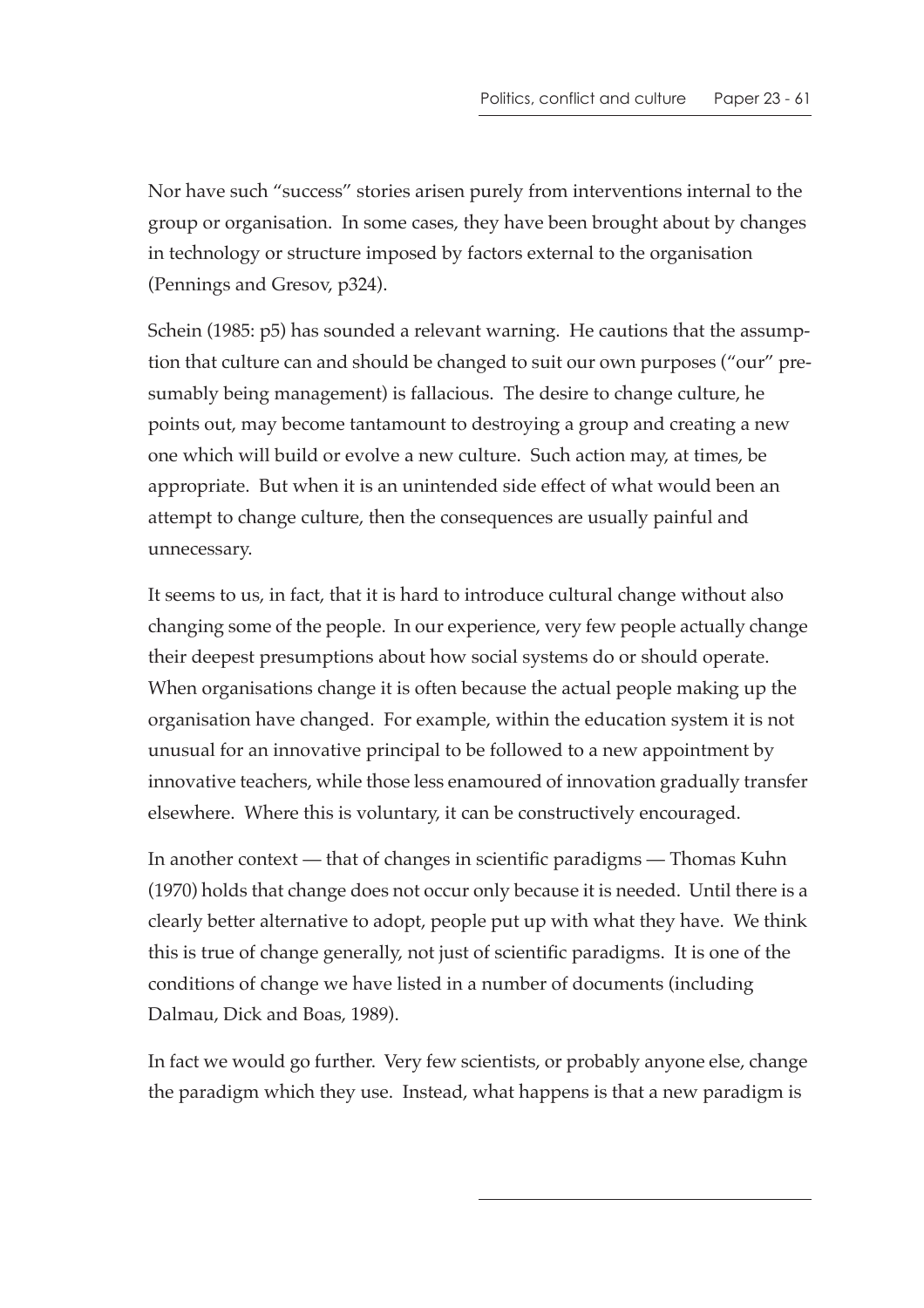Nor have such "success" stories arisen purely from interventions internal to the group or organisation. In some cases, they have been brought about by changes in technology or structure imposed by factors external to the organisation (Pennings and Gresov, p324).

Schein (1985: p5) has sounded a relevant warning. He cautions that the assumption that culture can and should be changed to suit our own purposes ("our" presumably being management) is fallacious. The desire to change culture, he points out, may become tantamount to destroying a group and creating a new one which will build or evolve a new culture. Such action may, at times, be appropriate. But when it is an unintended side effect of what would been an attempt to change culture, then the consequences are usually painful and unnecessary.

It seems to us, in fact, that it is hard to introduce cultural change without also changing some of the people. In our experience, very few people actually change their deepest presumptions about how social systems do or should operate. When organisations change it is often because the actual people making up the organisation have changed. For example, within the education system it is not unusual for an innovative principal to be followed to a new appointment by innovative teachers, while those less enamoured of innovation gradually transfer elsewhere. Where this is voluntary, it can be constructively encouraged.

In another context — that of changes in scientific paradigms — Thomas Kuhn (1970) holds that change does not occur only because it is needed. Until there is a clearly better alternative to adopt, people put up with what they have. We think this is true of change generally, not just of scientific paradigms. It is one of the conditions of change we have listed in a number of documents (including Dalmau, Dick and Boas, 1989).

In fact we would go further. Very few scientists, or probably anyone else, change the paradigm which they use. Instead, what happens is that a new paradigm is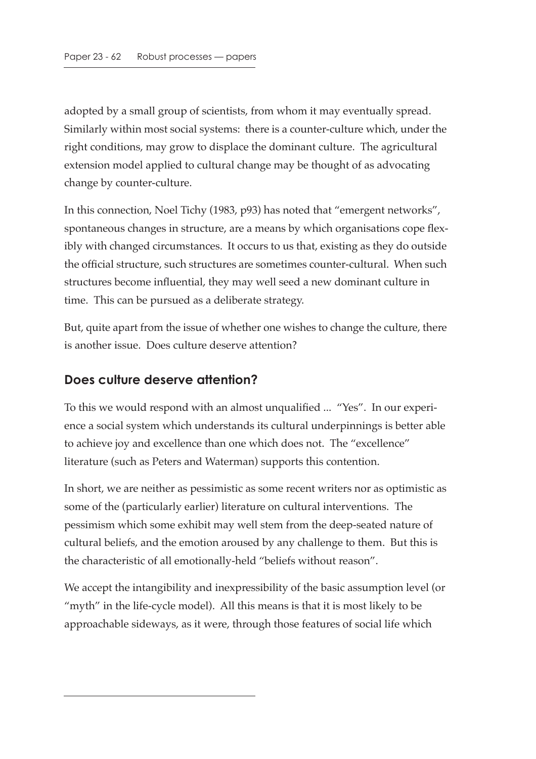adopted by a small group of scientists, from whom it may eventually spread. Similarly within most social systems: there is a counter-culture which, under the right conditions, may grow to displace the dominant culture. The agricultural extension model applied to cultural change may be thought of as advocating change by counter-culture.

In this connection, Noel Tichy (1983, p93) has noted that "emergent networks", spontaneous changes in structure, are a means by which organisations cope flexibly with changed circumstances. It occurs to us that, existing as they do outside the official structure, such structures are sometimes counter-cultural. When such structures become influential, they may well seed a new dominant culture in time. This can be pursued as a deliberate strategy.

But, quite apart from the issue of whether one wishes to change the culture, there is another issue. Does culture deserve attention?

## Does culture deserve attention?

To this we would respond with an almost unqualified ... "Yes". In our experience a social system which understands its cultural underpinnings is better able to achieve joy and excellence than one which does not. The "excellence" literature (such as Peters and Waterman) supports this contention.

In short, we are neither as pessimistic as some recent writers nor as optimistic as some of the (particularly earlier) literature on cultural interventions. The pessimism which some exhibit may well stem from the deep-seated nature of cultural beliefs, and the emotion aroused by any challenge to them. But this is the characteristic of all emotionally-held "beliefs without reason".

We accept the intangibility and inexpressibility of the basic assumption level (or "myth" in the life-cycle model). All this means is that it is most likely to be approachable sideways, as it were, through those features of social life which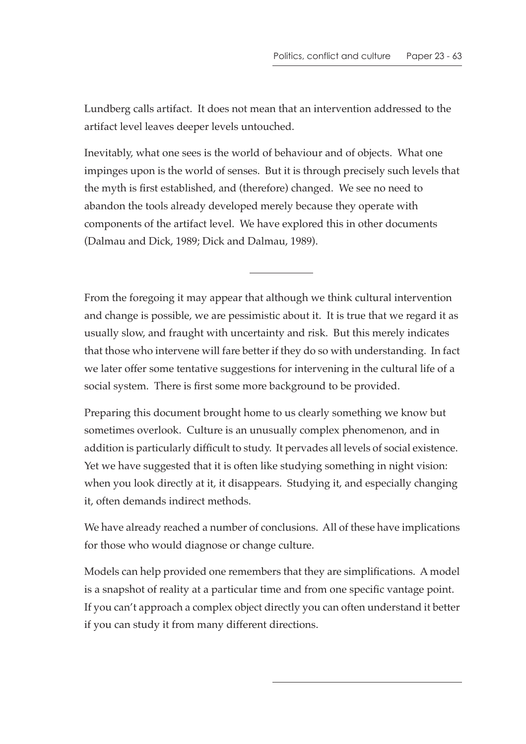Lundberg calls artifact. It does not mean that an intervention addressed to the artifact level leaves deeper levels untouched.

Inevitably, what one sees is the world of behaviour and of objects. What one impinges upon is the world of senses. But it is through precisely such levels that the myth is first established, and (therefore) changed. We see no need to abandon the tools already developed merely because they operate with components of the artifact level. We have explored this in other documents (Dalmau and Dick, 1989; Dick and Dalmau, 1989).

---

From the foregoing it may appear that although we think cultural intervention and change is possible, we are pessimistic about it. It is true that we regard it as usually slow, and fraught with uncertainty and risk. But this merely indicates that those who intervene will fare better if they do so with understanding. In fact we later offer some tentative suggestions for intervening in the cultural life of a social system. There is first some more background to be provided.

Preparing this document brought home to us clearly something we know but sometimes overlook. Culture is an unusually complex phenomenon, and in addition is particularly difficult to study. It pervades all levels of social existence. Yet we have suggested that it is often like studying something in night vision: when you look directly at it, it disappears. Studying it, and especially changing it, often demands indirect methods.

We have already reached a number of conclusions. All of these have implications for those who would diagnose or change culture.

Models can help provided one remembers that they are simplifications. A model is a snapshot of reality at a particular time and from one specific vantage point. If you can't approach a complex object directly you can often understand it better if you can study it from many different directions.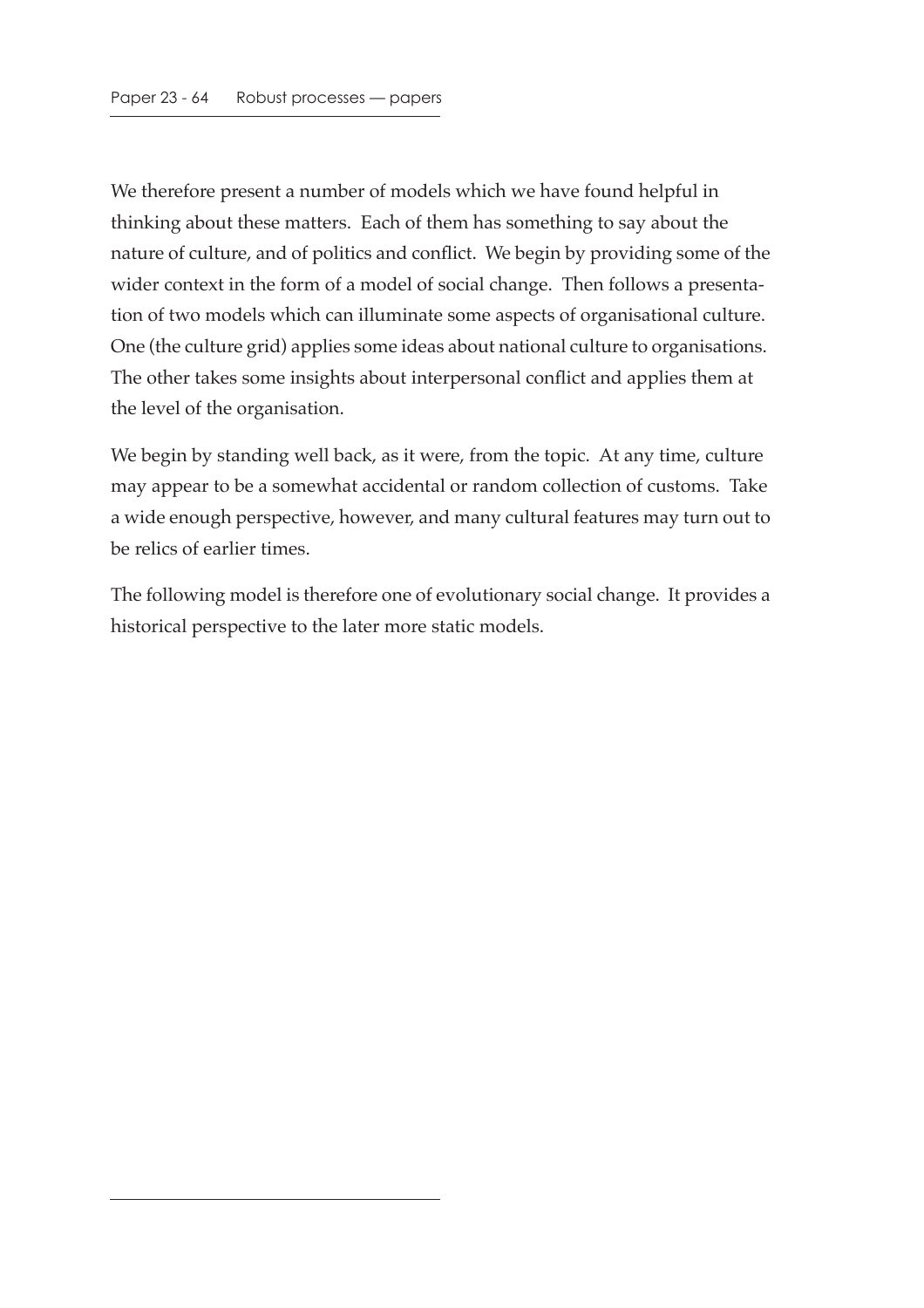We therefore present a number of models which we have found helpful in thinking about these matters. Each of them has something to say about the nature of culture, and of politics and conflict. We begin by providing some of the wider context in the form of a model of social change. Then follows a presentation of two models which can illuminate some aspects of organisational culture. One (the culture grid) applies some ideas about national culture to organisations. The other takes some insights about interpersonal conflict and applies them at the level of the organisation.

We begin by standing well back, as it were, from the topic. At any time, culture may appear to be a somewhat accidental or random collection of customs. Take a wide enough perspective, however, and many cultural features may turn out to be relics of earlier times.

The following model is therefore one of evolutionary social change. It provides a historical perspective to the later more static models.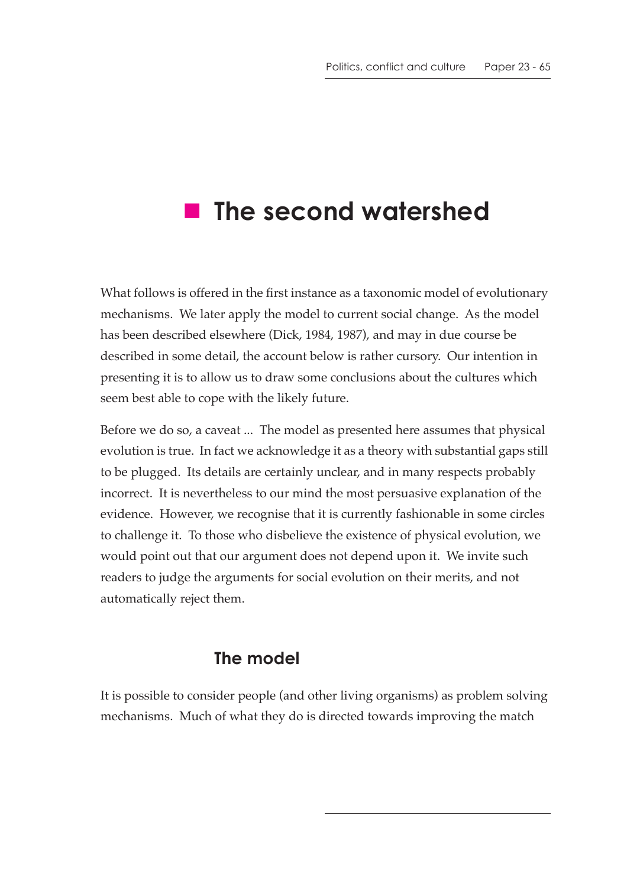# The second watershed

What follows is offered in the first instance as a taxonomic model of evolutionary mechanisms. We later apply the model to current social change. As the model has been described elsewhere (Dick, 1984, 1987), and may in due course be described in some detail, the account below is rather cursory. Our intention in presenting it is to allow us to draw some conclusions about the cultures which seem best able to cope with the likely future.

Before we do so, a caveat ... The model as presented here assumes that physical evolution is true. In fact we acknowledge it as a theory with substantial gaps still to be plugged. Its details are certainly unclear, and in many respects probably incorrect. It is nevertheless to our mind the most persuasive explanation of the evidence. However, we recognise that it is currently fashionable in some circles to challenge it. To those who disbelieve the existence of physical evolution, we would point out that our argument does not depend upon it. We invite such readers to judge the arguments for social evolution on their merits, and not automatically reject them.

## The model

It is possible to consider people (and other living organisms) as problem solving mechanisms. Much of what they do is directed towards improving the match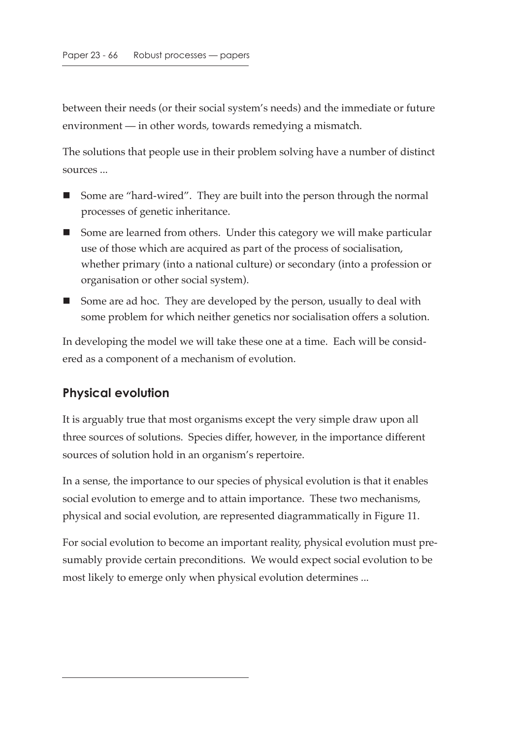between their needs (or their social system's needs) and the immediate or future environment — in other words, towards remedying a mismatch.

The solutions that people use in their problem solving have a number of distinct sources ...

- Some are "hard-wired". They are built into the person through the normal processes of genetic inheritance.
- Some are learned from others. Under this category we will make particular use of those which are acquired as part of the process of socialisation, whether primary (into a national culture) or secondary (into a profession or organisation or other social system).
- Some are ad hoc. They are developed by the person, usually to deal with some problem for which neither genetics nor socialisation offers a solution.

In developing the model we will take these one at a time. Each will be considered as a component of a mechanism of evolution.

## Physical evolution

It is arguably true that most organisms except the very simple draw upon all three sources of solutions. Species differ, however, in the importance different sources of solution hold in an organism's repertoire.

In a sense, the importance to our species of physical evolution is that it enables social evolution to emerge and to attain importance. These two mechanisms, physical and social evolution, are represented diagrammatically in Figure 11.

For social evolution to become an important reality, physical evolution must presumably provide certain preconditions. We would expect social evolution to be most likely to emerge only when physical evolution determines ...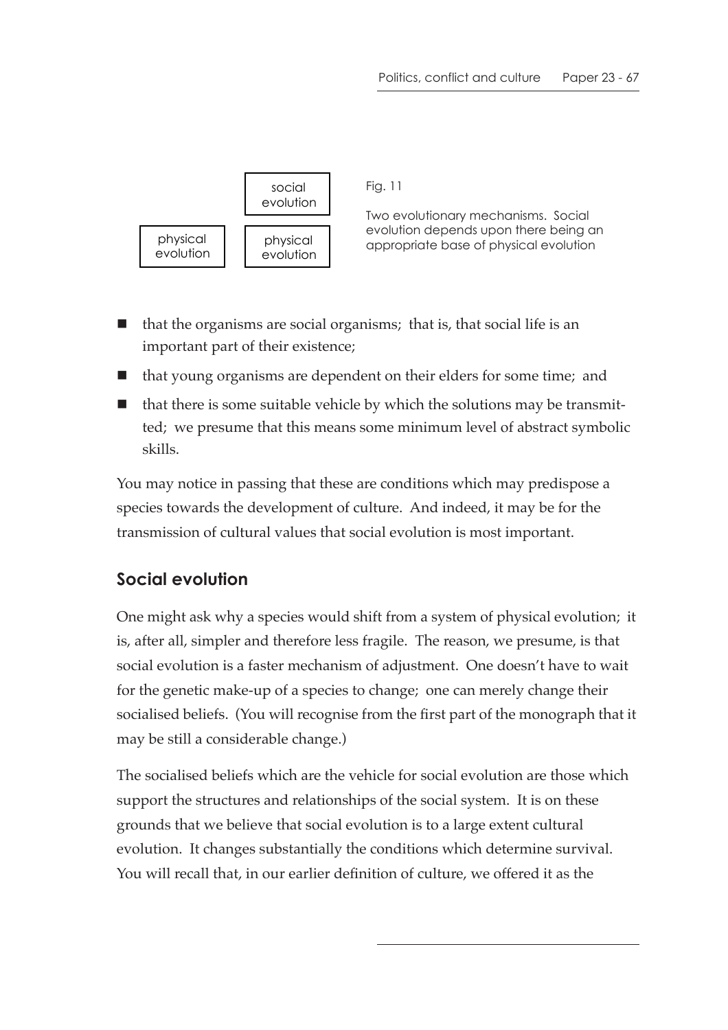| | social evolution |
|---|---|
| physical evolution | physical evolution |

Fig. 11

Two evolutionary mechanisms. Social evolution depends upon there being an appropriate base of physical evolution

- that the organisms are social organisms; that is, that social life is an important part of their existence;
- that young organisms are dependent on their elders for some time; and
- that there is some suitable vehicle by which the solutions may be transmitted; we presume that this means some minimum level of abstract symbolic skills.

You may notice in passing that these are conditions which may predispose a species towards the development of culture. And indeed, it may be for the transmission of cultural values that social evolution is most important.

## Social evolution

One might ask why a species would shift from a system of physical evolution; it is, after all, simpler and therefore less fragile. The reason, we presume, is that social evolution is a faster mechanism of adjustment. One doesn't have to wait for the genetic make-up of a species to change; one can merely change their socialised beliefs. (You will recognise from the first part of the monograph that it may be still a considerable change.)

The socialised beliefs which are the vehicle for social evolution are those which support the structures and relationships of the social system. It is on these grounds that we believe that social evolution is to a large extent cultural evolution. It changes substantially the conditions which determine survival. You will recall that, in our earlier definition of culture, we offered it as the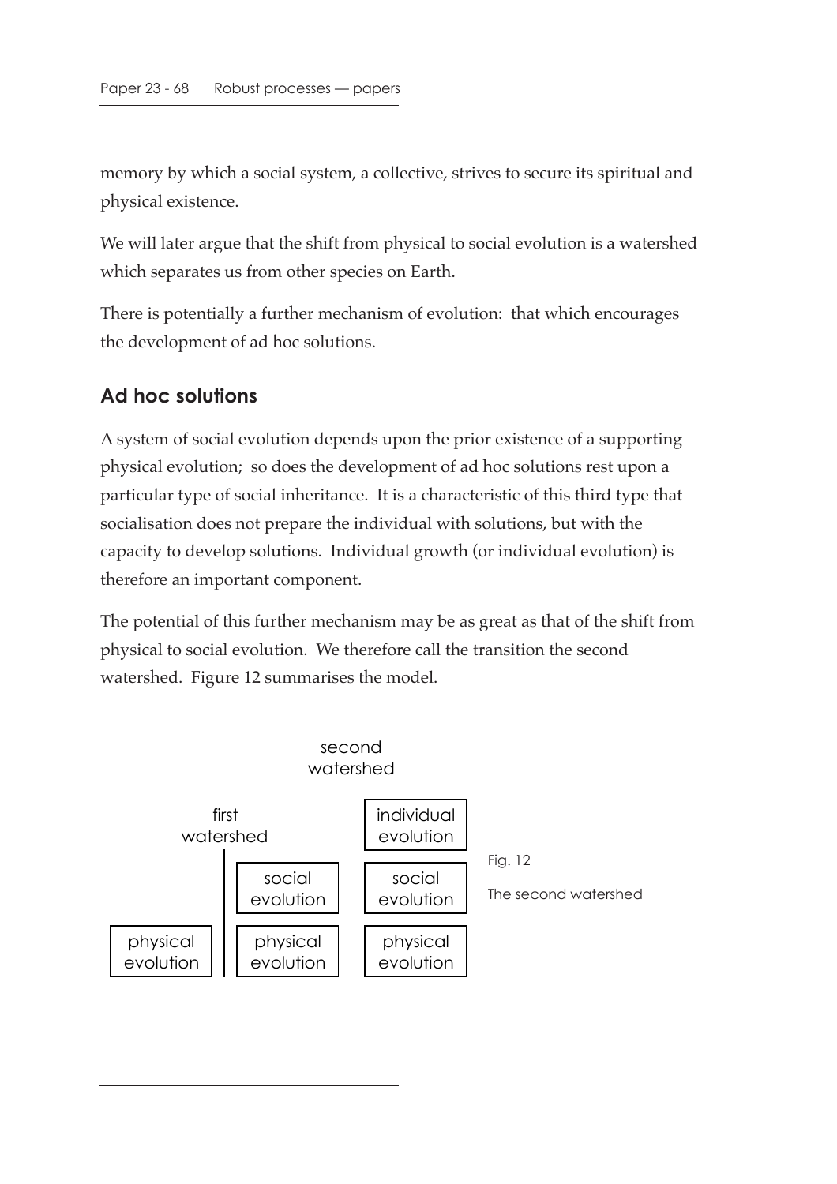memory by which a social system, a collective, strives to secure its spiritual and physical existence.

We will later argue that the shift from physical to social evolution is a watershed which separates us from other species on Earth.

There is potentially a further mechanism of evolution: that which encourages the development of ad hoc solutions.

## Ad hoc solutions

A system of social evolution depends upon the prior existence of a supporting physical evolution; so does the development of ad hoc solutions rest upon a particular type of social inheritance. It is a characteristic of this third type that socialisation does not prepare the individual with solutions, but with the capacity to develop solutions. Individual growth (or individual evolution) is therefore an important component.

The potential of this further mechanism may be as great as that of the shift from physical to social evolution. We therefore call the transition the second watershed. Figure 12 summarises the model.

| | first watershed | | second watershed | |
|---|---|---|---|---|
| | | | | individual evolution |
| | | social evolution | | social evolution |
| physical evolution | | physical evolution | | physical evolution |

Fig. 12

The second watershed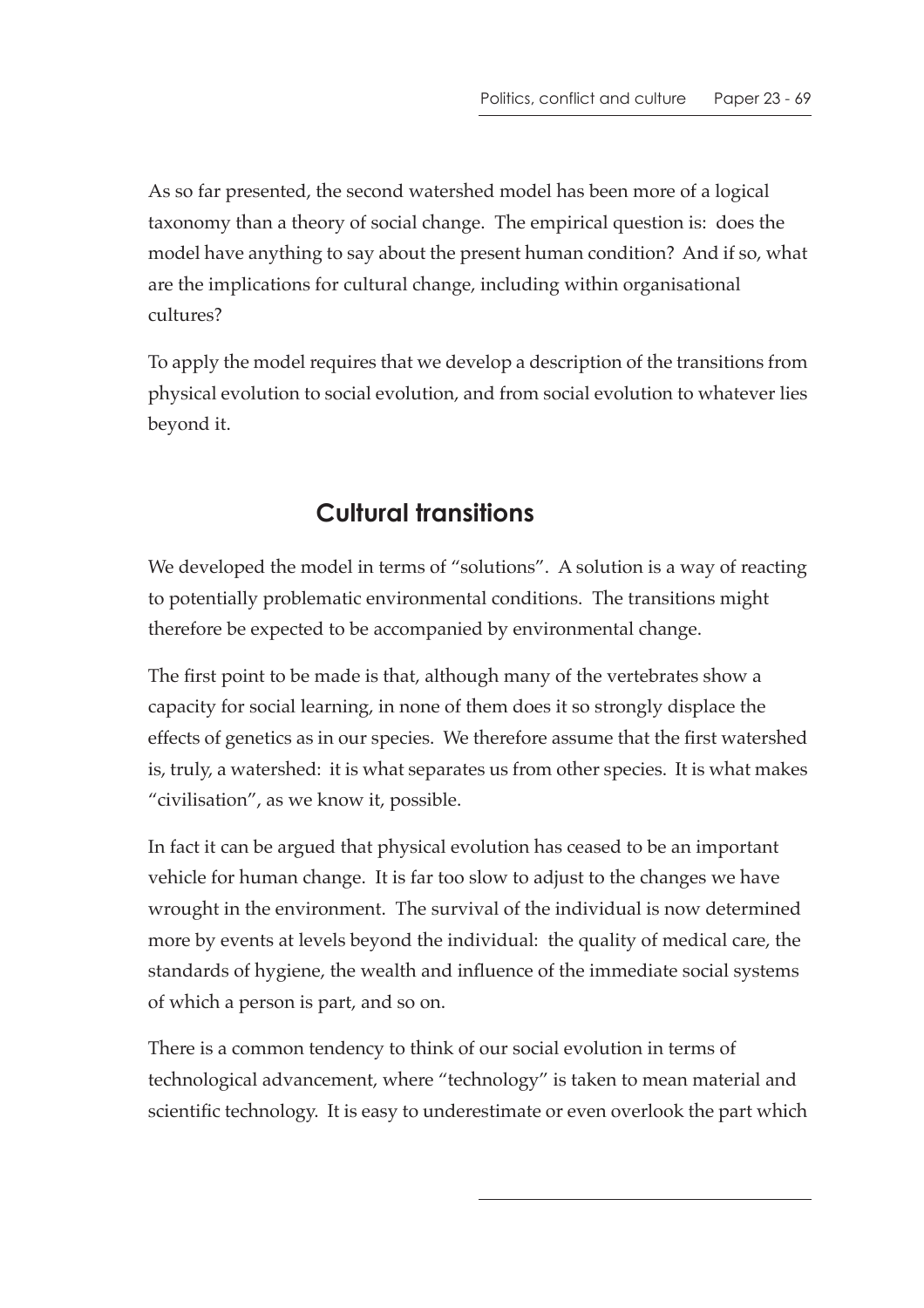As so far presented, the second watershed model has been more of a logical taxonomy than a theory of social change. The empirical question is: does the model have anything to say about the present human condition? And if so, what are the implications for cultural change, including within organisational cultures?

To apply the model requires that we develop a description of the transitions from physical evolution to social evolution, and from social evolution to whatever lies beyond it.

## Cultural transitions

We developed the model in terms of "solutions". A solution is a way of reacting to potentially problematic environmental conditions. The transitions might therefore be expected to be accompanied by environmental change.

The first point to be made is that, although many of the vertebrates show a capacity for social learning, in none of them does it so strongly displace the effects of genetics as in our species. We therefore assume that the first watershed is, truly, a watershed: it is what separates us from other species. It is what makes "civilisation", as we know it, possible.

In fact it can be argued that physical evolution has ceased to be an important vehicle for human change. It is far too slow to adjust to the changes we have wrought in the environment. The survival of the individual is now determined more by events at levels beyond the individual: the quality of medical care, the standards of hygiene, the wealth and influence of the immediate social systems of which a person is part, and so on.

There is a common tendency to think of our social evolution in terms of technological advancement, where "technology" is taken to mean material and scientific technology. It is easy to underestimate or even overlook the part which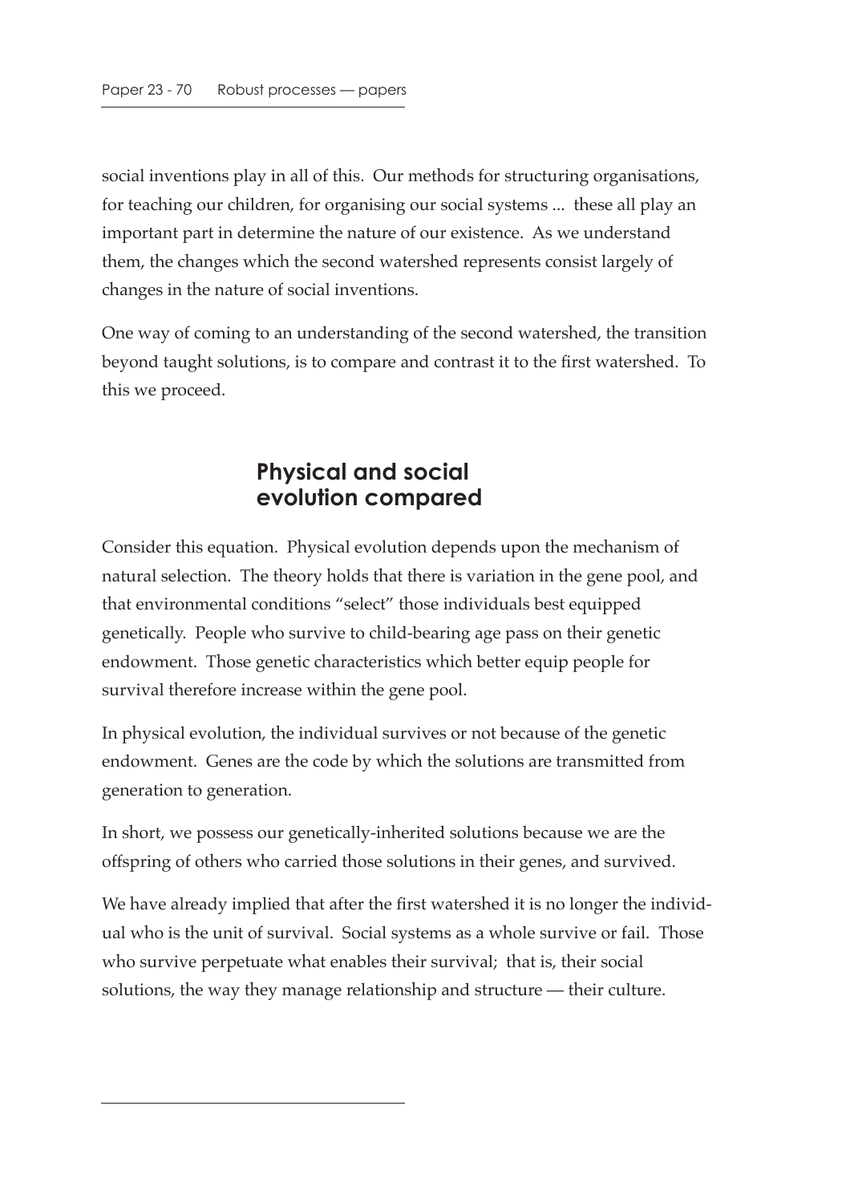social inventions play in all of this. Our methods for structuring organisations, for teaching our children, for organising our social systems ... these all play an important part in determine the nature of our existence. As we understand them, the changes which the second watershed represents consist largely of changes in the nature of social inventions.

One way of coming to an understanding of the second watershed, the transition beyond taught solutions, is to compare and contrast it to the first watershed. To this we proceed.

## Physical and social evolution compared

Consider this equation. Physical evolution depends upon the mechanism of natural selection. The theory holds that there is variation in the gene pool, and that environmental conditions "select" those individuals best equipped genetically. People who survive to child-bearing age pass on their genetic endowment. Those genetic characteristics which better equip people for survival therefore increase within the gene pool.

In physical evolution, the individual survives or not because of the genetic endowment. Genes are the code by which the solutions are transmitted from generation to generation.

In short, we possess our genetically-inherited solutions because we are the offspring of others who carried those solutions in their genes, and survived.

We have already implied that after the first watershed it is no longer the individual who is the unit of survival. Social systems as a whole survive or fail. Those who survive perpetuate what enables their survival; that is, their social solutions, the way they manage relationship and structure — their culture.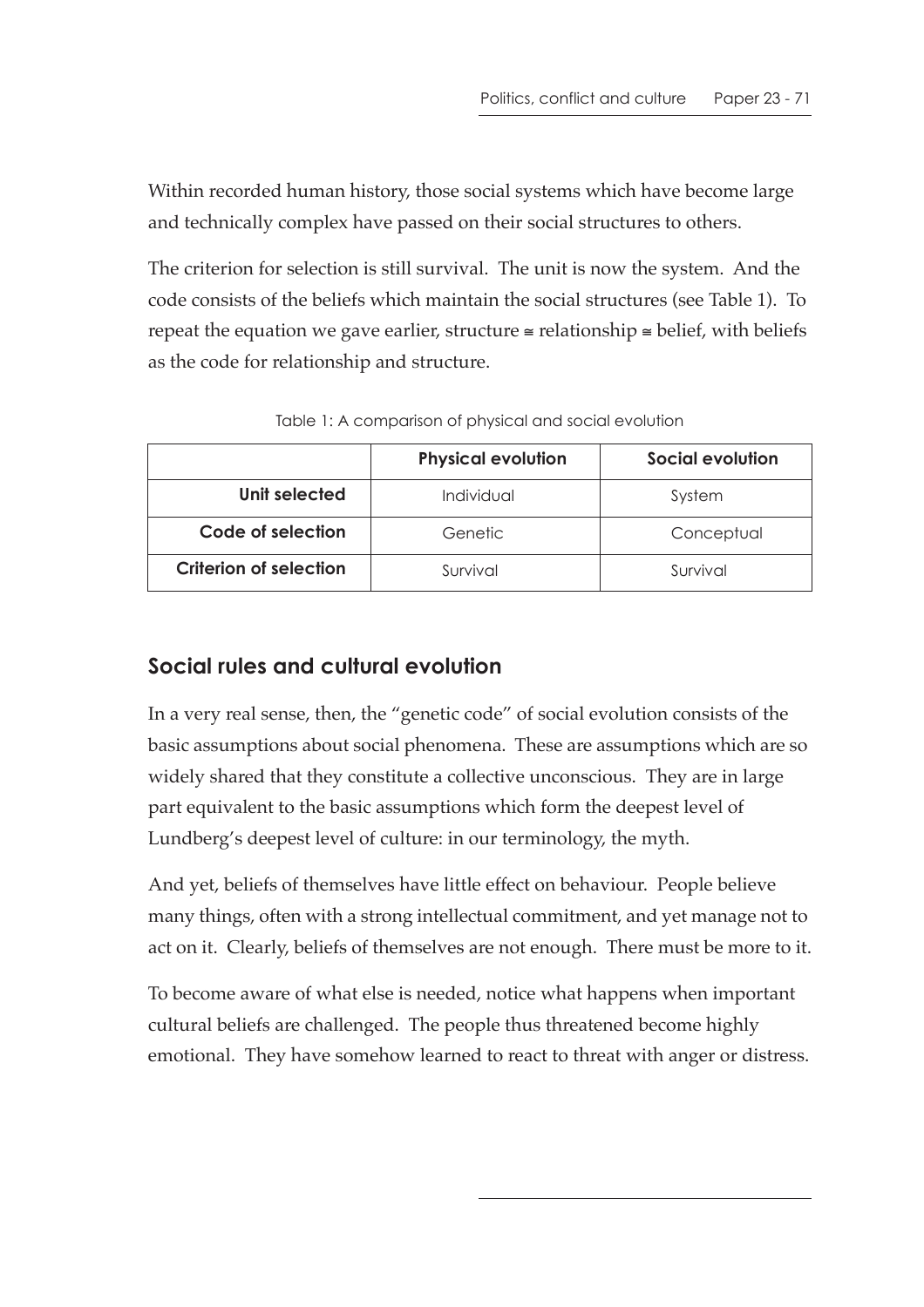Within recorded human history, those social systems which have become large and technically complex have passed on their social structures to others.

The criterion for selection is still survival. The unit is now the system. And the code consists of the beliefs which maintain the social structures (see Table 1). To repeat the equation we gave earlier, structure ≅ relationship ≅ belief, with beliefs as the code for relationship and structure.

Table 1: A comparison of physical and social evolution

| | Physical evolution | Social evolution |
|---|---|---|
| **Unit selected** | Individual | System |
| **Code of selection** | Genetic | Conceptual |
| **Criterion of selection** | Survival | Survival |

## Social rules and cultural evolution

In a very real sense, then, the "genetic code" of social evolution consists of the basic assumptions about social phenomena. These are assumptions which are so widely shared that they constitute a collective unconscious. They are in large part equivalent to the basic assumptions which form the deepest level of Lundberg's deepest level of culture: in our terminology, the myth.

And yet, beliefs of themselves have little effect on behaviour. People believe many things, often with a strong intellectual commitment, and yet manage not to act on it. Clearly, beliefs of themselves are not enough. There must be more to it.

To become aware of what else is needed, notice what happens when important cultural beliefs are challenged. The people thus threatened become highly emotional. They have somehow learned to react to threat with anger or distress.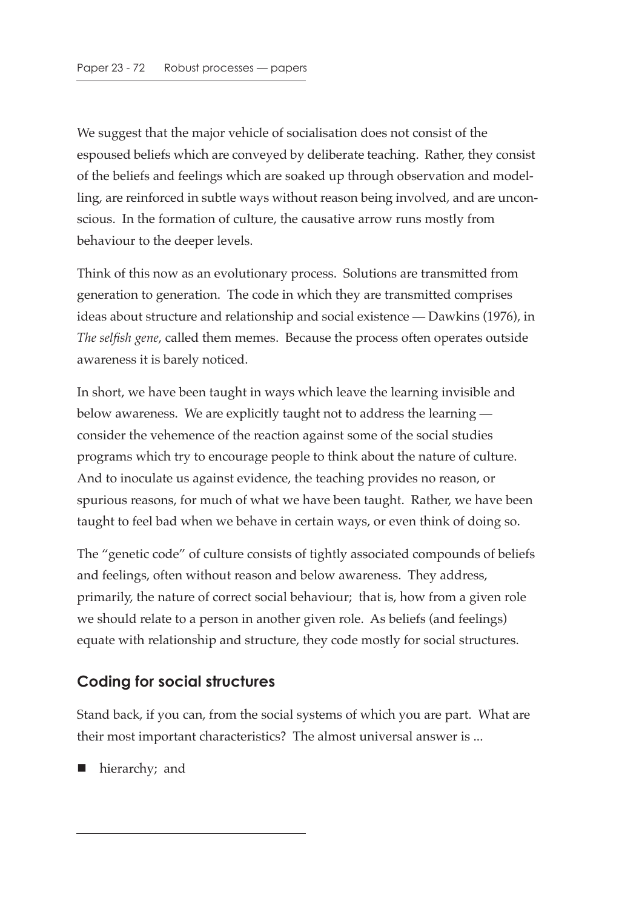We suggest that the major vehicle of socialisation does not consist of the espoused beliefs which are conveyed by deliberate teaching. Rather, they consist of the beliefs and feelings which are soaked up through observation and modelling, are reinforced in subtle ways without reason being involved, and are unconscious. In the formation of culture, the causative arrow runs mostly from behaviour to the deeper levels.

Think of this now as an evolutionary process. Solutions are transmitted from generation to generation. The code in which they are transmitted comprises ideas about structure and relationship and social existence — Dawkins (1976), in *The selfish gene*, called them memes. Because the process often operates outside awareness it is barely noticed.

In short, we have been taught in ways which leave the learning invisible and below awareness. We are explicitly taught not to address the learning — consider the vehemence of the reaction against some of the social studies programs which try to encourage people to think about the nature of culture. And to inoculate us against evidence, the teaching provides no reason, or spurious reasons, for much of what we have been taught. Rather, we have been taught to feel bad when we behave in certain ways, or even think of doing so.

The "genetic code" of culture consists of tightly associated compounds of beliefs and feelings, often without reason and below awareness. They address, primarily, the nature of correct social behaviour; that is, how from a given role we should relate to a person in another given role. As beliefs (and feelings) equate with relationship and structure, they code mostly for social structures.

## Coding for social structures

Stand back, if you can, from the social systems of which you are part. What are their most important characteristics? The almost universal answer is ...

- hierarchy; and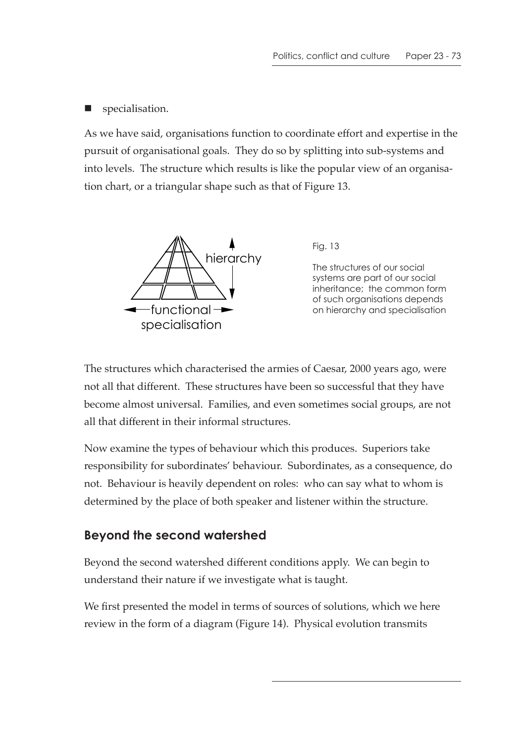- specialisation.

As we have said, organisations function to coordinate effort and expertise in the pursuit of organisational goals. They do so by splitting into sub-systems and into levels. The structure which results is like the popular view of an organisation chart, or a triangular shape such as that of Figure 13.

Fig. 13

The structures of our social systems are part of our social inheritance; the common form of such organisations depends on hierarchy and specialisation

The structures which characterised the armies of Caesar, 2000 years ago, were not all that different. These structures have been so successful that they have become almost universal. Families, and even sometimes social groups, are not all that different in their informal structures.

Now examine the types of behaviour which this produces. Superiors take responsibility for subordinates' behaviour. Subordinates, as a consequence, do not. Behaviour is heavily dependent on roles: who can say what to whom is determined by the place of both speaker and listener within the structure.

## Beyond the second watershed

Beyond the second watershed different conditions apply. We can begin to understand their nature if we investigate what is taught.

We first presented the model in terms of sources of solutions, which we here review in the form of a diagram (Figure 14). Physical evolution transmits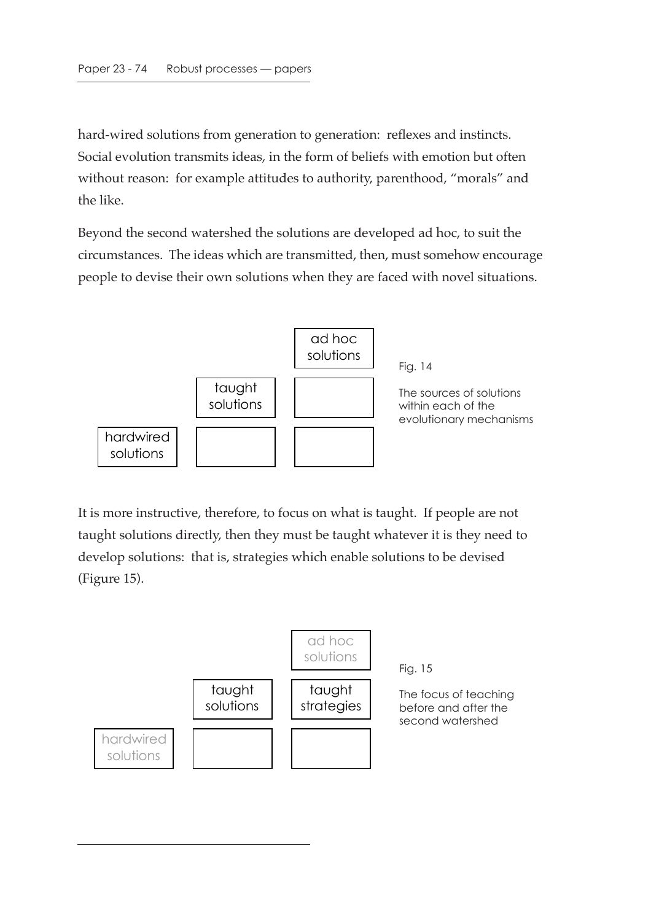hard-wired solutions from generation to generation: reflexes and instincts. Social evolution transmits ideas, in the form of beliefs with emotion but often without reason: for example attitudes to authority, parenthood, "morals" and the like.

Beyond the second watershed the solutions are developed ad hoc, to suit the circumstances. The ideas which are transmitted, then, must somehow encourage people to devise their own solutions when they are faced with novel situations.

| | | ad hoc solutions |
|---|---|---|
| | taught solutions | |
| hardwired solutions | | |

Fig. 14

The sources of solutions within each of the evolutionary mechanisms

It is more instructive, therefore, to focus on what is taught. If people are not taught solutions directly, then they must be taught whatever it is they need to develop solutions: that is, strategies which enable solutions to be devised (Figure 15).

| | | ad hoc solutions |
|---|---|---|
| | taught solutions | taught strategies |
| hardwired solutions | | |

Fig. 15

The focus of teaching before and after the second watershed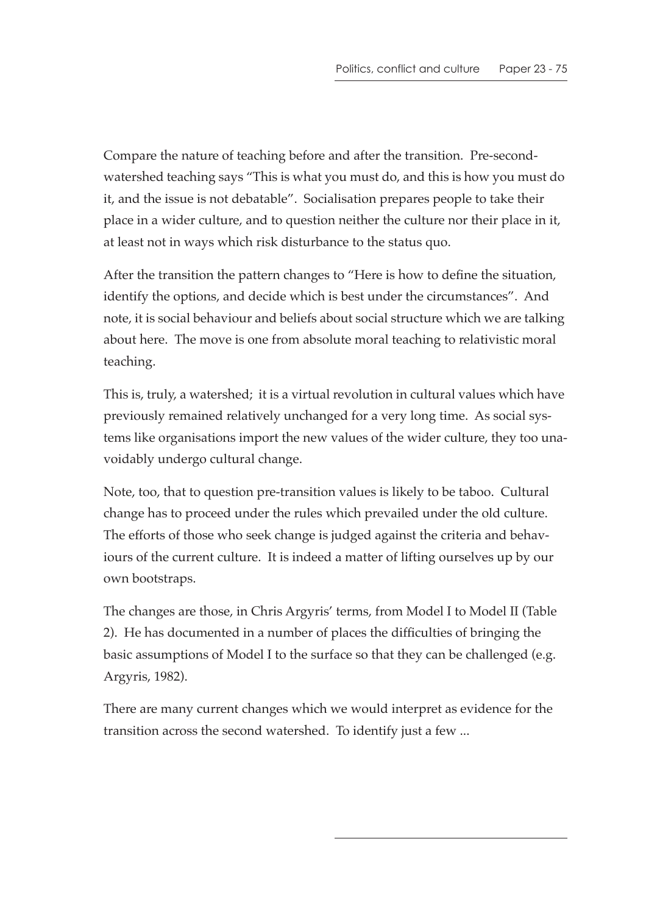Compare the nature of teaching before and after the transition. Pre-second-watershed teaching says "This is what you must do, and this is how you must do it, and the issue is not debatable". Socialisation prepares people to take their place in a wider culture, and to question neither the culture nor their place in it, at least not in ways which risk disturbance to the status quo.

After the transition the pattern changes to "Here is how to define the situation, identify the options, and decide which is best under the circumstances". And note, it is social behaviour and beliefs about social structure which we are talking about here. The move is one from absolute moral teaching to relativistic moral teaching.

This is, truly, a watershed; it is a virtual revolution in cultural values which have previously remained relatively unchanged for a very long time. As social systems like organisations import the new values of the wider culture, they too unavoidably undergo cultural change.

Note, too, that to question pre-transition values is likely to be taboo. Cultural change has to proceed under the rules which prevailed under the old culture. The efforts of those who seek change is judged against the criteria and behaviours of the current culture. It is indeed a matter of lifting ourselves up by our own bootstraps.

The changes are those, in Chris Argyris' terms, from Model I to Model II (Table 2). He has documented in a number of places the difficulties of bringing the basic assumptions of Model I to the surface so that they can be challenged (e.g. Argyris, 1982).

There are many current changes which we would interpret as evidence for the transition across the second watershed. To identify just a few ...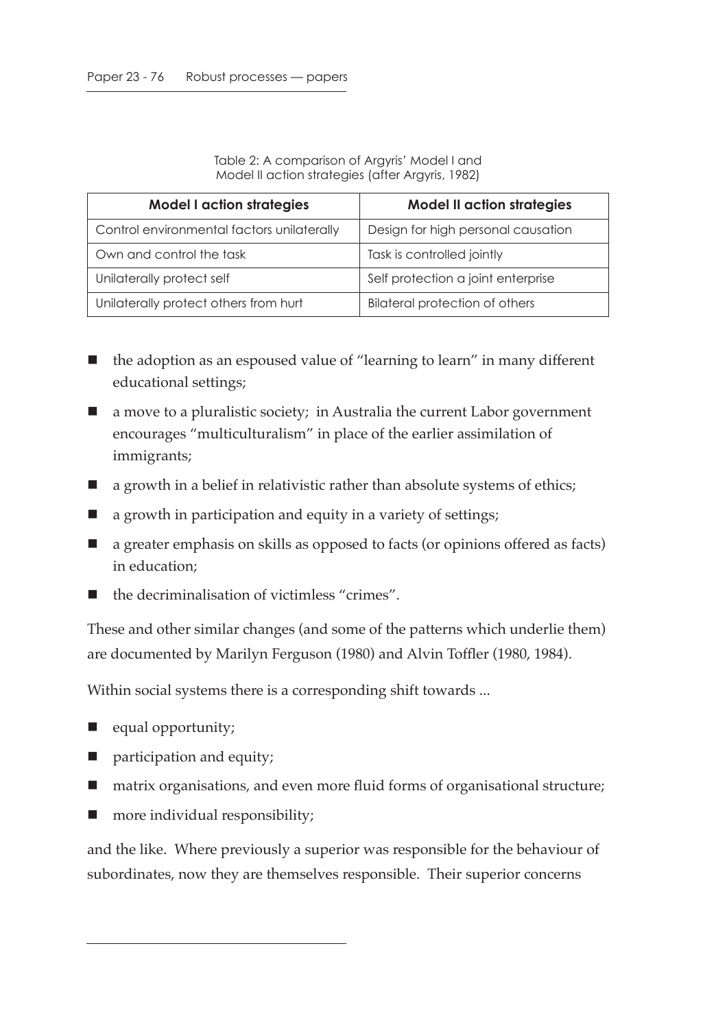Table 2: A comparison of Argyris' Model I and Model II action strategies (after Argyris, 1982)

| Model I action strategies | Model II action strategies |
| --- | --- |
| Control environmental factors unilaterally | Design for high personal causation |
| Own and control the task | Task is controlled jointly |
| Unilaterally protect self | Self protection a joint enterprise |
| Unilaterally protect others from hurt | Bilateral protection of others |

- the adoption as an espoused value of "learning to learn" in many different educational settings;
- a move to a pluralistic society; in Australia the current Labor government encourages "multiculturalism" in place of the earlier assimilation of immigrants;
- a growth in a belief in relativistic rather than absolute systems of ethics;
- a growth in participation and equity in a variety of settings;
- a greater emphasis on skills as opposed to facts (or opinions offered as facts) in education;
- the decriminalisation of victimless "crimes".

These and other similar changes (and some of the patterns which underlie them) are documented by Marilyn Ferguson (1980) and Alvin Toffler (1980, 1984).

Within social systems there is a corresponding shift towards ...

- equal opportunity;
- participation and equity;
- matrix organisations, and even more fluid forms of organisational structure;
- more individual responsibility;

and the like. Where previously a superior was responsible for the behaviour of subordinates, now they are themselves responsible. Their superior concerns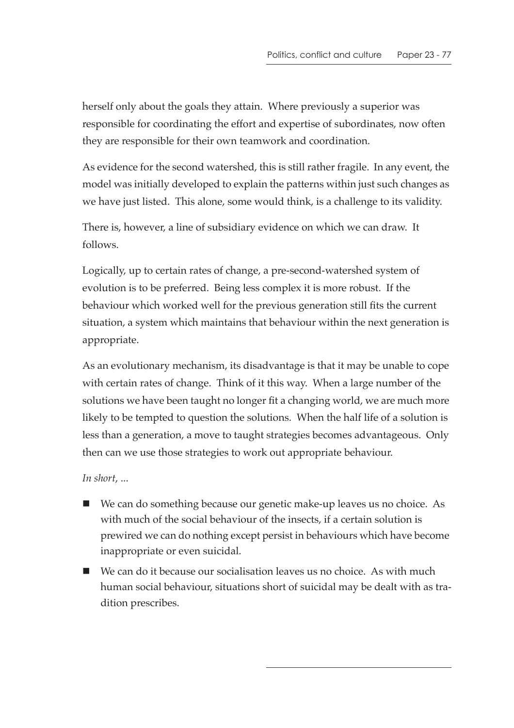herself only about the goals they attain. Where previously a superior was responsible for coordinating the effort and expertise of subordinates, now often they are responsible for their own teamwork and coordination.

As evidence for the second watershed, this is still rather fragile. In any event, the model was initially developed to explain the patterns within just such changes as we have just listed. This alone, some would think, is a challenge to its validity.

There is, however, a line of subsidiary evidence on which we can draw. It follows.

Logically, up to certain rates of change, a pre-second-watershed system of evolution is to be preferred. Being less complex it is more robust. If the behaviour which worked well for the previous generation still fits the current situation, a system which maintains that behaviour within the next generation is appropriate.

As an evolutionary mechanism, its disadvantage is that it may be unable to cope with certain rates of change. Think of it this way. When a large number of the solutions we have been taught no longer fit a changing world, we are much more likely to be tempted to question the solutions. When the half life of a solution is less than a generation, a move to taught strategies becomes advantageous. Only then can we use those strategies to work out appropriate behaviour.

*In short*, ...

- We can do something because our genetic make-up leaves us no choice. As with much of the social behaviour of the insects, if a certain solution is prewired we can do nothing except persist in behaviours which have become inappropriate or even suicidal.
- We can do it because our socialisation leaves us no choice. As with much human social behaviour, situations short of suicidal may be dealt with as tradition prescribes.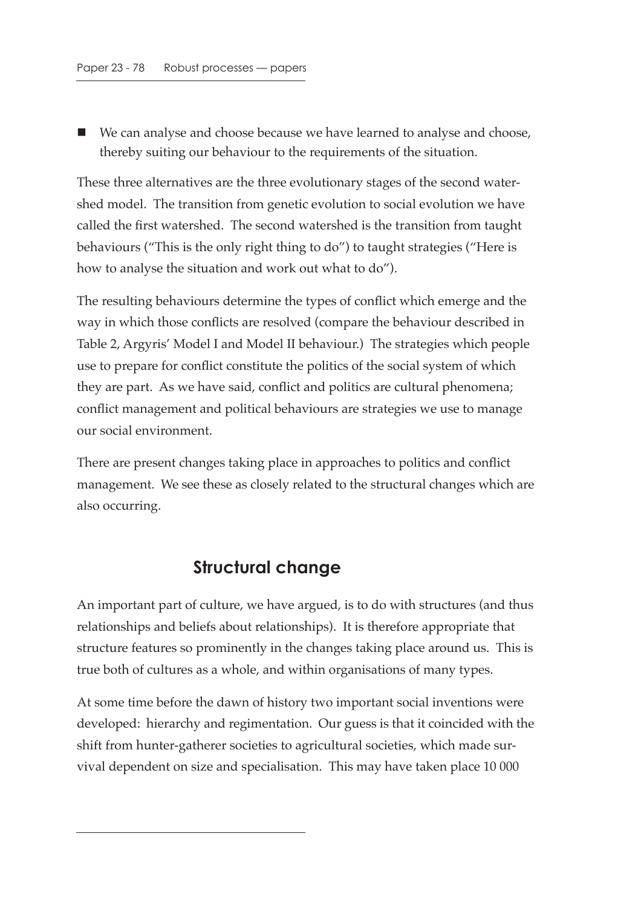- We can analyse and choose because we have learned to analyse and choose, thereby suiting our behaviour to the requirements of the situation.

These three alternatives are the three evolutionary stages of the second watershed model. The transition from genetic evolution to social evolution we have called the first watershed. The second watershed is the transition from taught behaviours ("This is the only right thing to do") to taught strategies ("Here is how to analyse the situation and work out what to do").

The resulting behaviours determine the types of conflict which emerge and the way in which those conflicts are resolved (compare the behaviour described in Table 2, Argyris' Model I and Model II behaviour.) The strategies which people use to prepare for conflict constitute the politics of the social system of which they are part. As we have said, conflict and politics are cultural phenomena; conflict management and political behaviours are strategies we use to manage our social environment.

There are present changes taking place in approaches to politics and conflict management. We see these as closely related to the structural changes which are also occurring.

## Structural change

An important part of culture, we have argued, is to do with structures (and thus relationships and beliefs about relationships). It is therefore appropriate that structure features so prominently in the changes taking place around us. This is true both of cultures as a whole, and within organisations of many types.

At some time before the dawn of history two important social inventions were developed: hierarchy and regimentation. Our guess is that it coincided with the shift from hunter-gatherer societies to agricultural societies, which made survival dependent on size and specialisation. This may have taken place 10 000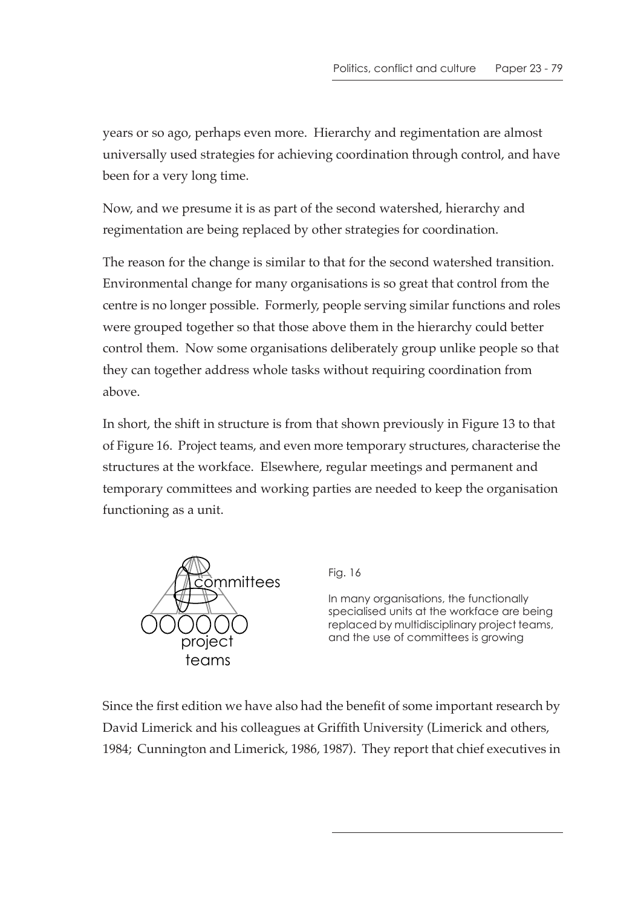years or so ago, perhaps even more. Hierarchy and regimentation are almost universally used strategies for achieving coordination through control, and have been for a very long time.

Now, and we presume it is as part of the second watershed, hierarchy and regimentation are being replaced by other strategies for coordination.

The reason for the change is similar to that for the second watershed transition. Environmental change for many organisations is so great that control from the centre is no longer possible. Formerly, people serving similar functions and roles were grouped together so that those above them in the hierarchy could better control them. Now some organisations deliberately group unlike people so that they can together address whole tasks without requiring coordination from above.

In short, the shift in structure is from that shown previously in Figure 13 to that of Figure 16. Project teams, and even more temporary structures, characterise the structures at the workface. Elsewhere, regular meetings and permanent and temporary committees and working parties are needed to keep the organisation functioning as a unit.

Fig. 16

In many organisations, the functionally specialised units at the workface are being replaced by multidisciplinary project teams, and the use of committees is growing

Since the first edition we have also had the benefit of some important research by David Limerick and his colleagues at Griffith University (Limerick and others, 1984; Cunnington and Limerick, 1986, 1987). They report that chief executives in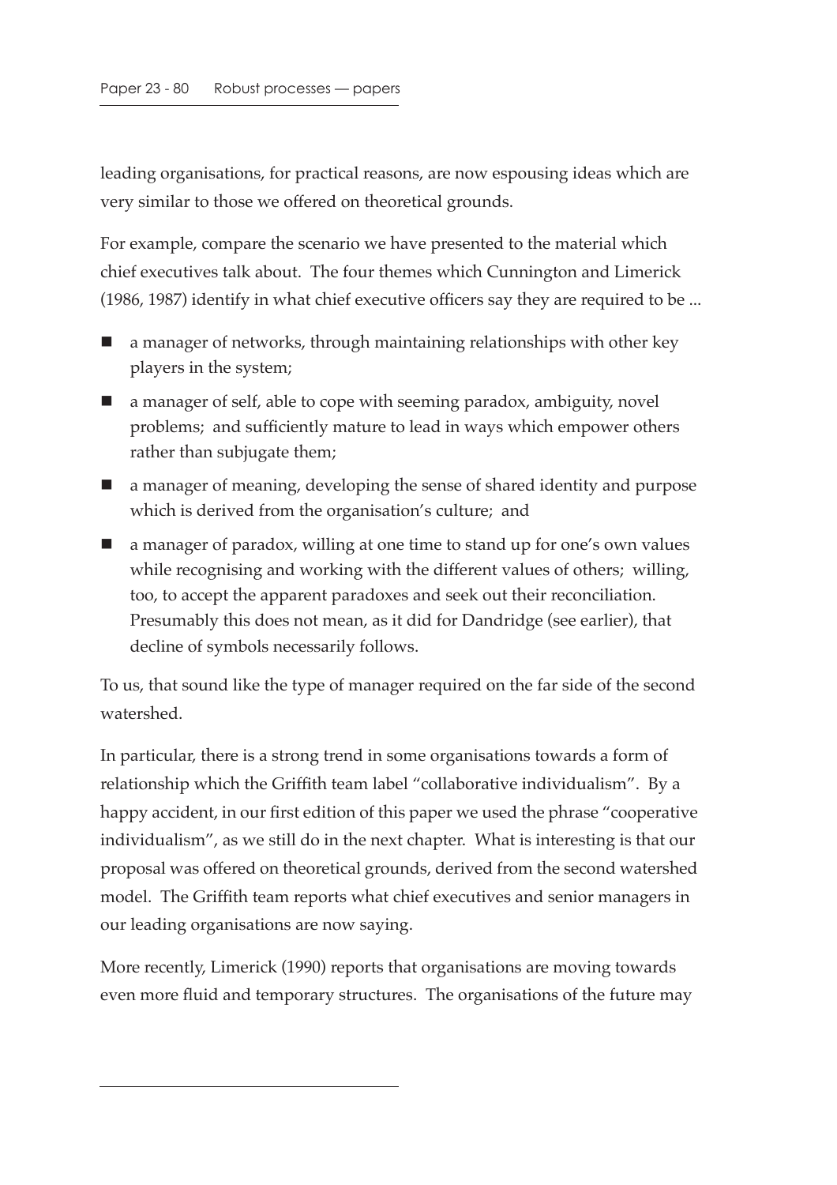leading organisations, for practical reasons, are now espousing ideas which are very similar to those we offered on theoretical grounds.

For example, compare the scenario we have presented to the material which chief executives talk about. The four themes which Cunnington and Limerick (1986, 1987) identify in what chief executive officers say they are required to be ...

- a manager of networks, through maintaining relationships with other key players in the system;
- a manager of self, able to cope with seeming paradox, ambiguity, novel problems; and sufficiently mature to lead in ways which empower others rather than subjugate them;
- a manager of meaning, developing the sense of shared identity and purpose which is derived from the organisation's culture; and
- a manager of paradox, willing at one time to stand up for one's own values while recognising and working with the different values of others; willing, too, to accept the apparent paradoxes and seek out their reconciliation. Presumably this does not mean, as it did for Dandridge (see earlier), that decline of symbols necessarily follows.

To us, that sound like the type of manager required on the far side of the second watershed.

In particular, there is a strong trend in some organisations towards a form of relationship which the Griffith team label "collaborative individualism". By a happy accident, in our first edition of this paper we used the phrase "cooperative individualism", as we still do in the next chapter. What is interesting is that our proposal was offered on theoretical grounds, derived from the second watershed model. The Griffith team reports what chief executives and senior managers in our leading organisations are now saying.

More recently, Limerick (1990) reports that organisations are moving towards even more fluid and temporary structures. The organisations of the future may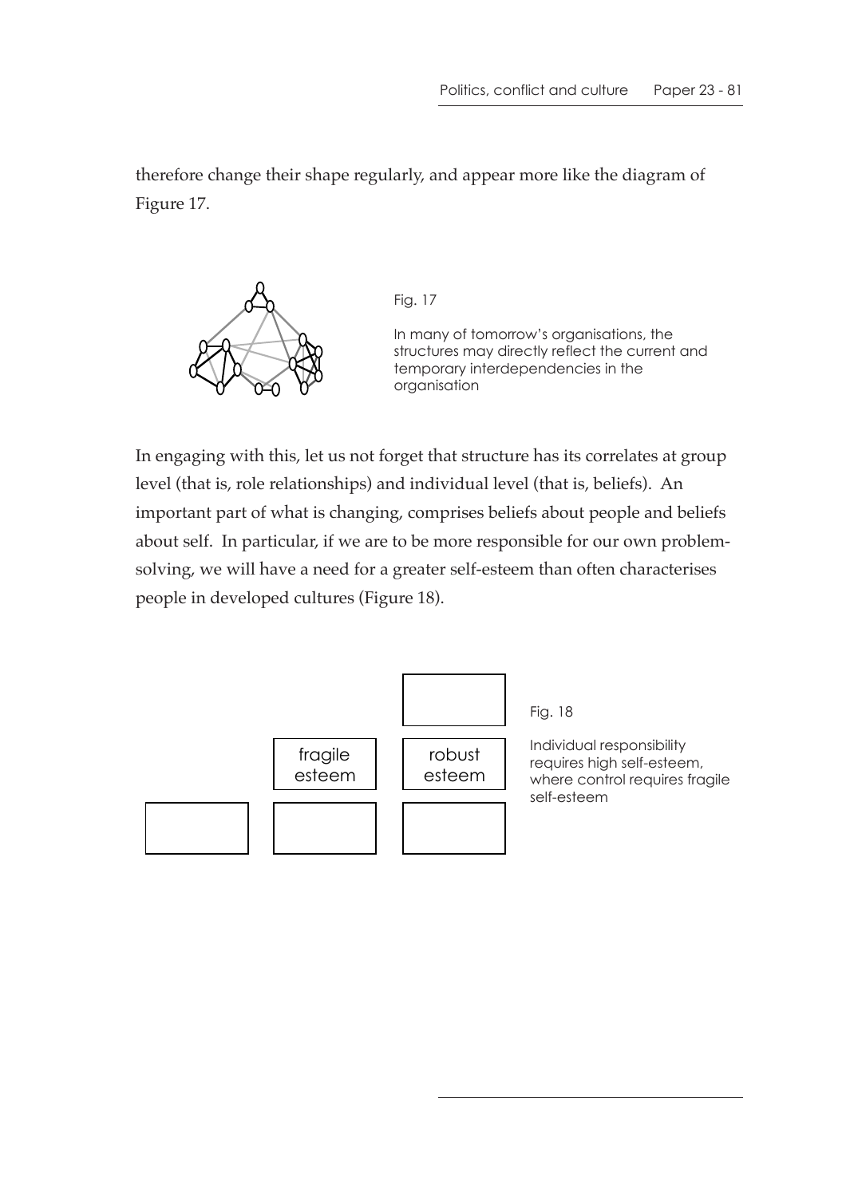therefore change their shape regularly, and appear more like the diagram of Figure 17.

Fig. 17

In many of tomorrow's organisations, the structures may directly reflect the current and temporary interdependencies in the organisation

In engaging with this, let us not forget that structure has its correlates at group level (that is, role relationships) and individual level (that is, beliefs). An important part of what is changing, comprises beliefs about people and beliefs about self. In particular, if we are to be more responsible for our own problem-solving, we will have a need for a greater self-esteem than often characterises people in developed cultures (Figure 18).

fragile esteem

robust esteem

Fig. 18

Individual responsibility requires high self-esteem, where control requires fragile self-esteem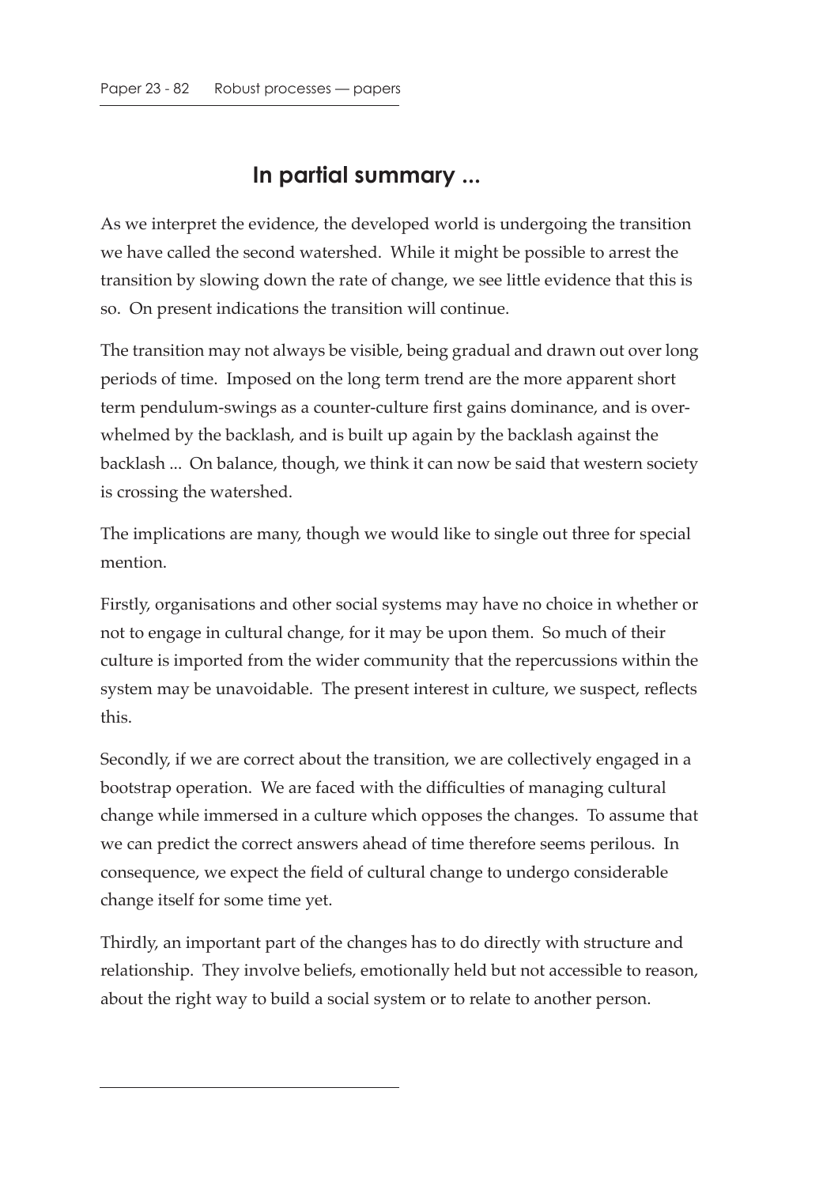## In partial summary ...

As we interpret the evidence, the developed world is undergoing the transition we have called the second watershed. While it might be possible to arrest the transition by slowing down the rate of change, we see little evidence that this is so. On present indications the transition will continue.

The transition may not always be visible, being gradual and drawn out over long periods of time. Imposed on the long term trend are the more apparent short term pendulum-swings as a counter-culture first gains dominance, and is overwhelmed by the backlash, and is built up again by the backlash against the backlash ... On balance, though, we think it can now be said that western society is crossing the watershed.

The implications are many, though we would like to single out three for special mention.

Firstly, organisations and other social systems may have no choice in whether or not to engage in cultural change, for it may be upon them. So much of their culture is imported from the wider community that the repercussions within the system may be unavoidable. The present interest in culture, we suspect, reflects this.

Secondly, if we are correct about the transition, we are collectively engaged in a bootstrap operation. We are faced with the difficulties of managing cultural change while immersed in a culture which opposes the changes. To assume that we can predict the correct answers ahead of time therefore seems perilous. In consequence, we expect the field of cultural change to undergo considerable change itself for some time yet.

Thirdly, an important part of the changes has to do directly with structure and relationship. They involve beliefs, emotionally held but not accessible to reason, about the right way to build a social system or to relate to another person.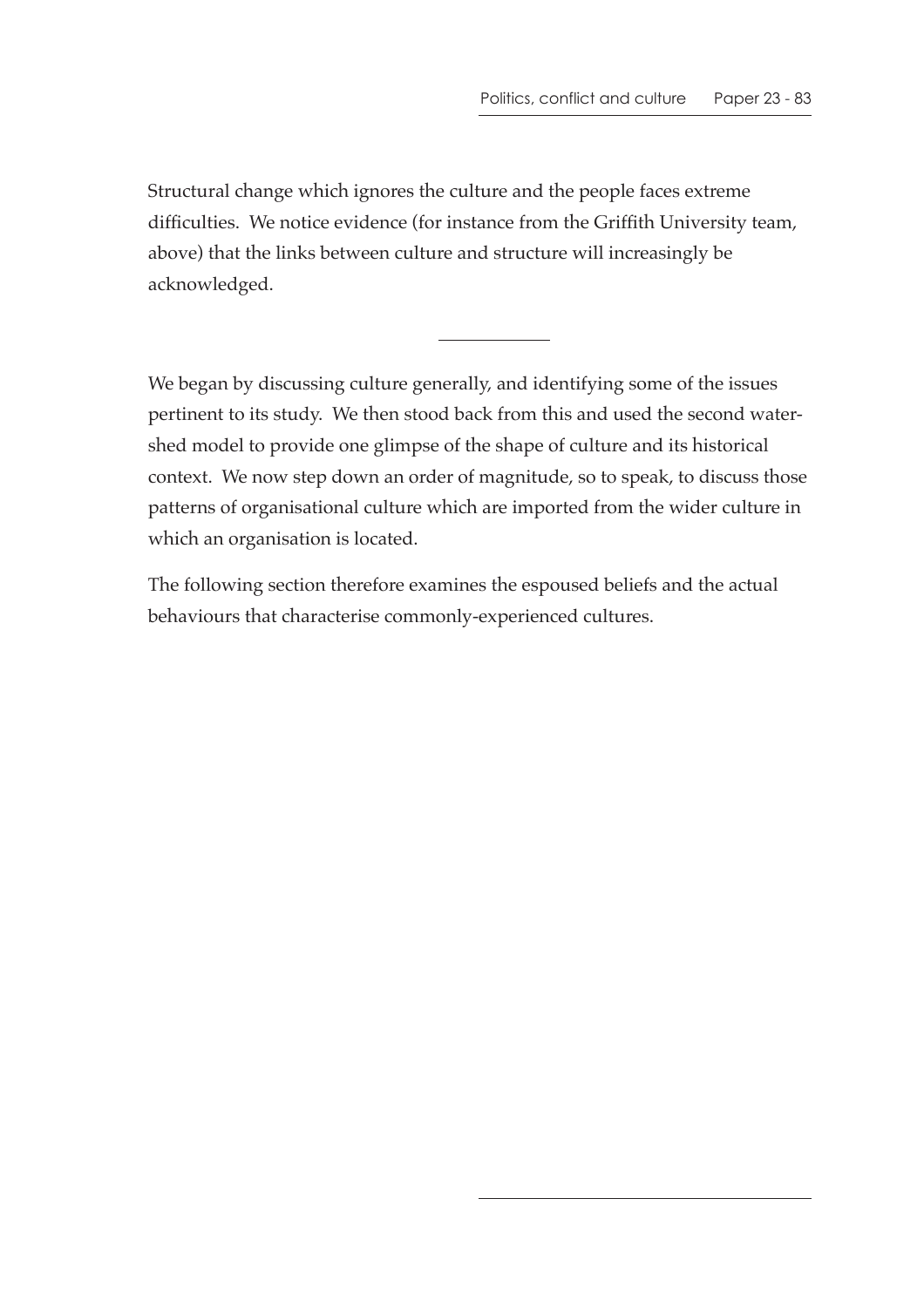Structural change which ignores the culture and the people faces extreme difficulties. We notice evidence (for instance from the Griffith University team, above) that the links between culture and structure will increasingly be acknowledged.

---

We began by discussing culture generally, and identifying some of the issues pertinent to its study. We then stood back from this and used the second watershed model to provide one glimpse of the shape of culture and its historical context. We now step down an order of magnitude, so to speak, to discuss those patterns of organisational culture which are imported from the wider culture in which an organisation is located.

The following section therefore examines the espoused beliefs and the actual behaviours that characterise commonly-experienced cultures.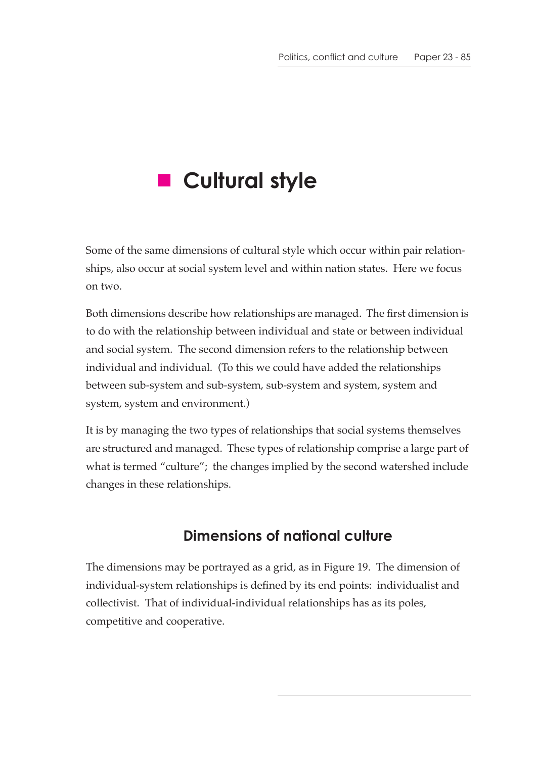# Cultural style

Some of the same dimensions of cultural style which occur within pair relationships, also occur at social system level and within nation states. Here we focus on two.

Both dimensions describe how relationships are managed. The first dimension is to do with the relationship between individual and state or between individual and social system. The second dimension refers to the relationship between individual and individual. (To this we could have added the relationships between sub-system and sub-system, sub-system and system, system and system, system and environment.)

It is by managing the two types of relationships that social systems themselves are structured and managed. These types of relationship comprise a large part of what is termed "culture"; the changes implied by the second watershed include changes in these relationships.

## Dimensions of national culture

The dimensions may be portrayed as a grid, as in Figure 19. The dimension of individual-system relationships is defined by its end points: individualist and collectivist. That of individual-individual relationships has as its poles, competitive and cooperative.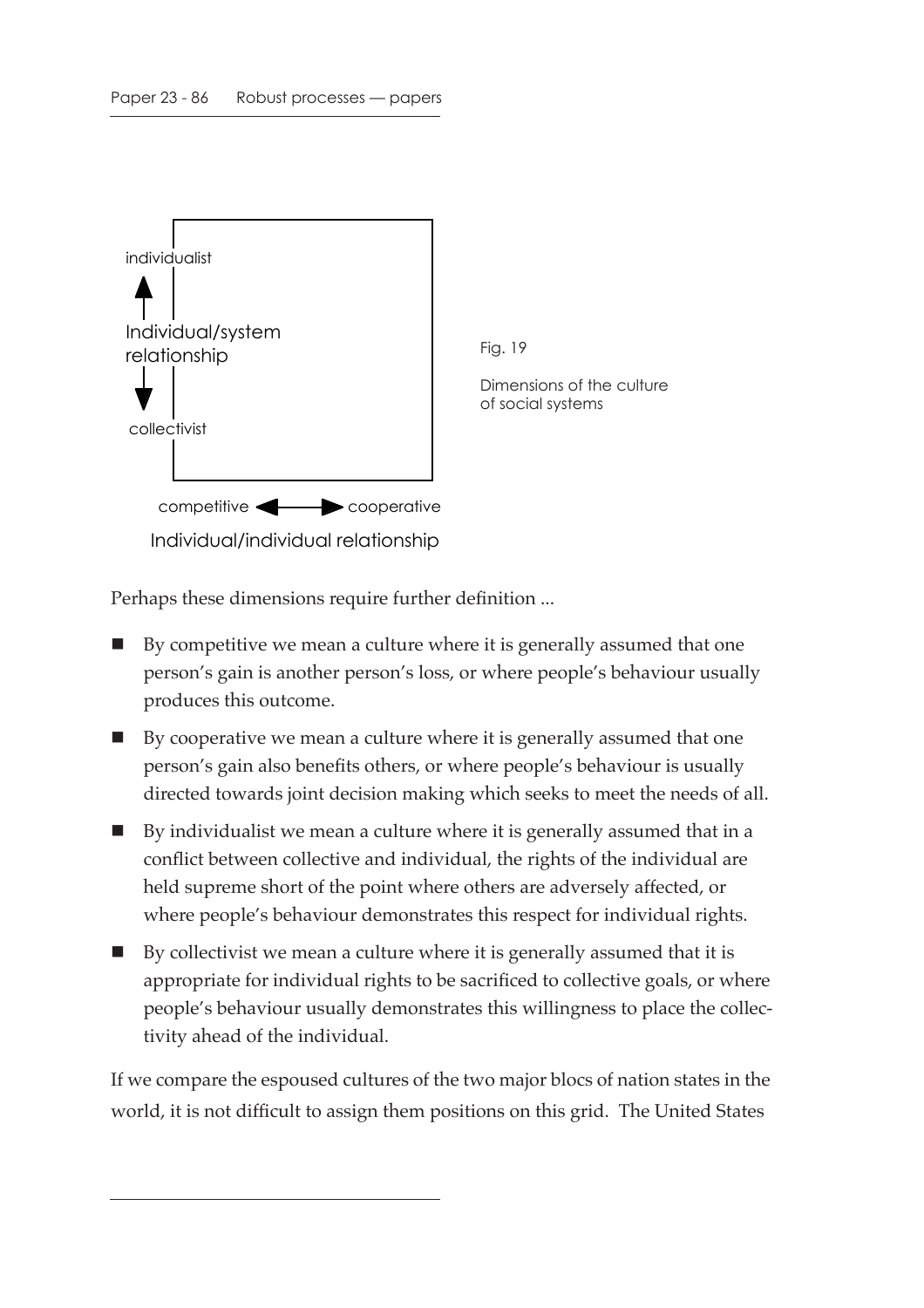individualist

Individual/system relationship

collectivist

competitive ⟷ cooperative

Individual/individual relationship

Fig. 19

Dimensions of the culture of social systems

Perhaps these dimensions require further definition ...

- By competitive we mean a culture where it is generally assumed that one person's gain is another person's loss, or where people's behaviour usually produces this outcome.
- By cooperative we mean a culture where it is generally assumed that one person's gain also benefits others, or where people's behaviour is usually directed towards joint decision making which seeks to meet the needs of all.
- By individualist we mean a culture where it is generally assumed that in a conflict between collective and individual, the rights of the individual are held supreme short of the point where others are adversely affected, or where people's behaviour demonstrates this respect for individual rights.
- By collectivist we mean a culture where it is generally assumed that it is appropriate for individual rights to be sacrificed to collective goals, or where people's behaviour usually demonstrates this willingness to place the collectivity ahead of the individual.

If we compare the espoused cultures of the two major blocs of nation states in the world, it is not difficult to assign them positions on this grid. The United States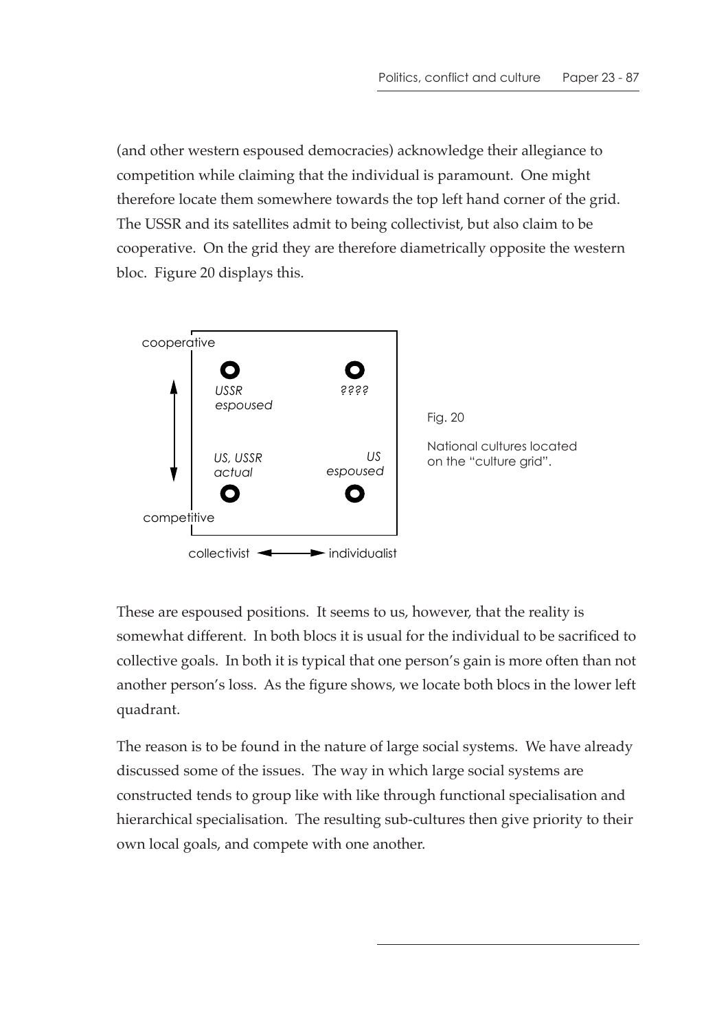(and other western espoused democracies) acknowledge their allegiance to competition while claiming that the individual is paramount. One might therefore locate them somewhere towards the top left hand corner of the grid. The USSR and its satellites admit to being collectivist, but also claim to be cooperative. On the grid they are therefore diametrically opposite the western bloc. Figure 20 displays this.

cooperative

*USSR espoused* *????*

*US, USSR actual* *US espoused*

competitive

collectivist ◄——► individualist

Fig. 20

National cultures located on the "culture grid".

These are espoused positions. It seems to us, however, that the reality is somewhat different. In both blocs it is usual for the individual to be sacrificed to collective goals. In both it is typical that one person's gain is more often than not another person's loss. As the figure shows, we locate both blocs in the lower left quadrant.

The reason is to be found in the nature of large social systems. We have already discussed some of the issues. The way in which large social systems are constructed tends to group like with like through functional specialisation and hierarchical specialisation. The resulting sub-cultures then give priority to their own local goals, and compete with one another.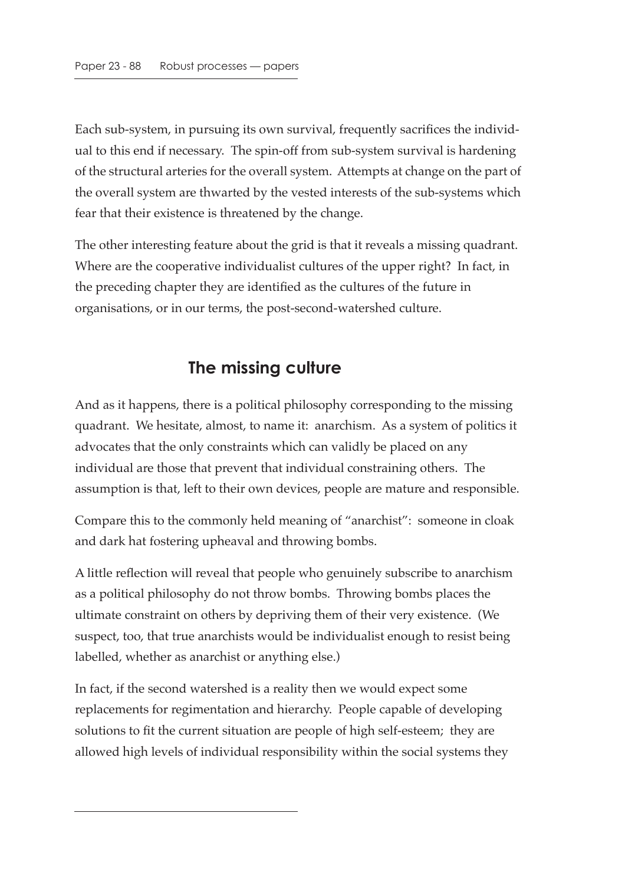Each sub-system, in pursuing its own survival, frequently sacrifices the individual to this end if necessary. The spin-off from sub-system survival is hardening of the structural arteries for the overall system. Attempts at change on the part of the overall system are thwarted by the vested interests of the sub-systems which fear that their existence is threatened by the change.

The other interesting feature about the grid is that it reveals a missing quadrant. Where are the cooperative individualist cultures of the upper right? In fact, in the preceding chapter they are identified as the cultures of the future in organisations, or in our terms, the post-second-watershed culture.

## The missing culture

And as it happens, there is a political philosophy corresponding to the missing quadrant. We hesitate, almost, to name it: anarchism. As a system of politics it advocates that the only constraints which can validly be placed on any individual are those that prevent that individual constraining others. The assumption is that, left to their own devices, people are mature and responsible.

Compare this to the commonly held meaning of "anarchist": someone in cloak and dark hat fostering upheaval and throwing bombs.

A little reflection will reveal that people who genuinely subscribe to anarchism as a political philosophy do not throw bombs. Throwing bombs places the ultimate constraint on others by depriving them of their very existence. (We suspect, too, that true anarchists would be individualist enough to resist being labelled, whether as anarchist or anything else.)

In fact, if the second watershed is a reality then we would expect some replacements for regimentation and hierarchy. People capable of developing solutions to fit the current situation are people of high self-esteem; they are allowed high levels of individual responsibility within the social systems they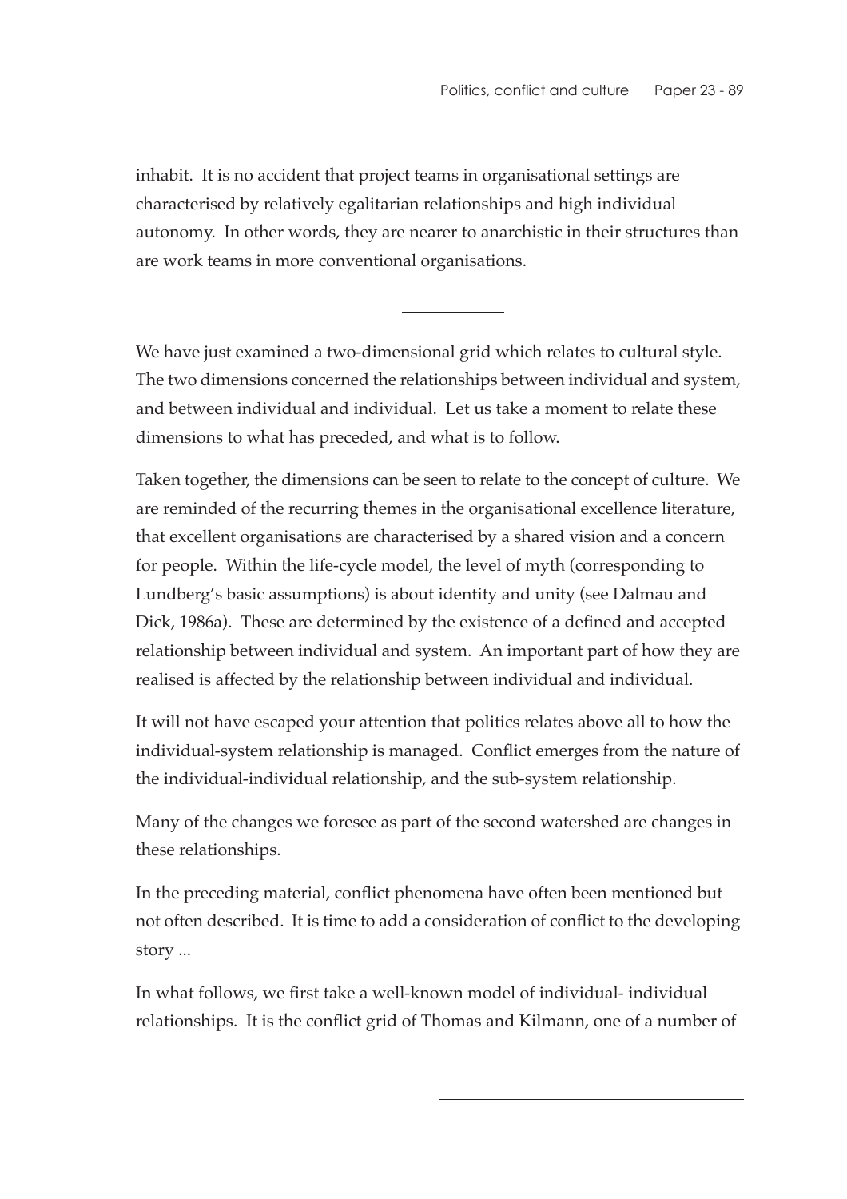inhabit. It is no accident that project teams in organisational settings are characterised by relatively egalitarian relationships and high individual autonomy. In other words, they are nearer to anarchistic in their structures than are work teams in more conventional organisations.

---

We have just examined a two-dimensional grid which relates to cultural style. The two dimensions concerned the relationships between individual and system, and between individual and individual. Let us take a moment to relate these dimensions to what has preceded, and what is to follow.

Taken together, the dimensions can be seen to relate to the concept of culture. We are reminded of the recurring themes in the organisational excellence literature, that excellent organisations are characterised by a shared vision and a concern for people. Within the life-cycle model, the level of myth (corresponding to Lundberg's basic assumptions) is about identity and unity (see Dalmau and Dick, 1986a). These are determined by the existence of a defined and accepted relationship between individual and system. An important part of how they are realised is affected by the relationship between individual and individual.

It will not have escaped your attention that politics relates above all to how the individual-system relationship is managed. Conflict emerges from the nature of the individual-individual relationship, and the sub-system relationship.

Many of the changes we foresee as part of the second watershed are changes in these relationships.

In the preceding material, conflict phenomena have often been mentioned but not often described. It is time to add a consideration of conflict to the developing story ...

In what follows, we first take a well-known model of individual- individual relationships. It is the conflict grid of Thomas and Kilmann, one of a number of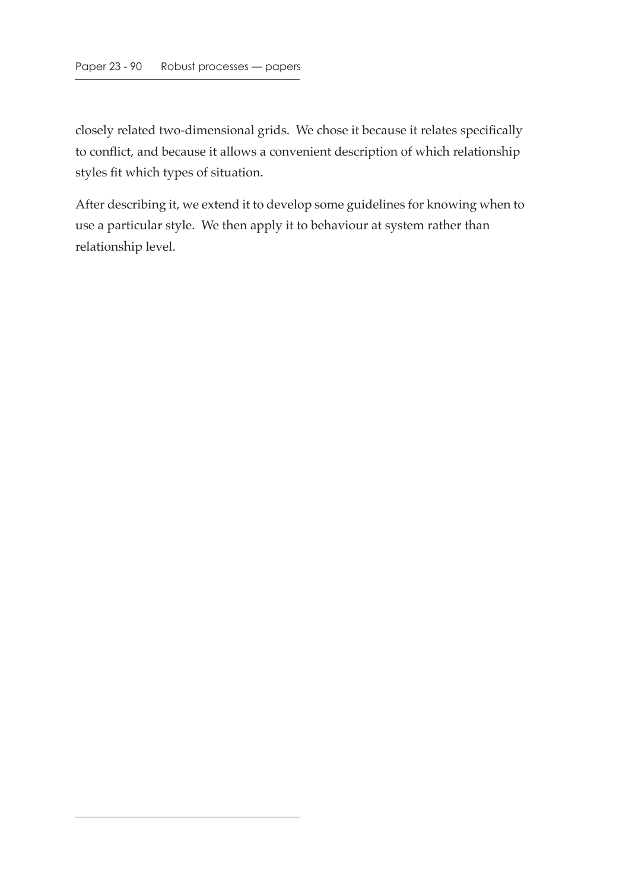closely related two-dimensional grids. We chose it because it relates specifically to conflict, and because it allows a convenient description of which relationship styles fit which types of situation.

After describing it, we extend it to develop some guidelines for knowing when to use a particular style. We then apply it to behaviour at system rather than relationship level.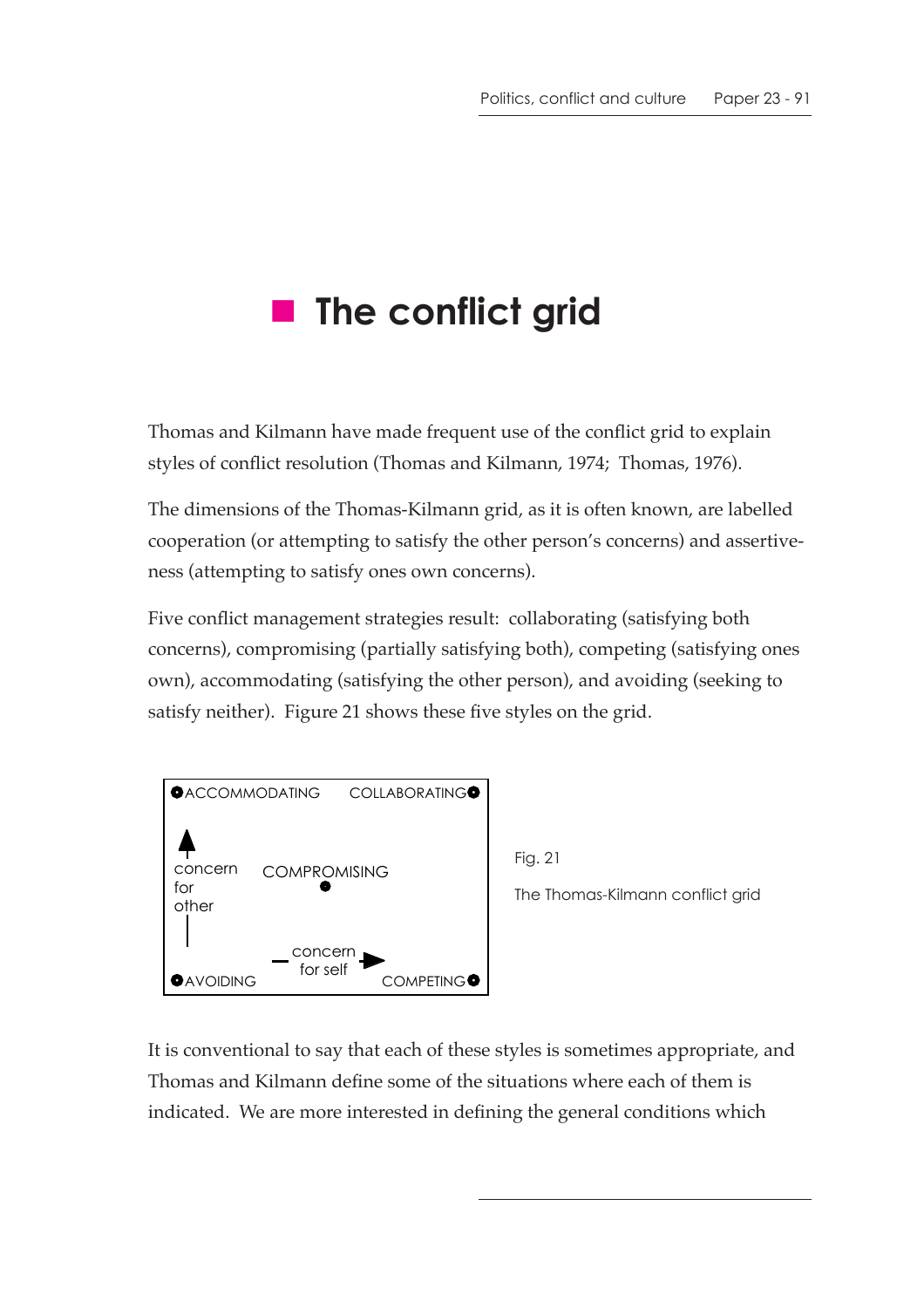# The conflict grid

Thomas and Kilmann have made frequent use of the conflict grid to explain styles of conflict resolution (Thomas and Kilmann, 1974; Thomas, 1976).

The dimensions of the Thomas-Kilmann grid, as it is often known, are labelled cooperation (or attempting to satisfy the other person's concerns) and assertiveness (attempting to satisfy ones own concerns).

Five conflict management strategies result: collaborating (satisfying both concerns), compromising (partially satisfying both), competing (satisfying ones own), accommodating (satisfying the other person), and avoiding (seeking to satisfy neither). Figure 21 shows these five styles on the grid.

ACCOMMODATING | COLLABORATING

concern for other ↑

COMPROMISING

concern for self →

AVOIDING | COMPETING

Fig. 21

The Thomas-Kilmann conflict grid

It is conventional to say that each of these styles is sometimes appropriate, and Thomas and Kilmann define some of the situations where each of them is indicated. We are more interested in defining the general conditions which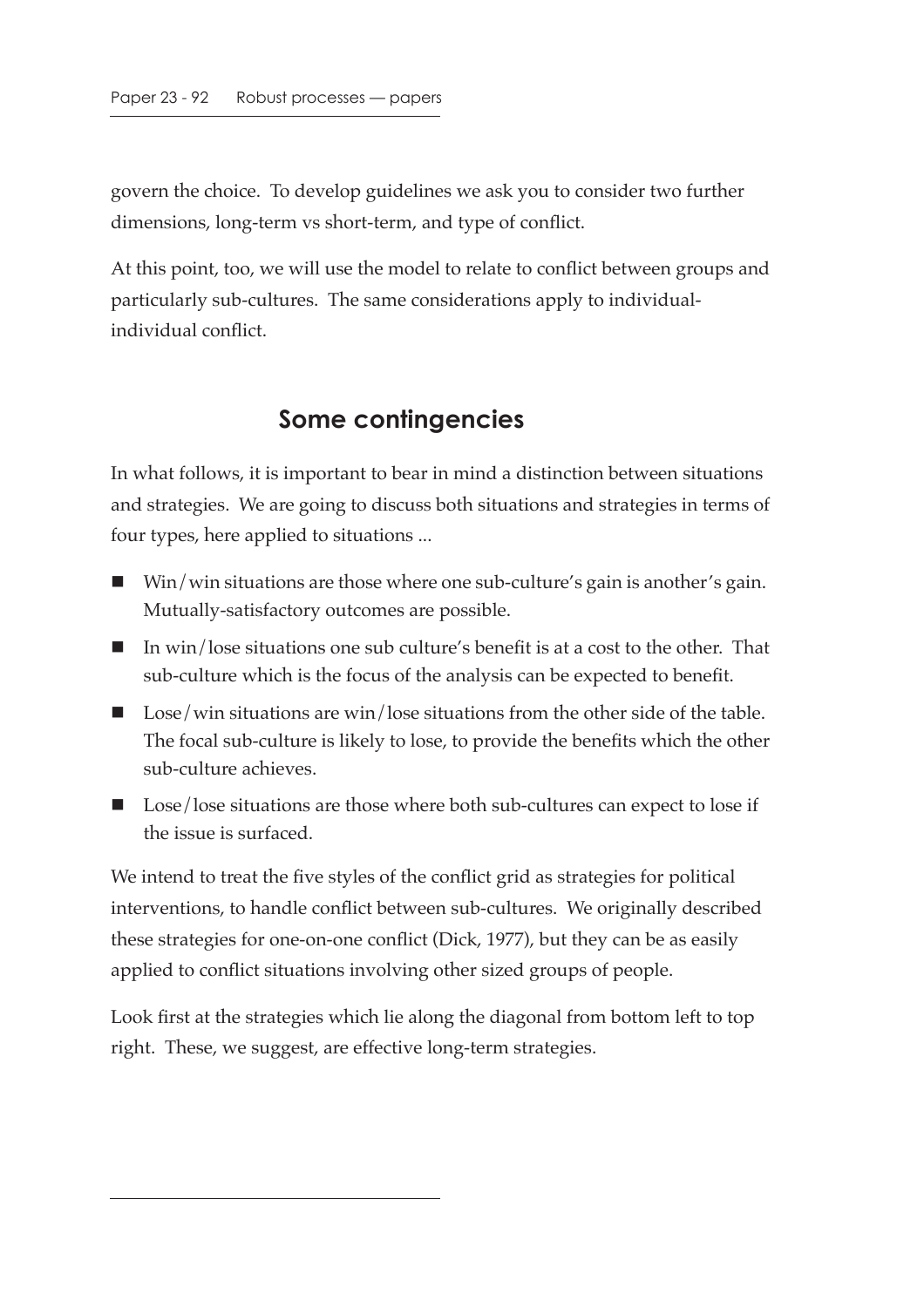govern the choice. To develop guidelines we ask you to consider two further dimensions, long-term vs short-term, and type of conflict.

At this point, too, we will use the model to relate to conflict between groups and particularly sub-cultures. The same considerations apply to individual-individual conflict.

## Some contingencies

In what follows, it is important to bear in mind a distinction between situations and strategies. We are going to discuss both situations and strategies in terms of four types, here applied to situations ...

- Win/win situations are those where one sub-culture's gain is another's gain. Mutually-satisfactory outcomes are possible.
- In win/lose situations one sub culture's benefit is at a cost to the other. That sub-culture which is the focus of the analysis can be expected to benefit.
- Lose/win situations are win/lose situations from the other side of the table. The focal sub-culture is likely to lose, to provide the benefits which the other sub-culture achieves.
- Lose/lose situations are those where both sub-cultures can expect to lose if the issue is surfaced.

We intend to treat the five styles of the conflict grid as strategies for political interventions, to handle conflict between sub-cultures. We originally described these strategies for one-on-one conflict (Dick, 1977), but they can be as easily applied to conflict situations involving other sized groups of people.

Look first at the strategies which lie along the diagonal from bottom left to top right. These, we suggest, are effective long-term strategies.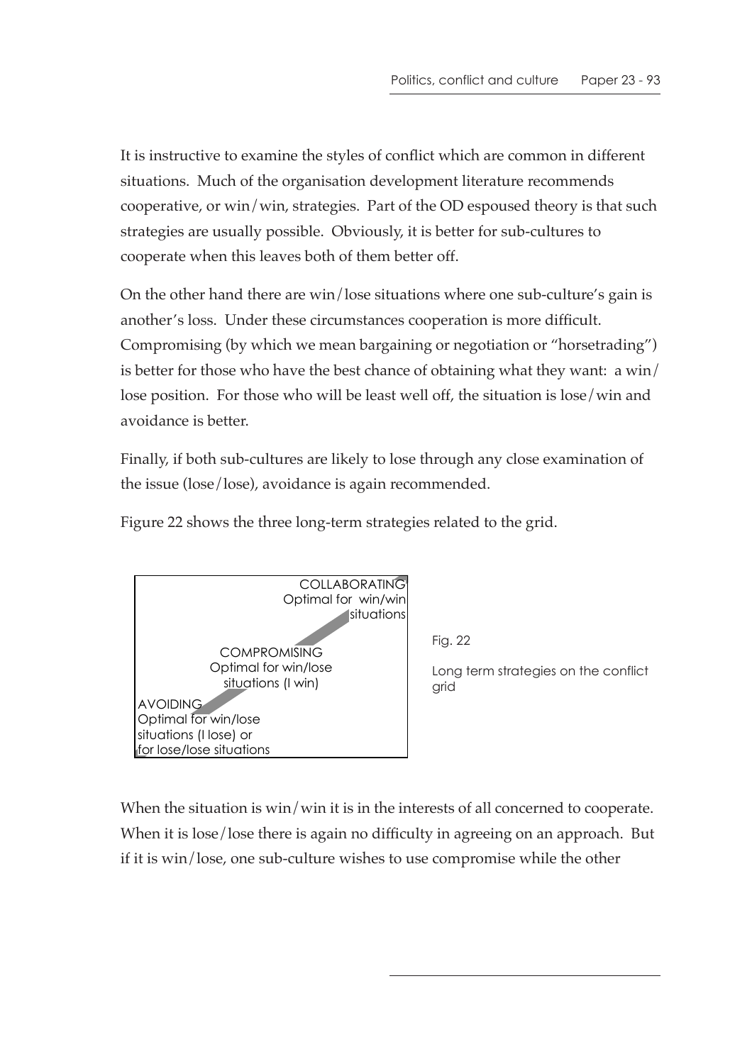It is instructive to examine the styles of conflict which are common in different situations. Much of the organisation development literature recommends cooperative, or win/win, strategies. Part of the OD espoused theory is that such strategies are usually possible. Obviously, it is better for sub-cultures to cooperate when this leaves both of them better off.

On the other hand there are win/lose situations where one sub-culture's gain is another's loss. Under these circumstances cooperation is more difficult. Compromising (by which we mean bargaining or negotiation or "horsetrading") is better for those who have the best chance of obtaining what they want: a win/lose position. For those who will be least well off, the situation is lose/win and avoidance is better.

Finally, if both sub-cultures are likely to lose through any close examination of the issue (lose/lose), avoidance is again recommended.

Figure 22 shows the three long-term strategies related to the grid.

COLLABORATING
Optimal for win/win situations

COMPROMISING
Optimal for win/lose situations (I win)

AVOIDING
Optimal for win/lose situations (I lose) or for lose/lose situations

Fig. 22

Long term strategies on the conflict grid

When the situation is win/win it is in the interests of all concerned to cooperate. When it is lose/lose there is again no difficulty in agreeing on an approach. But if it is win/lose, one sub-culture wishes to use compromise while the other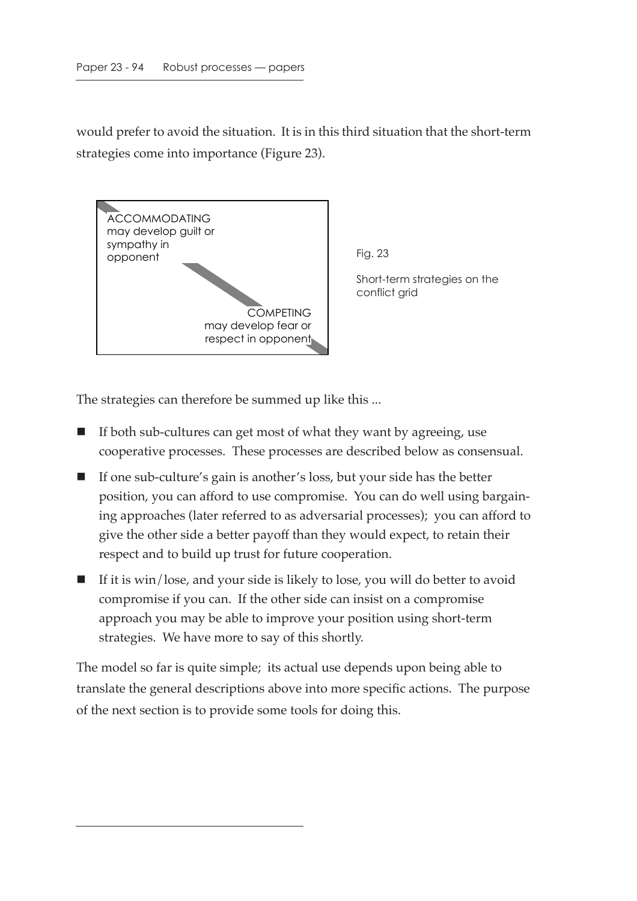would prefer to avoid the situation. It is in this third situation that the short-term strategies come into importance (Figure 23).

ACCOMMODATING
may develop guilt or sympathy in opponent

COMPETING
may develop fear or respect in opponent

Fig. 23

Short-term strategies on the conflict grid

The strategies can therefore be summed up like this ...

- If both sub-cultures can get most of what they want by agreeing, use cooperative processes. These processes are described below as consensual.
- If one sub-culture's gain is another's loss, but your side has the better position, you can afford to use compromise. You can do well using bargaining approaches (later referred to as adversarial processes); you can afford to give the other side a better payoff than they would expect, to retain their respect and to build up trust for future cooperation.
- If it is win/lose, and your side is likely to lose, you will do better to avoid compromise if you can. If the other side can insist on a compromise approach you may be able to improve your position using short-term strategies. We have more to say of this shortly.

The model so far is quite simple; its actual use depends upon being able to translate the general descriptions above into more specific actions. The purpose of the next section is to provide some tools for doing this.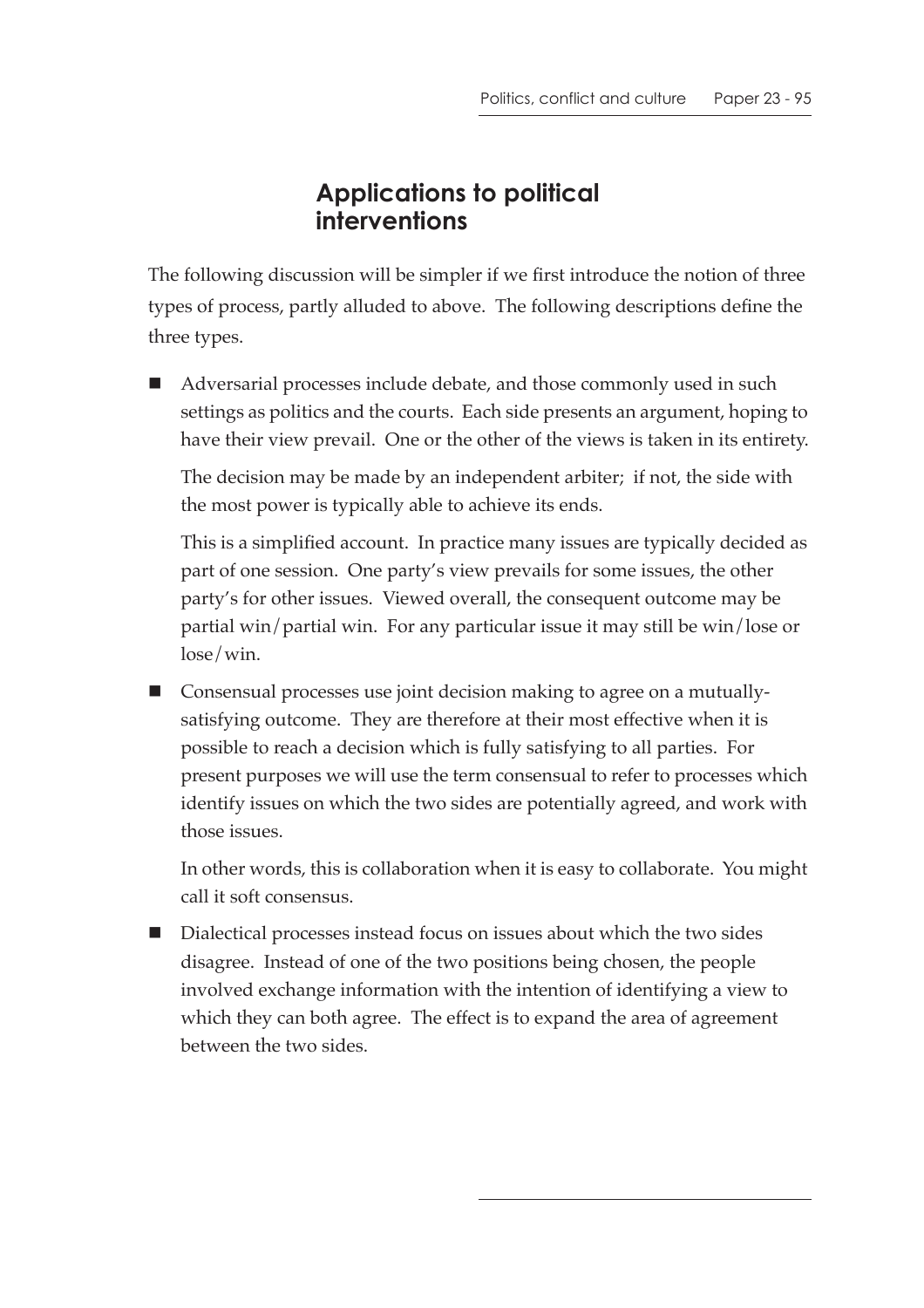## Applications to political interventions

The following discussion will be simpler if we first introduce the notion of three types of process, partly alluded to above. The following descriptions define the three types.

- Adversarial processes include debate, and those commonly used in such settings as politics and the courts. Each side presents an argument, hoping to have their view prevail. One or the other of the views is taken in its entirety.

  The decision may be made by an independent arbiter; if not, the side with the most power is typically able to achieve its ends.

  This is a simplified account. In practice many issues are typically decided as part of one session. One party's view prevails for some issues, the other party's for other issues. Viewed overall, the consequent outcome may be partial win/partial win. For any particular issue it may still be win/lose or lose/win.

- Consensual processes use joint decision making to agree on a mutually-satisfying outcome. They are therefore at their most effective when it is possible to reach a decision which is fully satisfying to all parties. For present purposes we will use the term consensual to refer to processes which identify issues on which the two sides are potentially agreed, and work with those issues.

  In other words, this is collaboration when it is easy to collaborate. You might call it soft consensus.

- Dialectical processes instead focus on issues about which the two sides disagree. Instead of one of the two positions being chosen, the people involved exchange information with the intention of identifying a view to which they can both agree. The effect is to expand the area of agreement between the two sides.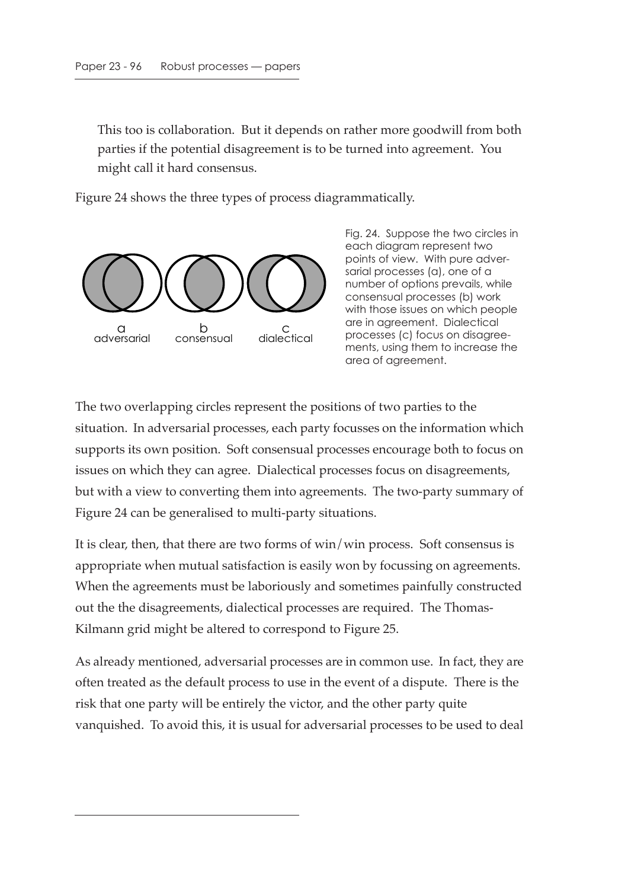This too is collaboration. But it depends on rather more goodwill from both parties if the potential disagreement is to be turned into agreement. You might call it hard consensus.

Figure 24 shows the three types of process diagrammatically.

a adversarial b consensual c dialectical

Fig. 24. Suppose the two circles in each diagram represent two points of view. With pure adversarial processes (a), one of a number of options prevails, while consensual processes (b) work with those issues on which people are in agreement. Dialectical processes (c) focus on disagreements, using them to increase the area of agreement.

The two overlapping circles represent the positions of two parties to the situation. In adversarial processes, each party focusses on the information which supports its own position. Soft consensual processes encourage both to focus on issues on which they can agree. Dialectical processes focus on disagreements, but with a view to converting them into agreements. The two-party summary of Figure 24 can be generalised to multi-party situations.

It is clear, then, that there are two forms of win/win process. Soft consensus is appropriate when mutual satisfaction is easily won by focussing on agreements. When the agreements must be laboriously and sometimes painfully constructed out the the disagreements, dialectical processes are required. The Thomas-Kilmann grid might be altered to correspond to Figure 25.

As already mentioned, adversarial processes are in common use. In fact, they are often treated as the default process to use in the event of a dispute. There is the risk that one party will be entirely the victor, and the other party quite vanquished. To avoid this, it is usual for adversarial processes to be used to deal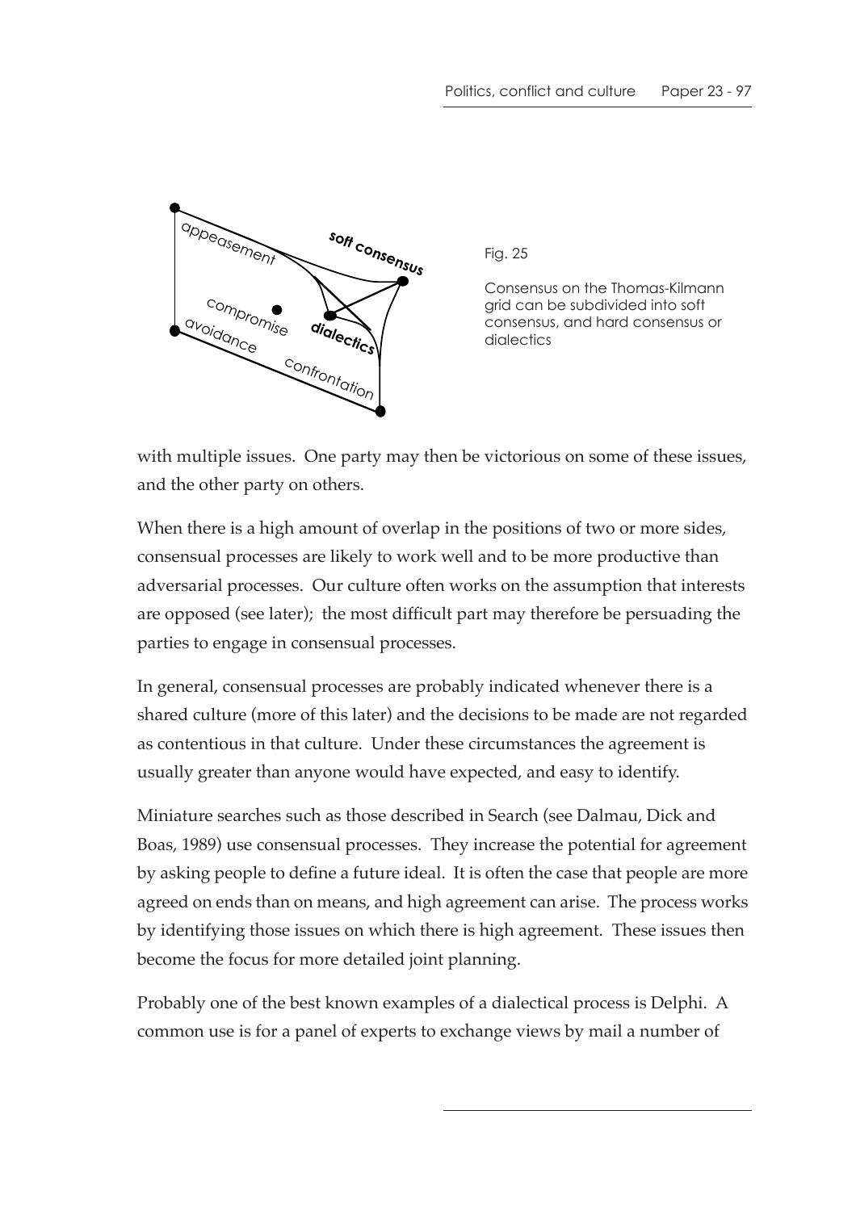Fig. 25

Consensus on the Thomas-Kilmann grid can be subdivided into soft consensus, and hard consensus or dialectics

with multiple issues. One party may then be victorious on some of these issues, and the other party on others.

When there is a high amount of overlap in the positions of two or more sides, consensual processes are likely to work well and to be more productive than adversarial processes. Our culture often works on the assumption that interests are opposed (see later); the most difficult part may therefore be persuading the parties to engage in consensual processes.

In general, consensual processes are probably indicated whenever there is a shared culture (more of this later) and the decisions to be made are not regarded as contentious in that culture. Under these circumstances the agreement is usually greater than anyone would have expected, and easy to identify.

Miniature searches such as those described in Search (see Dalmau, Dick and Boas, 1989) use consensual processes. They increase the potential for agreement by asking people to define a future ideal. It is often the case that people are more agreed on ends than on means, and high agreement can arise. The process works by identifying those issues on which there is high agreement. These issues then become the focus for more detailed joint planning.

Probably one of the best known examples of a dialectical process is Delphi. A common use is for a panel of experts to exchange views by mail a number of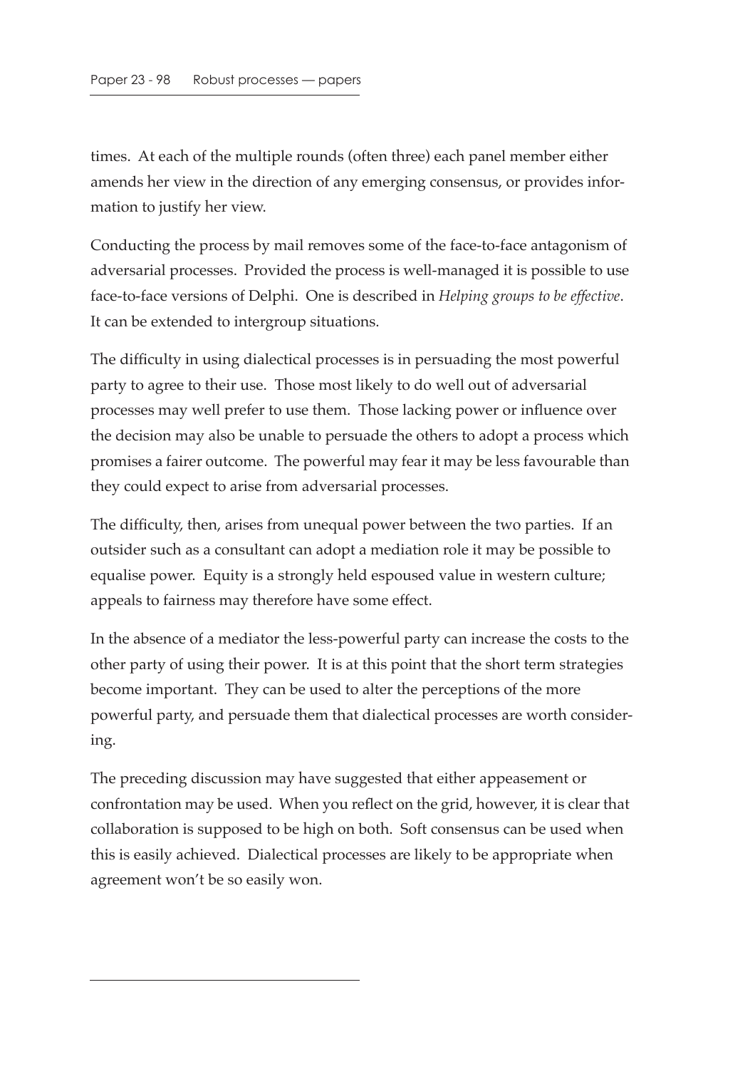times. At each of the multiple rounds (often three) each panel member either amends her view in the direction of any emerging consensus, or provides information to justify her view.

Conducting the process by mail removes some of the face-to-face antagonism of adversarial processes. Provided the process is well-managed it is possible to use face-to-face versions of Delphi. One is described in *Helping groups to be effective*. It can be extended to intergroup situations.

The difficulty in using dialectical processes is in persuading the most powerful party to agree to their use. Those most likely to do well out of adversarial processes may well prefer to use them. Those lacking power or influence over the decision may also be unable to persuade the others to adopt a process which promises a fairer outcome. The powerful may fear it may be less favourable than they could expect to arise from adversarial processes.

The difficulty, then, arises from unequal power between the two parties. If an outsider such as a consultant can adopt a mediation role it may be possible to equalise power. Equity is a strongly held espoused value in western culture; appeals to fairness may therefore have some effect.

In the absence of a mediator the less-powerful party can increase the costs to the other party of using their power. It is at this point that the short term strategies become important. They can be used to alter the perceptions of the more powerful party, and persuade them that dialectical processes are worth considering.

The preceding discussion may have suggested that either appeasement or confrontation may be used. When you reflect on the grid, however, it is clear that collaboration is supposed to be high on both. Soft consensus can be used when this is easily achieved. Dialectical processes are likely to be appropriate when agreement won't be so easily won.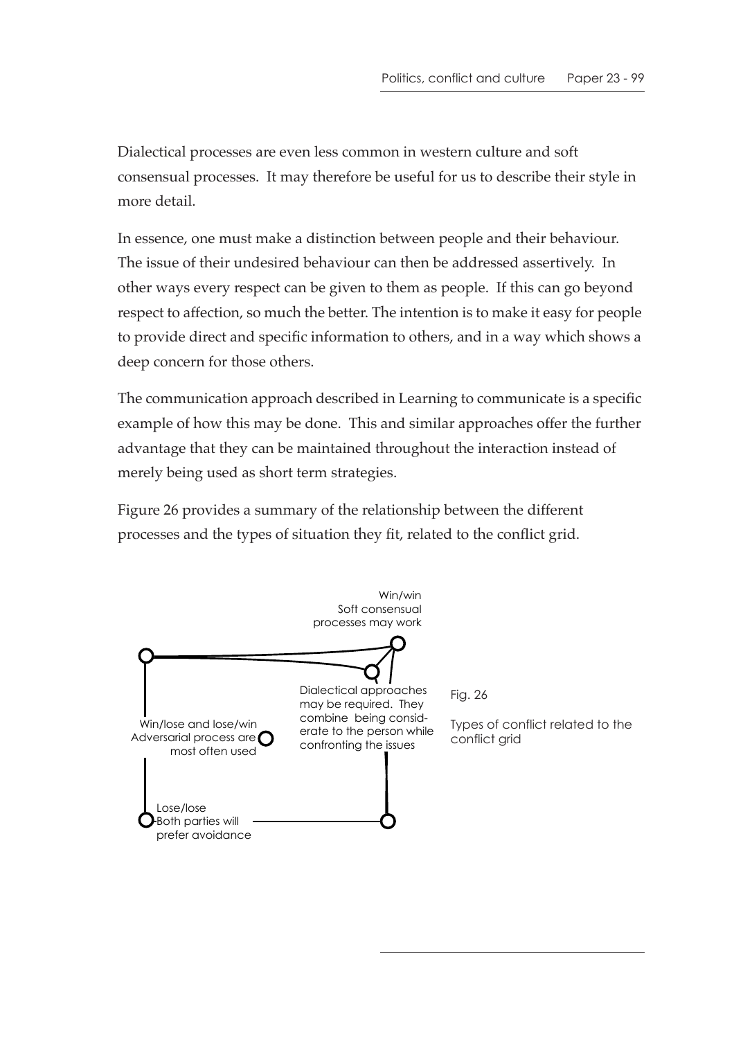Dialectical processes are even less common in western culture and soft consensual processes. It may therefore be useful for us to describe their style in more detail.

In essence, one must make a distinction between people and their behaviour. The issue of their undesired behaviour can then be addressed assertively. In other ways every respect can be given to them as people. If this can go beyond respect to affection, so much the better. The intention is to make it easy for people to provide direct and specific information to others, and in a way which shows a deep concern for those others.

The communication approach described in Learning to communicate is a specific example of how this may be done. This and similar approaches offer the further advantage that they can be maintained throughout the interaction instead of merely being used as short term strategies.

Figure 26 provides a summary of the relationship between the different processes and the types of situation they fit, related to the conflict grid.

Win/win
Soft consensual processes may work

Dialectical approaches may be required. They combine being considerate to the person while confronting the issues

Win/lose and lose/win
Adversarial process are most often used

Lose/lose
Both parties will prefer avoidance

Fig. 26

Types of conflict related to the conflict grid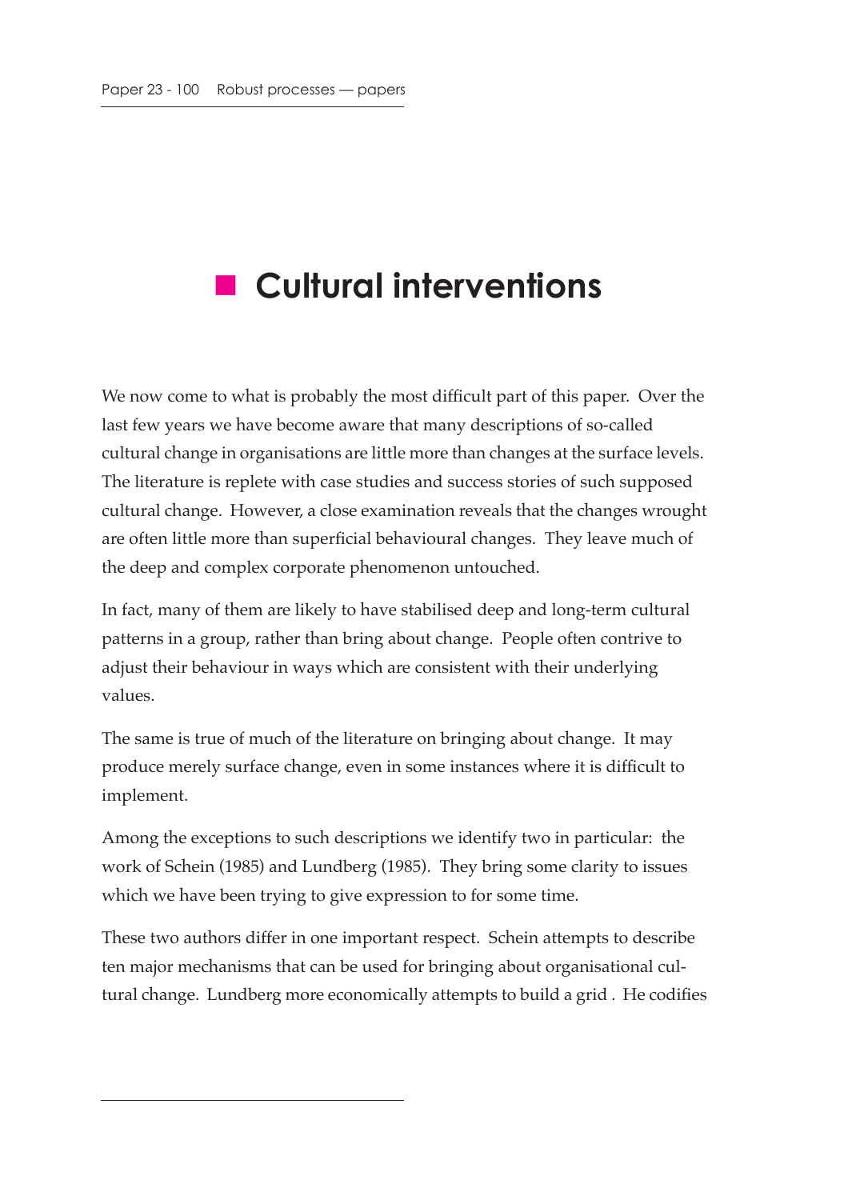# Cultural interventions

We now come to what is probably the most difficult part of this paper. Over the last few years we have become aware that many descriptions of so-called cultural change in organisations are little more than changes at the surface levels. The literature is replete with case studies and success stories of such supposed cultural change. However, a close examination reveals that the changes wrought are often little more than superficial behavioural changes. They leave much of the deep and complex corporate phenomenon untouched.

In fact, many of them are likely to have stabilised deep and long-term cultural patterns in a group, rather than bring about change. People often contrive to adjust their behaviour in ways which are consistent with their underlying values.

The same is true of much of the literature on bringing about change. It may produce merely surface change, even in some instances where it is difficult to implement.

Among the exceptions to such descriptions we identify two in particular: the work of Schein (1985) and Lundberg (1985). They bring some clarity to issues which we have been trying to give expression to for some time.

These two authors differ in one important respect. Schein attempts to describe ten major mechanisms that can be used for bringing about organisational cultural change. Lundberg more economically attempts to build a grid . He codifies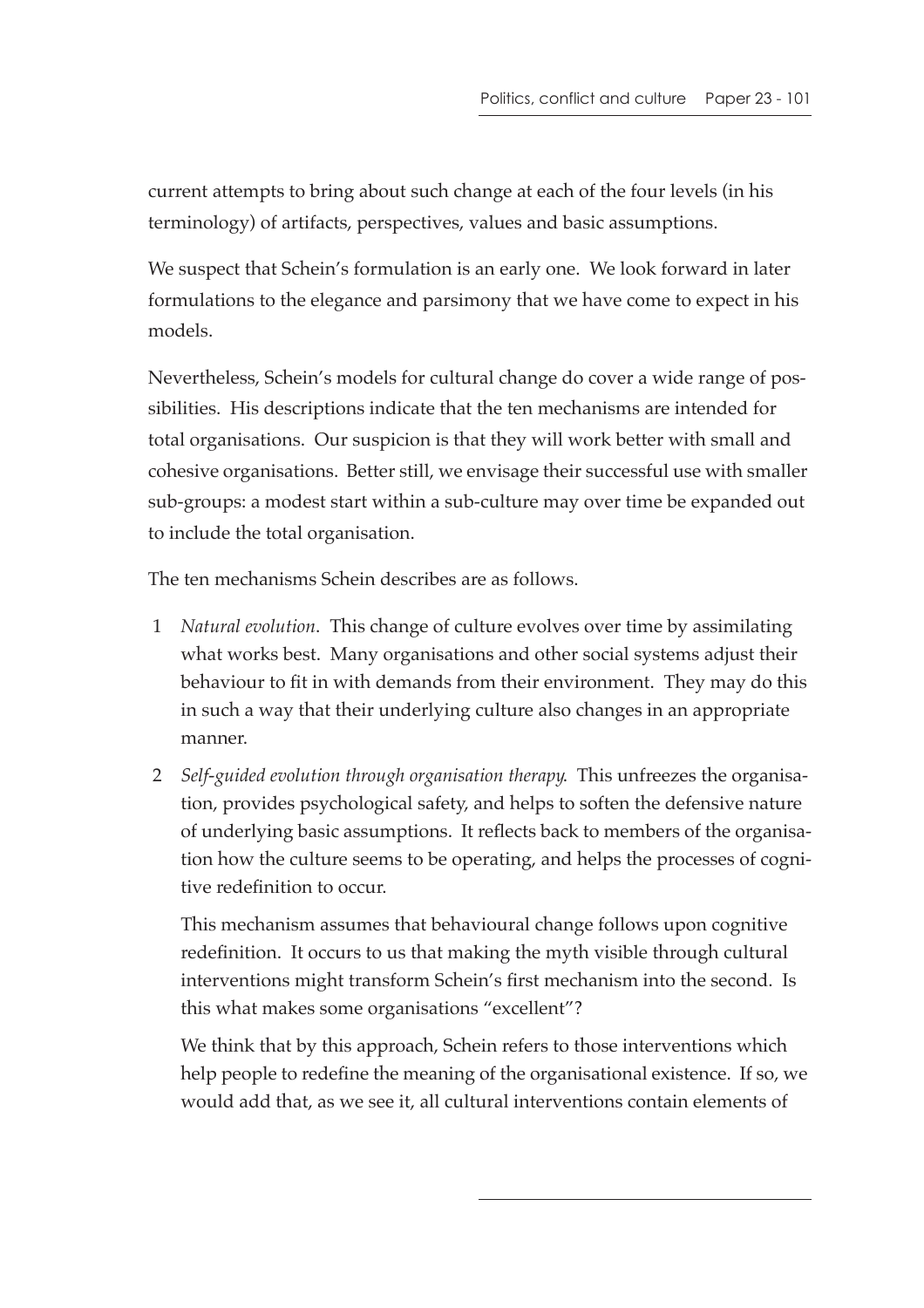current attempts to bring about such change at each of the four levels (in his terminology) of artifacts, perspectives, values and basic assumptions.

We suspect that Schein's formulation is an early one. We look forward in later formulations to the elegance and parsimony that we have come to expect in his models.

Nevertheless, Schein's models for cultural change do cover a wide range of possibilities. His descriptions indicate that the ten mechanisms are intended for total organisations. Our suspicion is that they will work better with small and cohesive organisations. Better still, we envisage their successful use with smaller sub-groups: a modest start within a sub-culture may over time be expanded out to include the total organisation.

The ten mechanisms Schein describes are as follows.

1. *Natural evolution*. This change of culture evolves over time by assimilating what works best. Many organisations and other social systems adjust their behaviour to fit in with demands from their environment. They may do this in such a way that their underlying culture also changes in an appropriate manner.

2. *Self-guided evolution through organisation therapy.* This unfreezes the organisation, provides psychological safety, and helps to soften the defensive nature of underlying basic assumptions. It reflects back to members of the organisation how the culture seems to be operating, and helps the processes of cognitive redefinition to occur.

   This mechanism assumes that behavioural change follows upon cognitive redefinition. It occurs to us that making the myth visible through cultural interventions might transform Schein's first mechanism into the second. Is this what makes some organisations "excellent"?

   We think that by this approach, Schein refers to those interventions which help people to redefine the meaning of the organisational existence. If so, we would add that, as we see it, all cultural interventions contain elements of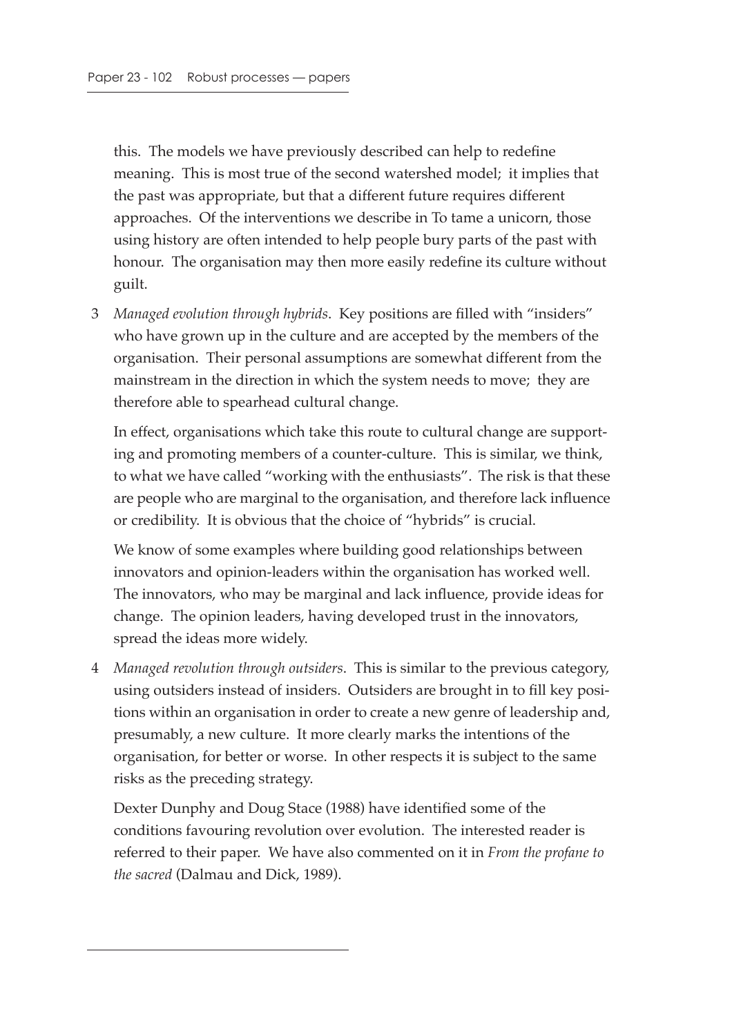this. The models we have previously described can help to redefine meaning. This is most true of the second watershed model; it implies that the past was appropriate, but that a different future requires different approaches. Of the interventions we describe in To tame a unicorn, those using history are often intended to help people bury parts of the past with honour. The organisation may then more easily redefine its culture without guilt.

3 *Managed evolution through hybrids*. Key positions are filled with "insiders" who have grown up in the culture and are accepted by the members of the organisation. Their personal assumptions are somewhat different from the mainstream in the direction in which the system needs to move; they are therefore able to spearhead cultural change.

   In effect, organisations which take this route to cultural change are supporting and promoting members of a counter-culture. This is similar, we think, to what we have called "working with the enthusiasts". The risk is that these are people who are marginal to the organisation, and therefore lack influence or credibility. It is obvious that the choice of "hybrids" is crucial.

   We know of some examples where building good relationships between innovators and opinion-leaders within the organisation has worked well. The innovators, who may be marginal and lack influence, provide ideas for change. The opinion leaders, having developed trust in the innovators, spread the ideas more widely.

4 *Managed revolution through outsiders*. This is similar to the previous category, using outsiders instead of insiders. Outsiders are brought in to fill key positions within an organisation in order to create a new genre of leadership and, presumably, a new culture. It more clearly marks the intentions of the organisation, for better or worse. In other respects it is subject to the same risks as the preceding strategy.

   Dexter Dunphy and Doug Stace (1988) have identified some of the conditions favouring revolution over evolution. The interested reader is referred to their paper. We have also commented on it in *From the profane to the sacred* (Dalmau and Dick, 1989).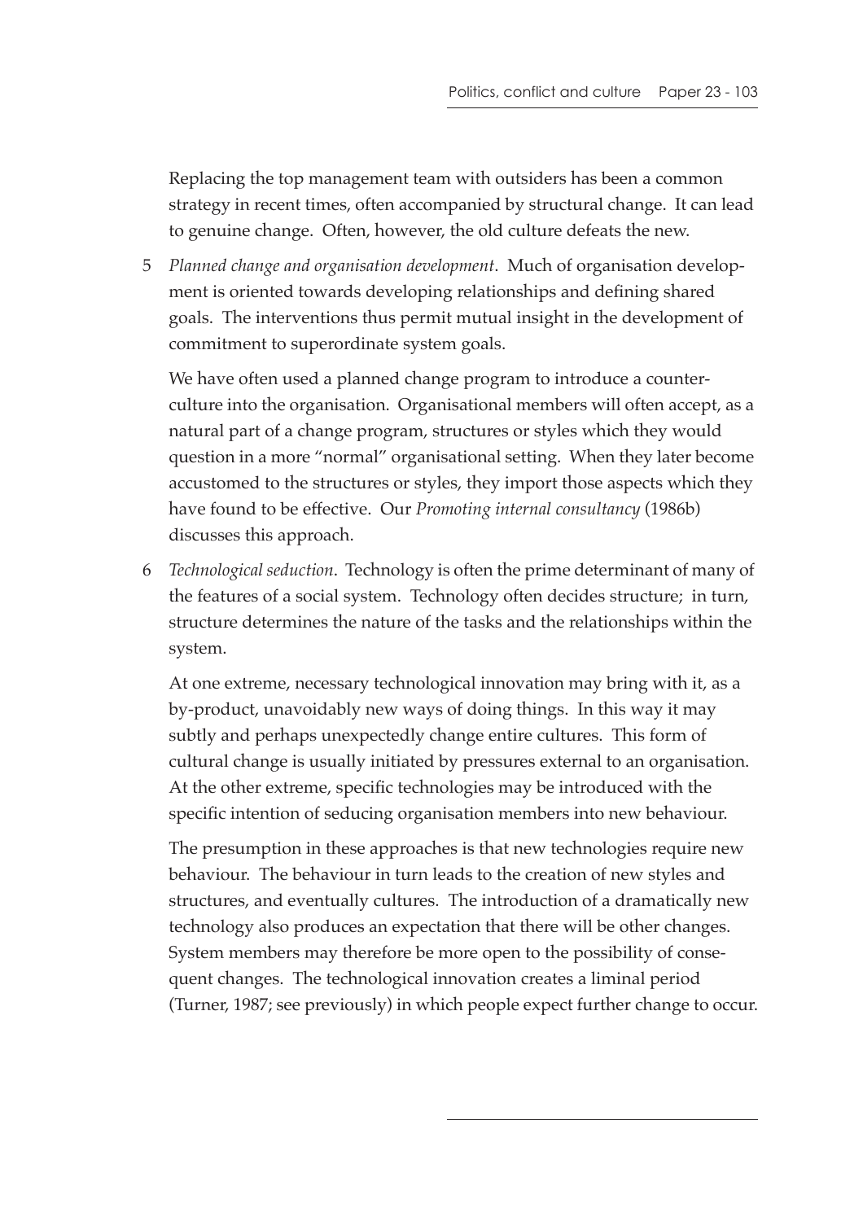Replacing the top management team with outsiders has been a common strategy in recent times, often accompanied by structural change. It can lead to genuine change. Often, however, the old culture defeats the new.

5 *Planned change and organisation development*. Much of organisation development is oriented towards developing relationships and defining shared goals. The interventions thus permit mutual insight in the development of commitment to superordinate system goals.

   We have often used a planned change program to introduce a counterculture into the organisation. Organisational members will often accept, as a natural part of a change program, structures or styles which they would question in a more "normal" organisational setting. When they later become accustomed to the structures or styles, they import those aspects which they have found to be effective. Our *Promoting internal consultancy* (1986b) discusses this approach.

6 *Technological seduction*. Technology is often the prime determinant of many of the features of a social system. Technology often decides structure; in turn, structure determines the nature of the tasks and the relationships within the system.

   At one extreme, necessary technological innovation may bring with it, as a by-product, unavoidably new ways of doing things. In this way it may subtly and perhaps unexpectedly change entire cultures. This form of cultural change is usually initiated by pressures external to an organisation. At the other extreme, specific technologies may be introduced with the specific intention of seducing organisation members into new behaviour.

   The presumption in these approaches is that new technologies require new behaviour. The behaviour in turn leads to the creation of new styles and structures, and eventually cultures. The introduction of a dramatically new technology also produces an expectation that there will be other changes. System members may therefore be more open to the possibility of consequent changes. The technological innovation creates a liminal period (Turner, 1987; see previously) in which people expect further change to occur.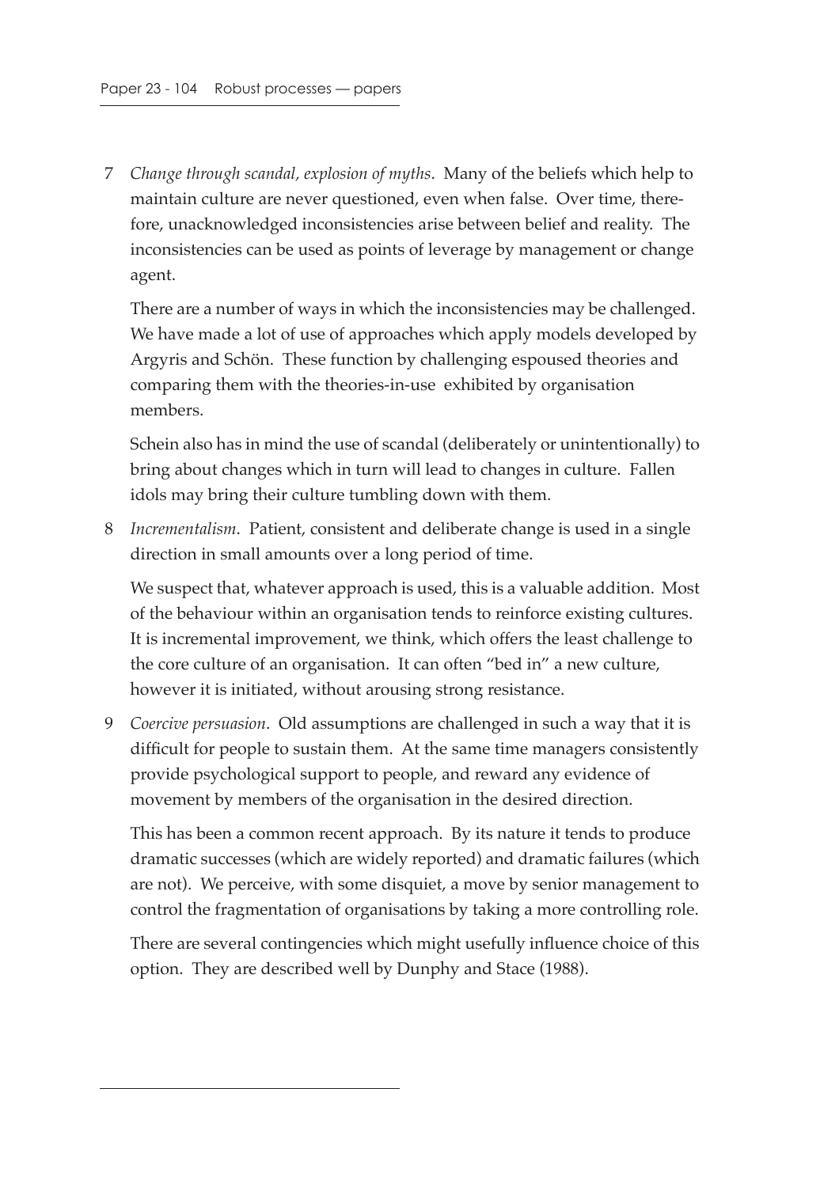7 *Change through scandal, explosion of myths*. Many of the beliefs which help to maintain culture are never questioned, even when false. Over time, therefore, unacknowledged inconsistencies arise between belief and reality. The inconsistencies can be used as points of leverage by management or change agent.

   There are a number of ways in which the inconsistencies may be challenged. We have made a lot of use of approaches which apply models developed by Argyris and Schön. These function by challenging espoused theories and comparing them with the theories-in-use exhibited by organisation members.

   Schein also has in mind the use of scandal (deliberately or unintentionally) to bring about changes which in turn will lead to changes in culture. Fallen idols may bring their culture tumbling down with them.

8 *Incrementalism*. Patient, consistent and deliberate change is used in a single direction in small amounts over a long period of time.

   We suspect that, whatever approach is used, this is a valuable addition. Most of the behaviour within an organisation tends to reinforce existing cultures. It is incremental improvement, we think, which offers the least challenge to the core culture of an organisation. It can often "bed in" a new culture, however it is initiated, without arousing strong resistance.

9 *Coercive persuasion*. Old assumptions are challenged in such a way that it is difficult for people to sustain them. At the same time managers consistently provide psychological support to people, and reward any evidence of movement by members of the organisation in the desired direction.

   This has been a common recent approach. By its nature it tends to produce dramatic successes (which are widely reported) and dramatic failures (which are not). We perceive, with some disquiet, a move by senior management to control the fragmentation of organisations by taking a more controlling role.

   There are several contingencies which might usefully influence choice of this option. They are described well by Dunphy and Stace (1988).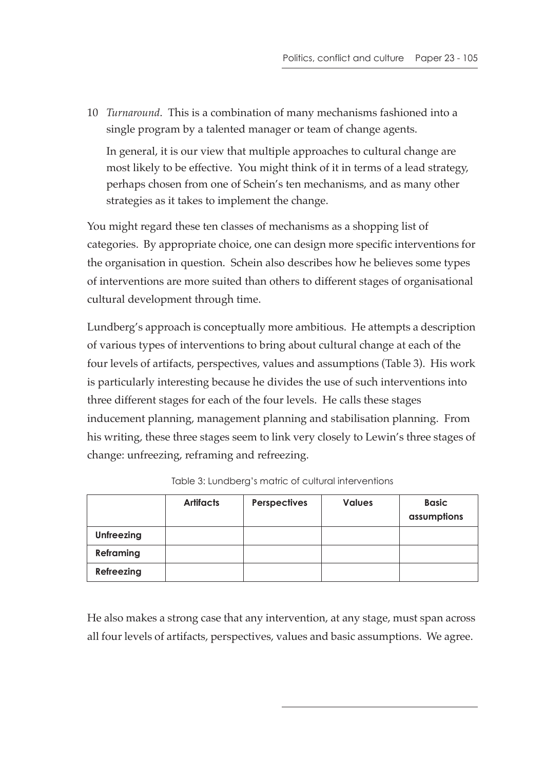10 *Turnaround*. This is a combination of many mechanisms fashioned into a single program by a talented manager or team of change agents.

In general, it is our view that multiple approaches to cultural change are most likely to be effective. You might think of it in terms of a lead strategy, perhaps chosen from one of Schein's ten mechanisms, and as many other strategies as it takes to implement the change.

You might regard these ten classes of mechanisms as a shopping list of categories. By appropriate choice, one can design more specific interventions for the organisation in question. Schein also describes how he believes some types of interventions are more suited than others to different stages of organisational cultural development through time.

Lundberg's approach is conceptually more ambitious. He attempts a description of various types of interventions to bring about cultural change at each of the four levels of artifacts, perspectives, values and assumptions (Table 3). His work is particularly interesting because he divides the use of such interventions into three different stages for each of the four levels. He calls these stages inducement planning, management planning and stabilisation planning. From his writing, these three stages seem to link very closely to Lewin's three stages of change: unfreezing, reframing and refreezing.

Table 3: Lundberg's matric of cultural interventions

| | **Artifacts** | **Perspectives** | **Values** | **Basic assumptions** |
|---|---|---|---|---|
| **Unfreezing** | | | | |
| **Reframing** | | | | |
| **Refreezing** | | | | |

He also makes a strong case that any intervention, at any stage, must span across all four levels of artifacts, perspectives, values and basic assumptions. We agree.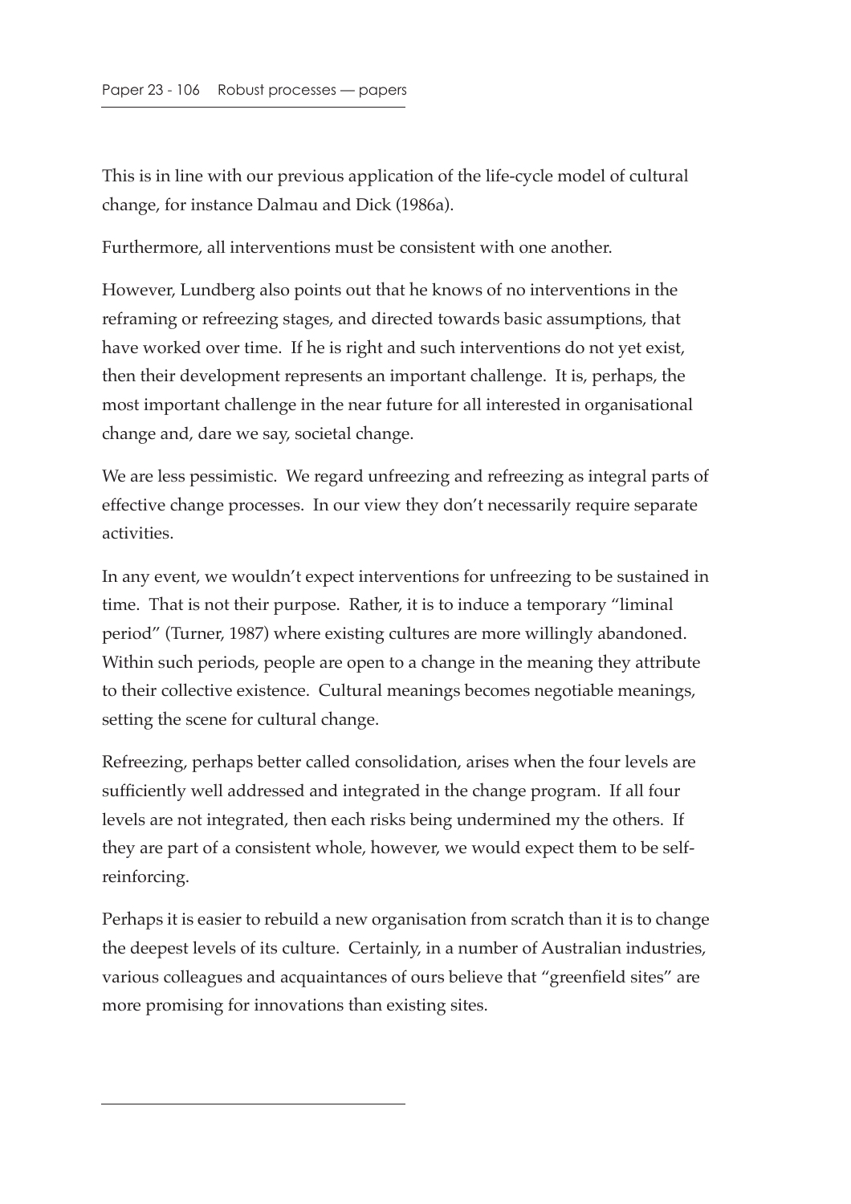This is in line with our previous application of the life-cycle model of cultural change, for instance Dalmau and Dick (1986a).

Furthermore, all interventions must be consistent with one another.

However, Lundberg also points out that he knows of no interventions in the reframing or refreezing stages, and directed towards basic assumptions, that have worked over time. If he is right and such interventions do not yet exist, then their development represents an important challenge. It is, perhaps, the most important challenge in the near future for all interested in organisational change and, dare we say, societal change.

We are less pessimistic. We regard unfreezing and refreezing as integral parts of effective change processes. In our view they don't necessarily require separate activities.

In any event, we wouldn't expect interventions for unfreezing to be sustained in time. That is not their purpose. Rather, it is to induce a temporary "liminal period" (Turner, 1987) where existing cultures are more willingly abandoned. Within such periods, people are open to a change in the meaning they attribute to their collective existence. Cultural meanings becomes negotiable meanings, setting the scene for cultural change.

Refreezing, perhaps better called consolidation, arises when the four levels are sufficiently well addressed and integrated in the change program. If all four levels are not integrated, then each risks being undermined my the others. If they are part of a consistent whole, however, we would expect them to be self-reinforcing.

Perhaps it is easier to rebuild a new organisation from scratch than it is to change the deepest levels of its culture. Certainly, in a number of Australian industries, various colleagues and acquaintances of ours believe that "greenfield sites" are more promising for innovations than existing sites.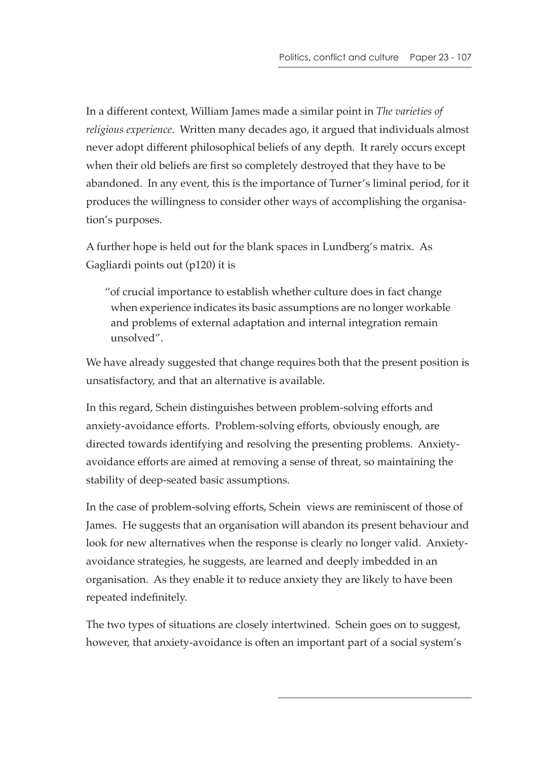In a different context, William James made a similar point in *The varieties of religious experience*. Written many decades ago, it argued that individuals almost never adopt different philosophical beliefs of any depth. It rarely occurs except when their old beliefs are first so completely destroyed that they have to be abandoned. In any event, this is the importance of Turner's liminal period, for it produces the willingness to consider other ways of accomplishing the organisation's purposes.

A further hope is held out for the blank spaces in Lundberg's matrix. As Gagliardi points out (p120) it is

> "of crucial importance to establish whether culture does in fact change when experience indicates its basic assumptions are no longer workable and problems of external adaptation and internal integration remain unsolved".

We have already suggested that change requires both that the present position is unsatisfactory, and that an alternative is available.

In this regard, Schein distinguishes between problem-solving efforts and anxiety-avoidance efforts. Problem-solving efforts, obviously enough, are directed towards identifying and resolving the presenting problems. Anxiety-avoidance efforts are aimed at removing a sense of threat, so maintaining the stability of deep-seated basic assumptions.

In the case of problem-solving efforts, Schein views are reminiscent of those of James. He suggests that an organisation will abandon its present behaviour and look for new alternatives when the response is clearly no longer valid. Anxiety-avoidance strategies, he suggests, are learned and deeply imbedded in an organisation. As they enable it to reduce anxiety they are likely to have been repeated indefinitely.

The two types of situations are closely intertwined. Schein goes on to suggest, however, that anxiety-avoidance is often an important part of a social system's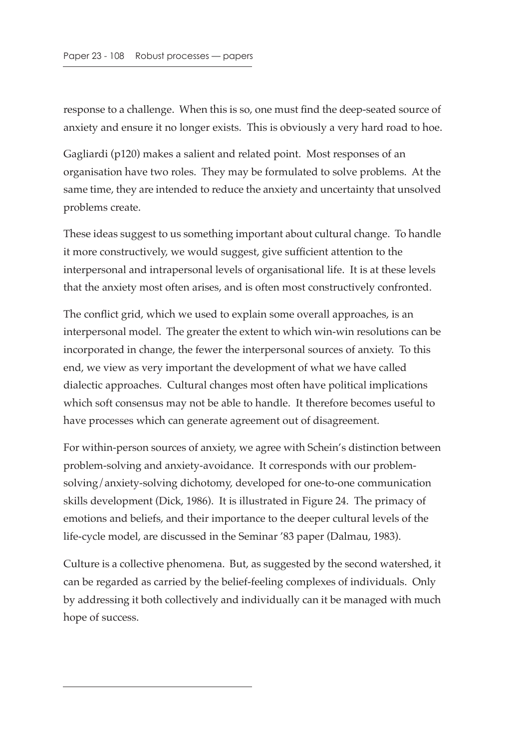response to a challenge. When this is so, one must find the deep-seated source of anxiety and ensure it no longer exists. This is obviously a very hard road to hoe.

Gagliardi (p120) makes a salient and related point. Most responses of an organisation have two roles. They may be formulated to solve problems. At the same time, they are intended to reduce the anxiety and uncertainty that unsolved problems create.

These ideas suggest to us something important about cultural change. To handle it more constructively, we would suggest, give sufficient attention to the interpersonal and intrapersonal levels of organisational life. It is at these levels that the anxiety most often arises, and is often most constructively confronted.

The conflict grid, which we used to explain some overall approaches, is an interpersonal model. The greater the extent to which win-win resolutions can be incorporated in change, the fewer the interpersonal sources of anxiety. To this end, we view as very important the development of what we have called dialectic approaches. Cultural changes most often have political implications which soft consensus may not be able to handle. It therefore becomes useful to have processes which can generate agreement out of disagreement.

For within-person sources of anxiety, we agree with Schein's distinction between problem-solving and anxiety-avoidance. It corresponds with our problem-solving/anxiety-solving dichotomy, developed for one-to-one communication skills development (Dick, 1986). It is illustrated in Figure 24. The primacy of emotions and beliefs, and their importance to the deeper cultural levels of the life-cycle model, are discussed in the Seminar '83 paper (Dalmau, 1983).

Culture is a collective phenomena. But, as suggested by the second watershed, it can be regarded as carried by the belief-feeling complexes of individuals. Only by addressing it both collectively and individually can it be managed with much hope of success.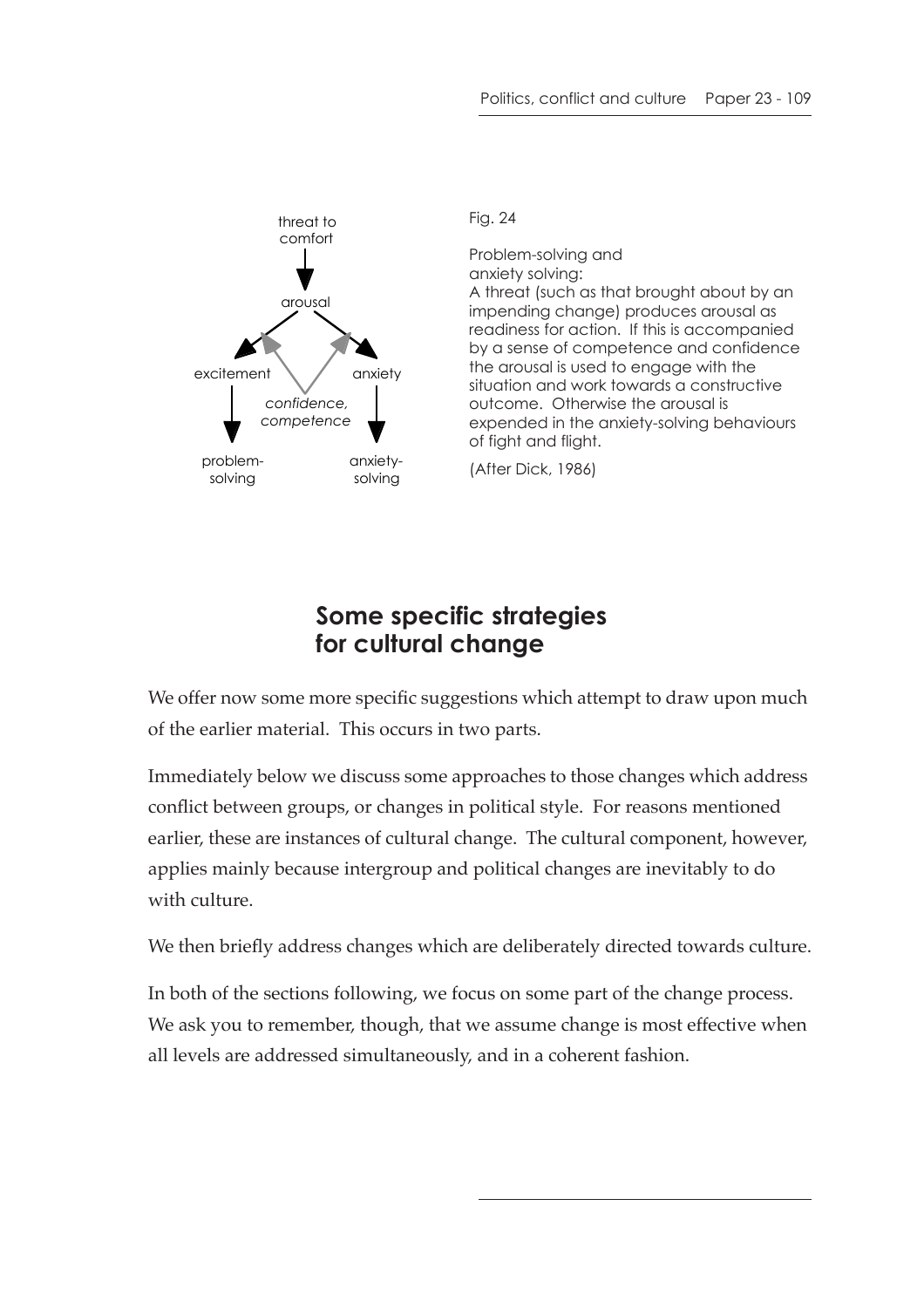threat to comfort

arousal

excitement

anxiety

*confidence, competence*

problem-solving

anxiety-solving

Fig. 24

Problem-solving and anxiety solving: A threat (such as that brought about by an impending change) produces arousal as readiness for action. If this is accompanied by a sense of competence and confidence the arousal is used to engage with the situation and work towards a constructive outcome. Otherwise the arousal is expended in the anxiety-solving behaviours of fight and flight.

(After Dick, 1986)

## Some specific strategies for cultural change

We offer now some more specific suggestions which attempt to draw upon much of the earlier material. This occurs in two parts.

Immediately below we discuss some approaches to those changes which address conflict between groups, or changes in political style. For reasons mentioned earlier, these are instances of cultural change. The cultural component, however, applies mainly because intergroup and political changes are inevitably to do with culture.

We then briefly address changes which are deliberately directed towards culture.

In both of the sections following, we focus on some part of the change process. We ask you to remember, though, that we assume change is most effective when all levels are addressed simultaneously, and in a coherent fashion.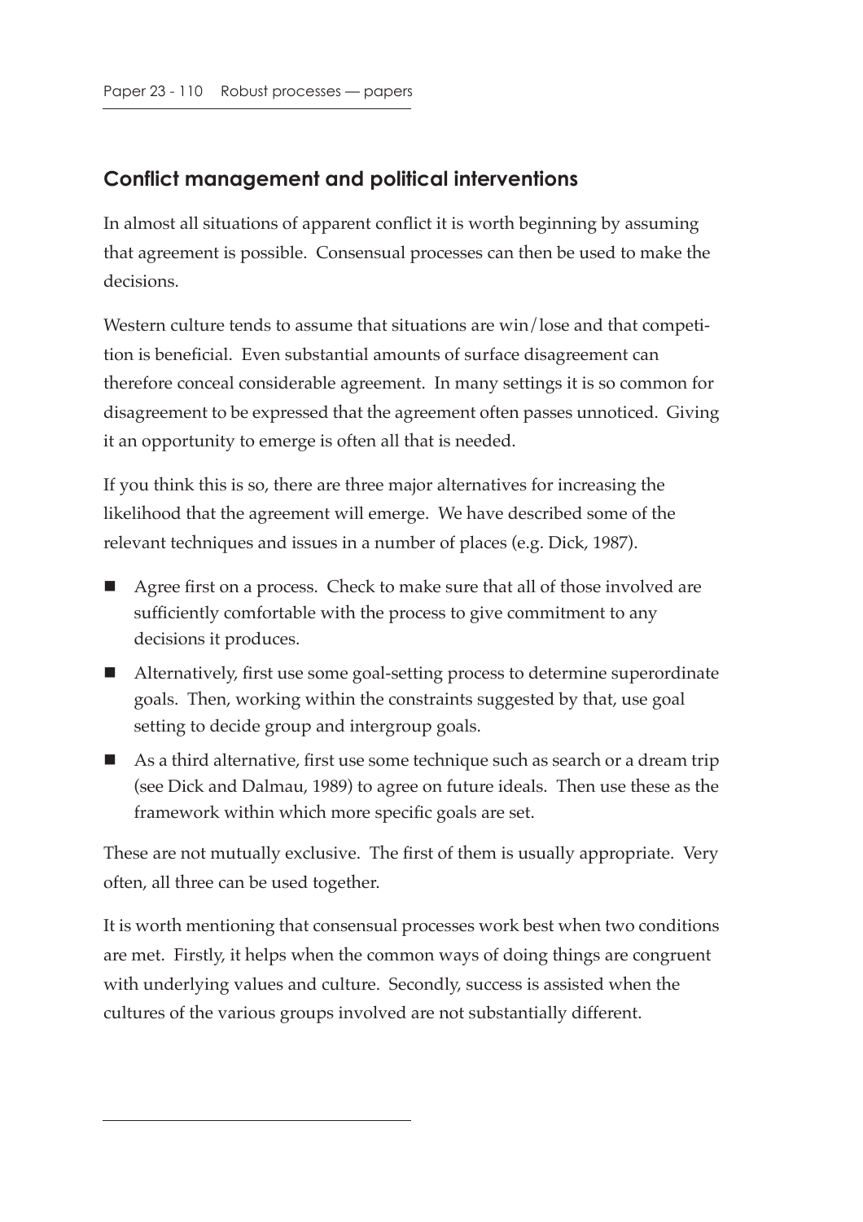## Conflict management and political interventions

In almost all situations of apparent conflict it is worth beginning by assuming that agreement is possible. Consensual processes can then be used to make the decisions.

Western culture tends to assume that situations are win/lose and that competition is beneficial. Even substantial amounts of surface disagreement can therefore conceal considerable agreement. In many settings it is so common for disagreement to be expressed that the agreement often passes unnoticed. Giving it an opportunity to emerge is often all that is needed.

If you think this is so, there are three major alternatives for increasing the likelihood that the agreement will emerge. We have described some of the relevant techniques and issues in a number of places (e.g. Dick, 1987).

- Agree first on a process. Check to make sure that all of those involved are sufficiently comfortable with the process to give commitment to any decisions it produces.
- Alternatively, first use some goal-setting process to determine superordinate goals. Then, working within the constraints suggested by that, use goal setting to decide group and intergroup goals.
- As a third alternative, first use some technique such as search or a dream trip (see Dick and Dalmau, 1989) to agree on future ideals. Then use these as the framework within which more specific goals are set.

These are not mutually exclusive. The first of them is usually appropriate. Very often, all three can be used together.

It is worth mentioning that consensual processes work best when two conditions are met. Firstly, it helps when the common ways of doing things are congruent with underlying values and culture. Secondly, success is assisted when the cultures of the various groups involved are not substantially different.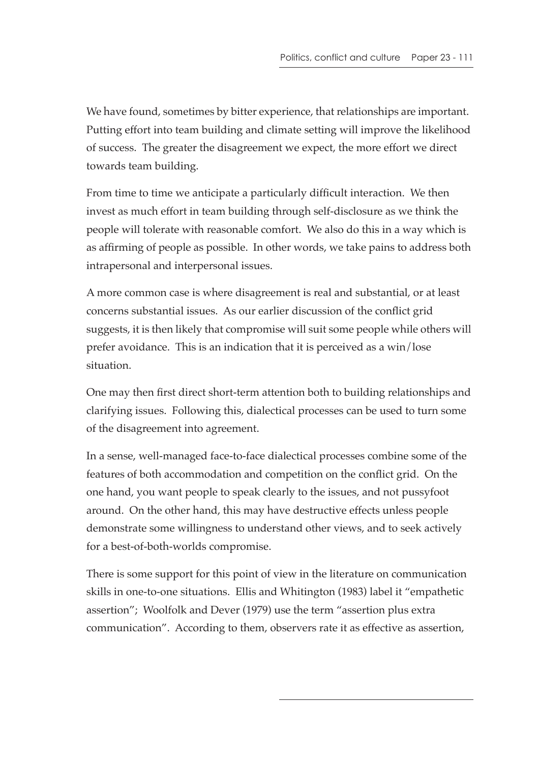We have found, sometimes by bitter experience, that relationships are important. Putting effort into team building and climate setting will improve the likelihood of success. The greater the disagreement we expect, the more effort we direct towards team building.

From time to time we anticipate a particularly difficult interaction. We then invest as much effort in team building through self-disclosure as we think the people will tolerate with reasonable comfort. We also do this in a way which is as affirming of people as possible. In other words, we take pains to address both intrapersonal and interpersonal issues.

A more common case is where disagreement is real and substantial, or at least concerns substantial issues. As our earlier discussion of the conflict grid suggests, it is then likely that compromise will suit some people while others will prefer avoidance. This is an indication that it is perceived as a win/lose situation.

One may then first direct short-term attention both to building relationships and clarifying issues. Following this, dialectical processes can be used to turn some of the disagreement into agreement.

In a sense, well-managed face-to-face dialectical processes combine some of the features of both accommodation and competition on the conflict grid. On the one hand, you want people to speak clearly to the issues, and not pussyfoot around. On the other hand, this may have destructive effects unless people demonstrate some willingness to understand other views, and to seek actively for a best-of-both-worlds compromise.

There is some support for this point of view in the literature on communication skills in one-to-one situations. Ellis and Whitington (1983) label it "empathetic assertion"; Woolfolk and Dever (1979) use the term "assertion plus extra communication". According to them, observers rate it as effective as assertion,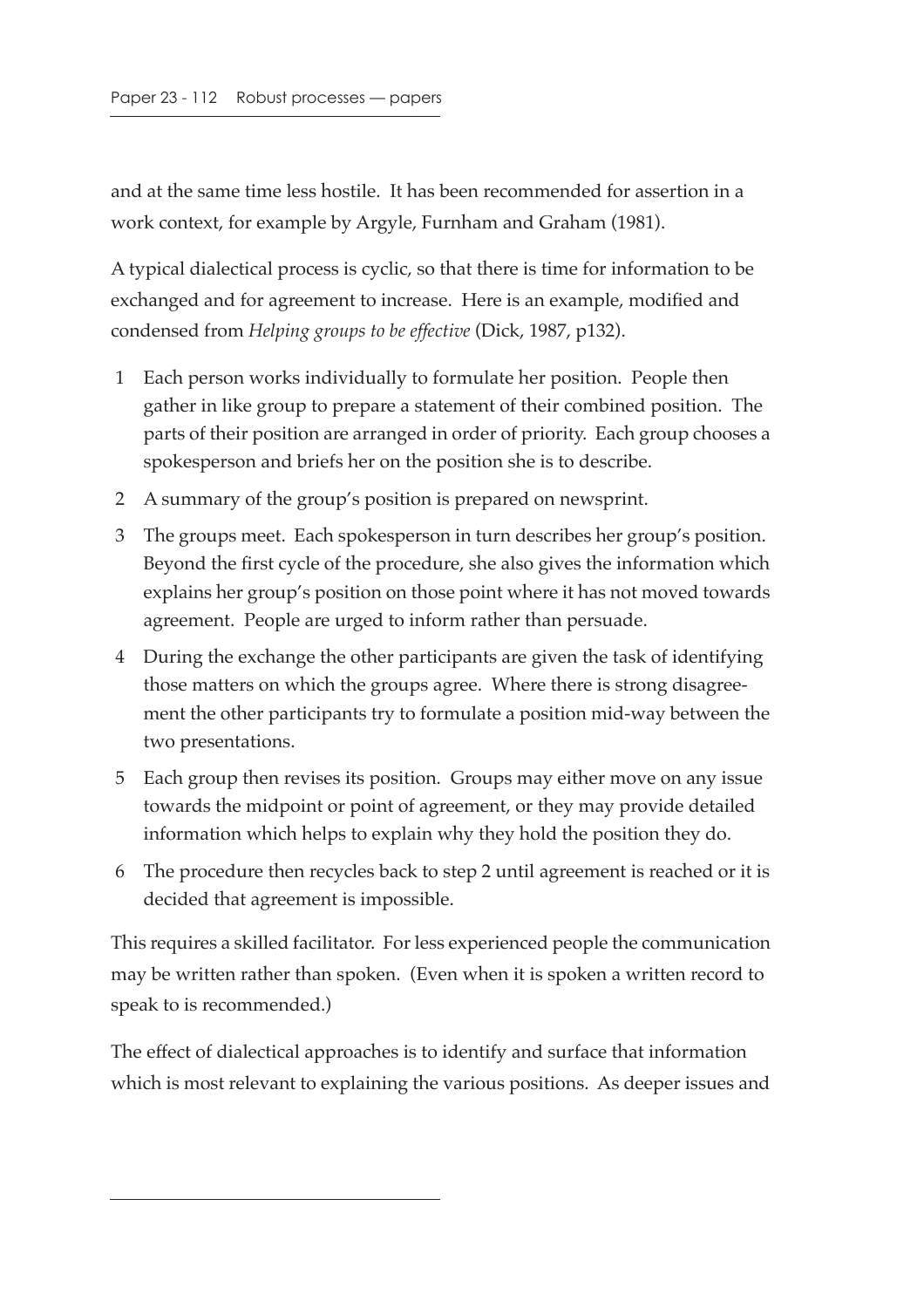and at the same time less hostile. It has been recommended for assertion in a work context, for example by Argyle, Furnham and Graham (1981).

A typical dialectical process is cyclic, so that there is time for information to be exchanged and for agreement to increase. Here is an example, modified and condensed from *Helping groups to be effective* (Dick, 1987, p132).

1. Each person works individually to formulate her position. People then gather in like group to prepare a statement of their combined position. The parts of their position are arranged in order of priority. Each group chooses a spokesperson and briefs her on the position she is to describe.
2. A summary of the group's position is prepared on newsprint.
3. The groups meet. Each spokesperson in turn describes her group's position. Beyond the first cycle of the procedure, she also gives the information which explains her group's position on those point where it has not moved towards agreement. People are urged to inform rather than persuade.
4. During the exchange the other participants are given the task of identifying those matters on which the groups agree. Where there is strong disagreement the other participants try to formulate a position mid-way between the two presentations.
5. Each group then revises its position. Groups may either move on any issue towards the midpoint or point of agreement, or they may provide detailed information which helps to explain why they hold the position they do.
6. The procedure then recycles back to step 2 until agreement is reached or it is decided that agreement is impossible.

This requires a skilled facilitator. For less experienced people the communication may be written rather than spoken. (Even when it is spoken a written record to speak to is recommended.)

The effect of dialectical approaches is to identify and surface that information which is most relevant to explaining the various positions. As deeper issues and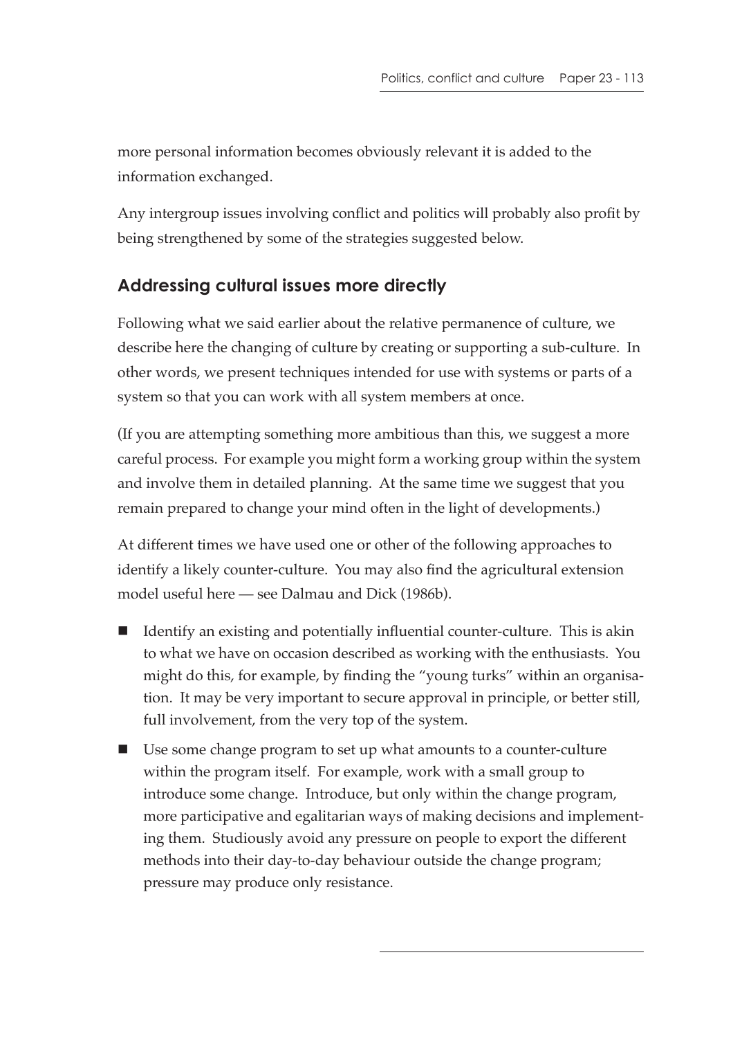more personal information becomes obviously relevant it is added to the information exchanged.

Any intergroup issues involving conflict and politics will probably also profit by being strengthened by some of the strategies suggested below.

## Addressing cultural issues more directly

Following what we said earlier about the relative permanence of culture, we describe here the changing of culture by creating or supporting a sub-culture. In other words, we present techniques intended for use with systems or parts of a system so that you can work with all system members at once.

(If you are attempting something more ambitious than this, we suggest a more careful process. For example you might form a working group within the system and involve them in detailed planning. At the same time we suggest that you remain prepared to change your mind often in the light of developments.)

At different times we have used one or other of the following approaches to identify a likely counter-culture. You may also find the agricultural extension model useful here — see Dalmau and Dick (1986b).

- Identify an existing and potentially influential counter-culture. This is akin to what we have on occasion described as working with the enthusiasts. You might do this, for example, by finding the "young turks" within an organisation. It may be very important to secure approval in principle, or better still, full involvement, from the very top of the system.
- Use some change program to set up what amounts to a counter-culture within the program itself. For example, work with a small group to introduce some change. Introduce, but only within the change program, more participative and egalitarian ways of making decisions and implementing them. Studiously avoid any pressure on people to export the different methods into their day-to-day behaviour outside the change program; pressure may produce only resistance.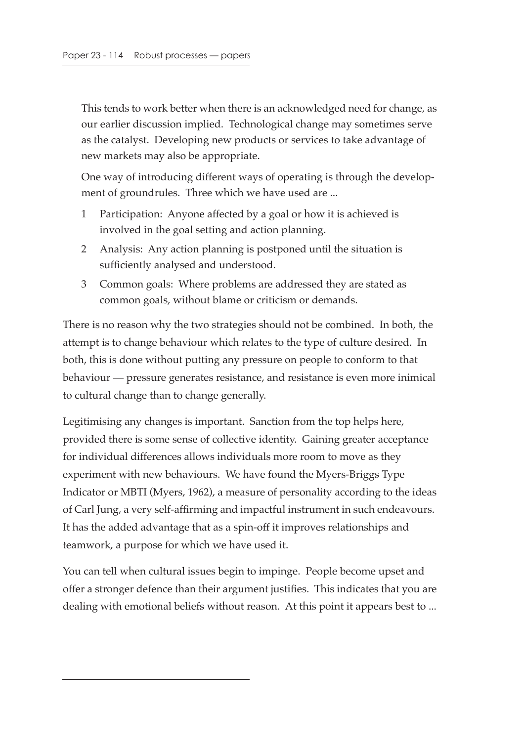This tends to work better when there is an acknowledged need for change, as our earlier discussion implied. Technological change may sometimes serve as the catalyst. Developing new products or services to take advantage of new markets may also be appropriate.

One way of introducing different ways of operating is through the development of groundrules. Three which we have used are ...

1. Participation: Anyone affected by a goal or how it is achieved is involved in the goal setting and action planning.
2. Analysis: Any action planning is postponed until the situation is sufficiently analysed and understood.
3. Common goals: Where problems are addressed they are stated as common goals, without blame or criticism or demands.

There is no reason why the two strategies should not be combined. In both, the attempt is to change behaviour which relates to the type of culture desired. In both, this is done without putting any pressure on people to conform to that behaviour — pressure generates resistance, and resistance is even more inimical to cultural change than to change generally.

Legitimising any changes is important. Sanction from the top helps here, provided there is some sense of collective identity. Gaining greater acceptance for individual differences allows individuals more room to move as they experiment with new behaviours. We have found the Myers-Briggs Type Indicator or MBTI (Myers, 1962), a measure of personality according to the ideas of Carl Jung, a very self-affirming and impactful instrument in such endeavours. It has the added advantage that as a spin-off it improves relationships and teamwork, a purpose for which we have used it.

You can tell when cultural issues begin to impinge. People become upset and offer a stronger defence than their argument justifies. This indicates that you are dealing with emotional beliefs without reason. At this point it appears best to ...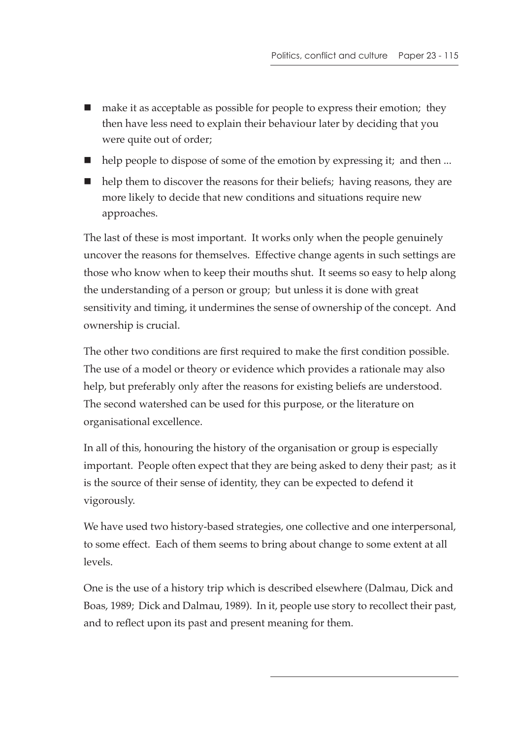- make it as acceptable as possible for people to express their emotion; they then have less need to explain their behaviour later by deciding that you were quite out of order;
- help people to dispose of some of the emotion by expressing it; and then ...
- help them to discover the reasons for their beliefs; having reasons, they are more likely to decide that new conditions and situations require new approaches.

The last of these is most important. It works only when the people genuinely uncover the reasons for themselves. Effective change agents in such settings are those who know when to keep their mouths shut. It seems so easy to help along the understanding of a person or group; but unless it is done with great sensitivity and timing, it undermines the sense of ownership of the concept. And ownership is crucial.

The other two conditions are first required to make the first condition possible. The use of a model or theory or evidence which provides a rationale may also help, but preferably only after the reasons for existing beliefs are understood. The second watershed can be used for this purpose, or the literature on organisational excellence.

In all of this, honouring the history of the organisation or group is especially important. People often expect that they are being asked to deny their past; as it is the source of their sense of identity, they can be expected to defend it vigorously.

We have used two history-based strategies, one collective and one interpersonal, to some effect. Each of them seems to bring about change to some extent at all levels.

One is the use of a history trip which is described elsewhere (Dalmau, Dick and Boas, 1989; Dick and Dalmau, 1989). In it, people use story to recollect their past, and to reflect upon its past and present meaning for them.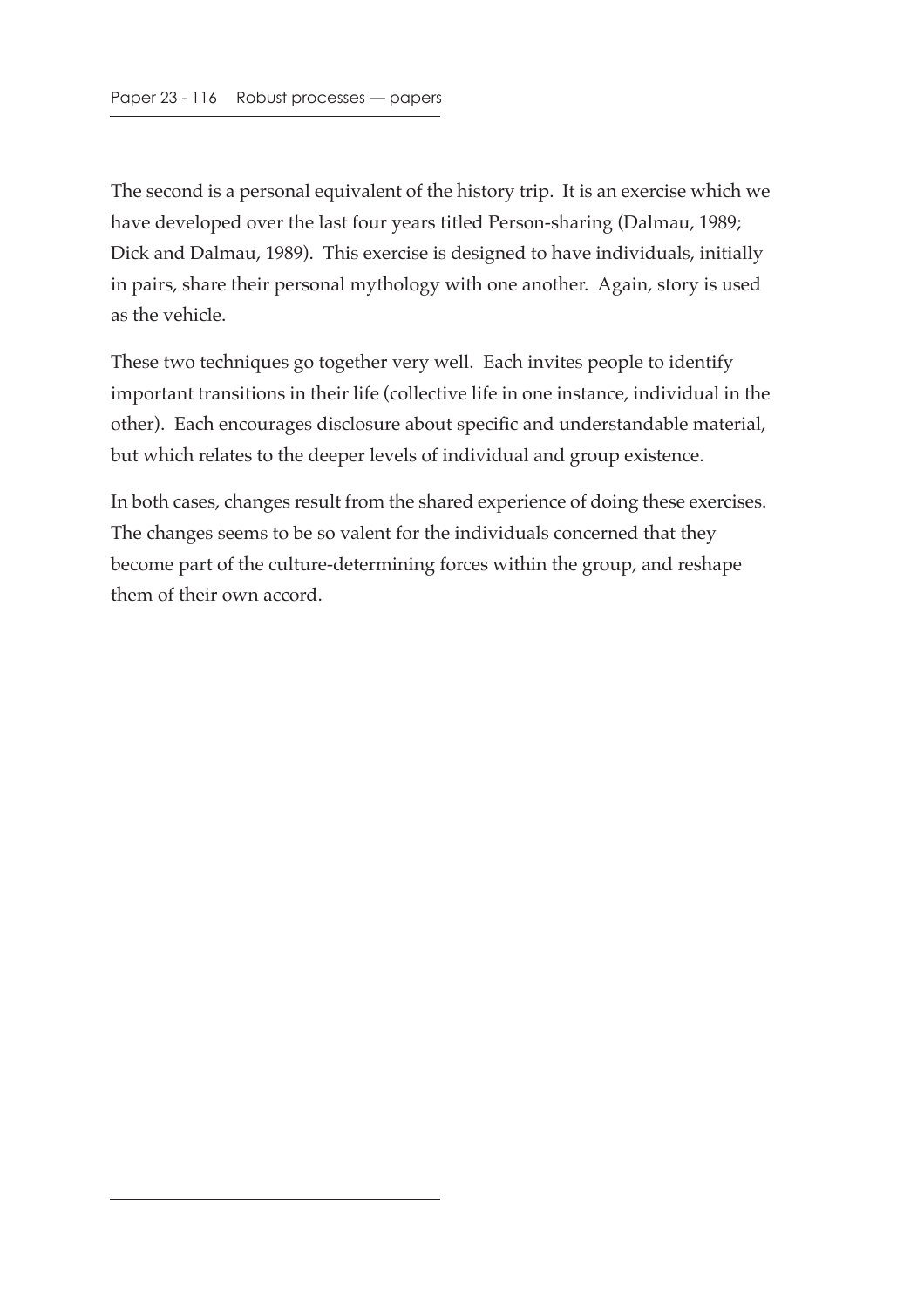The second is a personal equivalent of the history trip. It is an exercise which we have developed over the last four years titled Person-sharing (Dalmau, 1989; Dick and Dalmau, 1989). This exercise is designed to have individuals, initially in pairs, share their personal mythology with one another. Again, story is used as the vehicle.

These two techniques go together very well. Each invites people to identify important transitions in their life (collective life in one instance, individual in the other). Each encourages disclosure about specific and understandable material, but which relates to the deeper levels of individual and group existence.

In both cases, changes result from the shared experience of doing these exercises. The changes seems to be so valent for the individuals concerned that they become part of the culture-determining forces within the group, and reshape them of their own accord.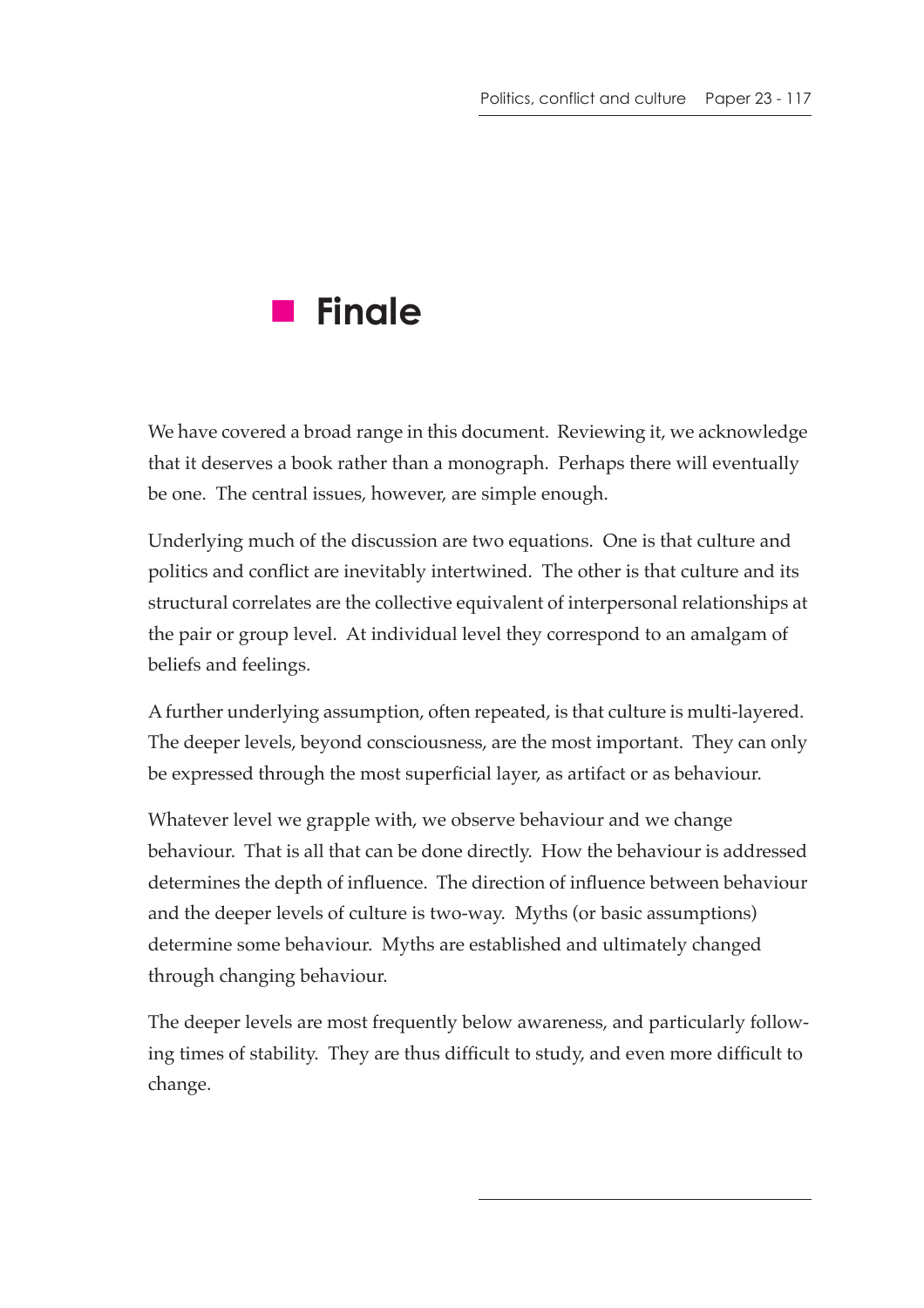# Finale

We have covered a broad range in this document. Reviewing it, we acknowledge that it deserves a book rather than a monograph. Perhaps there will eventually be one. The central issues, however, are simple enough.

Underlying much of the discussion are two equations. One is that culture and politics and conflict are inevitably intertwined. The other is that culture and its structural correlates are the collective equivalent of interpersonal relationships at the pair or group level. At individual level they correspond to an amalgam of beliefs and feelings.

A further underlying assumption, often repeated, is that culture is multi-layered. The deeper levels, beyond consciousness, are the most important. They can only be expressed through the most superficial layer, as artifact or as behaviour.

Whatever level we grapple with, we observe behaviour and we change behaviour. That is all that can be done directly. How the behaviour is addressed determines the depth of influence. The direction of influence between behaviour and the deeper levels of culture is two-way. Myths (or basic assumptions) determine some behaviour. Myths are established and ultimately changed through changing behaviour.

The deeper levels are most frequently below awareness, and particularly following times of stability. They are thus difficult to study, and even more difficult to change.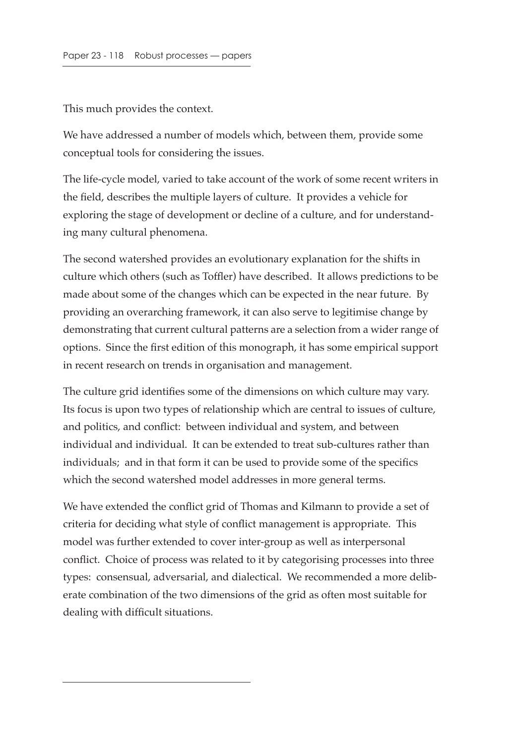This much provides the context.

We have addressed a number of models which, between them, provide some conceptual tools for considering the issues.

The life-cycle model, varied to take account of the work of some recent writers in the field, describes the multiple layers of culture. It provides a vehicle for exploring the stage of development or decline of a culture, and for understanding many cultural phenomena.

The second watershed provides an evolutionary explanation for the shifts in culture which others (such as Toffler) have described. It allows predictions to be made about some of the changes which can be expected in the near future. By providing an overarching framework, it can also serve to legitimise change by demonstrating that current cultural patterns are a selection from a wider range of options. Since the first edition of this monograph, it has some empirical support in recent research on trends in organisation and management.

The culture grid identifies some of the dimensions on which culture may vary. Its focus is upon two types of relationship which are central to issues of culture, and politics, and conflict: between individual and system, and between individual and individual. It can be extended to treat sub-cultures rather than individuals; and in that form it can be used to provide some of the specifics which the second watershed model addresses in more general terms.

We have extended the conflict grid of Thomas and Kilmann to provide a set of criteria for deciding what style of conflict management is appropriate. This model was further extended to cover inter-group as well as interpersonal conflict. Choice of process was related to it by categorising processes into three types: consensual, adversarial, and dialectical. We recommended a more deliberate combination of the two dimensions of the grid as often most suitable for dealing with difficult situations.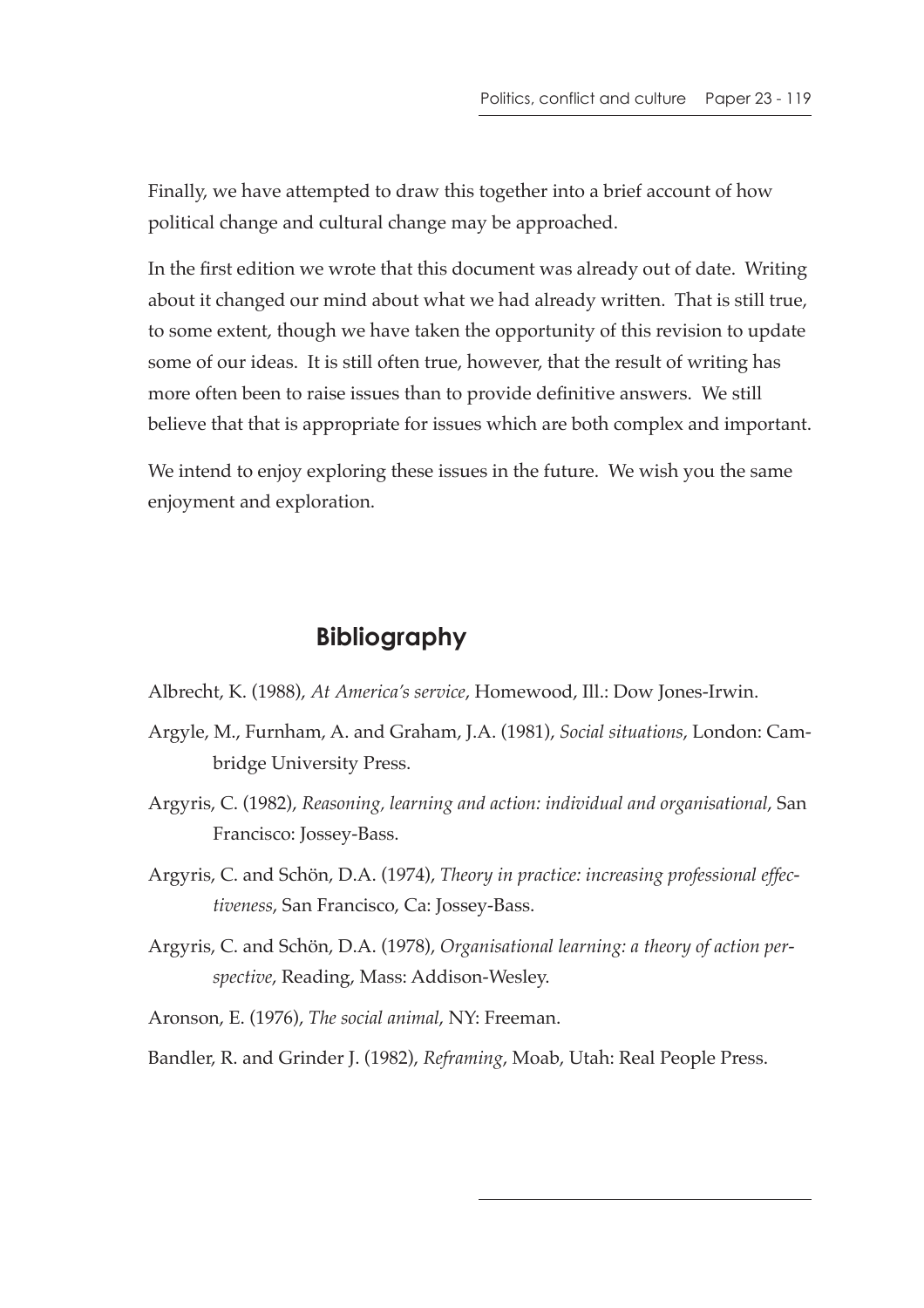Finally, we have attempted to draw this together into a brief account of how political change and cultural change may be approached.

In the first edition we wrote that this document was already out of date. Writing about it changed our mind about what we had already written. That is still true, to some extent, though we have taken the opportunity of this revision to update some of our ideas. It is still often true, however, that the result of writing has more often been to raise issues than to provide definitive answers. We still believe that that is appropriate for issues which are both complex and important.

We intend to enjoy exploring these issues in the future. We wish you the same enjoyment and exploration.

## Bibliography

Albrecht, K. (1988), *At America's service*, Homewood, Ill.: Dow Jones-Irwin.

Argyle, M., Furnham, A. and Graham, J.A. (1981), *Social situations*, London: Cambridge University Press.

Argyris, C. (1982), *Reasoning, learning and action: individual and organisational*, San Francisco: Jossey-Bass.

Argyris, C. and Schön, D.A. (1974), *Theory in practice: increasing professional effectiveness*, San Francisco, Ca: Jossey-Bass.

Argyris, C. and Schön, D.A. (1978), *Organisational learning: a theory of action perspective*, Reading, Mass: Addison-Wesley.

Aronson, E. (1976), *The social animal*, NY: Freeman.

Bandler, R. and Grinder J. (1982), *Reframing*, Moab, Utah: Real People Press.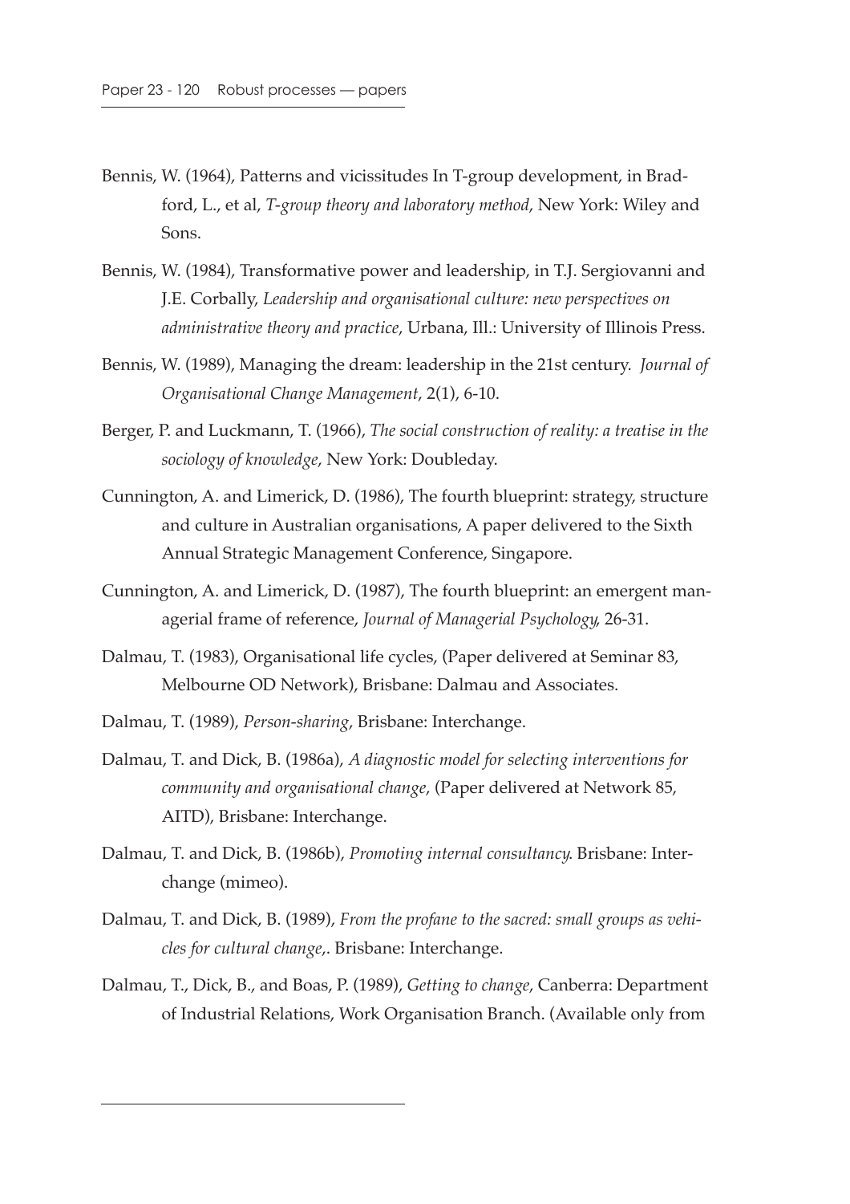Bennis, W. (1964), Patterns and vicissitudes In T-group development, in Bradford, L., et al, *T-group theory and laboratory method*, New York: Wiley and Sons.

Bennis, W. (1984), Transformative power and leadership, in T.J. Sergiovanni and J.E. Corbally, *Leadership and organisational culture: new perspectives on administrative theory and practice*, Urbana, Ill.: University of Illinois Press.

Bennis, W. (1989), Managing the dream: leadership in the 21st century. *Journal of Organisational Change Management*, 2(1), 6-10.

Berger, P. and Luckmann, T. (1966), *The social construction of reality: a treatise in the sociology of knowledge*, New York: Doubleday.

Cunnington, A. and Limerick, D. (1986), The fourth blueprint: strategy, structure and culture in Australian organisations, A paper delivered to the Sixth Annual Strategic Management Conference, Singapore.

Cunnington, A. and Limerick, D. (1987), The fourth blueprint: an emergent managerial frame of reference, *Journal of Managerial Psychology*, 26-31.

Dalmau, T. (1983), Organisational life cycles, (Paper delivered at Seminar 83, Melbourne OD Network), Brisbane: Dalmau and Associates.

Dalmau, T. (1989), *Person-sharing*, Brisbane: Interchange.

Dalmau, T. and Dick, B. (1986a), *A diagnostic model for selecting interventions for community and organisational change*, (Paper delivered at Network 85, AITD), Brisbane: Interchange.

Dalmau, T. and Dick, B. (1986b), *Promoting internal consultancy*. Brisbane: Interchange (mimeo).

Dalmau, T. and Dick, B. (1989), *From the profane to the sacred: small groups as vehicles for cultural change*,. Brisbane: Interchange.

Dalmau, T., Dick, B., and Boas, P. (1989), *Getting to change*, Canberra: Department of Industrial Relations, Work Organisation Branch. (Available only from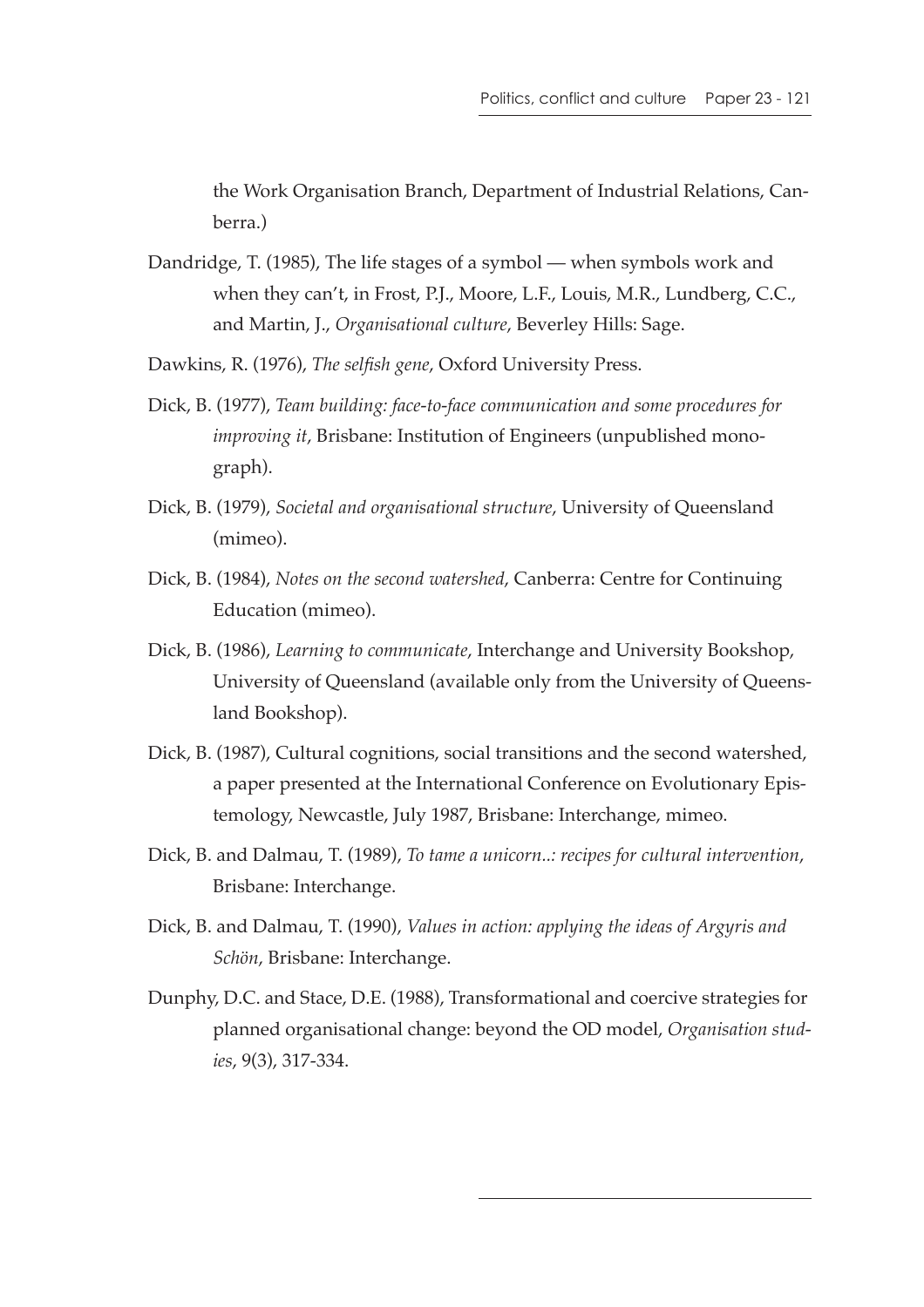the Work Organisation Branch, Department of Industrial Relations, Canberra.)

Dandridge, T. (1985), The life stages of a symbol — when symbols work and when they can't, in Frost, P.J., Moore, L.F., Louis, M.R., Lundberg, C.C., and Martin, J., *Organisational culture*, Beverley Hills: Sage.

Dawkins, R. (1976), *The selfish gene*, Oxford University Press.

Dick, B. (1977), *Team building: face-to-face communication and some procedures for improving it*, Brisbane: Institution of Engineers (unpublished monograph).

Dick, B. (1979), *Societal and organisational structure*, University of Queensland (mimeo).

Dick, B. (1984), *Notes on the second watershed*, Canberra: Centre for Continuing Education (mimeo).

Dick, B. (1986), *Learning to communicate*, Interchange and University Bookshop, University of Queensland (available only from the University of Queensland Bookshop).

Dick, B. (1987), Cultural cognitions, social transitions and the second watershed, a paper presented at the International Conference on Evolutionary Epistemology, Newcastle, July 1987, Brisbane: Interchange, mimeo.

Dick, B. and Dalmau, T. (1989), *To tame a unicorn..: recipes for cultural intervention*, Brisbane: Interchange.

Dick, B. and Dalmau, T. (1990), *Values in action: applying the ideas of Argyris and Schön*, Brisbane: Interchange.

Dunphy, D.C. and Stace, D.E. (1988), Transformational and coercive strategies for planned organisational change: beyond the OD model, *Organisation studies*, 9(3), 317-334.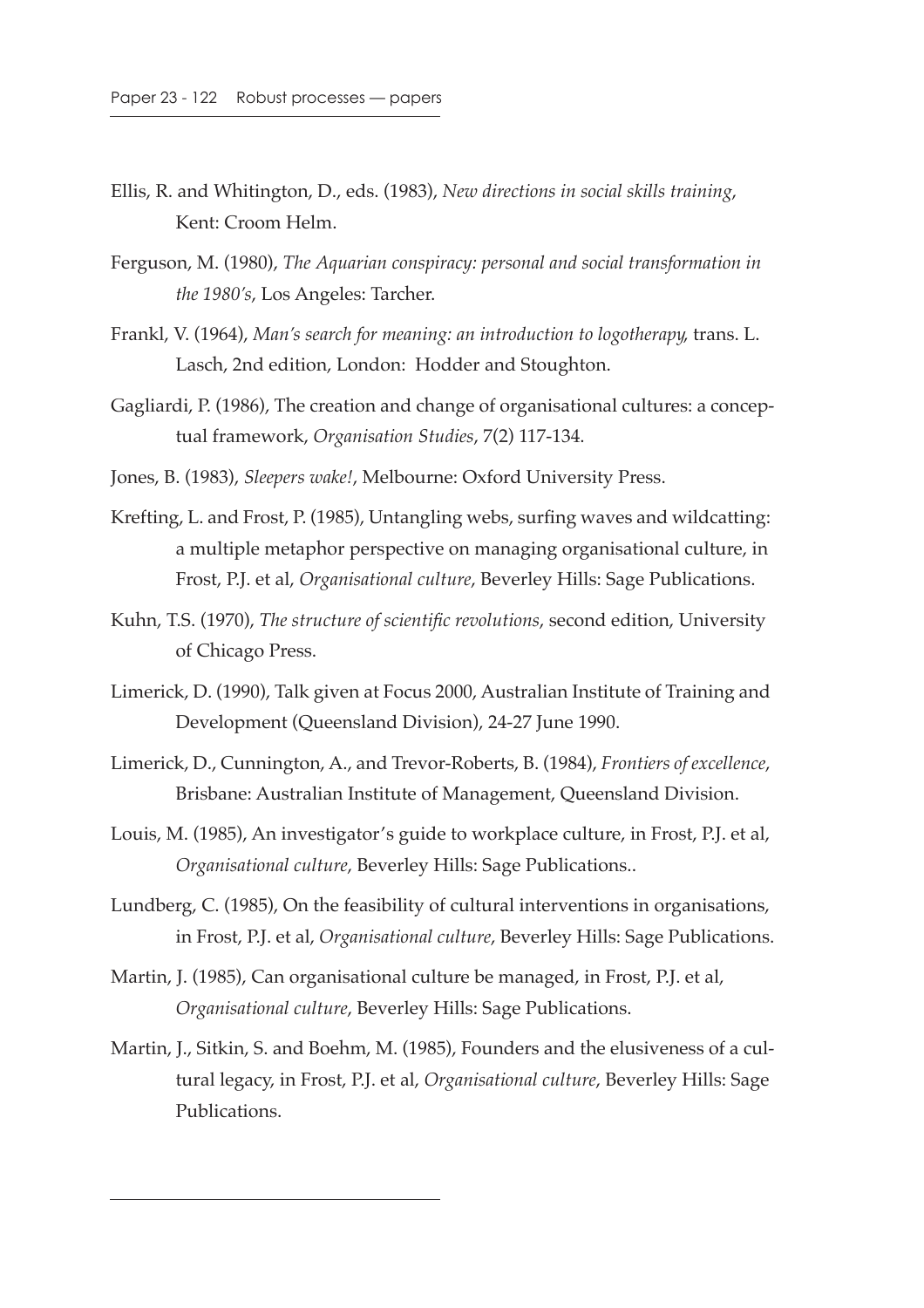Ellis, R. and Whitington, D., eds. (1983), *New directions in social skills training*, Kent: Croom Helm.

Ferguson, M. (1980), *The Aquarian conspiracy: personal and social transformation in the 1980's*, Los Angeles: Tarcher.

Frankl, V. (1964), *Man's search for meaning: an introduction to logotherapy,* trans. L. Lasch, 2nd edition, London: Hodder and Stoughton.

Gagliardi, P. (1986), The creation and change of organisational cultures: a conceptual framework, *Organisation Studies*, 7(2) 117-134.

Jones, B. (1983), *Sleepers wake!*, Melbourne: Oxford University Press.

Krefting, L. and Frost, P. (1985), Untangling webs, surfing waves and wildcatting: a multiple metaphor perspective on managing organisational culture, in Frost, P.J. et al, *Organisational culture*, Beverley Hills: Sage Publications.

Kuhn, T.S. (1970), *The structure of scientific revolutions*, second edition, University of Chicago Press.

Limerick, D. (1990), Talk given at Focus 2000, Australian Institute of Training and Development (Queensland Division), 24-27 June 1990.

Limerick, D., Cunnington, A., and Trevor-Roberts, B. (1984), *Frontiers of excellence*, Brisbane: Australian Institute of Management, Queensland Division.

Louis, M. (1985), An investigator's guide to workplace culture, in Frost, P.J. et al, *Organisational culture*, Beverley Hills: Sage Publications..

Lundberg, C. (1985), On the feasibility of cultural interventions in organisations, in Frost, P.J. et al, *Organisational culture*, Beverley Hills: Sage Publications.

Martin, J. (1985), Can organisational culture be managed, in Frost, P.J. et al, *Organisational culture*, Beverley Hills: Sage Publications.

Martin, J., Sitkin, S. and Boehm, M. (1985), Founders and the elusiveness of a cultural legacy, in Frost, P.J. et al, *Organisational culture*, Beverley Hills: Sage Publications.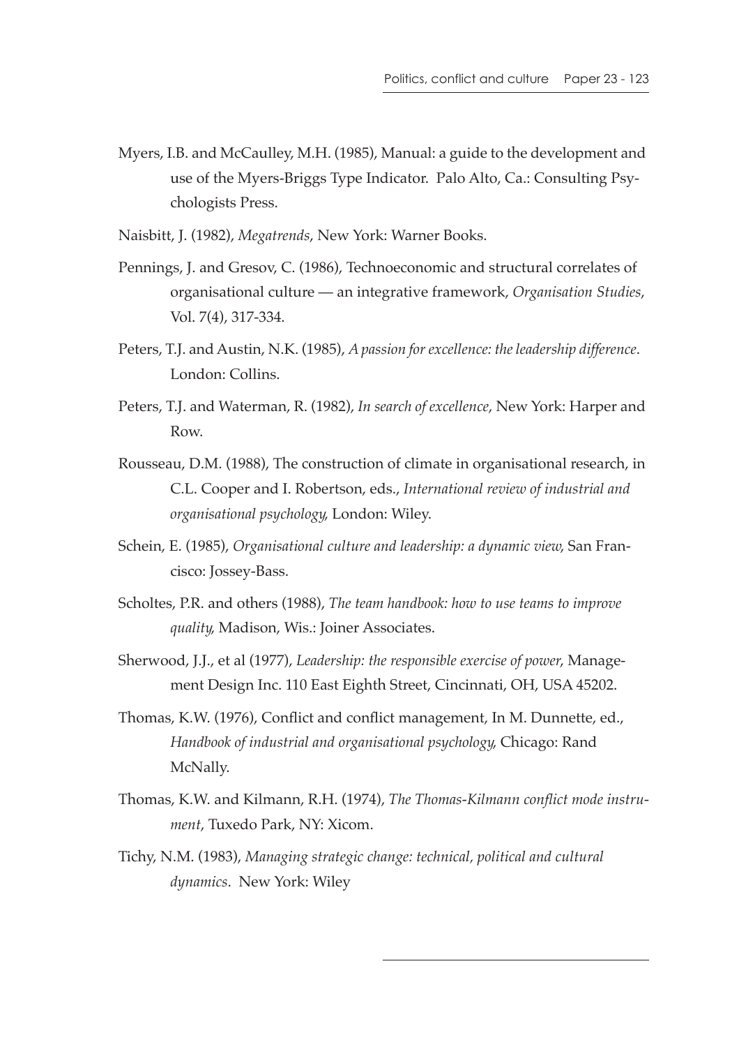Myers, I.B. and McCaulley, M.H. (1985), Manual: a guide to the development and use of the Myers-Briggs Type Indicator. Palo Alto, Ca.: Consulting Psychologists Press.

Naisbitt, J. (1982), *Megatrends*, New York: Warner Books.

Pennings, J. and Gresov, C. (1986), Technoeconomic and structural correlates of organisational culture — an integrative framework, *Organisation Studies*, Vol. 7(4), 317-334.

Peters, T.J. and Austin, N.K. (1985), *A passion for excellence: the leadership difference*. London: Collins.

Peters, T.J. and Waterman, R. (1982), *In search of excellence*, New York: Harper and Row.

Rousseau, D.M. (1988), The construction of climate in organisational research, in C.L. Cooper and I. Robertson, eds., *International review of industrial and organisational psychology,* London: Wiley.

Schein, E. (1985), *Organisational culture and leadership: a dynamic view,* San Francisco: Jossey-Bass.

Scholtes, P.R. and others (1988), *The team handbook: how to use teams to improve quality,* Madison, Wis.: Joiner Associates.

Sherwood, J.J., et al (1977), *Leadership: the responsible exercise of power,* Management Design Inc. 110 East Eighth Street, Cincinnati, OH, USA 45202.

Thomas, K.W. (1976), Conflict and conflict management, In M. Dunnette, ed., *Handbook of industrial and organisational psychology,* Chicago: Rand McNally.

Thomas, K.W. and Kilmann, R.H. (1974), *The Thomas-Kilmann conflict mode instrument*, Tuxedo Park, NY: Xicom.

Tichy, N.M. (1983), *Managing strategic change: technical, political and cultural dynamics*. New York: Wiley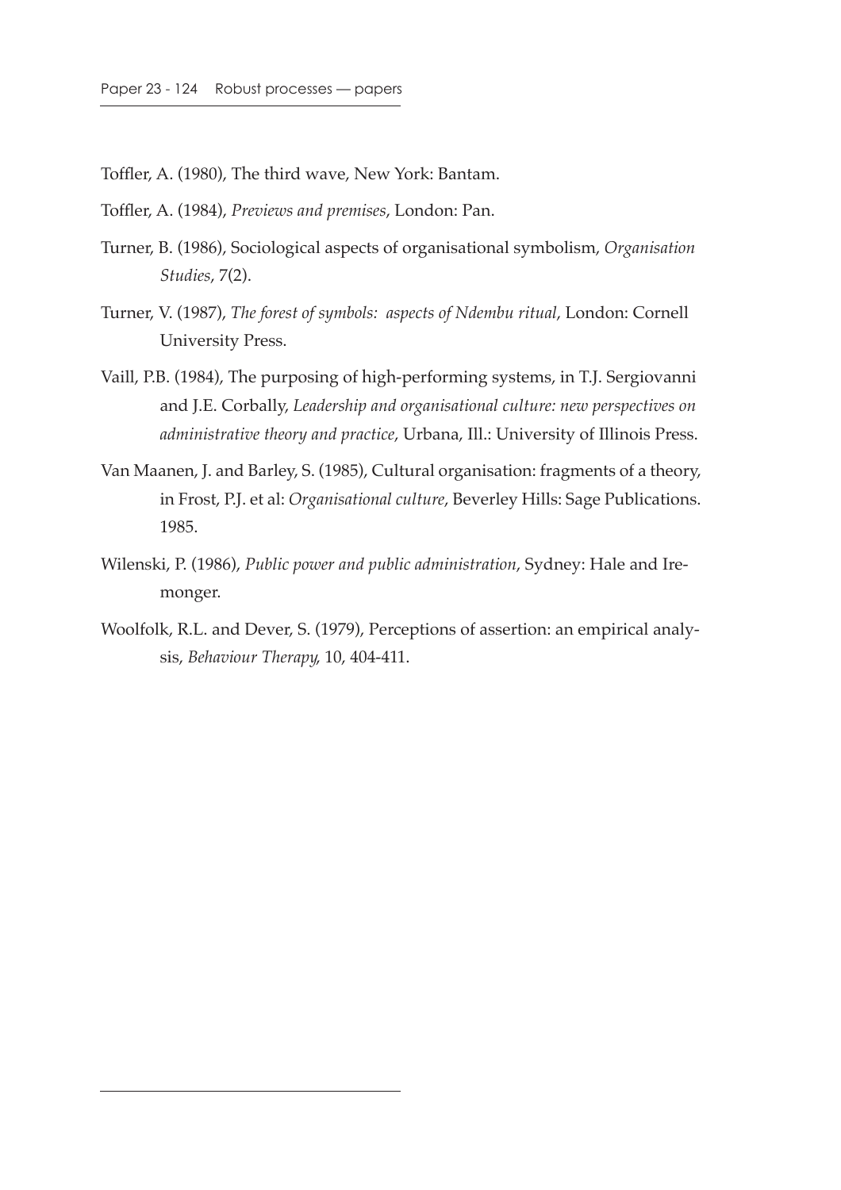Toffler, A. (1980), The third wave, New York: Bantam.

Toffler, A. (1984), *Previews and premises*, London: Pan.

Turner, B. (1986), Sociological aspects of organisational symbolism, *Organisation Studies*, 7(2).

Turner, V. (1987), *The forest of symbols: aspects of Ndembu ritual*, London: Cornell University Press.

Vaill, P.B. (1984), The purposing of high-performing systems, in T.J. Sergiovanni and J.E. Corbally, *Leadership and organisational culture: new perspectives on administrative theory and practice*, Urbana, Ill.: University of Illinois Press.

Van Maanen, J. and Barley, S. (1985), Cultural organisation: fragments of a theory, in Frost, P.J. et al: *Organisational culture*, Beverley Hills: Sage Publications. 1985.

Wilenski, P. (1986), *Public power and public administration*, Sydney: Hale and Iremonger.

Woolfolk, R.L. and Dever, S. (1979), Perceptions of assertion: an empirical analysis, *Behaviour Therapy*, 10, 404-411.